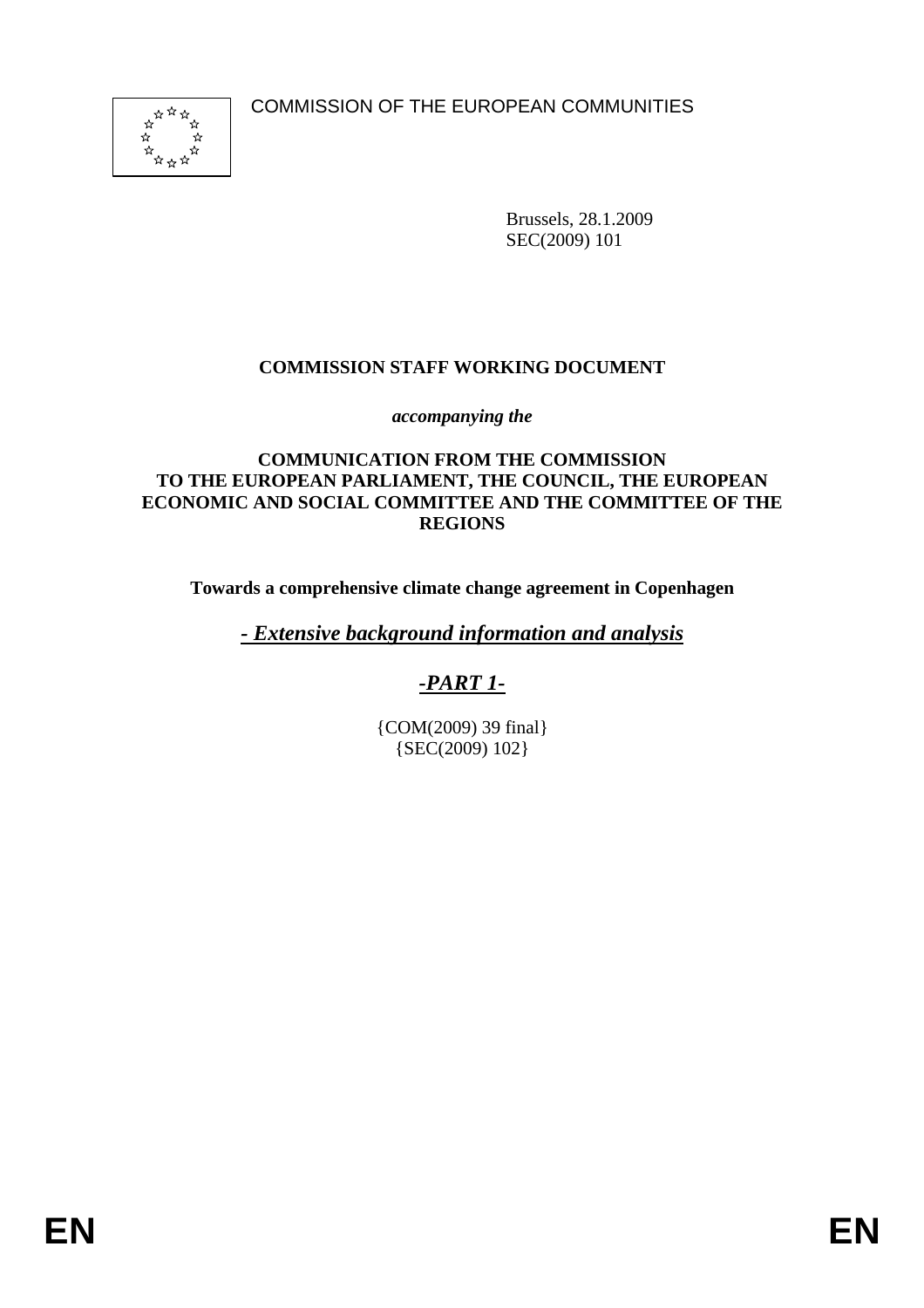COMMISSION OF THE EUROPEAN COMMUNITIES

Brussels, 28.1.2009
SEC(2009) 101

**COMMISSION STAFF WORKING DOCUMENT**

*accompanying the*

**COMMUNICATION FROM THE COMMISSION TO THE EUROPEAN PARLIAMENT, THE COUNCIL, THE EUROPEAN ECONOMIC AND SOCIAL COMMITTEE AND THE COMMITTEE OF THE REGIONS**

**Towards a comprehensive climate change agreement in Copenhagen**

***- Extensive background information and analysis***

***-PART 1-***

{COM(2009) 39 final}
{SEC(2009) 102}

EN EN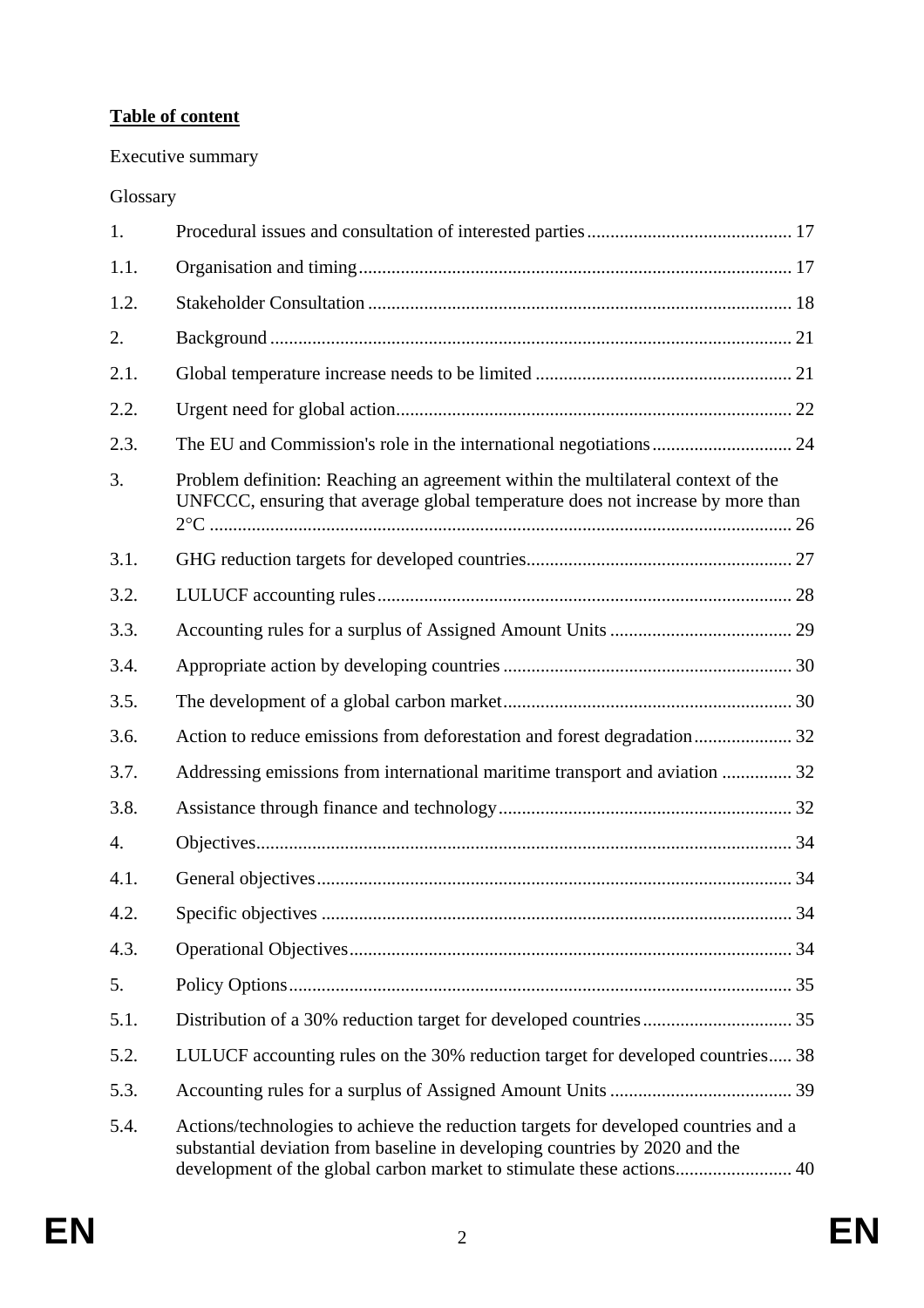**Table of content**

Executive summary

Glossary

| | | |
|---|---|---|
| 1. | Procedural issues and consultation of interested parties | 17 |
| 1.1. | Organisation and timing | 17 |
| 1.2. | Stakeholder Consultation | 18 |
| 2. | Background | 21 |
| 2.1. | Global temperature increase needs to be limited | 21 |
| 2.2. | Urgent need for global action | 22 |
| 2.3. | The EU and Commission's role in the international negotiations | 24 |
| 3. | Problem definition: Reaching an agreement within the multilateral context of the UNFCCC, ensuring that average global temperature does not increase by more than 2°C | 26 |
| 3.1. | GHG reduction targets for developed countries | 27 |
| 3.2. | LULUCF accounting rules | 28 |
| 3.3. | Accounting rules for a surplus of Assigned Amount Units | 29 |
| 3.4. | Appropriate action by developing countries | 30 |
| 3.5. | The development of a global carbon market | 30 |
| 3.6. | Action to reduce emissions from deforestation and forest degradation | 32 |
| 3.7. | Addressing emissions from international maritime transport and aviation | 32 |
| 3.8. | Assistance through finance and technology | 32 |
| 4. | Objectives | 34 |
| 4.1. | General objectives | 34 |
| 4.2. | Specific objectives | 34 |
| 4.3. | Operational Objectives | 34 |
| 5. | Policy Options | 35 |
| 5.1. | Distribution of a 30% reduction target for developed countries | 35 |
| 5.2. | LULUCF accounting rules on the 30% reduction target for developed countries | 38 |
| 5.3. | Accounting rules for a surplus of Assigned Amount Units | 39 |
| 5.4. | Actions/technologies to achieve the reduction targets for developed countries and a substantial deviation from baseline in developing countries by 2020 and the development of the global carbon market to stimulate these actions | 40 |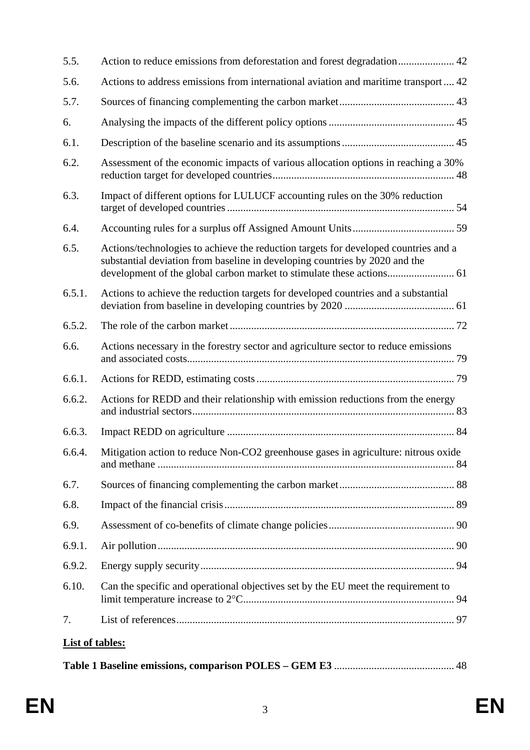| | | |
|---|---|---|
| 5.5. | Action to reduce emissions from deforestation and forest degradation | 42 |
| 5.6. | Actions to address emissions from international aviation and maritime transport | 42 |
| 5.7. | Sources of financing complementing the carbon market | 43 |
| 6. | Analysing the impacts of the different policy options | 45 |
| 6.1. | Description of the baseline scenario and its assumptions | 45 |
| 6.2. | Assessment of the economic impacts of various allocation options in reaching a 30% reduction target for developed countries | 48 |
| 6.3. | Impact of different options for LULUCF accounting rules on the 30% reduction target of developed countries | 54 |
| 6.4. | Accounting rules for a surplus off Assigned Amount Units | 59 |
| 6.5. | Actions/technologies to achieve the reduction targets for developed countries and a substantial deviation from baseline in developing countries by 2020 and the development of the global carbon market to stimulate these actions | 61 |
| 6.5.1. | Actions to achieve the reduction targets for developed countries and a substantial deviation from baseline in developing countries by 2020 | 61 |
| 6.5.2. | The role of the carbon market | 72 |
| 6.6. | Actions necessary in the forestry sector and agriculture sector to reduce emissions and associated costs | 79 |
| 6.6.1. | Actions for REDD, estimating costs | 79 |
| 6.6.2. | Actions for REDD and their relationship with emission reductions from the energy and industrial sectors | 83 |
| 6.6.3. | Impact REDD on agriculture | 84 |
| 6.6.4. | Mitigation action to reduce Non-CO2 greenhouse gases in agriculture: nitrous oxide and methane | 84 |
| 6.7. | Sources of financing complementing the carbon market | 88 |
| 6.8. | Impact of the financial crisis | 89 |
| 6.9. | Assessment of co-benefits of climate change policies | 90 |
| 6.9.1. | Air pollution | 90 |
| 6.9.2. | Energy supply security | 94 |
| 6.10. | Can the specific and operational objectives set by the EU meet the requirement to limit temperature increase to 2°C | 94 |
| 7. | List of references | 97 |

**List of tables:**

**Table 1 Baseline emissions, comparison POLES – GEM E3** ............ 48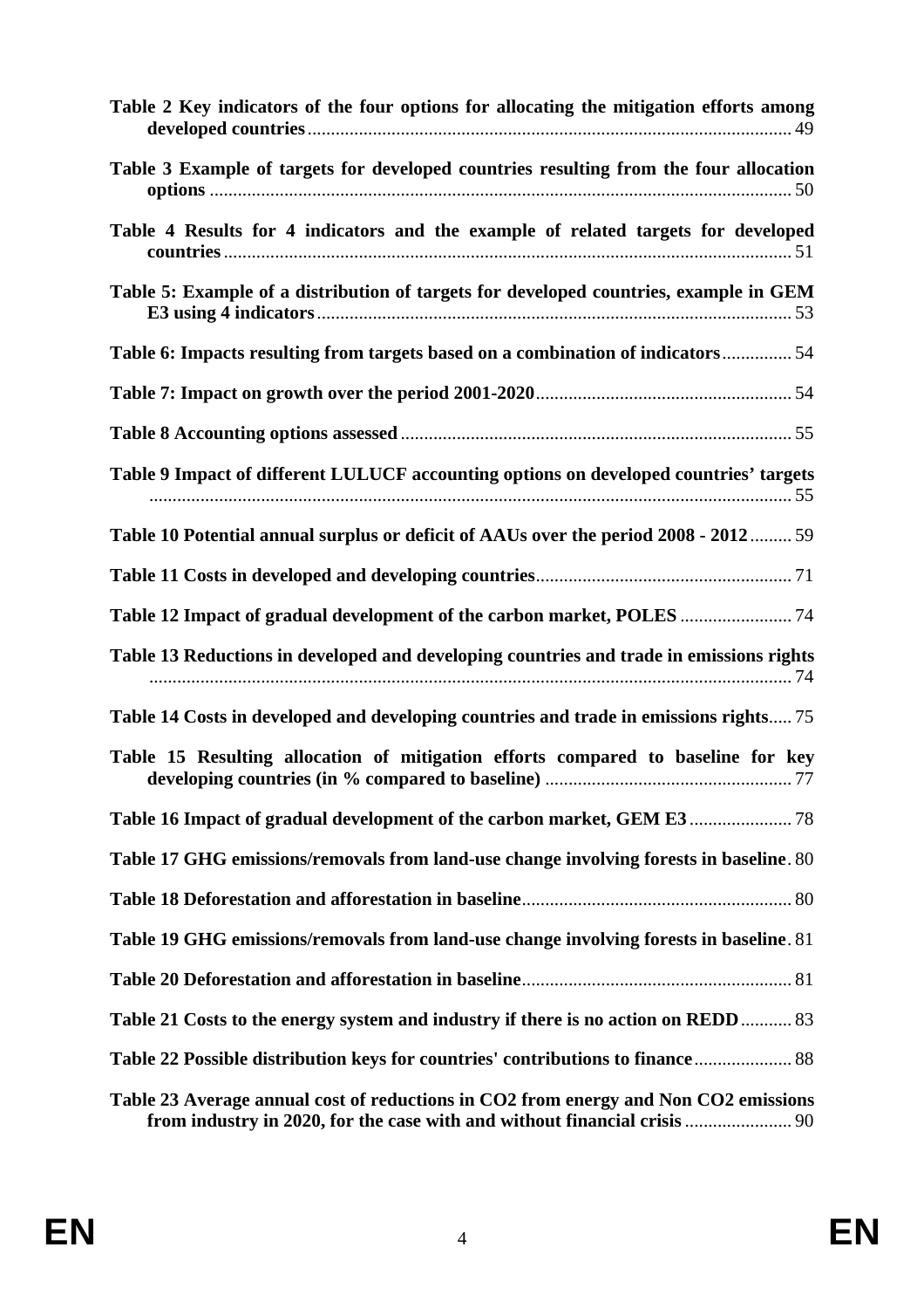**Table 2 Key indicators of the four options for allocating the mitigation efforts among developed countries** ........ 49

**Table 3 Example of targets for developed countries resulting from the four allocation options** ........ 50

**Table 4 Results for 4 indicators and the example of related targets for developed countries** ........ 51

**Table 5: Example of a distribution of targets for developed countries, example in GEM E3 using 4 indicators** ........ 53

**Table 6: Impacts resulting from targets based on a combination of indicators** ........ 54

**Table 7: Impact on growth over the period 2001-2020** ........ 54

**Table 8 Accounting options assessed** ........ 55

**Table 9 Impact of different LULUCF accounting options on developed countries' targets** ........ 55

**Table 10 Potential annual surplus or deficit of AAUs over the period 2008 - 2012** ........ 59

**Table 11 Costs in developed and developing countries** ........ 71

**Table 12 Impact of gradual development of the carbon market, POLES** ........ 74

**Table 13 Reductions in developed and developing countries and trade in emissions rights** ........ 74

**Table 14 Costs in developed and developing countries and trade in emissions rights** ........ 75

**Table 15 Resulting allocation of mitigation efforts compared to baseline for key developing countries (in % compared to baseline)** ........ 77

**Table 16 Impact of gradual development of the carbon market, GEM E3** ........ 78

**Table 17 GHG emissions/removals from land-use change involving forests in baseline** ........ 80

**Table 18 Deforestation and afforestation in baseline** ........ 80

**Table 19 GHG emissions/removals from land-use change involving forests in baseline** ........ 81

**Table 20 Deforestation and afforestation in baseline** ........ 81

**Table 21 Costs to the energy system and industry if there is no action on REDD** ........ 83

**Table 22 Possible distribution keys for countries' contributions to finance** ........ 88

**Table 23 Average annual cost of reductions in CO2 from energy and Non CO2 emissions from industry in 2020, for the case with and without financial crisis** ........ 90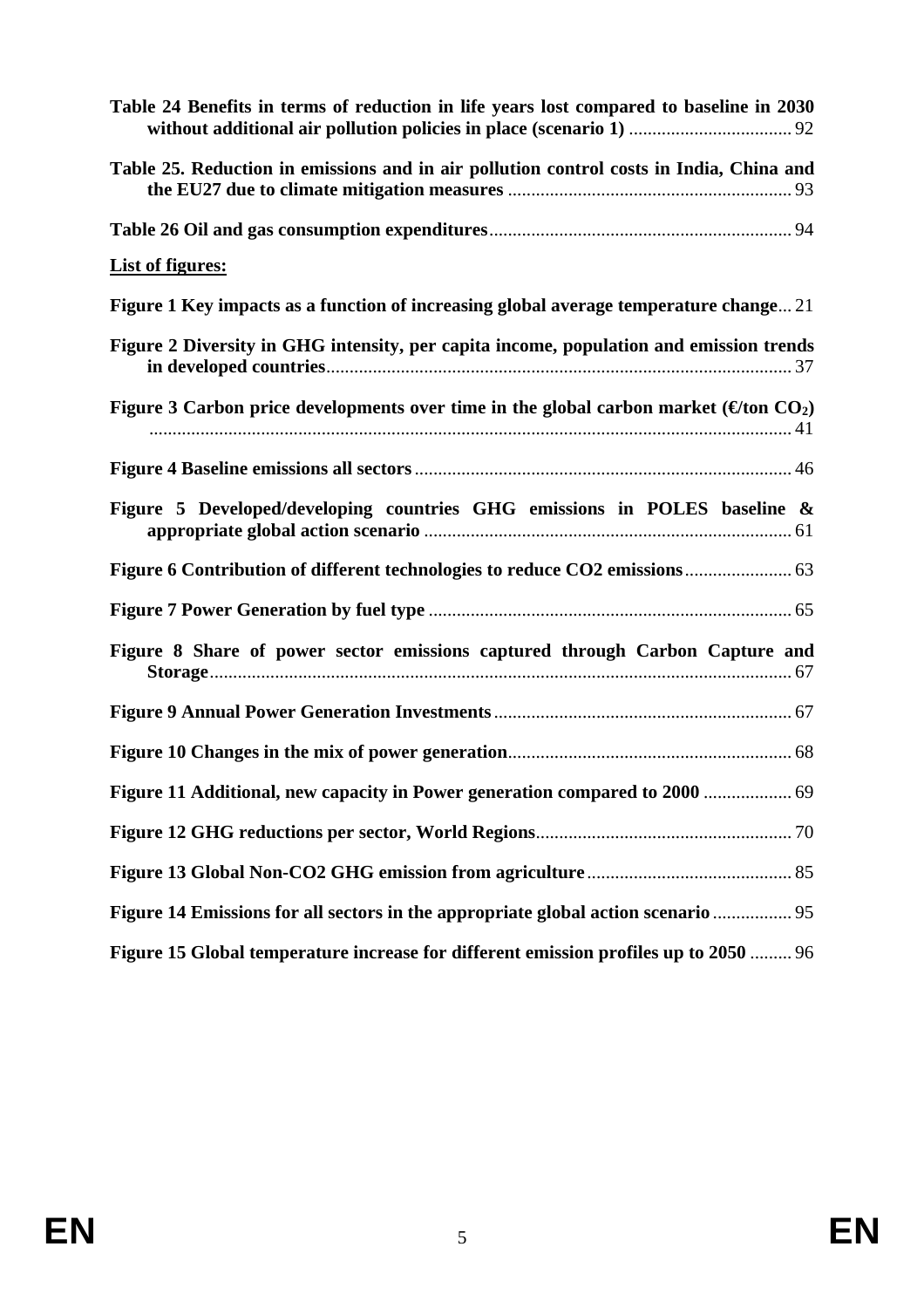**Table 24 Benefits in terms of reduction in life years lost compared to baseline in 2030 without additional air pollution policies in place (scenario 1)** .................................. 92

**Table 25. Reduction in emissions and in air pollution control costs in India, China and the EU27 due to climate mitigation measures** ............................................................ 93

**Table 26 Oil and gas consumption expenditures**................................................................ 94

**List of figures:**

**Figure 1 Key impacts as a function of increasing global average temperature change**... 21

**Figure 2 Diversity in GHG intensity, per capita income, population and emission trends in developed countries**.................................................................................................. 37

**Figure 3 Carbon price developments over time in the global carbon market (€/ton $CO_2$)** ........................................................................................................................................ 41

**Figure 4 Baseline emissions all sectors**................................................................................ 46

**Figure 5 Developed/developing countries GHG emissions in POLES baseline & appropriate global action scenario** .............................................................................. 61

**Figure 6 Contribution of different technologies to reduce CO2 emissions**...................... 63

**Figure 7 Power Generation by fuel type** ............................................................................. 65

**Figure 8 Share of power sector emissions captured through Carbon Capture and Storage**.......................................................................................................................... 67

**Figure 9 Annual Power Generation Investments**............................................................... 67

**Figure 10 Changes in the mix of power generation**............................................................ 68

**Figure 11 Additional, new capacity in Power generation compared to 2000** .................. 69

**Figure 12 GHG reductions per sector, World Regions**...................................................... 70

**Figure 13 Global Non-CO2 GHG emission from agriculture**........................................... 85

**Figure 14 Emissions for all sectors in the appropriate global action scenario**................ 95

**Figure 15 Global temperature increase for different emission profiles up to 2050** ......... 96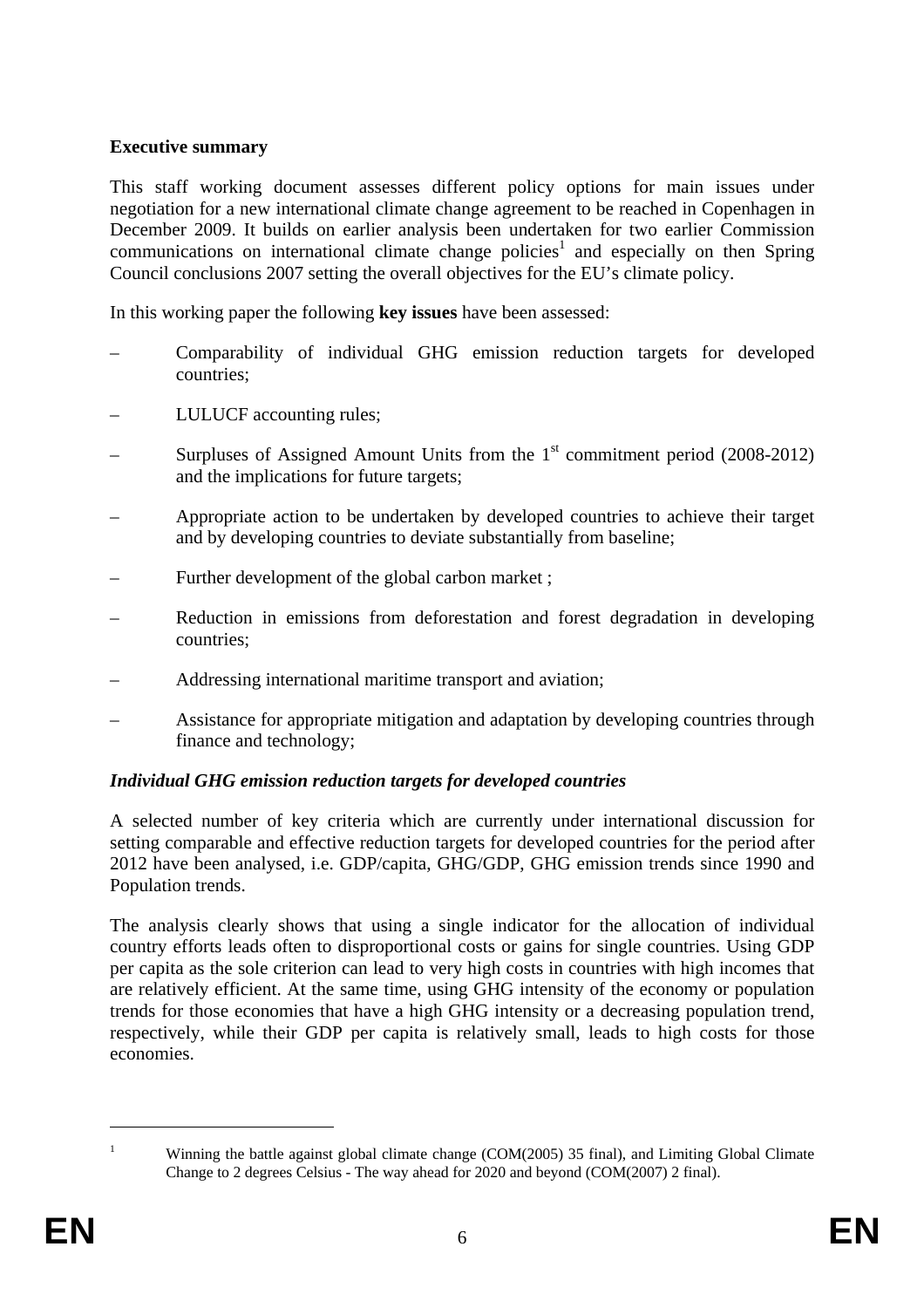**Executive summary**

This staff working document assesses different policy options for main issues under negotiation for a new international climate change agreement to be reached in Copenhagen in December 2009. It builds on earlier analysis been undertaken for two earlier Commission communications on international climate change policies[1] and especially on then Spring Council conclusions 2007 setting the overall objectives for the EU's climate policy.

In this working paper the following **key issues** have been assessed:

- Comparability of individual GHG emission reduction targets for developed countries;
- LULUCF accounting rules;
- Surpluses of Assigned Amount Units from the 1st commitment period (2008-2012) and the implications for future targets;
- Appropriate action to be undertaken by developed countries to achieve their target and by developing countries to deviate substantially from baseline;
- Further development of the global carbon market ;
- Reduction in emissions from deforestation and forest degradation in developing countries;
- Addressing international maritime transport and aviation;
- Assistance for appropriate mitigation and adaptation by developing countries through finance and technology;

***Individual GHG emission reduction targets for developed countries***

A selected number of key criteria which are currently under international discussion for setting comparable and effective reduction targets for developed countries for the period after 2012 have been analysed, i.e. GDP/capita, GHG/GDP, GHG emission trends since 1990 and Population trends.

The analysis clearly shows that using a single indicator for the allocation of individual country efforts leads often to disproportional costs or gains for single countries. Using GDP per capita as the sole criterion can lead to very high costs in countries with high incomes that are relatively efficient. At the same time, using GHG intensity of the economy or population trends for those economies that have a high GHG intensity or a decreasing population trend, respectively, while their GDP per capita is relatively small, leads to high costs for those economies.

[1] Winning the battle against global climate change (COM(2005) 35 final), and Limiting Global Climate Change to 2 degrees Celsius - The way ahead for 2020 and beyond (COM(2007) 2 final).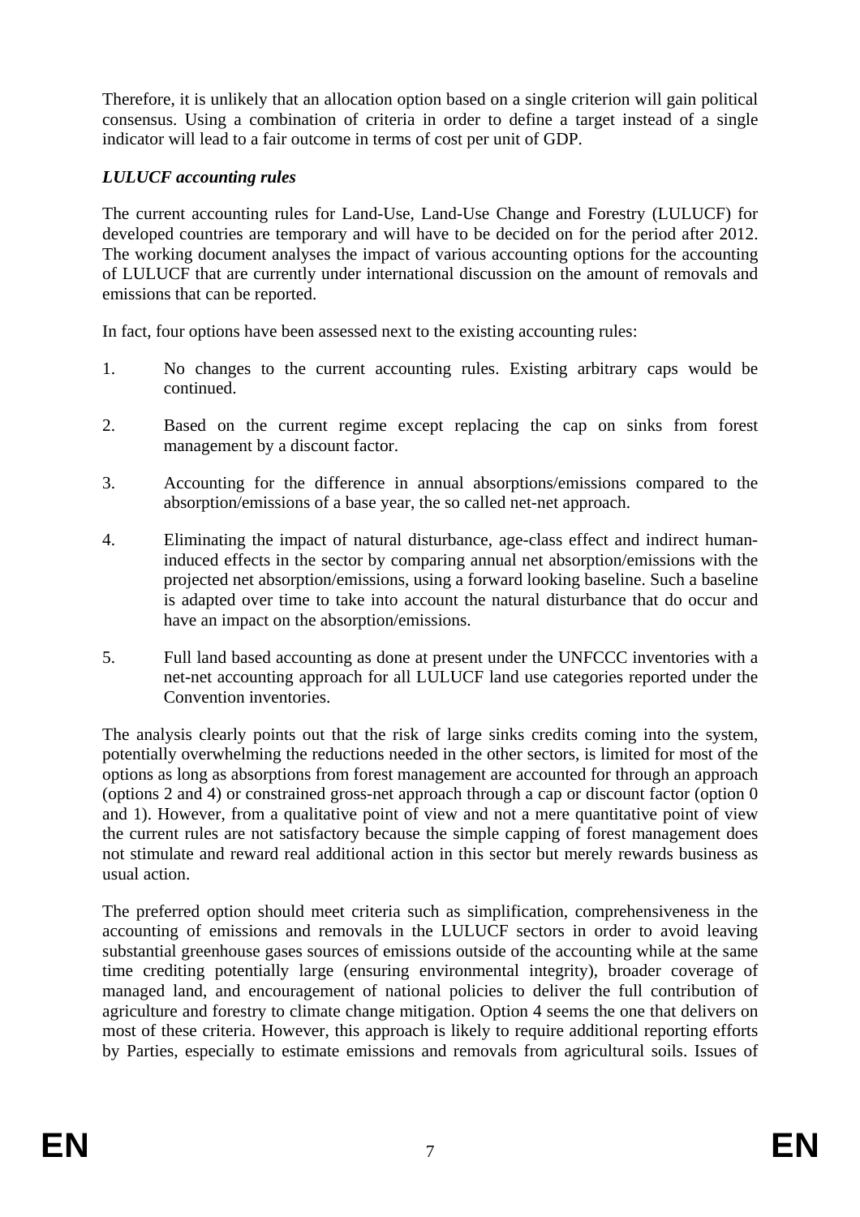Therefore, it is unlikely that an allocation option based on a single criterion will gain political consensus. Using a combination of criteria in order to define a target instead of a single indicator will lead to a fair outcome in terms of cost per unit of GDP.

### *LULUCF accounting rules*

The current accounting rules for Land-Use, Land-Use Change and Forestry (LULUCF) for developed countries are temporary and will have to be decided on for the period after 2012. The working document analyses the impact of various accounting options for the accounting of LULUCF that are currently under international discussion on the amount of removals and emissions that can be reported.

In fact, four options have been assessed next to the existing accounting rules:

1. No changes to the current accounting rules. Existing arbitrary caps would be continued.

2. Based on the current regime except replacing the cap on sinks from forest management by a discount factor.

3. Accounting for the difference in annual absorptions/emissions compared to the absorption/emissions of a base year, the so called net-net approach.

4. Eliminating the impact of natural disturbance, age-class effect and indirect human-induced effects in the sector by comparing annual net absorption/emissions with the projected net absorption/emissions, using a forward looking baseline. Such a baseline is adapted over time to take into account the natural disturbance that do occur and have an impact on the absorption/emissions.

5. Full land based accounting as done at present under the UNFCCC inventories with a net-net accounting approach for all LULUCF land use categories reported under the Convention inventories.

The analysis clearly points out that the risk of large sinks credits coming into the system, potentially overwhelming the reductions needed in the other sectors, is limited for most of the options as long as absorptions from forest management are accounted for through an approach (options 2 and 4) or constrained gross-net approach through a cap or discount factor (option 0 and 1). However, from a qualitative point of view and not a mere quantitative point of view the current rules are not satisfactory because the simple capping of forest management does not stimulate and reward real additional action in this sector but merely rewards business as usual action.

The preferred option should meet criteria such as simplification, comprehensiveness in the accounting of emissions and removals in the LULUCF sectors in order to avoid leaving substantial greenhouse gases sources of emissions outside of the accounting while at the same time crediting potentially large (ensuring environmental integrity), broader coverage of managed land, and encouragement of national policies to deliver the full contribution of agriculture and forestry to climate change mitigation. Option 4 seems the one that delivers on most of these criteria. However, this approach is likely to require additional reporting efforts by Parties, especially to estimate emissions and removals from agricultural soils. Issues of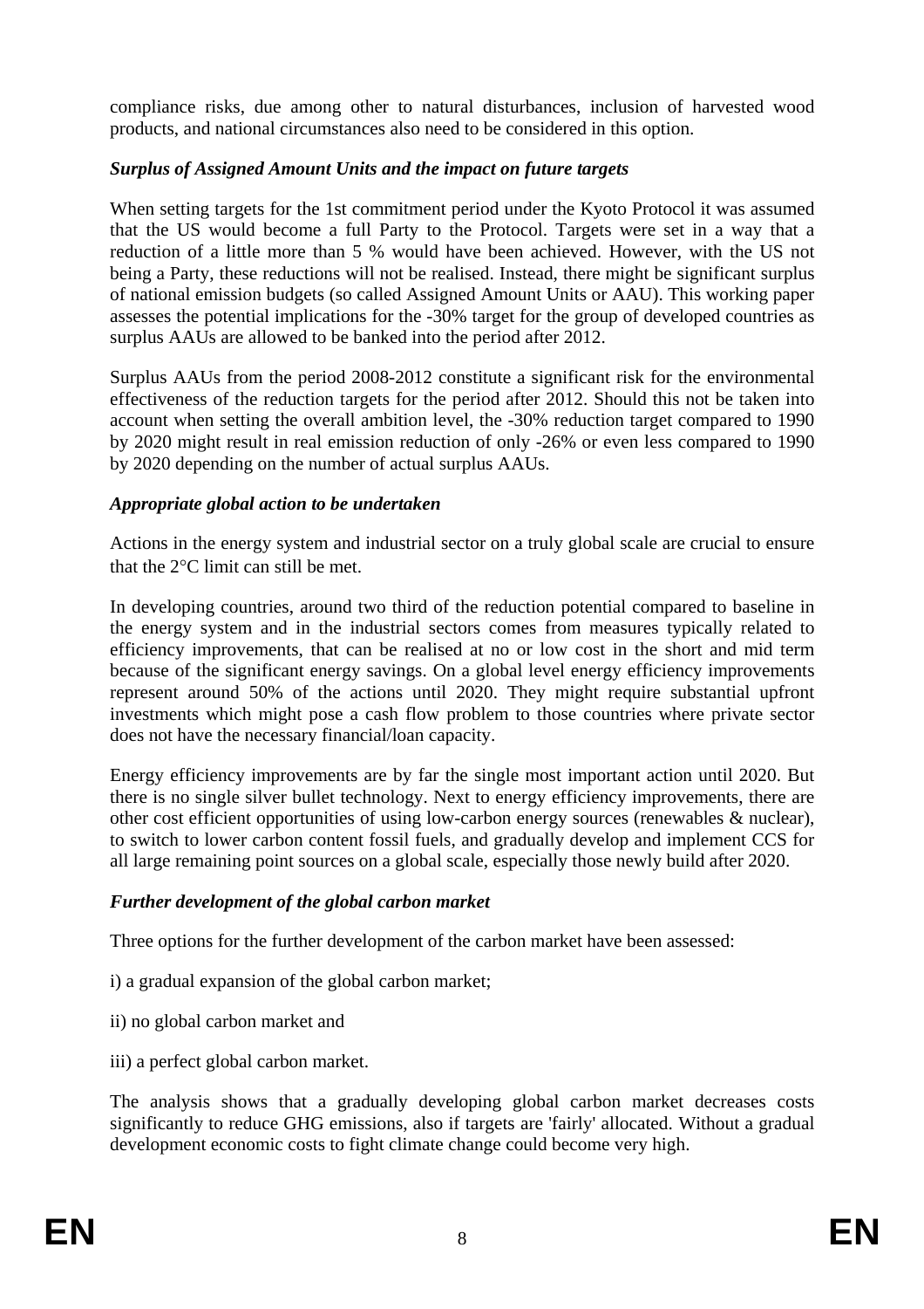compliance risks, due among other to natural disturbances, inclusion of harvested wood products, and national circumstances also need to be considered in this option.

### *Surplus of Assigned Amount Units and the impact on future targets*

When setting targets for the 1st commitment period under the Kyoto Protocol it was assumed that the US would become a full Party to the Protocol. Targets were set in a way that a reduction of a little more than 5 % would have been achieved. However, with the US not being a Party, these reductions will not be realised. Instead, there might be significant surplus of national emission budgets (so called Assigned Amount Units or AAU). This working paper assesses the potential implications for the -30% target for the group of developed countries as surplus AAUs are allowed to be banked into the period after 2012.

Surplus AAUs from the period 2008-2012 constitute a significant risk for the environmental effectiveness of the reduction targets for the period after 2012. Should this not be taken into account when setting the overall ambition level, the -30% reduction target compared to 1990 by 2020 might result in real emission reduction of only -26% or even less compared to 1990 by 2020 depending on the number of actual surplus AAUs.

### *Appropriate global action to be undertaken*

Actions in the energy system and industrial sector on a truly global scale are crucial to ensure that the 2°C limit can still be met.

In developing countries, around two third of the reduction potential compared to baseline in the energy system and in the industrial sectors comes from measures typically related to efficiency improvements, that can be realised at no or low cost in the short and mid term because of the significant energy savings. On a global level energy efficiency improvements represent around 50% of the actions until 2020. They might require substantial upfront investments which might pose a cash flow problem to those countries where private sector does not have the necessary financial/loan capacity.

Energy efficiency improvements are by far the single most important action until 2020. But there is no single silver bullet technology. Next to energy efficiency improvements, there are other cost efficient opportunities of using low-carbon energy sources (renewables & nuclear), to switch to lower carbon content fossil fuels, and gradually develop and implement CCS for all large remaining point sources on a global scale, especially those newly build after 2020.

### *Further development of the global carbon market*

Three options for the further development of the carbon market have been assessed:

i) a gradual expansion of the global carbon market;

ii) no global carbon market and

iii) a perfect global carbon market.

The analysis shows that a gradually developing global carbon market decreases costs significantly to reduce GHG emissions, also if targets are 'fairly' allocated. Without a gradual development economic costs to fight climate change could become very high.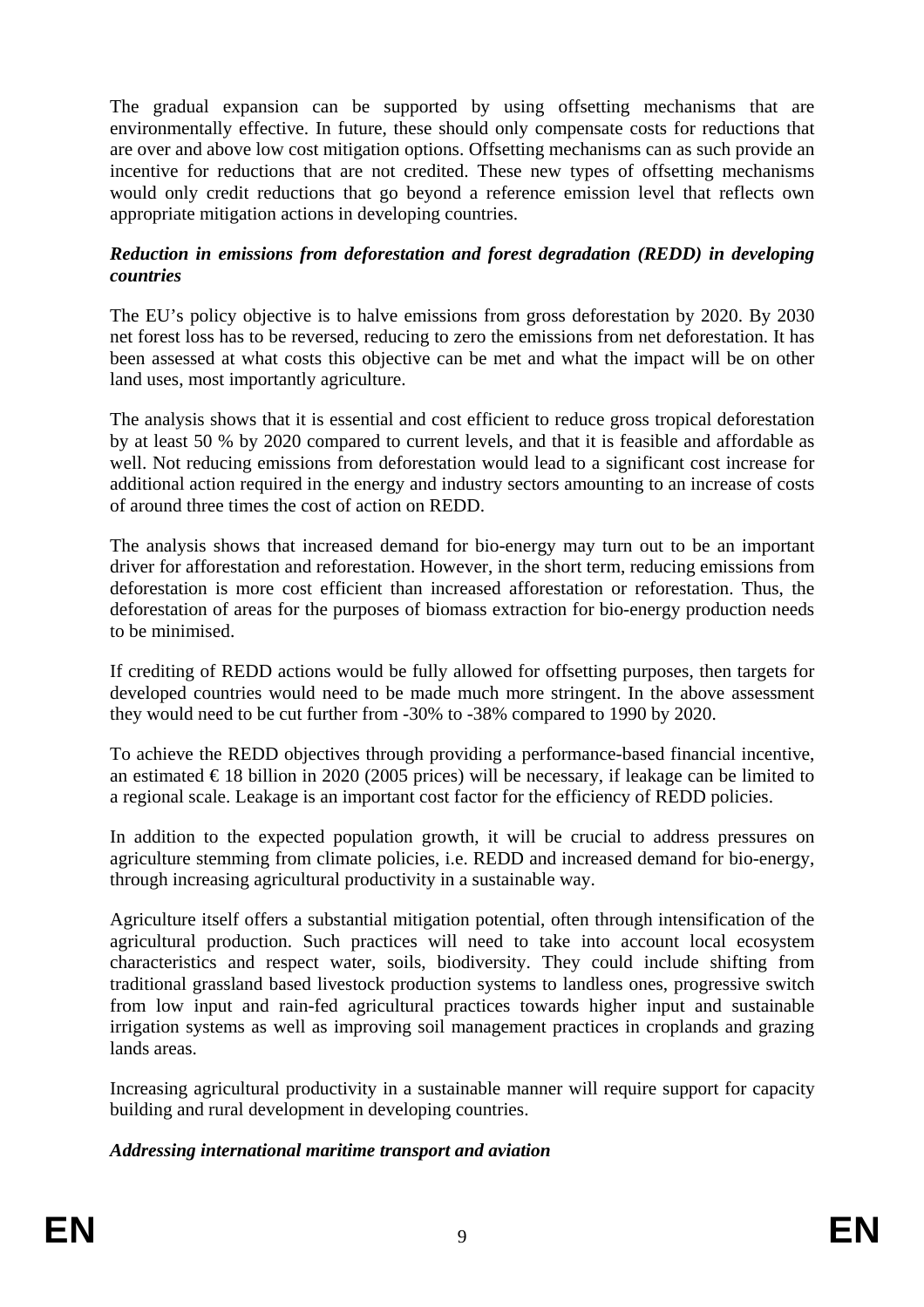The gradual expansion can be supported by using offsetting mechanisms that are environmentally effective. In future, these should only compensate costs for reductions that are over and above low cost mitigation options. Offsetting mechanisms can as such provide an incentive for reductions that are not credited. These new types of offsetting mechanisms would only credit reductions that go beyond a reference emission level that reflects own appropriate mitigation actions in developing countries.

***Reduction in emissions from deforestation and forest degradation (REDD) in developing countries***

The EU's policy objective is to halve emissions from gross deforestation by 2020. By 2030 net forest loss has to be reversed, reducing to zero the emissions from net deforestation. It has been assessed at what costs this objective can be met and what the impact will be on other land uses, most importantly agriculture.

The analysis shows that it is essential and cost efficient to reduce gross tropical deforestation by at least 50 % by 2020 compared to current levels, and that it is feasible and affordable as well. Not reducing emissions from deforestation would lead to a significant cost increase for additional action required in the energy and industry sectors amounting to an increase of costs of around three times the cost of action on REDD.

The analysis shows that increased demand for bio-energy may turn out to be an important driver for afforestation and reforestation. However, in the short term, reducing emissions from deforestation is more cost efficient than increased afforestation or reforestation. Thus, the deforestation of areas for the purposes of biomass extraction for bio-energy production needs to be minimised.

If crediting of REDD actions would be fully allowed for offsetting purposes, then targets for developed countries would need to be made much more stringent. In the above assessment they would need to be cut further from -30% to -38% compared to 1990 by 2020.

To achieve the REDD objectives through providing a performance-based financial incentive, an estimated € 18 billion in 2020 (2005 prices) will be necessary, if leakage can be limited to a regional scale. Leakage is an important cost factor for the efficiency of REDD policies.

In addition to the expected population growth, it will be crucial to address pressures on agriculture stemming from climate policies, i.e. REDD and increased demand for bio-energy, through increasing agricultural productivity in a sustainable way.

Agriculture itself offers a substantial mitigation potential, often through intensification of the agricultural production. Such practices will need to take into account local ecosystem characteristics and respect water, soils, biodiversity. They could include shifting from traditional grassland based livestock production systems to landless ones, progressive switch from low input and rain-fed agricultural practices towards higher input and sustainable irrigation systems as well as improving soil management practices in croplands and grazing lands areas.

Increasing agricultural productivity in a sustainable manner will require support for capacity building and rural development in developing countries.

***Addressing international maritime transport and aviation***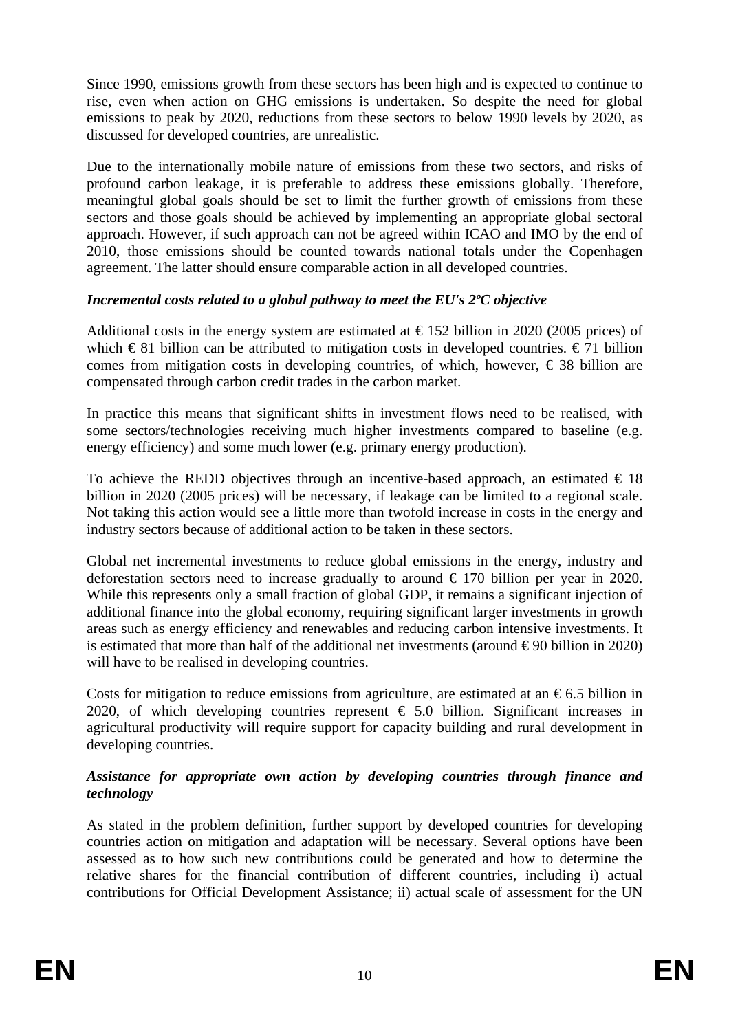Since 1990, emissions growth from these sectors has been high and is expected to continue to rise, even when action on GHG emissions is undertaken. So despite the need for global emissions to peak by 2020, reductions from these sectors to below 1990 levels by 2020, as discussed for developed countries, are unrealistic.

Due to the internationally mobile nature of emissions from these two sectors, and risks of profound carbon leakage, it is preferable to address these emissions globally. Therefore, meaningful global goals should be set to limit the further growth of emissions from these sectors and those goals should be achieved by implementing an appropriate global sectoral approach. However, if such approach can not be agreed within ICAO and IMO by the end of 2010, those emissions should be counted towards national totals under the Copenhagen agreement. The latter should ensure comparable action in all developed countries.

***Incremental costs related to a global pathway to meet the EU's 2ºC objective***

Additional costs in the energy system are estimated at € 152 billion in 2020 (2005 prices) of which € 81 billion can be attributed to mitigation costs in developed countries. € 71 billion comes from mitigation costs in developing countries, of which, however, € 38 billion are compensated through carbon credit trades in the carbon market.

In practice this means that significant shifts in investment flows need to be realised, with some sectors/technologies receiving much higher investments compared to baseline (e.g. energy efficiency) and some much lower (e.g. primary energy production).

To achieve the REDD objectives through an incentive-based approach, an estimated € 18 billion in 2020 (2005 prices) will be necessary, if leakage can be limited to a regional scale. Not taking this action would see a little more than twofold increase in costs in the energy and industry sectors because of additional action to be taken in these sectors.

Global net incremental investments to reduce global emissions in the energy, industry and deforestation sectors need to increase gradually to around € 170 billion per year in 2020. While this represents only a small fraction of global GDP, it remains a significant injection of additional finance into the global economy, requiring significant larger investments in growth areas such as energy efficiency and renewables and reducing carbon intensive investments. It is estimated that more than half of the additional net investments (around € 90 billion in 2020) will have to be realised in developing countries.

Costs for mitigation to reduce emissions from agriculture, are estimated at an € 6.5 billion in 2020, of which developing countries represent € 5.0 billion. Significant increases in agricultural productivity will require support for capacity building and rural development in developing countries.

***Assistance for appropriate own action by developing countries through finance and technology***

As stated in the problem definition, further support by developed countries for developing countries action on mitigation and adaptation will be necessary. Several options have been assessed as to how such new contributions could be generated and how to determine the relative shares for the financial contribution of different countries, including i) actual contributions for Official Development Assistance; ii) actual scale of assessment for the UN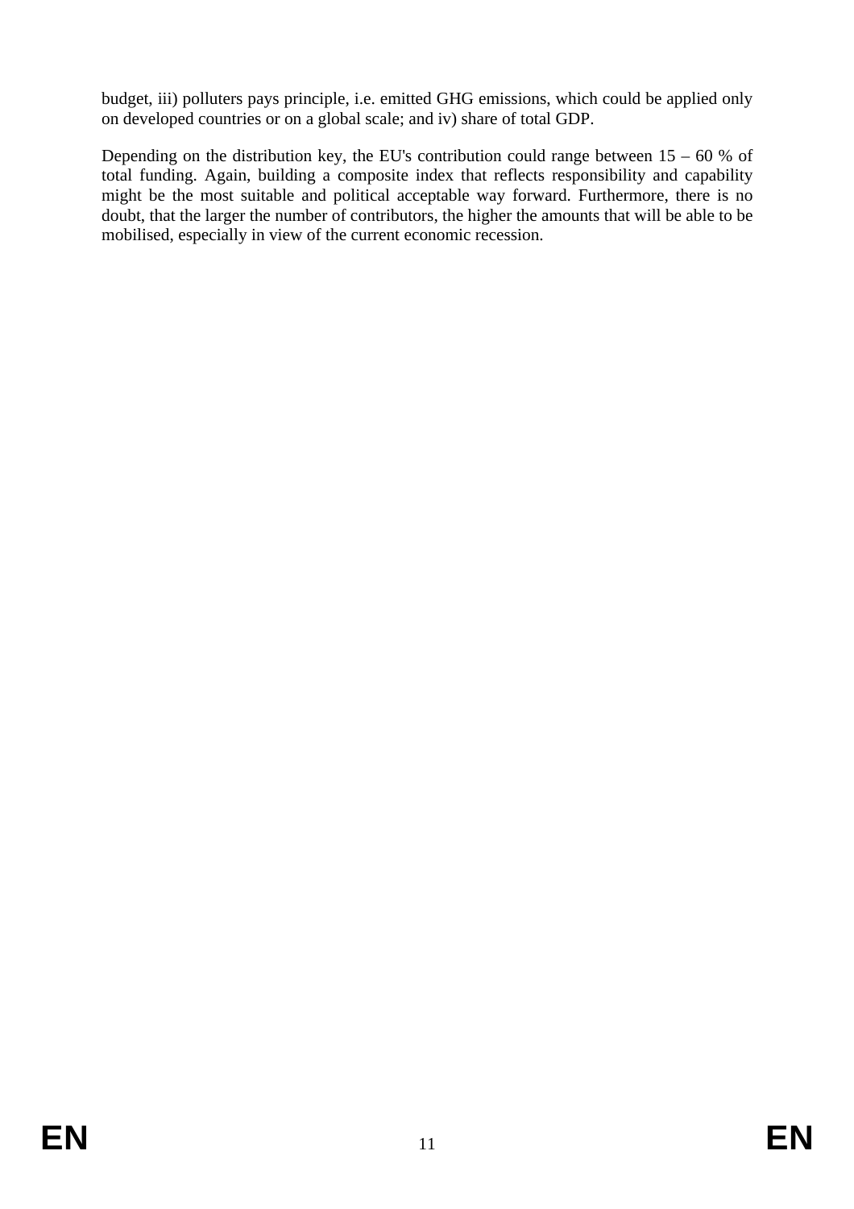budget, iii) polluters pays principle, i.e. emitted GHG emissions, which could be applied only on developed countries or on a global scale; and iv) share of total GDP.

Depending on the distribution key, the EU's contribution could range between 15 – 60 % of total funding. Again, building a composite index that reflects responsibility and capability might be the most suitable and political acceptable way forward. Furthermore, there is no doubt, that the larger the number of contributors, the higher the amounts that will be able to be mobilised, especially in view of the current economic recession.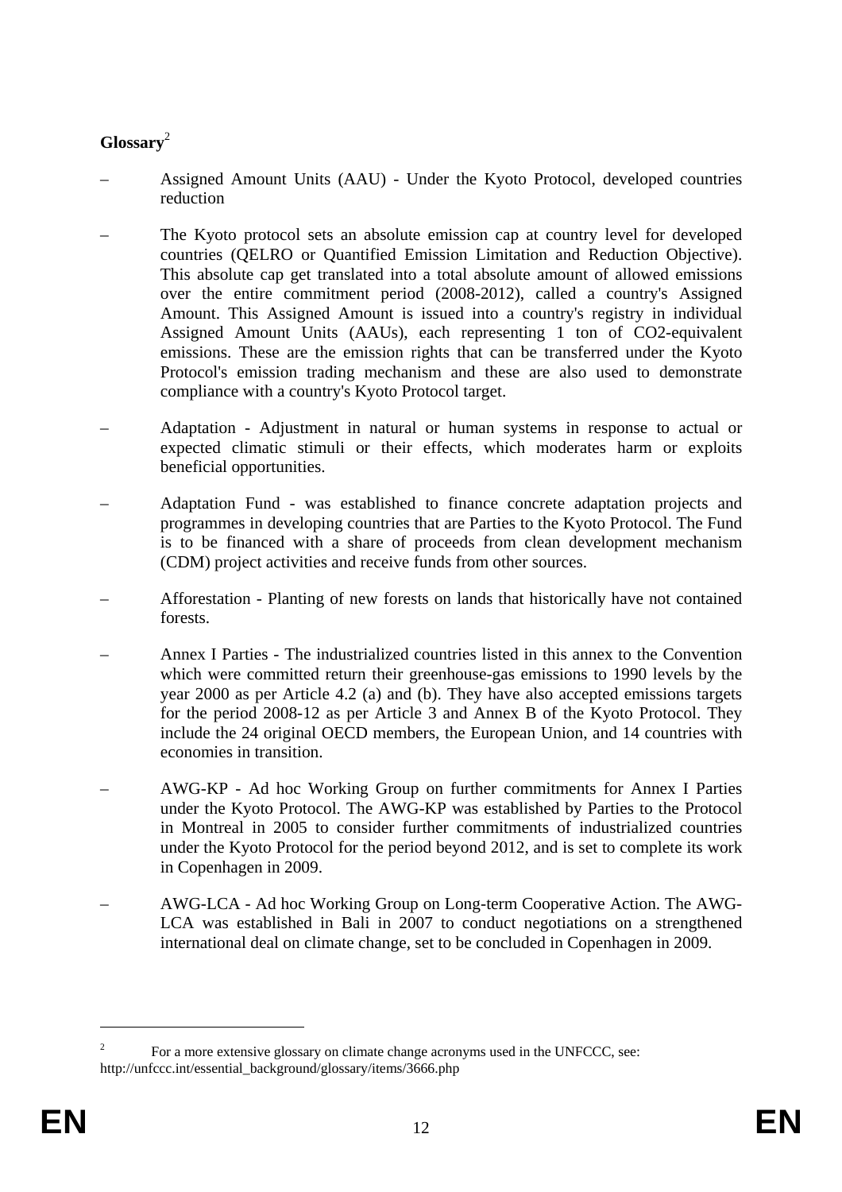**Glossary**[2]

- Assigned Amount Units (AAU) - Under the Kyoto Protocol, developed countries reduction

- The Kyoto protocol sets an absolute emission cap at country level for developed countries (QELRO or Quantified Emission Limitation and Reduction Objective). This absolute cap get translated into a total absolute amount of allowed emissions over the entire commitment period (2008-2012), called a country's Assigned Amount. This Assigned Amount is issued into a country's registry in individual Assigned Amount Units (AAUs), each representing 1 ton of CO2-equivalent emissions. These are the emission rights that can be transferred under the Kyoto Protocol's emission trading mechanism and these are also used to demonstrate compliance with a country's Kyoto Protocol target.

- Adaptation - Adjustment in natural or human systems in response to actual or expected climatic stimuli or their effects, which moderates harm or exploits beneficial opportunities.

- Adaptation Fund - was established to finance concrete adaptation projects and programmes in developing countries that are Parties to the Kyoto Protocol. The Fund is to be financed with a share of proceeds from clean development mechanism (CDM) project activities and receive funds from other sources.

- Afforestation - Planting of new forests on lands that historically have not contained forests.

- Annex I Parties - The industrialized countries listed in this annex to the Convention which were committed return their greenhouse-gas emissions to 1990 levels by the year 2000 as per Article 4.2 (a) and (b). They have also accepted emissions targets for the period 2008-12 as per Article 3 and Annex B of the Kyoto Protocol. They include the 24 original OECD members, the European Union, and 14 countries with economies in transition.

- AWG-KP - Ad hoc Working Group on further commitments for Annex I Parties under the Kyoto Protocol. The AWG-KP was established by Parties to the Protocol in Montreal in 2005 to consider further commitments of industrialized countries under the Kyoto Protocol for the period beyond 2012, and is set to complete its work in Copenhagen in 2009.

- AWG-LCA - Ad hoc Working Group on Long-term Cooperative Action. The AWG-LCA was established in Bali in 2007 to conduct negotiations on a strengthened international deal on climate change, set to be concluded in Copenhagen in 2009.

[2] For a more extensive glossary on climate change acronyms used in the UNFCCC, see: http://unfccc.int/essential_background/glossary/items/3666.php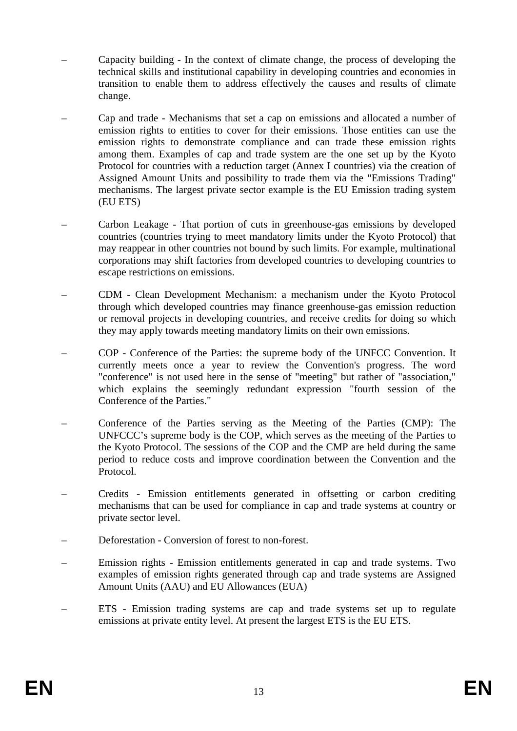- Capacity building - In the context of climate change, the process of developing the technical skills and institutional capability in developing countries and economies in transition to enable them to address effectively the causes and results of climate change.

- Cap and trade - Mechanisms that set a cap on emissions and allocated a number of emission rights to entities to cover for their emissions. Those entities can use the emission rights to demonstrate compliance and can trade these emission rights among them. Examples of cap and trade system are the one set up by the Kyoto Protocol for countries with a reduction target (Annex I countries) via the creation of Assigned Amount Units and possibility to trade them via the "Emissions Trading" mechanisms. The largest private sector example is the EU Emission trading system (EU ETS)

- Carbon Leakage - That portion of cuts in greenhouse-gas emissions by developed countries (countries trying to meet mandatory limits under the Kyoto Protocol) that may reappear in other countries not bound by such limits. For example, multinational corporations may shift factories from developed countries to developing countries to escape restrictions on emissions.

- CDM - Clean Development Mechanism: a mechanism under the Kyoto Protocol through which developed countries may finance greenhouse-gas emission reduction or removal projects in developing countries, and receive credits for doing so which they may apply towards meeting mandatory limits on their own emissions.

- COP - Conference of the Parties: the supreme body of the UNFCC Convention. It currently meets once a year to review the Convention's progress. The word "conference" is not used here in the sense of "meeting" but rather of "association," which explains the seemingly redundant expression "fourth session of the Conference of the Parties."

- Conference of the Parties serving as the Meeting of the Parties (CMP): The UNFCCC's supreme body is the COP, which serves as the meeting of the Parties to the Kyoto Protocol. The sessions of the COP and the CMP are held during the same period to reduce costs and improve coordination between the Convention and the Protocol.

- Credits - Emission entitlements generated in offsetting or carbon crediting mechanisms that can be used for compliance in cap and trade systems at country or private sector level.

- Deforestation - Conversion of forest to non-forest.

- Emission rights - Emission entitlements generated in cap and trade systems. Two examples of emission rights generated through cap and trade systems are Assigned Amount Units (AAU) and EU Allowances (EUA)

- ETS - Emission trading systems are cap and trade systems set up to regulate emissions at private entity level. At present the largest ETS is the EU ETS.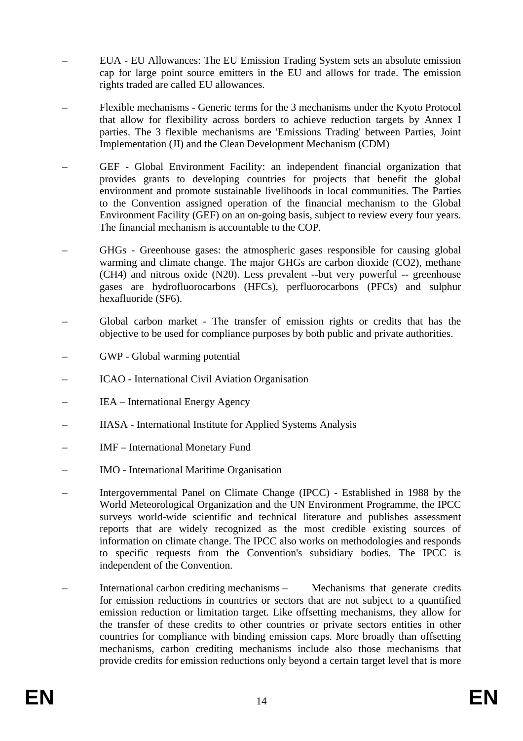- EUA - EU Allowances: The EU Emission Trading System sets an absolute emission cap for large point source emitters in the EU and allows for trade. The emission rights traded are called EU allowances.

- Flexible mechanisms - Generic terms for the 3 mechanisms under the Kyoto Protocol that allow for flexibility across borders to achieve reduction targets by Annex I parties. The 3 flexible mechanisms are 'Emissions Trading' between Parties, Joint Implementation (JI) and the Clean Development Mechanism (CDM)

- GEF - Global Environment Facility: an independent financial organization that provides grants to developing countries for projects that benefit the global environment and promote sustainable livelihoods in local communities. The Parties to the Convention assigned operation of the financial mechanism to the Global Environment Facility (GEF) on an on-going basis, subject to review every four years. The financial mechanism is accountable to the COP.

- GHGs - Greenhouse gases: the atmospheric gases responsible for causing global warming and climate change. The major GHGs are carbon dioxide ($CO_2$), methane ($CH_4$) and nitrous oxide ($N_2O$). Less prevalent --but very powerful -- greenhouse gases are hydrofluorocarbons (HFCs), perfluorocarbons (PFCs) and sulphur hexafluoride ($SF_6$).

- Global carbon market - The transfer of emission rights or credits that has the objective to be used for compliance purposes by both public and private authorities.

- GWP - Global warming potential

- ICAO - International Civil Aviation Organisation

- IEA – International Energy Agency

- IIASA - International Institute for Applied Systems Analysis

- IMF – International Monetary Fund

- IMO - International Maritime Organisation

- Intergovernmental Panel on Climate Change (IPCC) - Established in 1988 by the World Meteorological Organization and the UN Environment Programme, the IPCC surveys world-wide scientific and technical literature and publishes assessment reports that are widely recognized as the most credible existing sources of information on climate change. The IPCC also works on methodologies and responds to specific requests from the Convention's subsidiary bodies. The IPCC is independent of the Convention.

- International carbon crediting mechanisms – Mechanisms that generate credits for emission reductions in countries or sectors that are not subject to a quantified emission reduction or limitation target. Like offsetting mechanisms, they allow for the transfer of these credits to other countries or private sectors entities in other countries for compliance with binding emission caps. More broadly than offsetting mechanisms, carbon crediting mechanisms include also those mechanisms that provide credits for emission reductions only beyond a certain target level that is more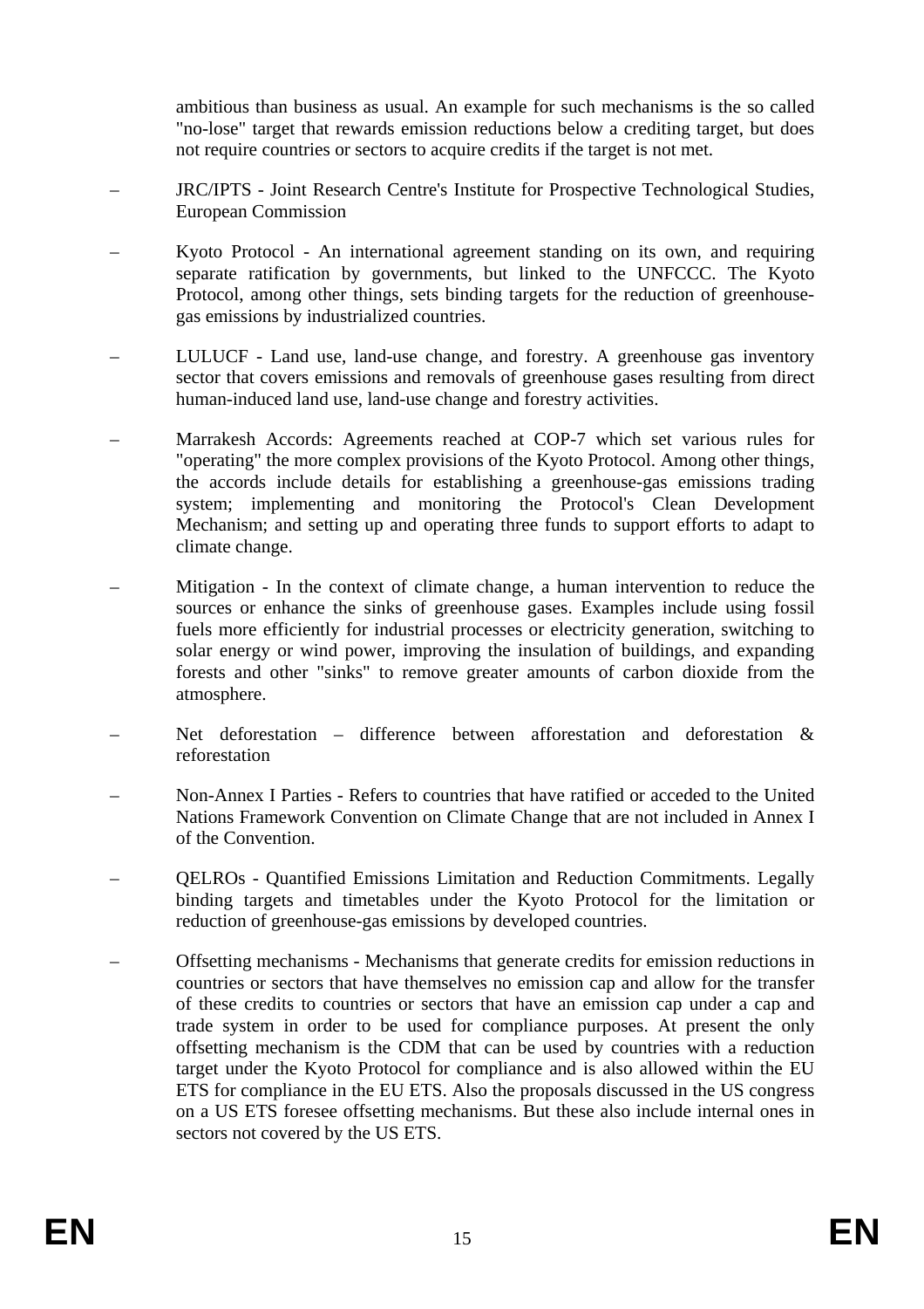ambitious than business as usual. An example for such mechanisms is the so called "no-lose" target that rewards emission reductions below a crediting target, but does not require countries or sectors to acquire credits if the target is not met.

- JRC/IPTS - Joint Research Centre's Institute for Prospective Technological Studies, European Commission
- Kyoto Protocol - An international agreement standing on its own, and requiring separate ratification by governments, but linked to the UNFCCC. The Kyoto Protocol, among other things, sets binding targets for the reduction of greenhouse-gas emissions by industrialized countries.
- LULUCF - Land use, land-use change, and forestry. A greenhouse gas inventory sector that covers emissions and removals of greenhouse gases resulting from direct human-induced land use, land-use change and forestry activities.
- Marrakesh Accords: Agreements reached at COP-7 which set various rules for "operating" the more complex provisions of the Kyoto Protocol. Among other things, the accords include details for establishing a greenhouse-gas emissions trading system; implementing and monitoring the Protocol's Clean Development Mechanism; and setting up and operating three funds to support efforts to adapt to climate change.
- Mitigation - In the context of climate change, a human intervention to reduce the sources or enhance the sinks of greenhouse gases. Examples include using fossil fuels more efficiently for industrial processes or electricity generation, switching to solar energy or wind power, improving the insulation of buildings, and expanding forests and other "sinks" to remove greater amounts of carbon dioxide from the atmosphere.
- Net deforestation – difference between afforestation and deforestation & reforestation
- Non-Annex I Parties - Refers to countries that have ratified or acceded to the United Nations Framework Convention on Climate Change that are not included in Annex I of the Convention.
- QELROs - Quantified Emissions Limitation and Reduction Commitments. Legally binding targets and timetables under the Kyoto Protocol for the limitation or reduction of greenhouse-gas emissions by developed countries.
- Offsetting mechanisms - Mechanisms that generate credits for emission reductions in countries or sectors that have themselves no emission cap and allow for the transfer of these credits to countries or sectors that have an emission cap under a cap and trade system in order to be used for compliance purposes. At present the only offsetting mechanism is the CDM that can be used by countries with a reduction target under the Kyoto Protocol for compliance and is also allowed within the EU ETS for compliance in the EU ETS. Also the proposals discussed in the US congress on a US ETS foresee offsetting mechanisms. But these also include internal ones in sectors not covered by the US ETS.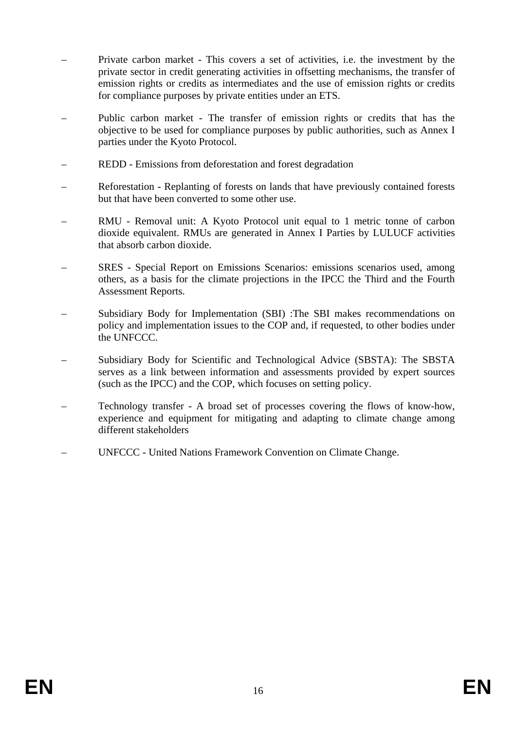- Private carbon market - This covers a set of activities, i.e. the investment by the private sector in credit generating activities in offsetting mechanisms, the transfer of emission rights or credits as intermediates and the use of emission rights or credits for compliance purposes by private entities under an ETS.

- Public carbon market - The transfer of emission rights or credits that has the objective to be used for compliance purposes by public authorities, such as Annex I parties under the Kyoto Protocol.

- REDD - Emissions from deforestation and forest degradation

- Reforestation - Replanting of forests on lands that have previously contained forests but that have been converted to some other use.

- RMU - Removal unit: A Kyoto Protocol unit equal to 1 metric tonne of carbon dioxide equivalent. RMUs are generated in Annex I Parties by LULUCF activities that absorb carbon dioxide.

- SRES - Special Report on Emissions Scenarios: emissions scenarios used, among others, as a basis for the climate projections in the IPCC the Third and the Fourth Assessment Reports.

- Subsidiary Body for Implementation (SBI) :The SBI makes recommendations on policy and implementation issues to the COP and, if requested, to other bodies under the UNFCCC.

- Subsidiary Body for Scientific and Technological Advice (SBSTA): The SBSTA serves as a link between information and assessments provided by expert sources (such as the IPCC) and the COP, which focuses on setting policy.

- Technology transfer - A broad set of processes covering the flows of know-how, experience and equipment for mitigating and adapting to climate change among different stakeholders

- UNFCCC - United Nations Framework Convention on Climate Change.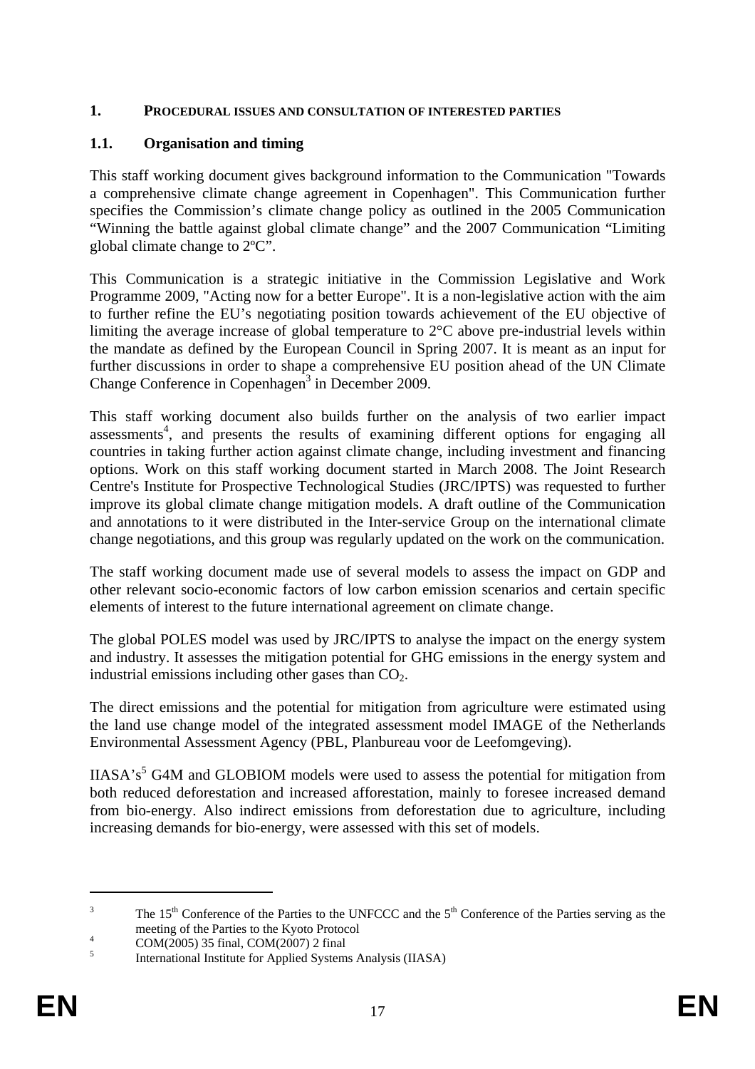# 1. Procedural issues and consultation of interested parties

## 1.1. Organisation and timing

This staff working document gives background information to the Communication "Towards a comprehensive climate change agreement in Copenhagen". This Communication further specifies the Commission's climate change policy as outlined in the 2005 Communication "Winning the battle against global climate change" and the 2007 Communication "Limiting global climate change to 2ºC".

This Communication is a strategic initiative in the Commission Legislative and Work Programme 2009, "Acting now for a better Europe". It is a non-legislative action with the aim to further refine the EU's negotiating position towards achievement of the EU objective of limiting the average increase of global temperature to 2°C above pre-industrial levels within the mandate as defined by the European Council in Spring 2007. It is meant as an input for further discussions in order to shape a comprehensive EU position ahead of the UN Climate Change Conference in Copenhagen[3] in December 2009.

This staff working document also builds further on the analysis of two earlier impact assessments[4], and presents the results of examining different options for engaging all countries in taking further action against climate change, including investment and financing options. Work on this staff working document started in March 2008. The Joint Research Centre's Institute for Prospective Technological Studies (JRC/IPTS) was requested to further improve its global climate change mitigation models. A draft outline of the Communication and annotations to it were distributed in the Inter-service Group on the international climate change negotiations, and this group was regularly updated on the work on the communication.

The staff working document made use of several models to assess the impact on GDP and other relevant socio-economic factors of low carbon emission scenarios and certain specific elements of interest to the future international agreement on climate change.

The global POLES model was used by JRC/IPTS to analyse the impact on the energy system and industry. It assesses the mitigation potential for GHG emissions in the energy system and industrial emissions including other gases than $CO_2$.

The direct emissions and the potential for mitigation from agriculture were estimated using the land use change model of the integrated assessment model IMAGE of the Netherlands Environmental Assessment Agency (PBL, Planbureau voor de Leefomgeving).

IIASA's[5] G4M and GLOBIOM models were used to assess the potential for mitigation from both reduced deforestation and increased afforestation, mainly to foresee increased demand from bio-energy. Also indirect emissions from deforestation due to agriculture, including increasing demands for bio-energy, were assessed with this set of models.

---

[3] The 15th Conference of the Parties to the UNFCCC and the 5th Conference of the Parties serving as the meeting of the Parties to the Kyoto Protocol

[4] COM(2005) 35 final, COM(2007) 2 final

[5] International Institute for Applied Systems Analysis (IIASA)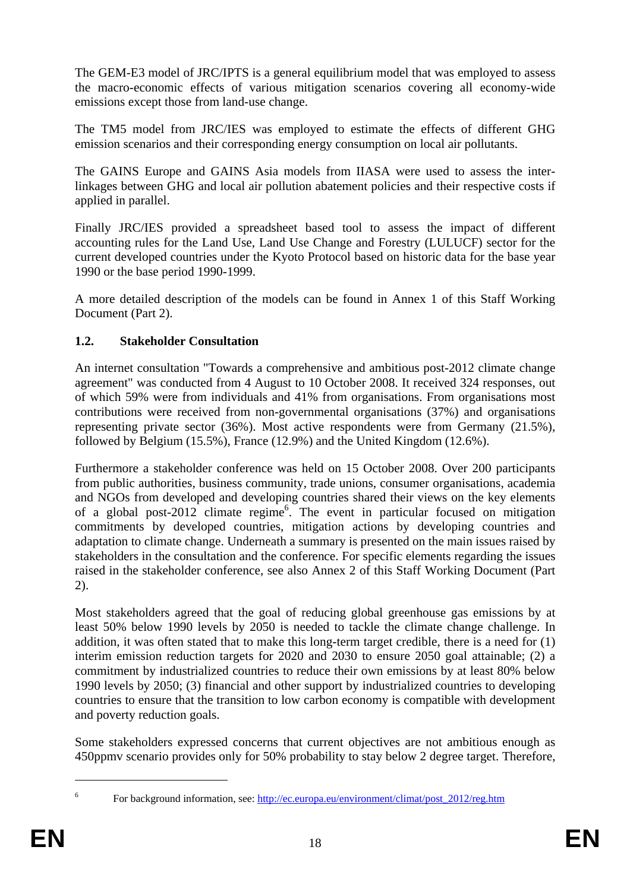The GEM-E3 model of JRC/IPTS is a general equilibrium model that was employed to assess the macro-economic effects of various mitigation scenarios covering all economy-wide emissions except those from land-use change.

The TM5 model from JRC/IES was employed to estimate the effects of different GHG emission scenarios and their corresponding energy consumption on local air pollutants.

The GAINS Europe and GAINS Asia models from IIASA were used to assess the inter-linkages between GHG and local air pollution abatement policies and their respective costs if applied in parallel.

Finally JRC/IES provided a spreadsheet based tool to assess the impact of different accounting rules for the Land Use, Land Use Change and Forestry (LULUCF) sector for the current developed countries under the Kyoto Protocol based on historic data for the base year 1990 or the base period 1990-1999.

A more detailed description of the models can be found in Annex 1 of this Staff Working Document (Part 2).

### 1.2. Stakeholder Consultation

An internet consultation "Towards a comprehensive and ambitious post-2012 climate change agreement" was conducted from 4 August to 10 October 2008. It received 324 responses, out of which 59% were from individuals and 41% from organisations. From organisations most contributions were received from non-governmental organisations (37%) and organisations representing private sector (36%). Most active respondents were from Germany (21.5%), followed by Belgium (15.5%), France (12.9%) and the United Kingdom (12.6%).

Furthermore a stakeholder conference was held on 15 October 2008. Over 200 participants from public authorities, business community, trade unions, consumer organisations, academia and NGOs from developed and developing countries shared their views on the key elements of a global post-2012 climate regime[6]. The event in particular focused on mitigation commitments by developed countries, mitigation actions by developing countries and adaptation to climate change. Underneath a summary is presented on the main issues raised by stakeholders in the consultation and the conference. For specific elements regarding the issues raised in the stakeholder conference, see also Annex 2 of this Staff Working Document (Part 2).

Most stakeholders agreed that the goal of reducing global greenhouse gas emissions by at least 50% below 1990 levels by 2050 is needed to tackle the climate change challenge. In addition, it was often stated that to make this long-term target credible, there is a need for (1) interim emission reduction targets for 2020 and 2030 to ensure 2050 goal attainable; (2) a commitment by industrialized countries to reduce their own emissions by at least 80% below 1990 levels by 2050; (3) financial and other support by industrialized countries to developing countries to ensure that the transition to low carbon economy is compatible with development and poverty reduction goals.

Some stakeholders expressed concerns that current objectives are not ambitious enough as 450ppmv scenario provides only for 50% probability to stay below 2 degree target. Therefore,

---

[6] For background information, see: http://ec.europa.eu/environment/climat/post_2012/reg.htm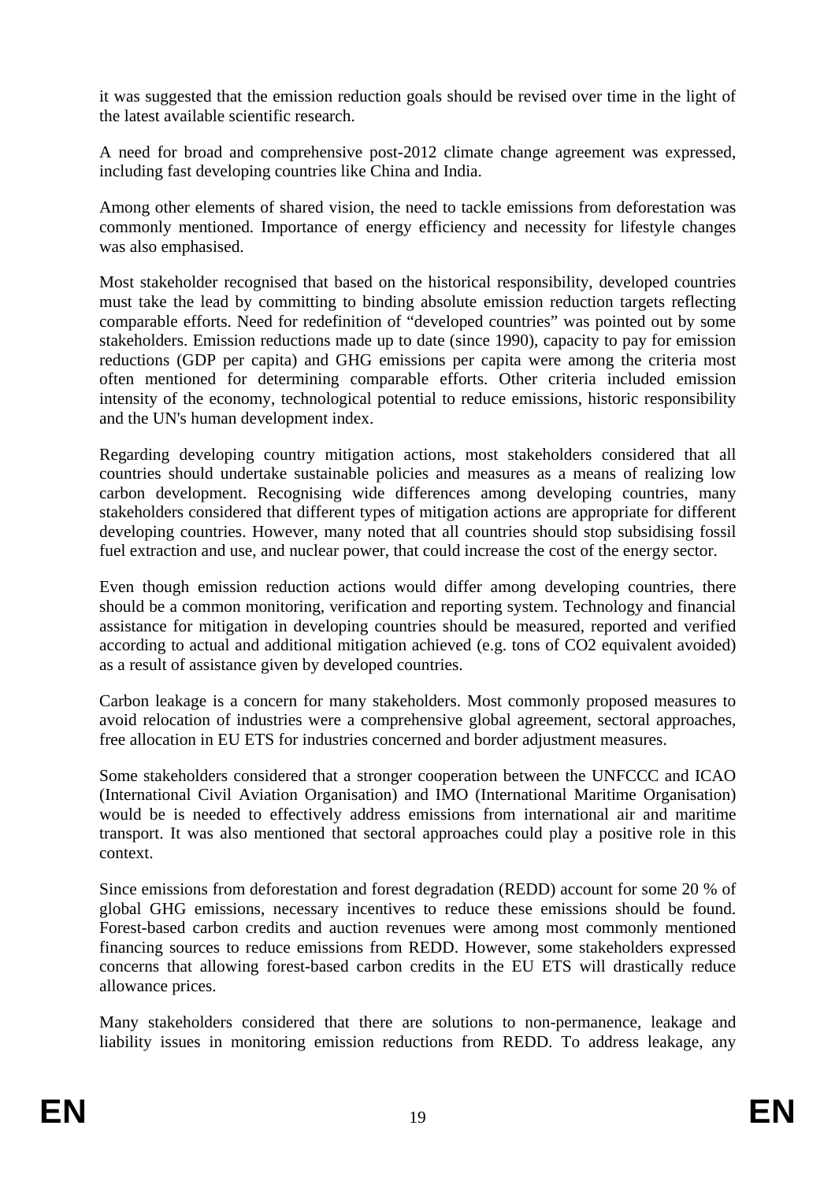it was suggested that the emission reduction goals should be revised over time in the light of the latest available scientific research.

A need for broad and comprehensive post-2012 climate change agreement was expressed, including fast developing countries like China and India.

Among other elements of shared vision, the need to tackle emissions from deforestation was commonly mentioned. Importance of energy efficiency and necessity for lifestyle changes was also emphasised.

Most stakeholder recognised that based on the historical responsibility, developed countries must take the lead by committing to binding absolute emission reduction targets reflecting comparable efforts. Need for redefinition of "developed countries" was pointed out by some stakeholders. Emission reductions made up to date (since 1990), capacity to pay for emission reductions (GDP per capita) and GHG emissions per capita were among the criteria most often mentioned for determining comparable efforts. Other criteria included emission intensity of the economy, technological potential to reduce emissions, historic responsibility and the UN's human development index.

Regarding developing country mitigation actions, most stakeholders considered that all countries should undertake sustainable policies and measures as a means of realizing low carbon development. Recognising wide differences among developing countries, many stakeholders considered that different types of mitigation actions are appropriate for different developing countries. However, many noted that all countries should stop subsidising fossil fuel extraction and use, and nuclear power, that could increase the cost of the energy sector.

Even though emission reduction actions would differ among developing countries, there should be a common monitoring, verification and reporting system. Technology and financial assistance for mitigation in developing countries should be measured, reported and verified according to actual and additional mitigation achieved (e.g. tons of $CO_2$ equivalent avoided) as a result of assistance given by developed countries.

Carbon leakage is a concern for many stakeholders. Most commonly proposed measures to avoid relocation of industries were a comprehensive global agreement, sectoral approaches, free allocation in EU ETS for industries concerned and border adjustment measures.

Some stakeholders considered that a stronger cooperation between the UNFCCC and ICAO (International Civil Aviation Organisation) and IMO (International Maritime Organisation) would be is needed to effectively address emissions from international air and maritime transport. It was also mentioned that sectoral approaches could play a positive role in this context.

Since emissions from deforestation and forest degradation (REDD) account for some 20 % of global GHG emissions, necessary incentives to reduce these emissions should be found. Forest-based carbon credits and auction revenues were among most commonly mentioned financing sources to reduce emissions from REDD. However, some stakeholders expressed concerns that allowing forest-based carbon credits in the EU ETS will drastically reduce allowance prices.

Many stakeholders considered that there are solutions to non-permanence, leakage and liability issues in monitoring emission reductions from REDD. To address leakage, any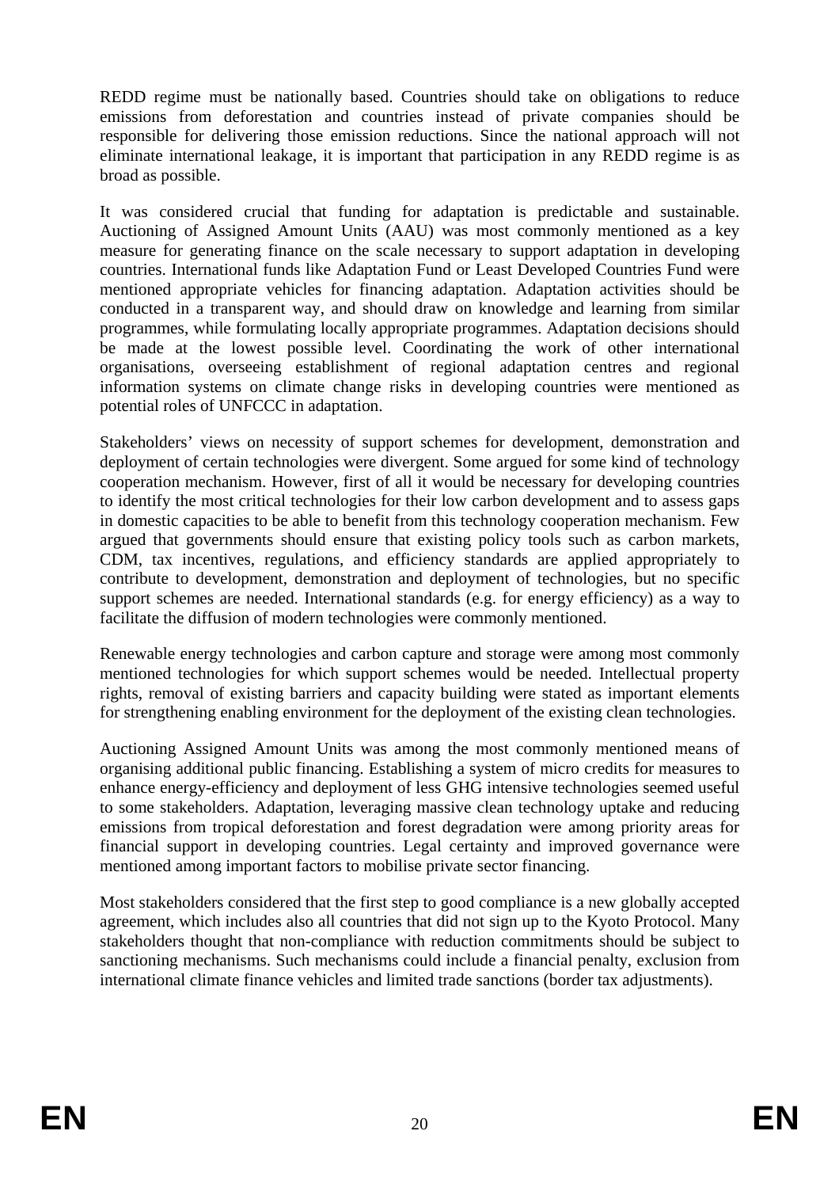REDD regime must be nationally based. Countries should take on obligations to reduce emissions from deforestation and countries instead of private companies should be responsible for delivering those emission reductions. Since the national approach will not eliminate international leakage, it is important that participation in any REDD regime is as broad as possible.

It was considered crucial that funding for adaptation is predictable and sustainable. Auctioning of Assigned Amount Units (AAU) was most commonly mentioned as a key measure for generating finance on the scale necessary to support adaptation in developing countries. International funds like Adaptation Fund or Least Developed Countries Fund were mentioned appropriate vehicles for financing adaptation. Adaptation activities should be conducted in a transparent way, and should draw on knowledge and learning from similar programmes, while formulating locally appropriate programmes. Adaptation decisions should be made at the lowest possible level. Coordinating the work of other international organisations, overseeing establishment of regional adaptation centres and regional information systems on climate change risks in developing countries were mentioned as potential roles of UNFCCC in adaptation.

Stakeholders' views on necessity of support schemes for development, demonstration and deployment of certain technologies were divergent. Some argued for some kind of technology cooperation mechanism. However, first of all it would be necessary for developing countries to identify the most critical technologies for their low carbon development and to assess gaps in domestic capacities to be able to benefit from this technology cooperation mechanism. Few argued that governments should ensure that existing policy tools such as carbon markets, CDM, tax incentives, regulations, and efficiency standards are applied appropriately to contribute to development, demonstration and deployment of technologies, but no specific support schemes are needed. International standards (e.g. for energy efficiency) as a way to facilitate the diffusion of modern technologies were commonly mentioned.

Renewable energy technologies and carbon capture and storage were among most commonly mentioned technologies for which support schemes would be needed. Intellectual property rights, removal of existing barriers and capacity building were stated as important elements for strengthening enabling environment for the deployment of the existing clean technologies.

Auctioning Assigned Amount Units was among the most commonly mentioned means of organising additional public financing. Establishing a system of micro credits for measures to enhance energy-efficiency and deployment of less GHG intensive technologies seemed useful to some stakeholders. Adaptation, leveraging massive clean technology uptake and reducing emissions from tropical deforestation and forest degradation were among priority areas for financial support in developing countries. Legal certainty and improved governance were mentioned among important factors to mobilise private sector financing.

Most stakeholders considered that the first step to good compliance is a new globally accepted agreement, which includes also all countries that did not sign up to the Kyoto Protocol. Many stakeholders thought that non-compliance with reduction commitments should be subject to sanctioning mechanisms. Such mechanisms could include a financial penalty, exclusion from international climate finance vehicles and limited trade sanctions (border tax adjustments).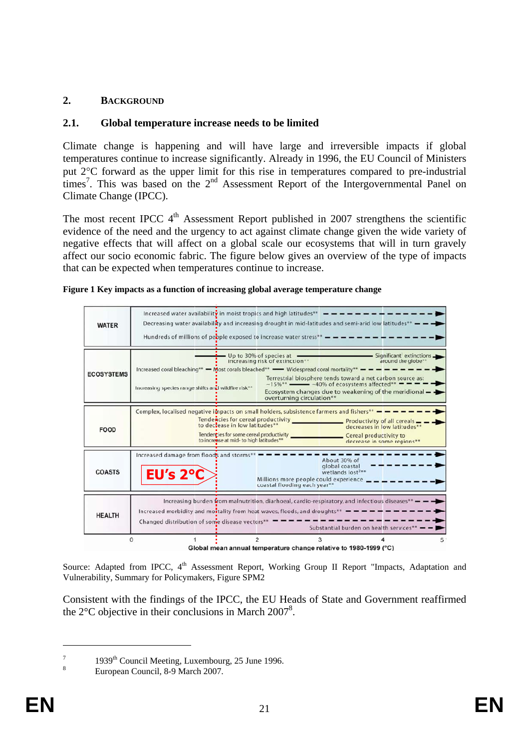## 2. BACKGROUND

### 2.1. Global temperature increase needs to be limited

Climate change is happening and will have large and irreversible impacts if global temperatures continue to increase significantly. Already in 1996, the EU Council of Ministers put 2°C forward as the upper limit for this rise in temperatures compared to pre-industrial times[7]. This was based on the 2nd Assessment Report of the Intergovernmental Panel on Climate Change (IPCC).

The most recent IPCC 4th Assessment Report published in 2007 strengthens the scientific evidence of the need and the urgency to act against climate change given the wide variety of negative effects that will affect on a global scale our ecosystems that will in turn gravely affect our socio economic fabric. The figure below gives an overview of the type of impacts that can be expected when temperatures continue to increase.

**Figure 1 Key impacts as a function of increasing global average temperature change**

Source: Adapted from IPCC, 4th Assessment Report, Working Group II Report "Impacts, Adaptation and Vulnerability, Summary for Policymakers, Figure SPM2

Consistent with the findings of the IPCC, the EU Heads of State and Government reaffirmed the 2°C objective in their conclusions in March 2007[8].

---

[7] 1939th Council Meeting, Luxembourg, 25 June 1996.

[8] European Council, 8-9 March 2007.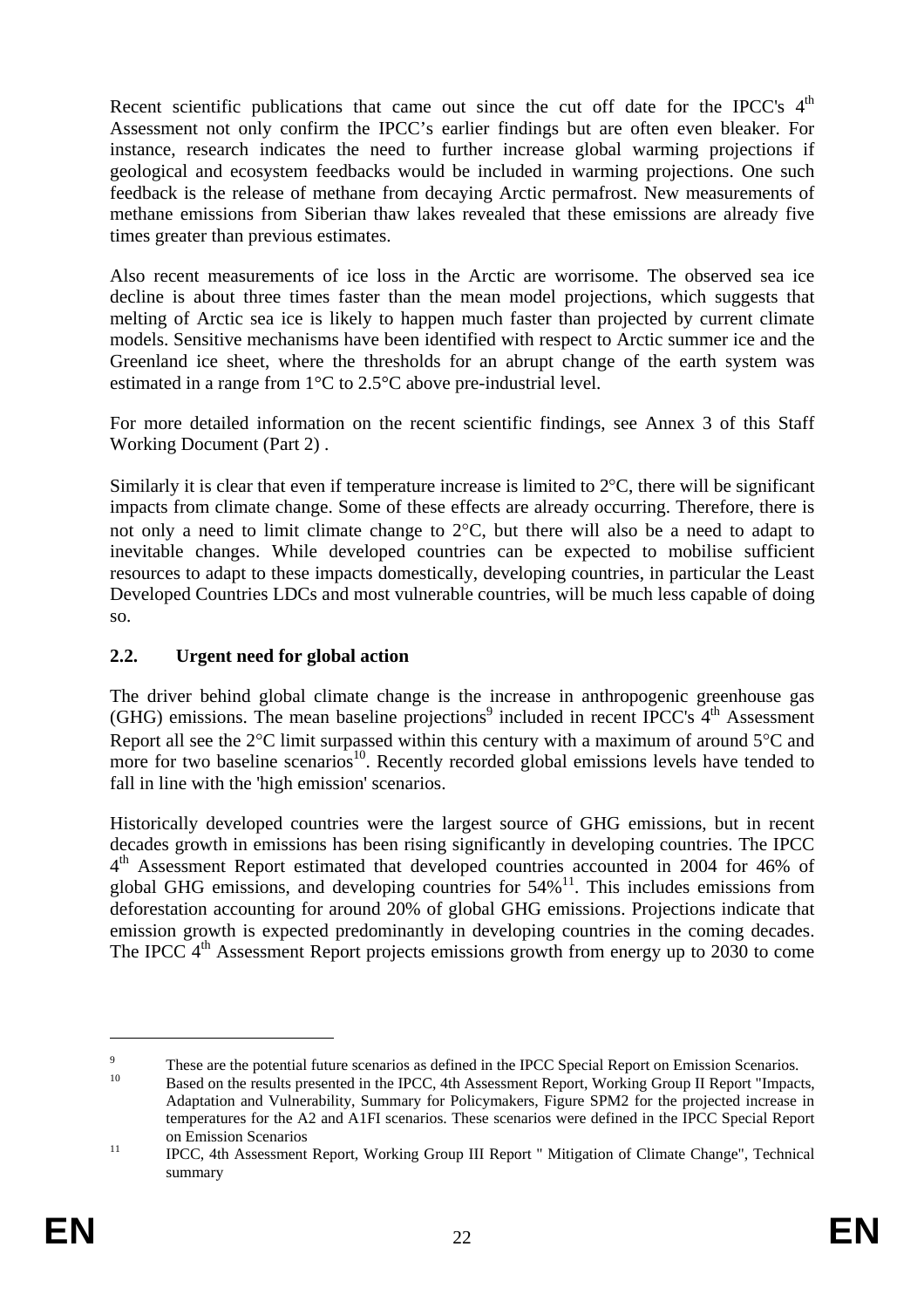Recent scientific publications that came out since the cut off date for the IPCC's 4th Assessment not only confirm the IPCC's earlier findings but are often even bleaker. For instance, research indicates the need to further increase global warming projections if geological and ecosystem feedbacks would be included in warming projections. One such feedback is the release of methane from decaying Arctic permafrost. New measurements of methane emissions from Siberian thaw lakes revealed that these emissions are already five times greater than previous estimates.

Also recent measurements of ice loss in the Arctic are worrisome. The observed sea ice decline is about three times faster than the mean model projections, which suggests that melting of Arctic sea ice is likely to happen much faster than projected by current climate models. Sensitive mechanisms have been identified with respect to Arctic summer ice and the Greenland ice sheet, where the thresholds for an abrupt change of the earth system was estimated in a range from 1°C to 2.5°C above pre-industrial level.

For more detailed information on the recent scientific findings, see Annex 3 of this Staff Working Document (Part 2) .

Similarly it is clear that even if temperature increase is limited to 2°C, there will be significant impacts from climate change. Some of these effects are already occurring. Therefore, there is not only a need to limit climate change to 2°C, but there will also be a need to adapt to inevitable changes. While developed countries can be expected to mobilise sufficient resources to adapt to these impacts domestically, developing countries, in particular the Least Developed Countries LDCs and most vulnerable countries, will be much less capable of doing so.

### 2.2. Urgent need for global action

The driver behind global climate change is the increase in anthropogenic greenhouse gas (GHG) emissions. The mean baseline projections[9] included in recent IPCC's 4th Assessment Report all see the 2°C limit surpassed within this century with a maximum of around 5°C and more for two baseline scenarios[10]. Recently recorded global emissions levels have tended to fall in line with the 'high emission' scenarios.

Historically developed countries were the largest source of GHG emissions, but in recent decades growth in emissions has been rising significantly in developing countries. The IPCC 4th Assessment Report estimated that developed countries accounted in 2004 for 46% of global GHG emissions, and developing countries for 54%[11]. This includes emissions from deforestation accounting for around 20% of global GHG emissions. Projections indicate that emission growth is expected predominantly in developing countries in the coming decades. The IPCC 4th Assessment Report projects emissions growth from energy up to 2030 to come

---

[9] These are the potential future scenarios as defined in the IPCC Special Report on Emission Scenarios.

[10] Based on the results presented in the IPCC, 4th Assessment Report, Working Group II Report "Impacts, Adaptation and Vulnerability, Summary for Policymakers, Figure SPM2 for the projected increase in temperatures for the A2 and A1FI scenarios. These scenarios were defined in the IPCC Special Report on Emission Scenarios

[11] IPCC, 4th Assessment Report, Working Group III Report " Mitigation of Climate Change", Technical summary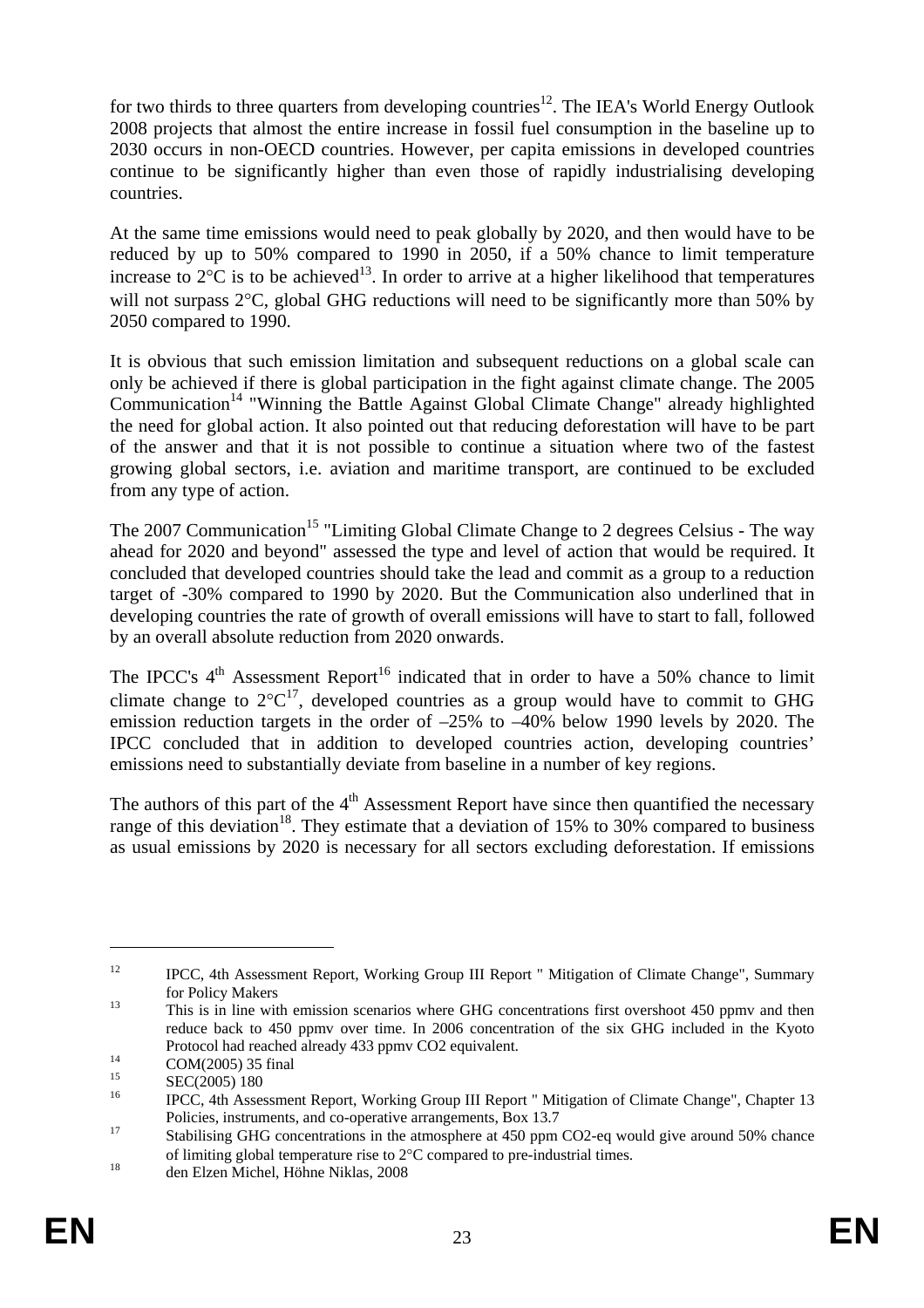for two thirds to three quarters from developing countries[12]. The IEA's World Energy Outlook 2008 projects that almost the entire increase in fossil fuel consumption in the baseline up to 2030 occurs in non-OECD countries. However, per capita emissions in developed countries continue to be significantly higher than even those of rapidly industrialising developing countries.

At the same time emissions would need to peak globally by 2020, and then would have to be reduced by up to 50% compared to 1990 in 2050, if a 50% chance to limit temperature increase to 2°C is to be achieved[13]. In order to arrive at a higher likelihood that temperatures will not surpass 2°C, global GHG reductions will need to be significantly more than 50% by 2050 compared to 1990.

It is obvious that such emission limitation and subsequent reductions on a global scale can only be achieved if there is global participation in the fight against climate change. The 2005 Communication[14] "Winning the Battle Against Global Climate Change" already highlighted the need for global action. It also pointed out that reducing deforestation will have to be part of the answer and that it is not possible to continue a situation where two of the fastest growing global sectors, i.e. aviation and maritime transport, are continued to be excluded from any type of action.

The 2007 Communication[15] "Limiting Global Climate Change to 2 degrees Celsius - The way ahead for 2020 and beyond" assessed the type and level of action that would be required. It concluded that developed countries should take the lead and commit as a group to a reduction target of -30% compared to 1990 by 2020. But the Communication also underlined that in developing countries the rate of growth of overall emissions will have to start to fall, followed by an overall absolute reduction from 2020 onwards.

The IPCC's 4th Assessment Report[16] indicated that in order to have a 50% chance to limit climate change to 2°C[17], developed countries as a group would have to commit to GHG emission reduction targets in the order of –25% to –40% below 1990 levels by 2020. The IPCC concluded that in addition to developed countries action, developing countries' emissions need to substantially deviate from baseline in a number of key regions.

The authors of this part of the 4th Assessment Report have since then quantified the necessary range of this deviation[18]. They estimate that a deviation of 15% to 30% compared to business as usual emissions by 2020 is necessary for all sectors excluding deforestation. If emissions

---

[12] IPCC, 4th Assessment Report, Working Group III Report " Mitigation of Climate Change", Summary for Policy Makers

[13] This is in line with emission scenarios where GHG concentrations first overshoot 450 ppmv and then reduce back to 450 ppmv over time. In 2006 concentration of the six GHG included in the Kyoto Protocol had reached already 433 ppmv CO2 equivalent.

[14] COM(2005) 35 final

[15] SEC(2005) 180

[16] IPCC, 4th Assessment Report, Working Group III Report " Mitigation of Climate Change", Chapter 13 Policies, instruments, and co-operative arrangements, Box 13.7

[17] Stabilising GHG concentrations in the atmosphere at 450 ppm CO2-eq would give around 50% chance of limiting global temperature rise to 2°C compared to pre-industrial times.

[18] den Elzen Michel, Höhne Niklas, 2008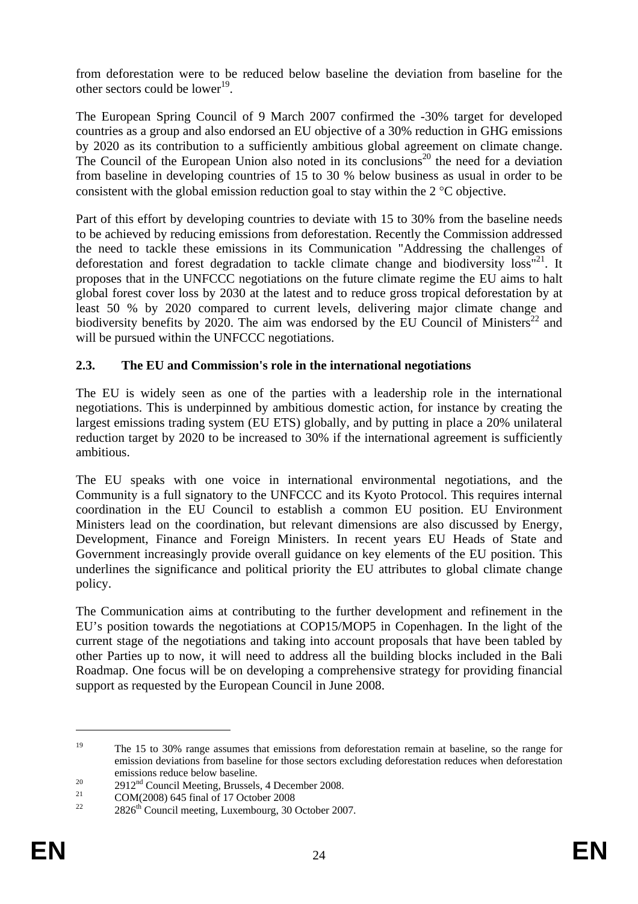from deforestation were to be reduced below baseline the deviation from baseline for the other sectors could be lower[19].

The European Spring Council of 9 March 2007 confirmed the -30% target for developed countries as a group and also endorsed an EU objective of a 30% reduction in GHG emissions by 2020 as its contribution to a sufficiently ambitious global agreement on climate change. The Council of the European Union also noted in its conclusions[20] the need for a deviation from baseline in developing countries of 15 to 30 % below business as usual in order to be consistent with the global emission reduction goal to stay within the 2 °C objective.

Part of this effort by developing countries to deviate with 15 to 30% from the baseline needs to be achieved by reducing emissions from deforestation. Recently the Commission addressed the need to tackle these emissions in its Communication "Addressing the challenges of deforestation and forest degradation to tackle climate change and biodiversity loss"[21]. It proposes that in the UNFCCC negotiations on the future climate regime the EU aims to halt global forest cover loss by 2030 at the latest and to reduce gross tropical deforestation by at least 50 % by 2020 compared to current levels, delivering major climate change and biodiversity benefits by 2020. The aim was endorsed by the EU Council of Ministers[22] and will be pursued within the UNFCCC negotiations.

### 2.3. The EU and Commission's role in the international negotiations

The EU is widely seen as one of the parties with a leadership role in the international negotiations. This is underpinned by ambitious domestic action, for instance by creating the largest emissions trading system (EU ETS) globally, and by putting in place a 20% unilateral reduction target by 2020 to be increased to 30% if the international agreement is sufficiently ambitious.

The EU speaks with one voice in international environmental negotiations, and the Community is a full signatory to the UNFCCC and its Kyoto Protocol. This requires internal coordination in the EU Council to establish a common EU position. EU Environment Ministers lead on the coordination, but relevant dimensions are also discussed by Energy, Development, Finance and Foreign Ministers. In recent years EU Heads of State and Government increasingly provide overall guidance on key elements of the EU position. This underlines the significance and political priority the EU attributes to global climate change policy.

The Communication aims at contributing to the further development and refinement in the EU's position towards the negotiations at COP15/MOP5 in Copenhagen. In the light of the current stage of the negotiations and taking into account proposals that have been tabled by other Parties up to now, it will need to address all the building blocks included in the Bali Roadmap. One focus will be on developing a comprehensive strategy for providing financial support as requested by the European Council in June 2008.

---

[19] The 15 to 30% range assumes that emissions from deforestation remain at baseline, so the range for emission deviations from baseline for those sectors excluding deforestation reduces when deforestation emissions reduce below baseline.

[20] 2912nd Council Meeting, Brussels, 4 December 2008.

[21] COM(2008) 645 final of 17 October 2008

[22] 2826th Council meeting, Luxembourg, 30 October 2007.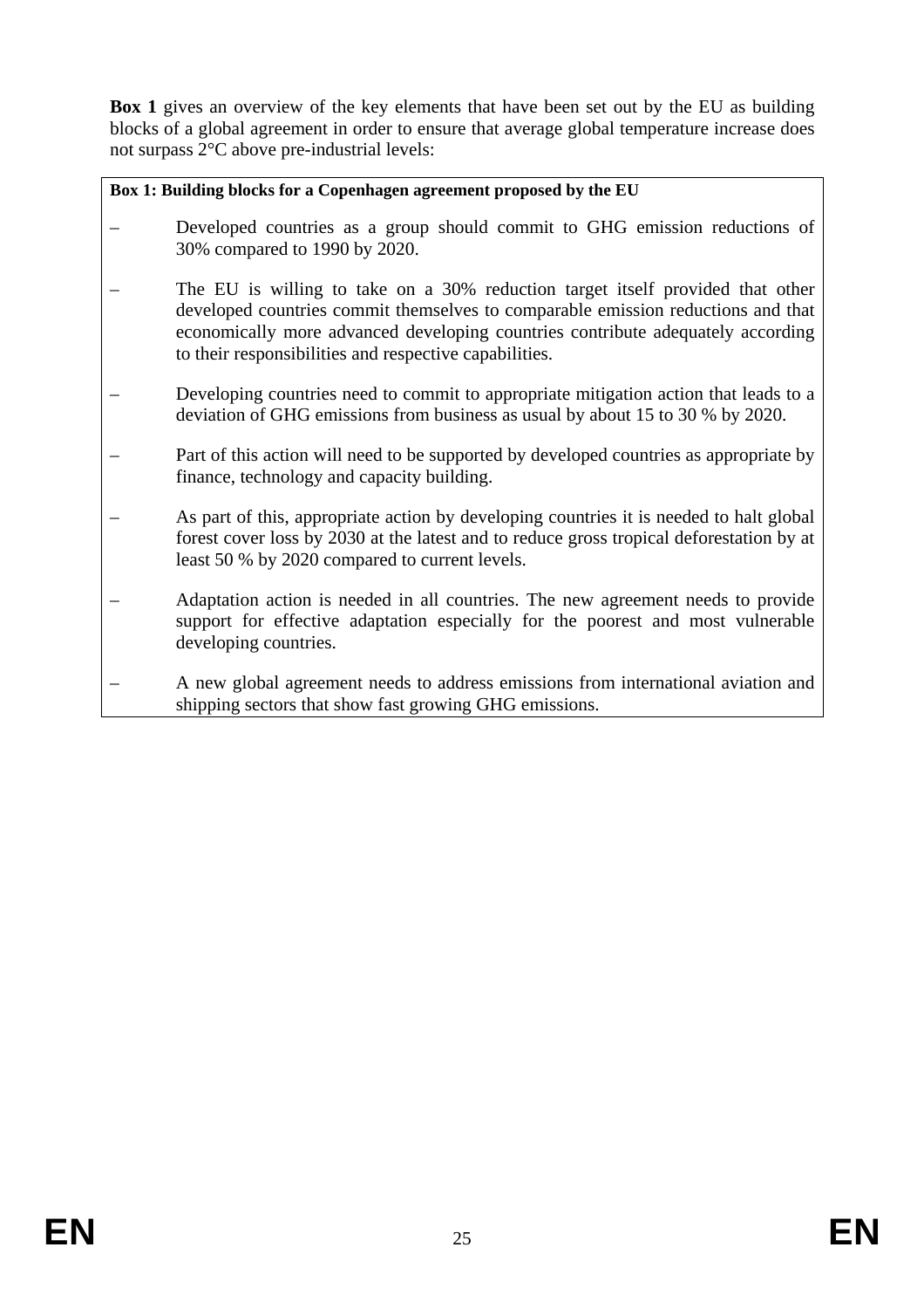**Box 1** gives an overview of the key elements that have been set out by the EU as building blocks of a global agreement in order to ensure that average global temperature increase does not surpass 2°C above pre-industrial levels:

**Box 1: Building blocks for a Copenhagen agreement proposed by the EU**

- Developed countries as a group should commit to GHG emission reductions of 30% compared to 1990 by 2020.
- The EU is willing to take on a 30% reduction target itself provided that other developed countries commit themselves to comparable emission reductions and that economically more advanced developing countries contribute adequately according to their responsibilities and respective capabilities.
- Developing countries need to commit to appropriate mitigation action that leads to a deviation of GHG emissions from business as usual by about 15 to 30 % by 2020.
- Part of this action will need to be supported by developed countries as appropriate by finance, technology and capacity building.
- As part of this, appropriate action by developing countries it is needed to halt global forest cover loss by 2030 at the latest and to reduce gross tropical deforestation by at least 50 % by 2020 compared to current levels.
- Adaptation action is needed in all countries. The new agreement needs to provide support for effective adaptation especially for the poorest and most vulnerable developing countries.
- A new global agreement needs to address emissions from international aviation and shipping sectors that show fast growing GHG emissions.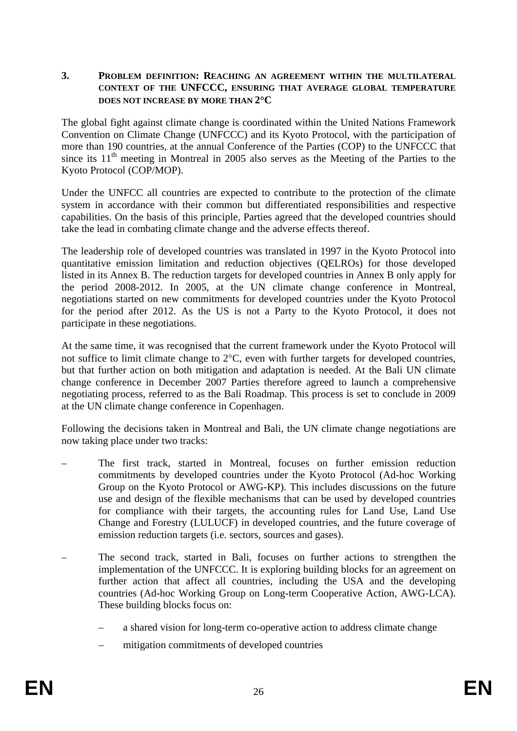## 3. PROBLEM DEFINITION: REACHING AN AGREEMENT WITHIN THE MULTILATERAL CONTEXT OF THE UNFCCC, ENSURING THAT AVERAGE GLOBAL TEMPERATURE DOES NOT INCREASE BY MORE THAN 2°C

The global fight against climate change is coordinated within the United Nations Framework Convention on Climate Change (UNFCCC) and its Kyoto Protocol, with the participation of more than 190 countries, at the annual Conference of the Parties (COP) to the UNFCCC that since its 11th meeting in Montreal in 2005 also serves as the Meeting of the Parties to the Kyoto Protocol (COP/MOP).

Under the UNFCC all countries are expected to contribute to the protection of the climate system in accordance with their common but differentiated responsibilities and respective capabilities. On the basis of this principle, Parties agreed that the developed countries should take the lead in combating climate change and the adverse effects thereof.

The leadership role of developed countries was translated in 1997 in the Kyoto Protocol into quantitative emission limitation and reduction objectives (QELROs) for those developed listed in its Annex B. The reduction targets for developed countries in Annex B only apply for the period 2008-2012. In 2005, at the UN climate change conference in Montreal, negotiations started on new commitments for developed countries under the Kyoto Protocol for the period after 2012. As the US is not a Party to the Kyoto Protocol, it does not participate in these negotiations.

At the same time, it was recognised that the current framework under the Kyoto Protocol will not suffice to limit climate change to 2°C, even with further targets for developed countries, but that further action on both mitigation and adaptation is needed. At the Bali UN climate change conference in December 2007 Parties therefore agreed to launch a comprehensive negotiating process, referred to as the Bali Roadmap. This process is set to conclude in 2009 at the UN climate change conference in Copenhagen.

Following the decisions taken in Montreal and Bali, the UN climate change negotiations are now taking place under two tracks:

- The first track, started in Montreal, focuses on further emission reduction commitments by developed countries under the Kyoto Protocol (Ad-hoc Working Group on the Kyoto Protocol or AWG-KP). This includes discussions on the future use and design of the flexible mechanisms that can be used by developed countries for compliance with their targets, the accounting rules for Land Use, Land Use Change and Forestry (LULUCF) in developed countries, and the future coverage of emission reduction targets (i.e. sectors, sources and gases).
- The second track, started in Bali, focuses on further actions to strengthen the implementation of the UNFCCC. It is exploring building blocks for an agreement on further action that affect all countries, including the USA and the developing countries (Ad-hoc Working Group on Long-term Cooperative Action, AWG-LCA). These building blocks focus on:
  - a shared vision for long-term co-operative action to address climate change
  - mitigation commitments of developed countries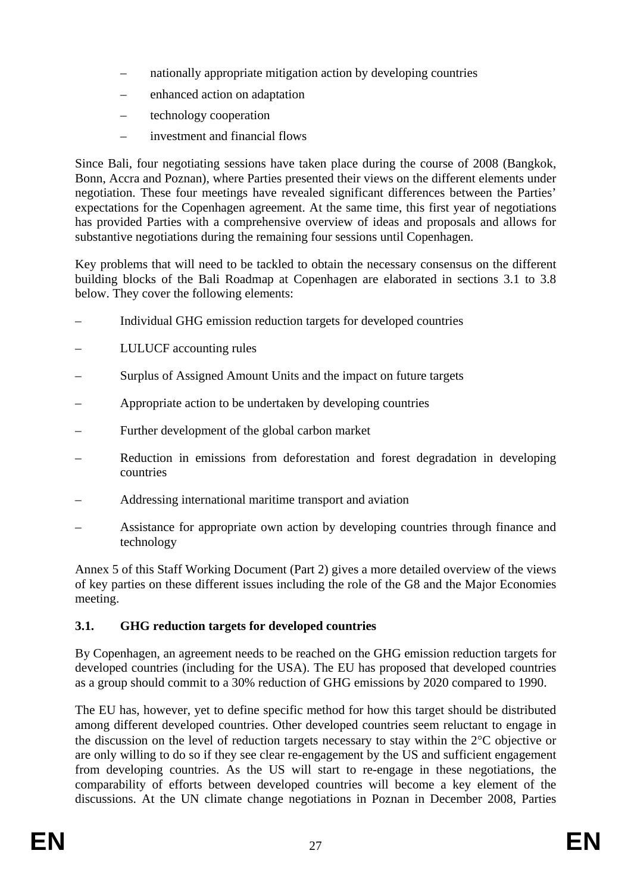- nationally appropriate mitigation action by developing countries
- enhanced action on adaptation
- technology cooperation
- investment and financial flows

Since Bali, four negotiating sessions have taken place during the course of 2008 (Bangkok, Bonn, Accra and Poznan), where Parties presented their views on the different elements under negotiation. These four meetings have revealed significant differences between the Parties' expectations for the Copenhagen agreement. At the same time, this first year of negotiations has provided Parties with a comprehensive overview of ideas and proposals and allows for substantive negotiations during the remaining four sessions until Copenhagen.

Key problems that will need to be tackled to obtain the necessary consensus on the different building blocks of the Bali Roadmap at Copenhagen are elaborated in sections 3.1 to 3.8 below. They cover the following elements:

- Individual GHG emission reduction targets for developed countries
- LULUCF accounting rules
- Surplus of Assigned Amount Units and the impact on future targets
- Appropriate action to be undertaken by developing countries
- Further development of the global carbon market
- Reduction in emissions from deforestation and forest degradation in developing countries
- Addressing international maritime transport and aviation
- Assistance for appropriate own action by developing countries through finance and technology

Annex 5 of this Staff Working Document (Part 2) gives a more detailed overview of the views of key parties on these different issues including the role of the G8 and the Major Economies meeting.

### 3.1. GHG reduction targets for developed countries

By Copenhagen, an agreement needs to be reached on the GHG emission reduction targets for developed countries (including for the USA). The EU has proposed that developed countries as a group should commit to a 30% reduction of GHG emissions by 2020 compared to 1990.

The EU has, however, yet to define specific method for how this target should be distributed among different developed countries. Other developed countries seem reluctant to engage in the discussion on the level of reduction targets necessary to stay within the 2°C objective or are only willing to do so if they see clear re-engagement by the US and sufficient engagement from developing countries. As the US will start to re-engage in these negotiations, the comparability of efforts between developed countries will become a key element of the discussions. At the UN climate change negotiations in Poznan in December 2008, Parties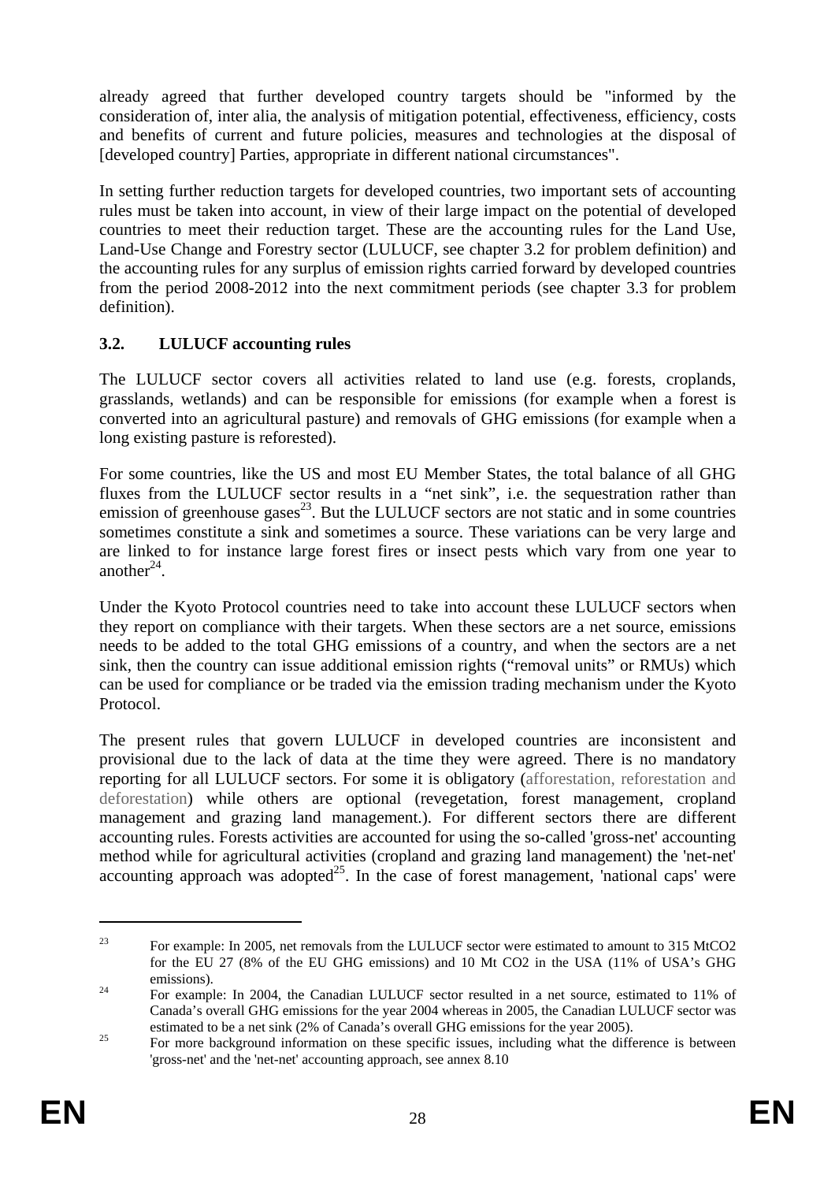already agreed that further developed country targets should be "informed by the consideration of, inter alia, the analysis of mitigation potential, effectiveness, efficiency, costs and benefits of current and future policies, measures and technologies at the disposal of [developed country] Parties, appropriate in different national circumstances".

In setting further reduction targets for developed countries, two important sets of accounting rules must be taken into account, in view of their large impact on the potential of developed countries to meet their reduction target. These are the accounting rules for the Land Use, Land-Use Change and Forestry sector (LULUCF, see chapter 3.2 for problem definition) and the accounting rules for any surplus of emission rights carried forward by developed countries from the period 2008-2012 into the next commitment periods (see chapter 3.3 for problem definition).

## 3.2. LULUCF accounting rules

The LULUCF sector covers all activities related to land use (e.g. forests, croplands, grasslands, wetlands) and can be responsible for emissions (for example when a forest is converted into an agricultural pasture) and removals of GHG emissions (for example when a long existing pasture is reforested).

For some countries, like the US and most EU Member States, the total balance of all GHG fluxes from the LULUCF sector results in a "net sink", i.e. the sequestration rather than emission of greenhouse gases[23]. But the LULUCF sectors are not static and in some countries sometimes constitute a sink and sometimes a source. These variations can be very large and are linked to for instance large forest fires or insect pests which vary from one year to another[24].

Under the Kyoto Protocol countries need to take into account these LULUCF sectors when they report on compliance with their targets. When these sectors are a net source, emissions needs to be added to the total GHG emissions of a country, and when the sectors are a net sink, then the country can issue additional emission rights ("removal units" or RMUs) which can be used for compliance or be traded via the emission trading mechanism under the Kyoto Protocol.

The present rules that govern LULUCF in developed countries are inconsistent and provisional due to the lack of data at the time they were agreed. There is no mandatory reporting for all LULUCF sectors. For some it is obligatory (afforestation, reforestation and deforestation) while others are optional (revegetation, forest management, cropland management and grazing land management.). For different sectors there are different accounting rules. Forests activities are accounted for using the so-called 'gross-net' accounting method while for agricultural activities (cropland and grazing land management) the 'net-net' accounting approach was adopted[25]. In the case of forest management, 'national caps' were

---

[23] For example: In 2005, net removals from the LULUCF sector were estimated to amount to 315 MtCO2 for the EU 27 (8% of the EU GHG emissions) and 10 Mt CO2 in the USA (11% of USA's GHG emissions).

[24] For example: In 2004, the Canadian LULUCF sector resulted in a net source, estimated to 11% of Canada's overall GHG emissions for the year 2004 whereas in 2005, the Canadian LULUCF sector was estimated to be a net sink (2% of Canada's overall GHG emissions for the year 2005).

[25] For more background information on these specific issues, including what the difference is between 'gross-net' and the 'net-net' accounting approach, see annex 8.10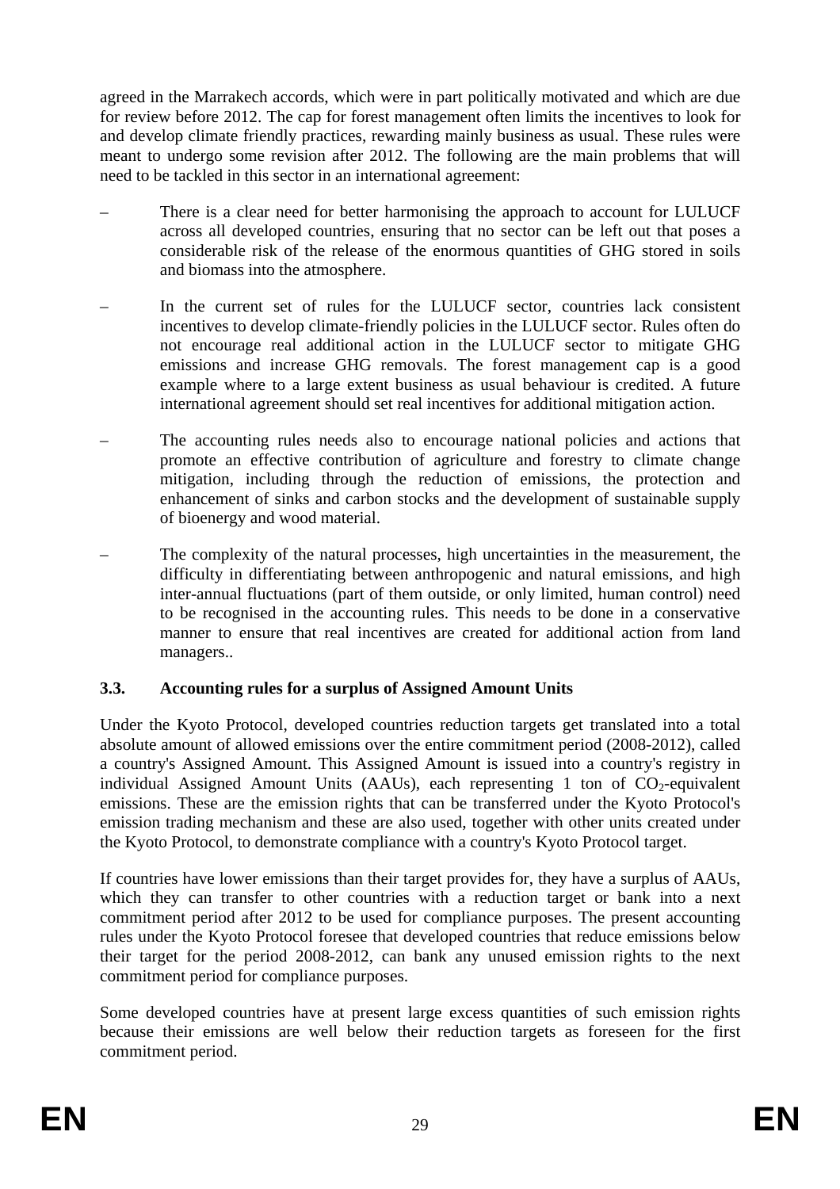agreed in the Marrakech accords, which were in part politically motivated and which are due for review before 2012. The cap for forest management often limits the incentives to look for and develop climate friendly practices, rewarding mainly business as usual. These rules were meant to undergo some revision after 2012. The following are the main problems that will need to be tackled in this sector in an international agreement:

– There is a clear need for better harmonising the approach to account for LULUCF across all developed countries, ensuring that no sector can be left out that poses a considerable risk of the release of the enormous quantities of GHG stored in soils and biomass into the atmosphere.

– In the current set of rules for the LULUCF sector, countries lack consistent incentives to develop climate-friendly policies in the LULUCF sector. Rules often do not encourage real additional action in the LULUCF sector to mitigate GHG emissions and increase GHG removals. The forest management cap is a good example where to a large extent business as usual behaviour is credited. A future international agreement should set real incentives for additional mitigation action.

– The accounting rules needs also to encourage national policies and actions that promote an effective contribution of agriculture and forestry to climate change mitigation, including through the reduction of emissions, the protection and enhancement of sinks and carbon stocks and the development of sustainable supply of bioenergy and wood material.

– The complexity of the natural processes, high uncertainties in the measurement, the difficulty in differentiating between anthropogenic and natural emissions, and high inter-annual fluctuations (part of them outside, or only limited, human control) need to be recognised in the accounting rules. This needs to be done in a conservative manner to ensure that real incentives are created for additional action from land managers..

### 3.3. Accounting rules for a surplus of Assigned Amount Units

Under the Kyoto Protocol, developed countries reduction targets get translated into a total absolute amount of allowed emissions over the entire commitment period (2008-2012), called a country's Assigned Amount. This Assigned Amount is issued into a country's registry in individual Assigned Amount Units (AAUs), each representing 1 ton of $CO_2$-equivalent emissions. These are the emission rights that can be transferred under the Kyoto Protocol's emission trading mechanism and these are also used, together with other units created under the Kyoto Protocol, to demonstrate compliance with a country's Kyoto Protocol target.

If countries have lower emissions than their target provides for, they have a surplus of AAUs, which they can transfer to other countries with a reduction target or bank into a next commitment period after 2012 to be used for compliance purposes. The present accounting rules under the Kyoto Protocol foresee that developed countries that reduce emissions below their target for the period 2008-2012, can bank any unused emission rights to the next commitment period for compliance purposes.

Some developed countries have at present large excess quantities of such emission rights because their emissions are well below their reduction targets as foreseen for the first commitment period.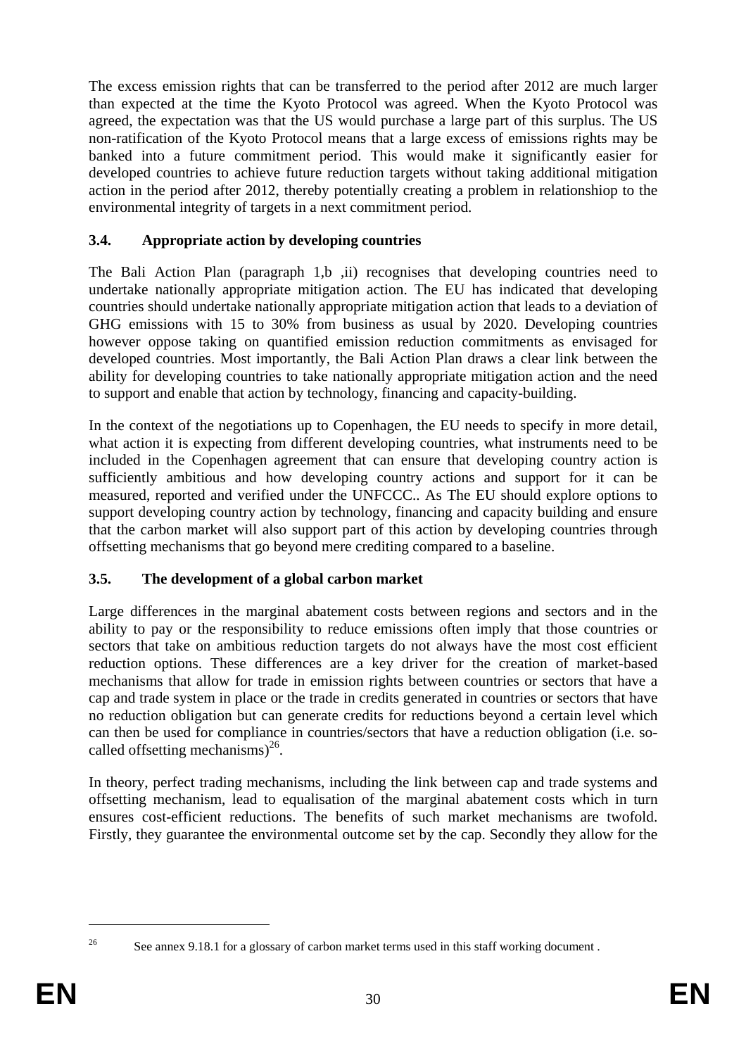The excess emission rights that can be transferred to the period after 2012 are much larger than expected at the time the Kyoto Protocol was agreed. When the Kyoto Protocol was agreed, the expectation was that the US would purchase a large part of this surplus. The US non-ratification of the Kyoto Protocol means that a large excess of emissions rights may be banked into a future commitment period. This would make it significantly easier for developed countries to achieve future reduction targets without taking additional mitigation action in the period after 2012, thereby potentially creating a problem in relationshiop to the environmental integrity of targets in a next commitment period.

### 3.4. Appropriate action by developing countries

The Bali Action Plan (paragraph 1,b ,ii) recognises that developing countries need to undertake nationally appropriate mitigation action. The EU has indicated that developing countries should undertake nationally appropriate mitigation action that leads to a deviation of GHG emissions with 15 to 30% from business as usual by 2020. Developing countries however oppose taking on quantified emission reduction commitments as envisaged for developed countries. Most importantly, the Bali Action Plan draws a clear link between the ability for developing countries to take nationally appropriate mitigation action and the need to support and enable that action by technology, financing and capacity-building.

In the context of the negotiations up to Copenhagen, the EU needs to specify in more detail, what action it is expecting from different developing countries, what instruments need to be included in the Copenhagen agreement that can ensure that developing country action is sufficiently ambitious and how developing country actions and support for it can be measured, reported and verified under the UNFCCC.. As The EU should explore options to support developing country action by technology, financing and capacity building and ensure that the carbon market will also support part of this action by developing countries through offsetting mechanisms that go beyond mere crediting compared to a baseline.

### 3.5. The development of a global carbon market

Large differences in the marginal abatement costs between regions and sectors and in the ability to pay or the responsibility to reduce emissions often imply that those countries or sectors that take on ambitious reduction targets do not always have the most cost efficient reduction options. These differences are a key driver for the creation of market-based mechanisms that allow for trade in emission rights between countries or sectors that have a cap and trade system in place or the trade in credits generated in countries or sectors that have no reduction obligation but can generate credits for reductions beyond a certain level which can then be used for compliance in countries/sectors that have a reduction obligation (i.e. so-called offsetting mechanisms)[26].

In theory, perfect trading mechanisms, including the link between cap and trade systems and offsetting mechanism, lead to equalisation of the marginal abatement costs which in turn ensures cost-efficient reductions. The benefits of such market mechanisms are twofold. Firstly, they guarantee the environmental outcome set by the cap. Secondly they allow for the

[26] See annex 9.18.1 for a glossary of carbon market terms used in this staff working document .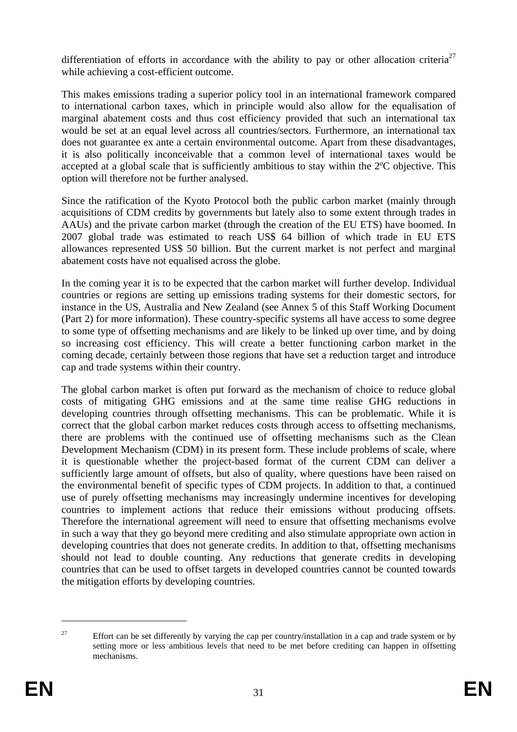differentiation of efforts in accordance with the ability to pay or other allocation criteria[27] while achieving a cost-efficient outcome.

This makes emissions trading a superior policy tool in an international framework compared to international carbon taxes, which in principle would also allow for the equalisation of marginal abatement costs and thus cost efficiency provided that such an international tax would be set at an equal level across all countries/sectors. Furthermore, an international tax does not guarantee ex ante a certain environmental outcome. Apart from these disadvantages, it is also politically inconceivable that a common level of international taxes would be accepted at a global scale that is sufficiently ambitious to stay within the 2ºC objective. This option will therefore not be further analysed.

Since the ratification of the Kyoto Protocol both the public carbon market (mainly through acquisitions of CDM credits by governments but lately also to some extent through trades in AAUs) and the private carbon market (through the creation of the EU ETS) have boomed. In 2007 global trade was estimated to reach US$ 64 billion of which trade in EU ETS allowances represented US$ 50 billion. But the current market is not perfect and marginal abatement costs have not equalised across the globe.

In the coming year it is to be expected that the carbon market will further develop. Individual countries or regions are setting up emissions trading systems for their domestic sectors, for instance in the US, Australia and New Zealand (see Annex 5 of this Staff Working Document (Part 2) for more information). These country-specific systems all have access to some degree to some type of offsetting mechanisms and are likely to be linked up over time, and by doing so increasing cost efficiency. This will create a better functioning carbon market in the coming decade, certainly between those regions that have set a reduction target and introduce cap and trade systems within their country.

The global carbon market is often put forward as the mechanism of choice to reduce global costs of mitigating GHG emissions and at the same time realise GHG reductions in developing countries through offsetting mechanisms. This can be problematic. While it is correct that the global carbon market reduces costs through access to offsetting mechanisms, there are problems with the continued use of offsetting mechanisms such as the Clean Development Mechanism (CDM) in its present form. These include problems of scale, where it is questionable whether the project-based format of the current CDM can deliver a sufficiently large amount of offsets, but also of quality, where questions have been raised on the environmental benefit of specific types of CDM projects. In addition to that, a continued use of purely offsetting mechanisms may increasingly undermine incentives for developing countries to implement actions that reduce their emissions without producing offsets. Therefore the international agreement will need to ensure that offsetting mechanisms evolve in such a way that they go beyond mere crediting and also stimulate appropriate own action in developing countries that does not generate credits. In addition to that, offsetting mechanisms should not lead to double counting. Any reductions that generate credits in developing countries that can be used to offset targets in developed countries cannot be counted towards the mitigation efforts by developing countries.

[27] Effort can be set differently by varying the cap per country/installation in a cap and trade system or by setting more or less ambitious levels that need to be met before crediting can happen in offsetting mechanisms.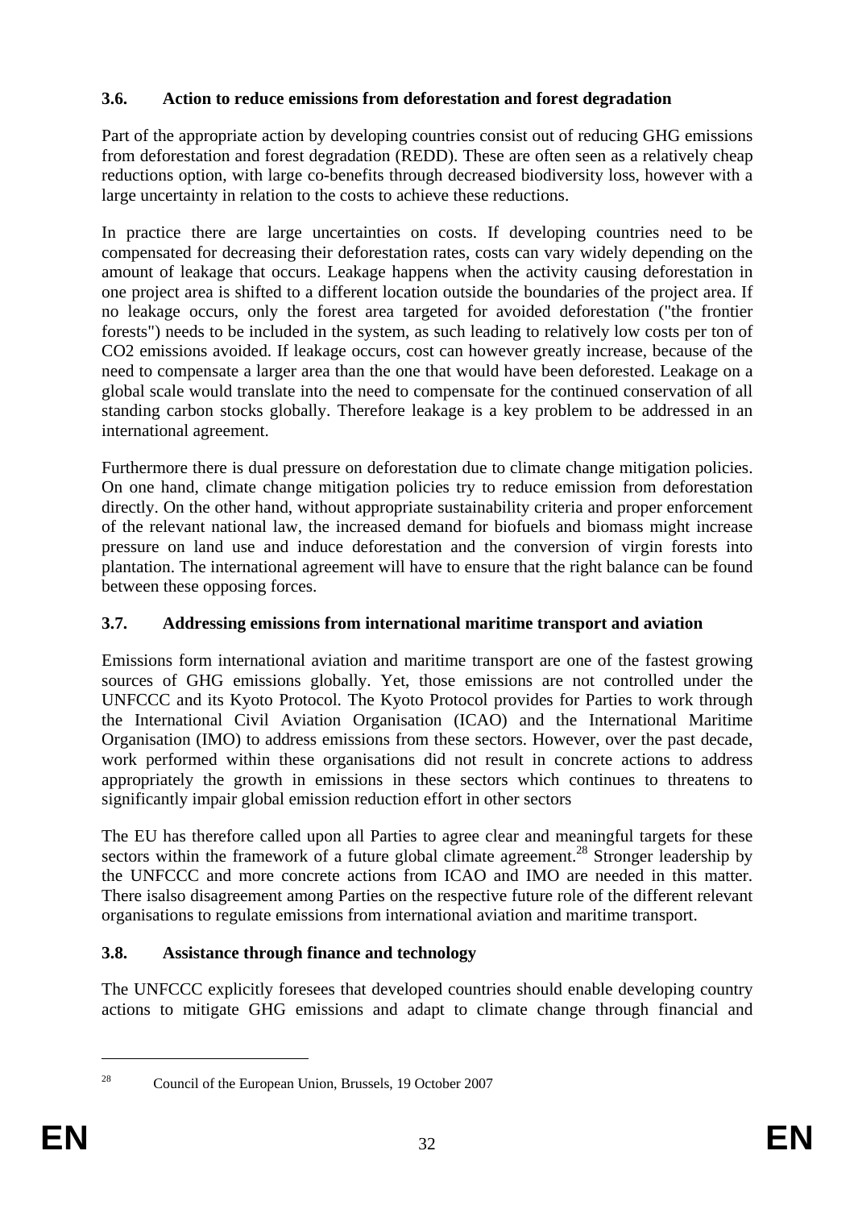### 3.6. Action to reduce emissions from deforestation and forest degradation

Part of the appropriate action by developing countries consist out of reducing GHG emissions from deforestation and forest degradation (REDD). These are often seen as a relatively cheap reductions option, with large co-benefits through decreased biodiversity loss, however with a large uncertainty in relation to the costs to achieve these reductions.

In practice there are large uncertainties on costs. If developing countries need to be compensated for decreasing their deforestation rates, costs can vary widely depending on the amount of leakage that occurs. Leakage happens when the activity causing deforestation in one project area is shifted to a different location outside the boundaries of the project area. If no leakage occurs, only the forest area targeted for avoided deforestation ("the frontier forests") needs to be included in the system, as such leading to relatively low costs per ton of $CO_2$ emissions avoided. If leakage occurs, cost can however greatly increase, because of the need to compensate a larger area than the one that would have been deforested. Leakage on a global scale would translate into the need to compensate for the continued conservation of all standing carbon stocks globally. Therefore leakage is a key problem to be addressed in an international agreement.

Furthermore there is dual pressure on deforestation due to climate change mitigation policies. On one hand, climate change mitigation policies try to reduce emission from deforestation directly. On the other hand, without appropriate sustainability criteria and proper enforcement of the relevant national law, the increased demand for biofuels and biomass might increase pressure on land use and induce deforestation and the conversion of virgin forests into plantation. The international agreement will have to ensure that the right balance can be found between these opposing forces.

### 3.7. Addressing emissions from international maritime transport and aviation

Emissions form international aviation and maritime transport are one of the fastest growing sources of GHG emissions globally. Yet, those emissions are not controlled under the UNFCCC and its Kyoto Protocol. The Kyoto Protocol provides for Parties to work through the International Civil Aviation Organisation (ICAO) and the International Maritime Organisation (IMO) to address emissions from these sectors. However, over the past decade, work performed within these organisations did not result in concrete actions to address appropriately the growth in emissions in these sectors which continues to threatens to significantly impair global emission reduction effort in other sectors

The EU has therefore called upon all Parties to agree clear and meaningful targets for these sectors within the framework of a future global climate agreement.[28] Stronger leadership by the UNFCCC and more concrete actions from ICAO and IMO are needed in this matter. There isalso disagreement among Parties on the respective future role of the different relevant organisations to regulate emissions from international aviation and maritime transport.

### 3.8. Assistance through finance and technology

The UNFCCC explicitly foresees that developed countries should enable developing country actions to mitigate GHG emissions and adapt to climate change through financial and

[28] Council of the European Union, Brussels, 19 October 2007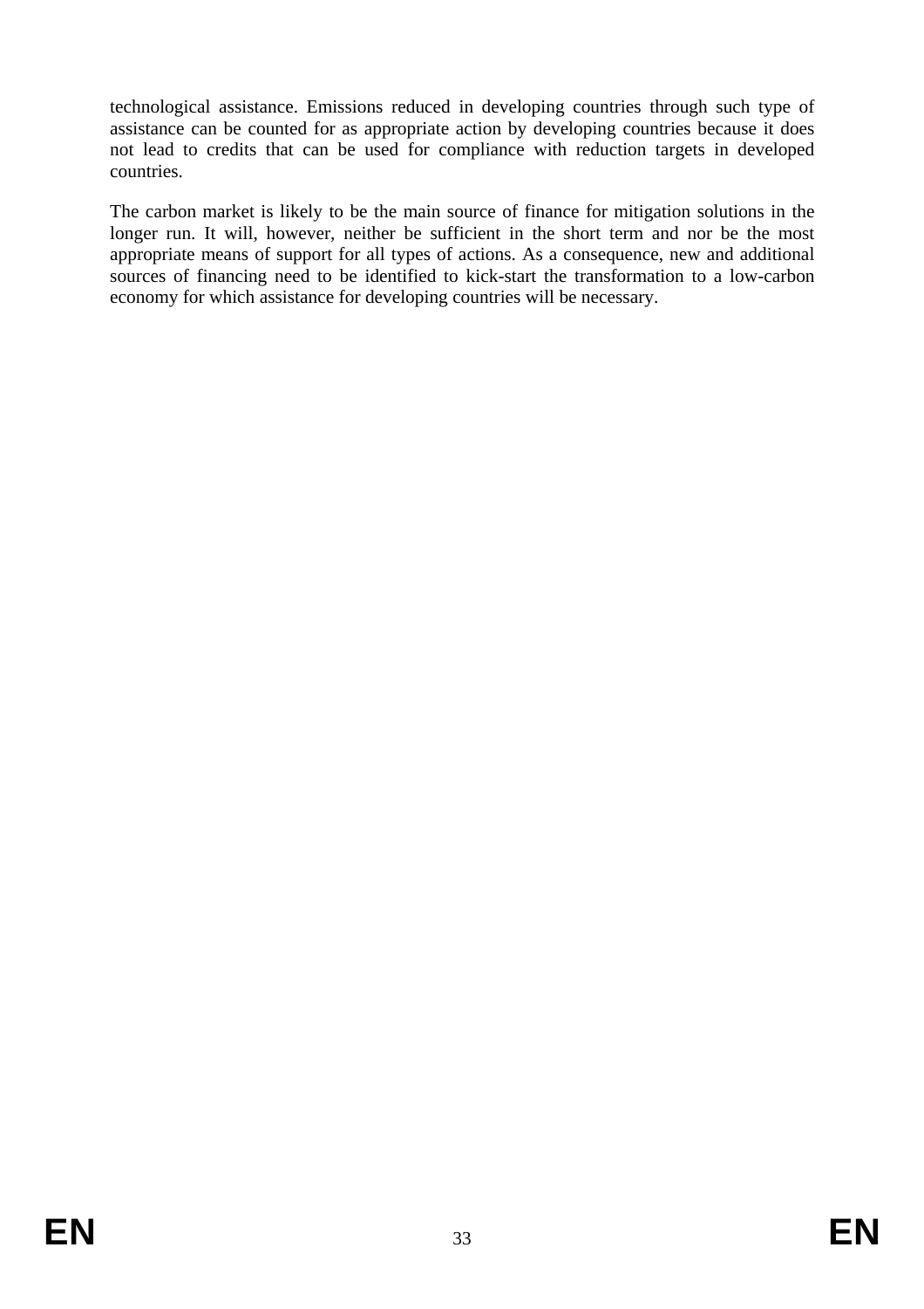technological assistance. Emissions reduced in developing countries through such type of assistance can be counted for as appropriate action by developing countries because it does not lead to credits that can be used for compliance with reduction targets in developed countries.

The carbon market is likely to be the main source of finance for mitigation solutions in the longer run. It will, however, neither be sufficient in the short term and nor be the most appropriate means of support for all types of actions. As a consequence, new and additional sources of financing need to be identified to kick-start the transformation to a low-carbon economy for which assistance for developing countries will be necessary.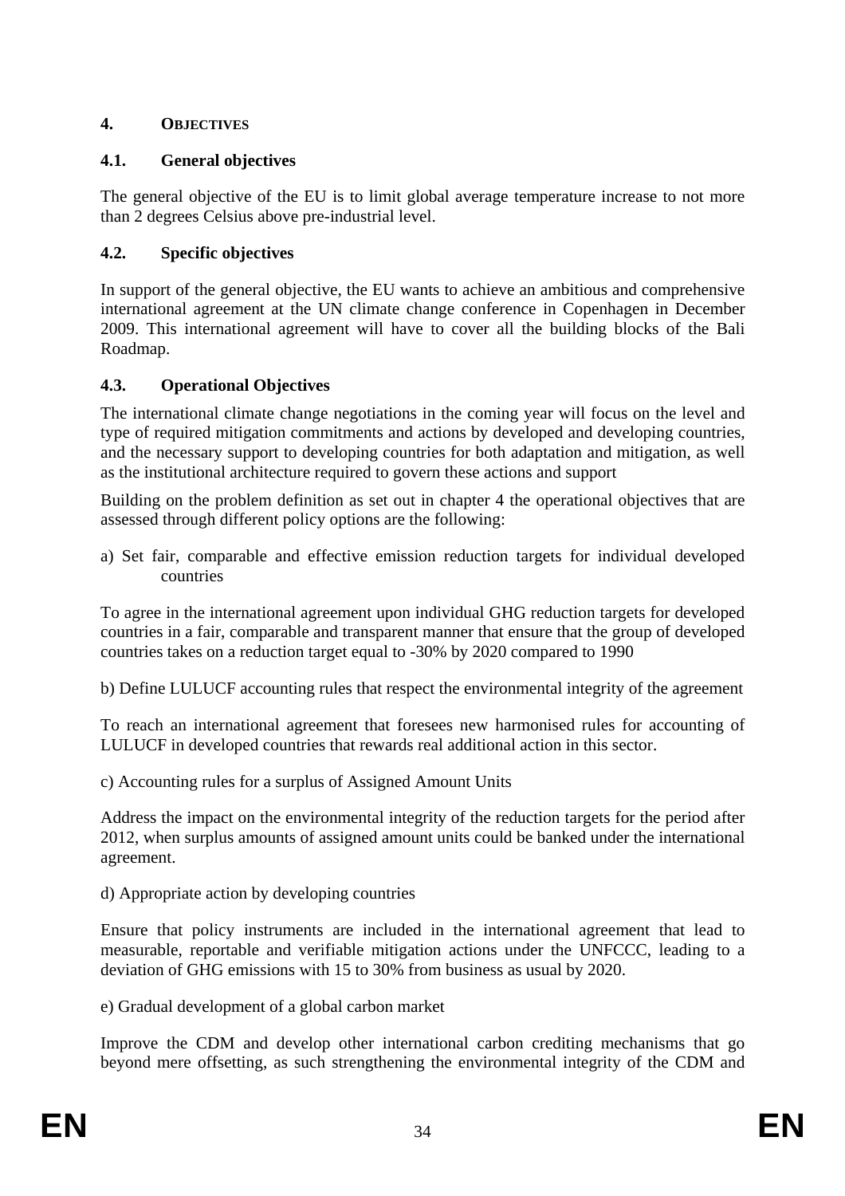## 4. OBJECTIVES

### 4.1. General objectives

The general objective of the EU is to limit global average temperature increase to not more than 2 degrees Celsius above pre-industrial level.

### 4.2. Specific objectives

In support of the general objective, the EU wants to achieve an ambitious and comprehensive international agreement at the UN climate change conference in Copenhagen in December 2009. This international agreement will have to cover all the building blocks of the Bali Roadmap.

### 4.3. Operational Objectives

The international climate change negotiations in the coming year will focus on the level and type of required mitigation commitments and actions by developed and developing countries, and the necessary support to developing countries for both adaptation and mitigation, as well as the institutional architecture required to govern these actions and support

Building on the problem definition as set out in chapter 4 the operational objectives that are assessed through different policy options are the following:

a) Set fair, comparable and effective emission reduction targets for individual developed countries

To agree in the international agreement upon individual GHG reduction targets for developed countries in a fair, comparable and transparent manner that ensure that the group of developed countries takes on a reduction target equal to -30% by 2020 compared to 1990

b) Define LULUCF accounting rules that respect the environmental integrity of the agreement

To reach an international agreement that foresees new harmonised rules for accounting of LULUCF in developed countries that rewards real additional action in this sector.

c) Accounting rules for a surplus of Assigned Amount Units

Address the impact on the environmental integrity of the reduction targets for the period after 2012, when surplus amounts of assigned amount units could be banked under the international agreement.

d) Appropriate action by developing countries

Ensure that policy instruments are included in the international agreement that lead to measurable, reportable and verifiable mitigation actions under the UNFCCC, leading to a deviation of GHG emissions with 15 to 30% from business as usual by 2020.

e) Gradual development of a global carbon market

Improve the CDM and develop other international carbon crediting mechanisms that go beyond mere offsetting, as such strengthening the environmental integrity of the CDM and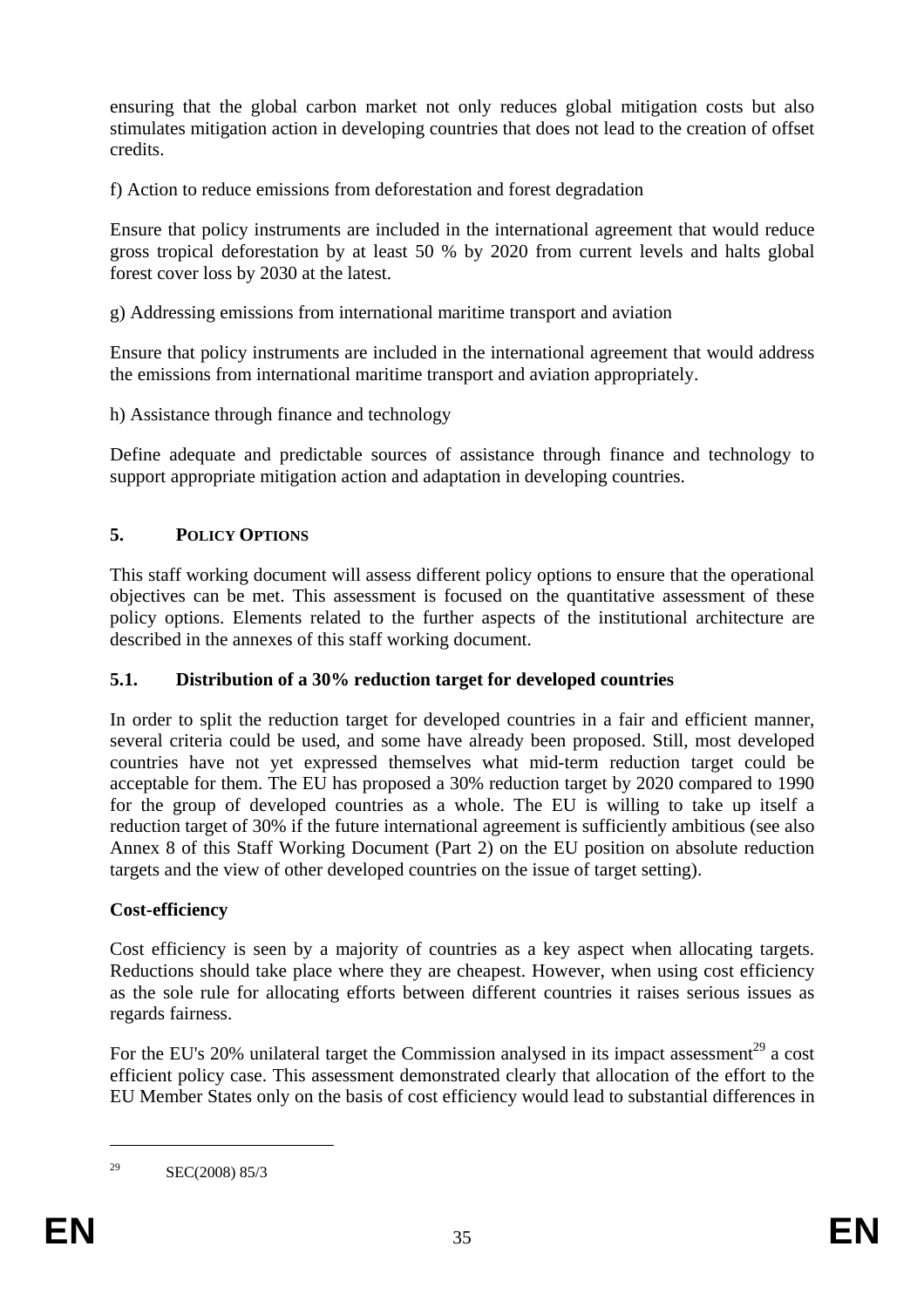ensuring that the global carbon market not only reduces global mitigation costs but also stimulates mitigation action in developing countries that does not lead to the creation of offset credits.

f) Action to reduce emissions from deforestation and forest degradation

Ensure that policy instruments are included in the international agreement that would reduce gross tropical deforestation by at least 50 % by 2020 from current levels and halts global forest cover loss by 2030 at the latest.

g) Addressing emissions from international maritime transport and aviation

Ensure that policy instruments are included in the international agreement that would address the emissions from international maritime transport and aviation appropriately.

h) Assistance through finance and technology

Define adequate and predictable sources of assistance through finance and technology to support appropriate mitigation action and adaptation in developing countries.

## 5. POLICY OPTIONS

This staff working document will assess different policy options to ensure that the operational objectives can be met. This assessment is focused on the quantitative assessment of these policy options. Elements related to the further aspects of the institutional architecture are described in the annexes of this staff working document.

### 5.1. Distribution of a 30% reduction target for developed countries

In order to split the reduction target for developed countries in a fair and efficient manner, several criteria could be used, and some have already been proposed. Still, most developed countries have not yet expressed themselves what mid-term reduction target could be acceptable for them. The EU has proposed a 30% reduction target by 2020 compared to 1990 for the group of developed countries as a whole. The EU is willing to take up itself a reduction target of 30% if the future international agreement is sufficiently ambitious (see also Annex 8 of this Staff Working Document (Part 2) on the EU position on absolute reduction targets and the view of other developed countries on the issue of target setting).

**Cost-efficiency**

Cost efficiency is seen by a majority of countries as a key aspect when allocating targets. Reductions should take place where they are cheapest. However, when using cost efficiency as the sole rule for allocating efforts between different countries it raises serious issues as regards fairness.

For the EU's 20% unilateral target the Commission analysed in its impact assessment[29] a cost efficient policy case. This assessment demonstrated clearly that allocation of the effort to the EU Member States only on the basis of cost efficiency would lead to substantial differences in

---

[29] SEC(2008) 85/3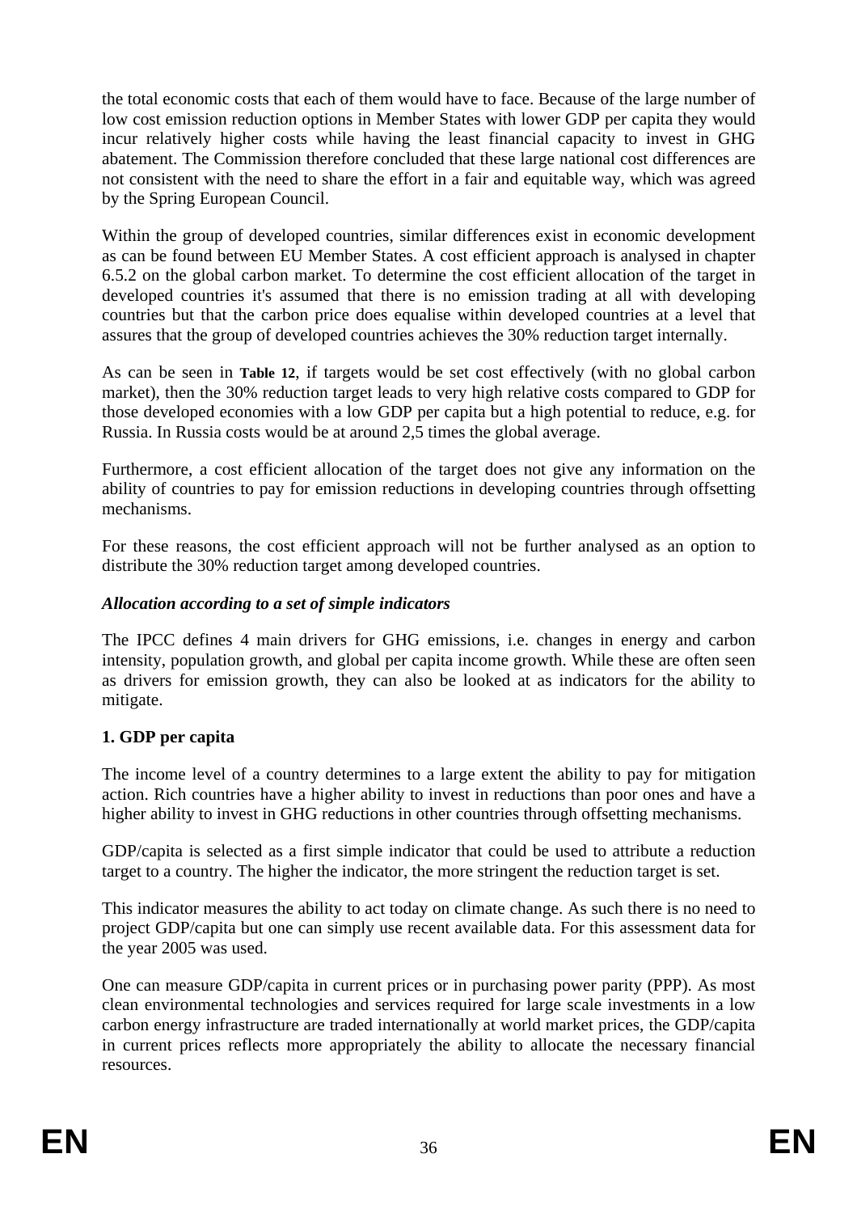the total economic costs that each of them would have to face. Because of the large number of low cost emission reduction options in Member States with lower GDP per capita they would incur relatively higher costs while having the least financial capacity to invest in GHG abatement. The Commission therefore concluded that these large national cost differences are not consistent with the need to share the effort in a fair and equitable way, which was agreed by the Spring European Council.

Within the group of developed countries, similar differences exist in economic development as can be found between EU Member States. A cost efficient approach is analysed in chapter 6.5.2 on the global carbon market. To determine the cost efficient allocation of the target in developed countries it's assumed that there is no emission trading at all with developing countries but that the carbon price does equalise within developed countries at a level that assures that the group of developed countries achieves the 30% reduction target internally.

As can be seen in **Table 12**, if targets would be set cost effectively (with no global carbon market), then the 30% reduction target leads to very high relative costs compared to GDP for those developed economies with a low GDP per capita but a high potential to reduce, e.g. for Russia. In Russia costs would be at around 2,5 times the global average.

Furthermore, a cost efficient allocation of the target does not give any information on the ability of countries to pay for emission reductions in developing countries through offsetting mechanisms.

For these reasons, the cost efficient approach will not be further analysed as an option to distribute the 30% reduction target among developed countries.

***Allocation according to a set of simple indicators***

The IPCC defines 4 main drivers for GHG emissions, i.e. changes in energy and carbon intensity, population growth, and global per capita income growth. While these are often seen as drivers for emission growth, they can also be looked at as indicators for the ability to mitigate.

**1. GDP per capita**

The income level of a country determines to a large extent the ability to pay for mitigation action. Rich countries have a higher ability to invest in reductions than poor ones and have a higher ability to invest in GHG reductions in other countries through offsetting mechanisms.

GDP/capita is selected as a first simple indicator that could be used to attribute a reduction target to a country. The higher the indicator, the more stringent the reduction target is set.

This indicator measures the ability to act today on climate change. As such there is no need to project GDP/capita but one can simply use recent available data. For this assessment data for the year 2005 was used.

One can measure GDP/capita in current prices or in purchasing power parity (PPP). As most clean environmental technologies and services required for large scale investments in a low carbon energy infrastructure are traded internationally at world market prices, the GDP/capita in current prices reflects more appropriately the ability to allocate the necessary financial resources.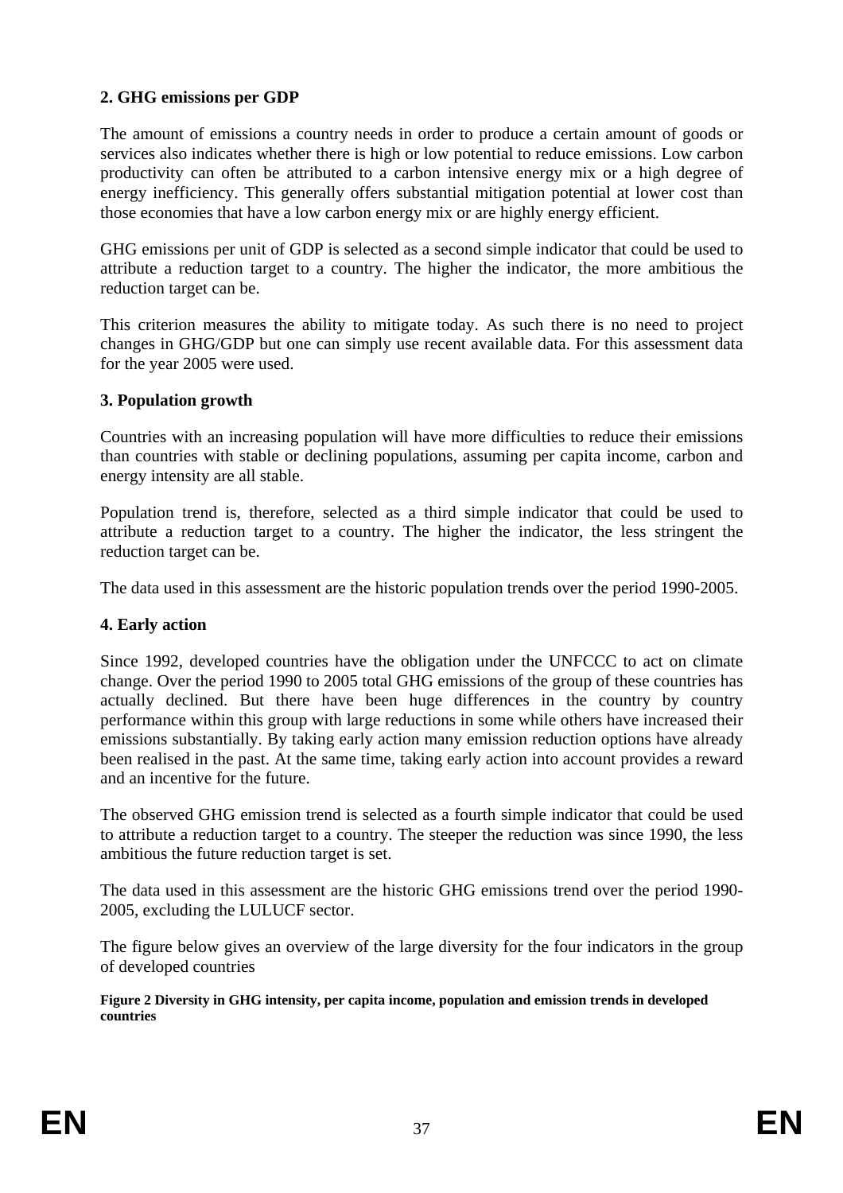## 2. GHG emissions per GDP

The amount of emissions a country needs in order to produce a certain amount of goods or services also indicates whether there is high or low potential to reduce emissions. Low carbon productivity can often be attributed to a carbon intensive energy mix or a high degree of energy inefficiency. This generally offers substantial mitigation potential at lower cost than those economies that have a low carbon energy mix or are highly energy efficient.

GHG emissions per unit of GDP is selected as a second simple indicator that could be used to attribute a reduction target to a country. The higher the indicator, the more ambitious the reduction target can be.

This criterion measures the ability to mitigate today. As such there is no need to project changes in GHG/GDP but one can simply use recent available data. For this assessment data for the year 2005 were used.

## 3. Population growth

Countries with an increasing population will have more difficulties to reduce their emissions than countries with stable or declining populations, assuming per capita income, carbon and energy intensity are all stable.

Population trend is, therefore, selected as a third simple indicator that could be used to attribute a reduction target to a country. The higher the indicator, the less stringent the reduction target can be.

The data used in this assessment are the historic population trends over the period 1990-2005.

## 4. Early action

Since 1992, developed countries have the obligation under the UNFCCC to act on climate change. Over the period 1990 to 2005 total GHG emissions of the group of these countries has actually declined. But there have been huge differences in the country by country performance within this group with large reductions in some while others have increased their emissions substantially. By taking early action many emission reduction options have already been realised in the past. At the same time, taking early action into account provides a reward and an incentive for the future.

The observed GHG emission trend is selected as a fourth simple indicator that could be used to attribute a reduction target to a country. The steeper the reduction was since 1990, the less ambitious the future reduction target is set.

The data used in this assessment are the historic GHG emissions trend over the period 1990-2005, excluding the LULUCF sector.

The figure below gives an overview of the large diversity for the four indicators in the group of developed countries

**Figure 2 Diversity in GHG intensity, per capita income, population and emission trends in developed countries**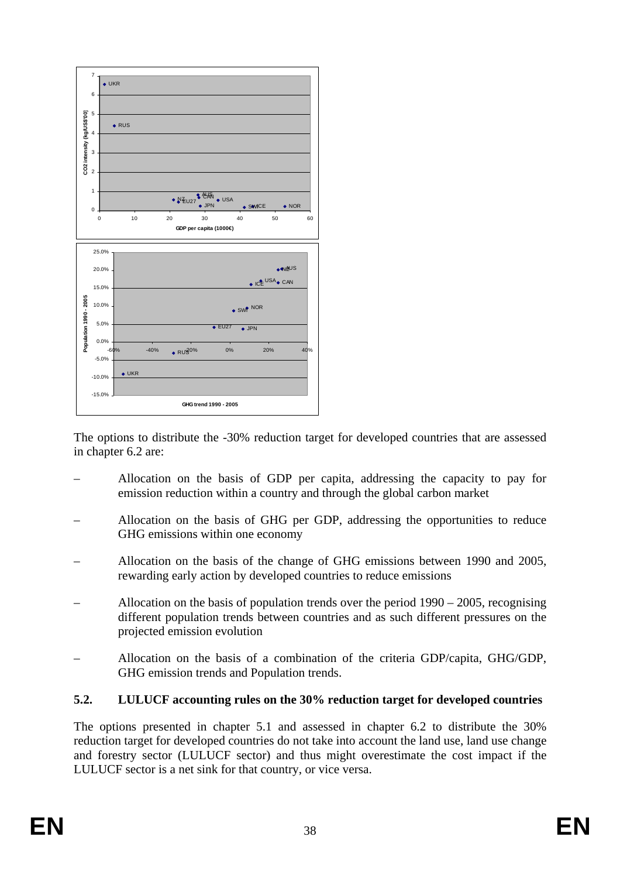The options to distribute the -30% reduction target for developed countries that are assessed in chapter 6.2 are:

– Allocation on the basis of GDP per capita, addressing the capacity to pay for emission reduction within a country and through the global carbon market

– Allocation on the basis of GHG per GDP, addressing the opportunities to reduce GHG emissions within one economy

– Allocation on the basis of the change of GHG emissions between 1990 and 2005, rewarding early action by developed countries to reduce emissions

– Allocation on the basis of population trends over the period 1990 – 2005, recognising different population trends between countries and as such different pressures on the projected emission evolution

– Allocation on the basis of a combination of the criteria GDP/capita, GHG/GDP, GHG emission trends and Population trends.

## 5.2. LULUCF accounting rules on the 30% reduction target for developed countries

The options presented in chapter 5.1 and assessed in chapter 6.2 to distribute the 30% reduction target for developed countries do not take into account the land use, land use change and forestry sector (LULUCF sector) and thus might overestimate the cost impact if the LULUCF sector is a net sink for that country, or vice versa.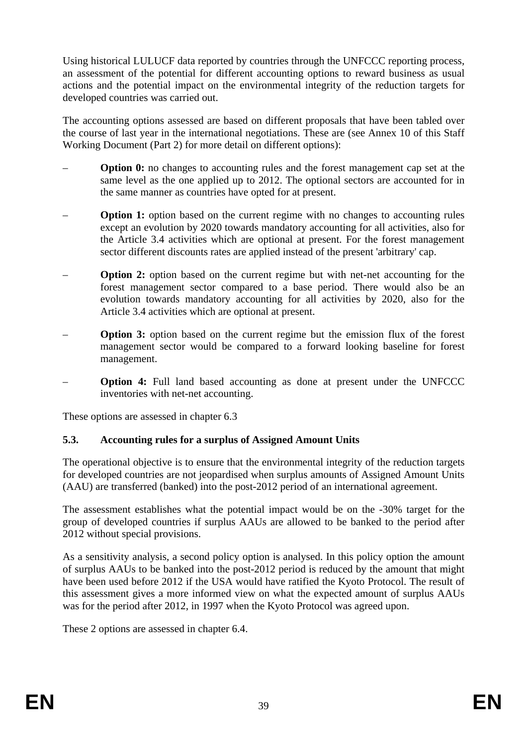Using historical LULUCF data reported by countries through the UNFCCC reporting process, an assessment of the potential for different accounting options to reward business as usual actions and the potential impact on the environmental integrity of the reduction targets for developed countries was carried out.

The accounting options assessed are based on different proposals that have been tabled over the course of last year in the international negotiations. These are (see Annex 10 of this Staff Working Document (Part 2) for more detail on different options):

– **Option 0:** no changes to accounting rules and the forest management cap set at the same level as the one applied up to 2012. The optional sectors are accounted for in the same manner as countries have opted for at present.

– **Option 1:** option based on the current regime with no changes to accounting rules except an evolution by 2020 towards mandatory accounting for all activities, also for the Article 3.4 activities which are optional at present. For the forest management sector different discounts rates are applied instead of the present 'arbitrary' cap.

– **Option 2:** option based on the current regime but with net-net accounting for the forest management sector compared to a base period. There would also be an evolution towards mandatory accounting for all activities by 2020, also for the Article 3.4 activities which are optional at present.

– **Option 3:** option based on the current regime but the emission flux of the forest management sector would be compared to a forward looking baseline for forest management.

– **Option 4:** Full land based accounting as done at present under the UNFCCC inventories with net-net accounting.

These options are assessed in chapter 6.3

### 5.3. Accounting rules for a surplus of Assigned Amount Units

The operational objective is to ensure that the environmental integrity of the reduction targets for developed countries are not jeopardised when surplus amounts of Assigned Amount Units (AAU) are transferred (banked) into the post-2012 period of an international agreement.

The assessment establishes what the potential impact would be on the -30% target for the group of developed countries if surplus AAUs are allowed to be banked to the period after 2012 without special provisions.

As a sensitivity analysis, a second policy option is analysed. In this policy option the amount of surplus AAUs to be banked into the post-2012 period is reduced by the amount that might have been used before 2012 if the USA would have ratified the Kyoto Protocol. The result of this assessment gives a more informed view on what the expected amount of surplus AAUs was for the period after 2012, in 1997 when the Kyoto Protocol was agreed upon.

These 2 options are assessed in chapter 6.4.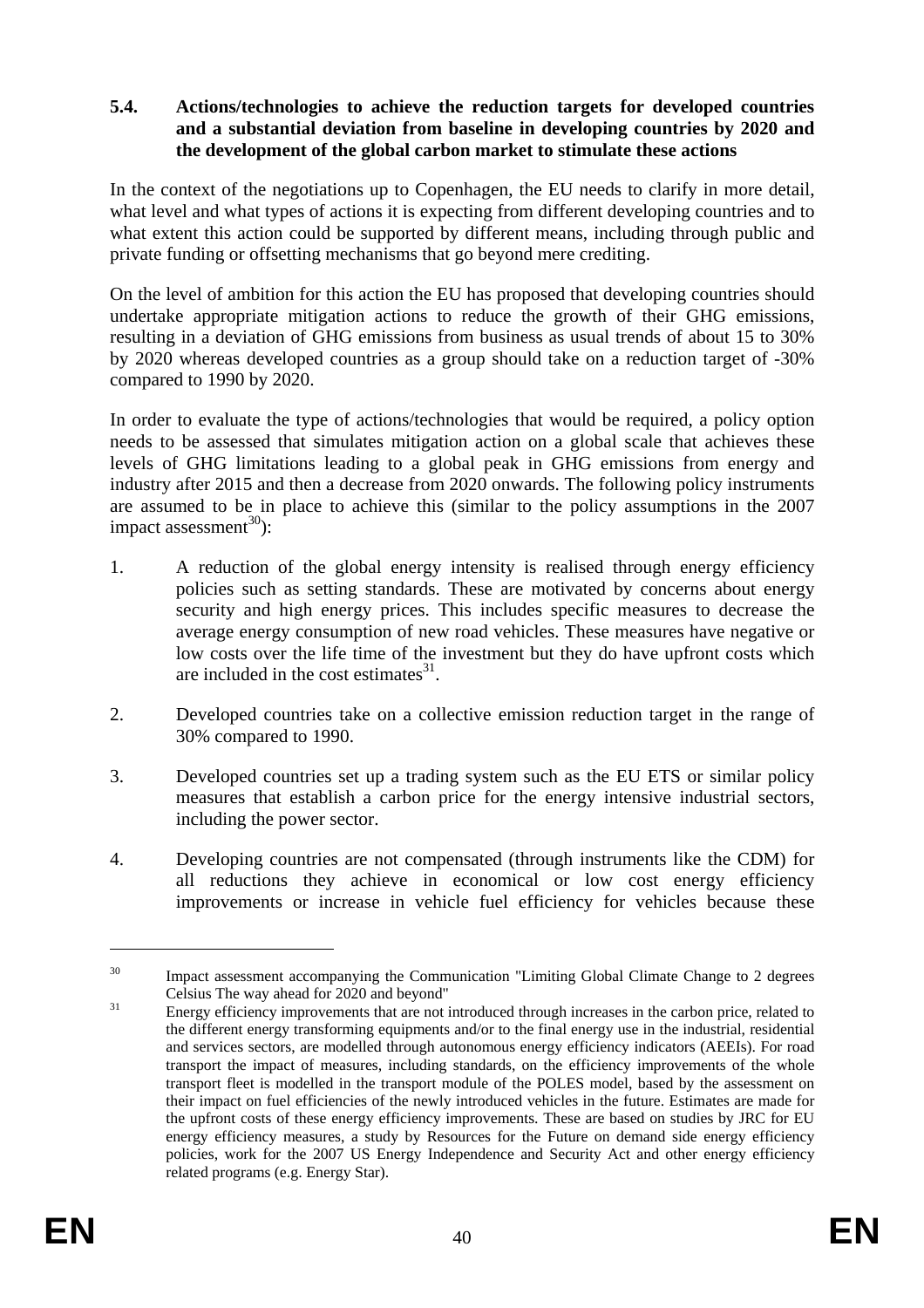### 5.4. Actions/technologies to achieve the reduction targets for developed countries and a substantial deviation from baseline in developing countries by 2020 and the development of the global carbon market to stimulate these actions

In the context of the negotiations up to Copenhagen, the EU needs to clarify in more detail, what level and what types of actions it is expecting from different developing countries and to what extent this action could be supported by different means, including through public and private funding or offsetting mechanisms that go beyond mere crediting.

On the level of ambition for this action the EU has proposed that developing countries should undertake appropriate mitigation actions to reduce the growth of their GHG emissions, resulting in a deviation of GHG emissions from business as usual trends of about 15 to 30% by 2020 whereas developed countries as a group should take on a reduction target of -30% compared to 1990 by 2020.

In order to evaluate the type of actions/technologies that would be required, a policy option needs to be assessed that simulates mitigation action on a global scale that achieves these levels of GHG limitations leading to a global peak in GHG emissions from energy and industry after 2015 and then a decrease from 2020 onwards. The following policy instruments are assumed to be in place to achieve this (similar to the policy assumptions in the 2007 impact assessment[30]):

1. A reduction of the global energy intensity is realised through energy efficiency policies such as setting standards. These are motivated by concerns about energy security and high energy prices. This includes specific measures to decrease the average energy consumption of new road vehicles. These measures have negative or low costs over the life time of the investment but they do have upfront costs which are included in the cost estimates[31].

2. Developed countries take on a collective emission reduction target in the range of 30% compared to 1990.

3. Developed countries set up a trading system such as the EU ETS or similar policy measures that establish a carbon price for the energy intensive industrial sectors, including the power sector.

4. Developing countries are not compensated (through instruments like the CDM) for all reductions they achieve in economical or low cost energy efficiency improvements or increase in vehicle fuel efficiency for vehicles because these

---

[30] Impact assessment accompanying the Communication "Limiting Global Climate Change to 2 degrees Celsius The way ahead for 2020 and beyond"

[31] Energy efficiency improvements that are not introduced through increases in the carbon price, related to the different energy transforming equipments and/or to the final energy use in the industrial, residential and services sectors, are modelled through autonomous energy efficiency indicators (AEEIs). For road transport the impact of measures, including standards, on the efficiency improvements of the whole transport fleet is modelled in the transport module of the POLES model, based by the assessment on their impact on fuel efficiencies of the newly introduced vehicles in the future. Estimates are made for the upfront costs of these energy efficiency improvements. These are based on studies by JRC for EU energy efficiency measures, a study by Resources for the Future on demand side energy efficiency policies, work for the 2007 US Energy Independence and Security Act and other energy efficiency related programs (e.g. Energy Star).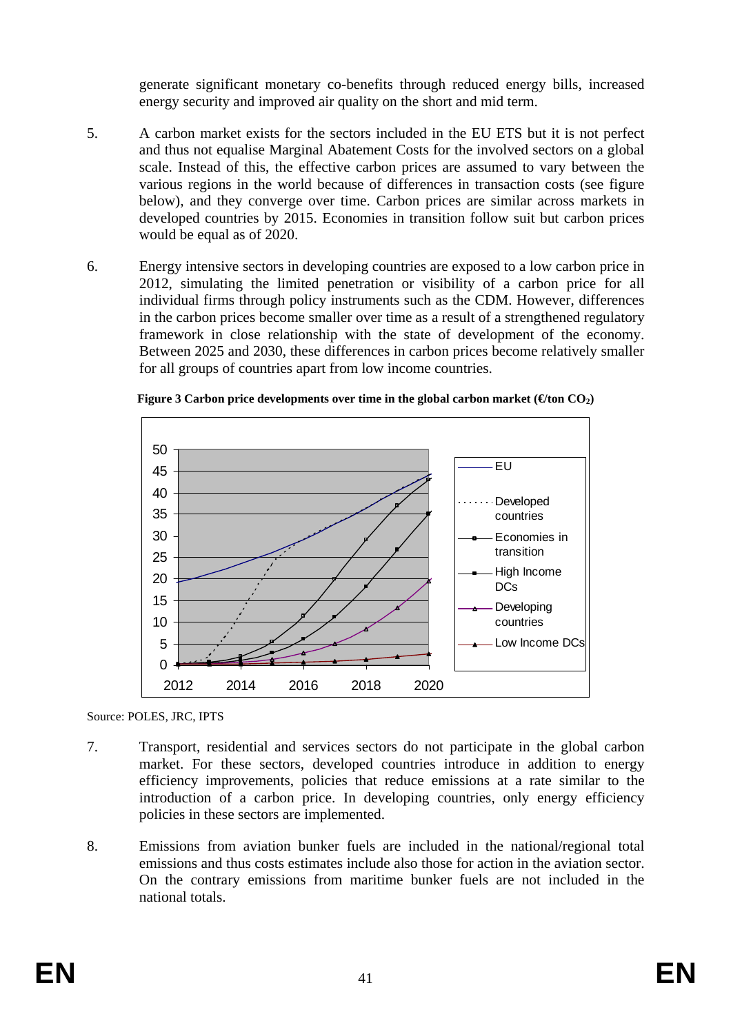generate significant monetary co-benefits through reduced energy bills, increased energy security and improved air quality on the short and mid term.

5. A carbon market exists for the sectors included in the EU ETS but it is not perfect and thus not equalise Marginal Abatement Costs for the involved sectors on a global scale. Instead of this, the effective carbon prices are assumed to vary between the various regions in the world because of differences in transaction costs (see figure below), and they converge over time. Carbon prices are similar across markets in developed countries by 2015. Economies in transition follow suit but carbon prices would be equal as of 2020.

6. Energy intensive sectors in developing countries are exposed to a low carbon price in 2012, simulating the limited penetration or visibility of a carbon price for all individual firms through policy instruments such as the CDM. However, differences in the carbon prices become smaller over time as a result of a strengthened regulatory framework in close relationship with the state of development of the economy. Between 2025 and 2030, these differences in carbon prices become relatively smaller for all groups of countries apart from low income countries.

**Figure 3 Carbon price developments over time in the global carbon market (€/ton $CO_2$)**

Source: POLES, JRC, IPTS

7. Transport, residential and services sectors do not participate in the global carbon market. For these sectors, developed countries introduce in addition to energy efficiency improvements, policies that reduce emissions at a rate similar to the introduction of a carbon price. In developing countries, only energy efficiency policies in these sectors are implemented.

8. Emissions from aviation bunker fuels are included in the national/regional total emissions and thus costs estimates include also those for action in the aviation sector. On the contrary emissions from maritime bunker fuels are not included in the national totals.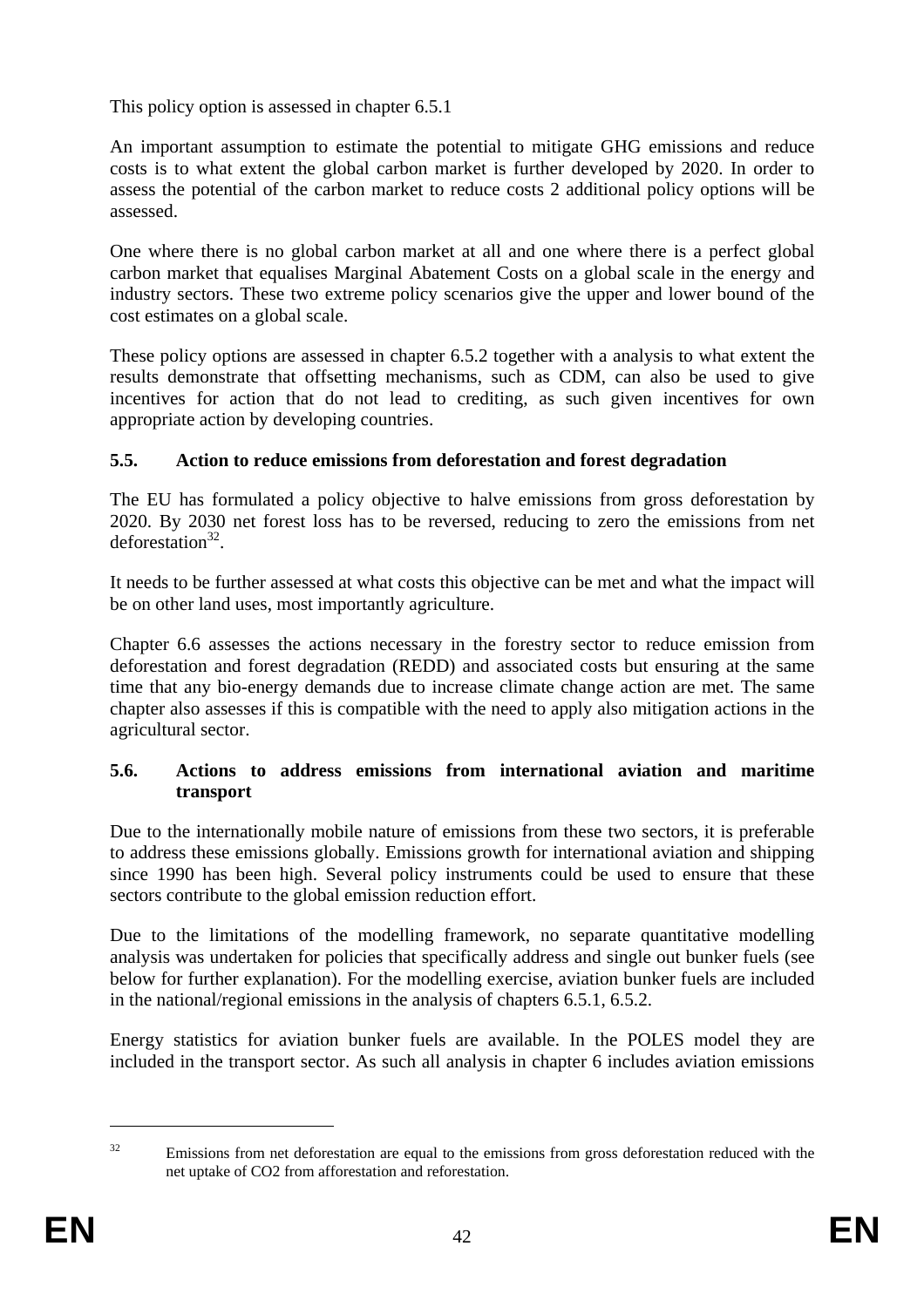This policy option is assessed in chapter 6.5.1

An important assumption to estimate the potential to mitigate GHG emissions and reduce costs is to what extent the global carbon market is further developed by 2020. In order to assess the potential of the carbon market to reduce costs 2 additional policy options will be assessed.

One where there is no global carbon market at all and one where there is a perfect global carbon market that equalises Marginal Abatement Costs on a global scale in the energy and industry sectors. These two extreme policy scenarios give the upper and lower bound of the cost estimates on a global scale.

These policy options are assessed in chapter 6.5.2 together with a analysis to what extent the results demonstrate that offsetting mechanisms, such as CDM, can also be used to give incentives for action that do not lead to crediting, as such given incentives for own appropriate action by developing countries.

### 5.5. Action to reduce emissions from deforestation and forest degradation

The EU has formulated a policy objective to halve emissions from gross deforestation by 2020. By 2030 net forest loss has to be reversed, reducing to zero the emissions from net deforestation[32].

It needs to be further assessed at what costs this objective can be met and what the impact will be on other land uses, most importantly agriculture.

Chapter 6.6 assesses the actions necessary in the forestry sector to reduce emission from deforestation and forest degradation (REDD) and associated costs but ensuring at the same time that any bio-energy demands due to increase climate change action are met. The same chapter also assesses if this is compatible with the need to apply also mitigation actions in the agricultural sector.

### 5.6. Actions to address emissions from international aviation and maritime transport

Due to the internationally mobile nature of emissions from these two sectors, it is preferable to address these emissions globally. Emissions growth for international aviation and shipping since 1990 has been high. Several policy instruments could be used to ensure that these sectors contribute to the global emission reduction effort.

Due to the limitations of the modelling framework, no separate quantitative modelling analysis was undertaken for policies that specifically address and single out bunker fuels (see below for further explanation). For the modelling exercise, aviation bunker fuels are included in the national/regional emissions in the analysis of chapters 6.5.1, 6.5.2.

Energy statistics for aviation bunker fuels are available. In the POLES model they are included in the transport sector. As such all analysis in chapter 6 includes aviation emissions

[32] Emissions from net deforestation are equal to the emissions from gross deforestation reduced with the net uptake of $CO_2$ from afforestation and reforestation.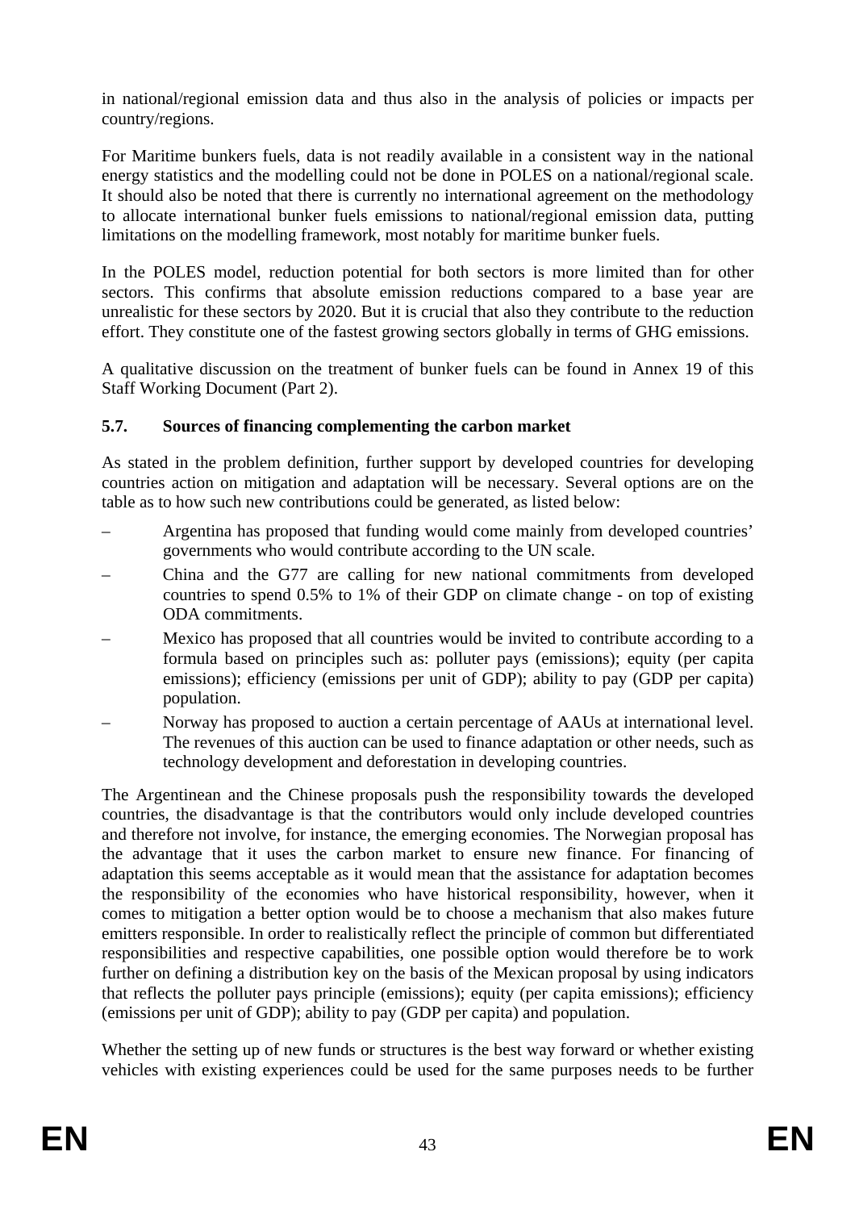in national/regional emission data and thus also in the analysis of policies or impacts per country/regions.

For Maritime bunkers fuels, data is not readily available in a consistent way in the national energy statistics and the modelling could not be done in POLES on a national/regional scale. It should also be noted that there is currently no international agreement on the methodology to allocate international bunker fuels emissions to national/regional emission data, putting limitations on the modelling framework, most notably for maritime bunker fuels.

In the POLES model, reduction potential for both sectors is more limited than for other sectors. This confirms that absolute emission reductions compared to a base year are unrealistic for these sectors by 2020. But it is crucial that also they contribute to the reduction effort. They constitute one of the fastest growing sectors globally in terms of GHG emissions.

A qualitative discussion on the treatment of bunker fuels can be found in Annex 19 of this Staff Working Document (Part 2).

### 5.7. Sources of financing complementing the carbon market

As stated in the problem definition, further support by developed countries for developing countries action on mitigation and adaptation will be necessary. Several options are on the table as to how such new contributions could be generated, as listed below:

– Argentina has proposed that funding would come mainly from developed countries' governments who would contribute according to the UN scale.

– China and the G77 are calling for new national commitments from developed countries to spend 0.5% to 1% of their GDP on climate change - on top of existing ODA commitments.

– Mexico has proposed that all countries would be invited to contribute according to a formula based on principles such as: polluter pays (emissions); equity (per capita emissions); efficiency (emissions per unit of GDP); ability to pay (GDP per capita) population.

– Norway has proposed to auction a certain percentage of AAUs at international level. The revenues of this auction can be used to finance adaptation or other needs, such as technology development and deforestation in developing countries.

The Argentinean and the Chinese proposals push the responsibility towards the developed countries, the disadvantage is that the contributors would only include developed countries and therefore not involve, for instance, the emerging economies. The Norwegian proposal has the advantage that it uses the carbon market to ensure new finance. For financing of adaptation this seems acceptable as it would mean that the assistance for adaptation becomes the responsibility of the economies who have historical responsibility, however, when it comes to mitigation a better option would be to choose a mechanism that also makes future emitters responsible. In order to realistically reflect the principle of common but differentiated responsibilities and respective capabilities, one possible option would therefore be to work further on defining a distribution key on the basis of the Mexican proposal by using indicators that reflects the polluter pays principle (emissions); equity (per capita emissions); efficiency (emissions per unit of GDP); ability to pay (GDP per capita) and population.

Whether the setting up of new funds or structures is the best way forward or whether existing vehicles with existing experiences could be used for the same purposes needs to be further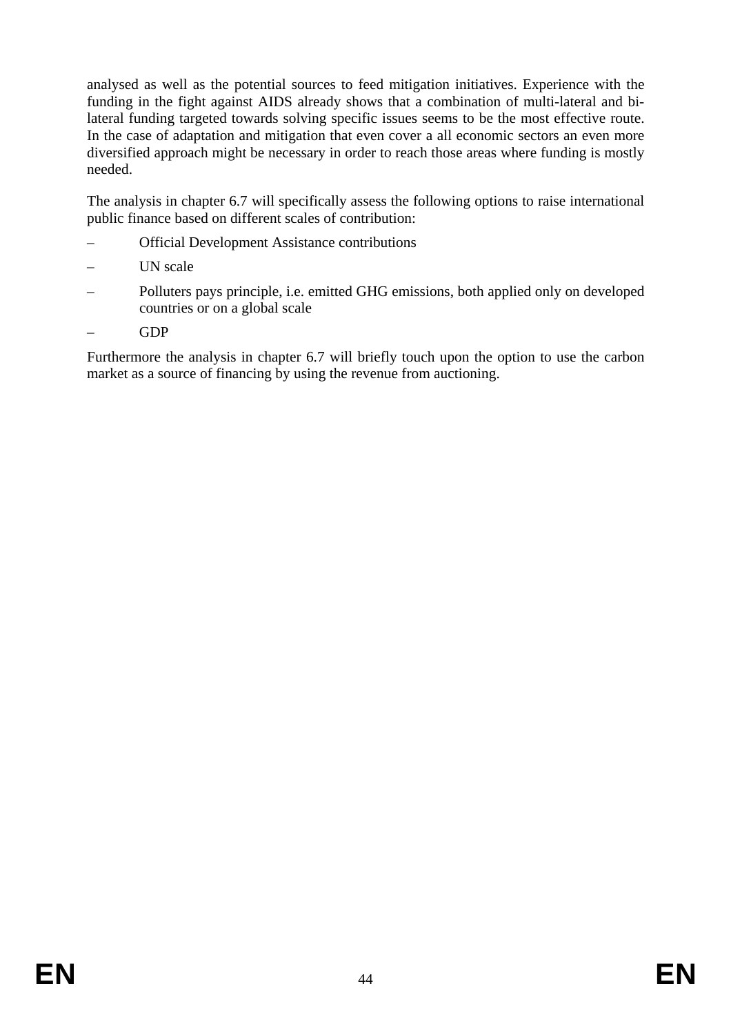analysed as well as the potential sources to feed mitigation initiatives. Experience with the funding in the fight against AIDS already shows that a combination of multi-lateral and bi-lateral funding targeted towards solving specific issues seems to be the most effective route. In the case of adaptation and mitigation that even cover a all economic sectors an even more diversified approach might be necessary in order to reach those areas where funding is mostly needed.

The analysis in chapter 6.7 will specifically assess the following options to raise international public finance based on different scales of contribution:

- Official Development Assistance contributions
- UN scale
- Polluters pays principle, i.e. emitted GHG emissions, both applied only on developed countries or on a global scale
- GDP

Furthermore the analysis in chapter 6.7 will briefly touch upon the option to use the carbon market as a source of financing by using the revenue from auctioning.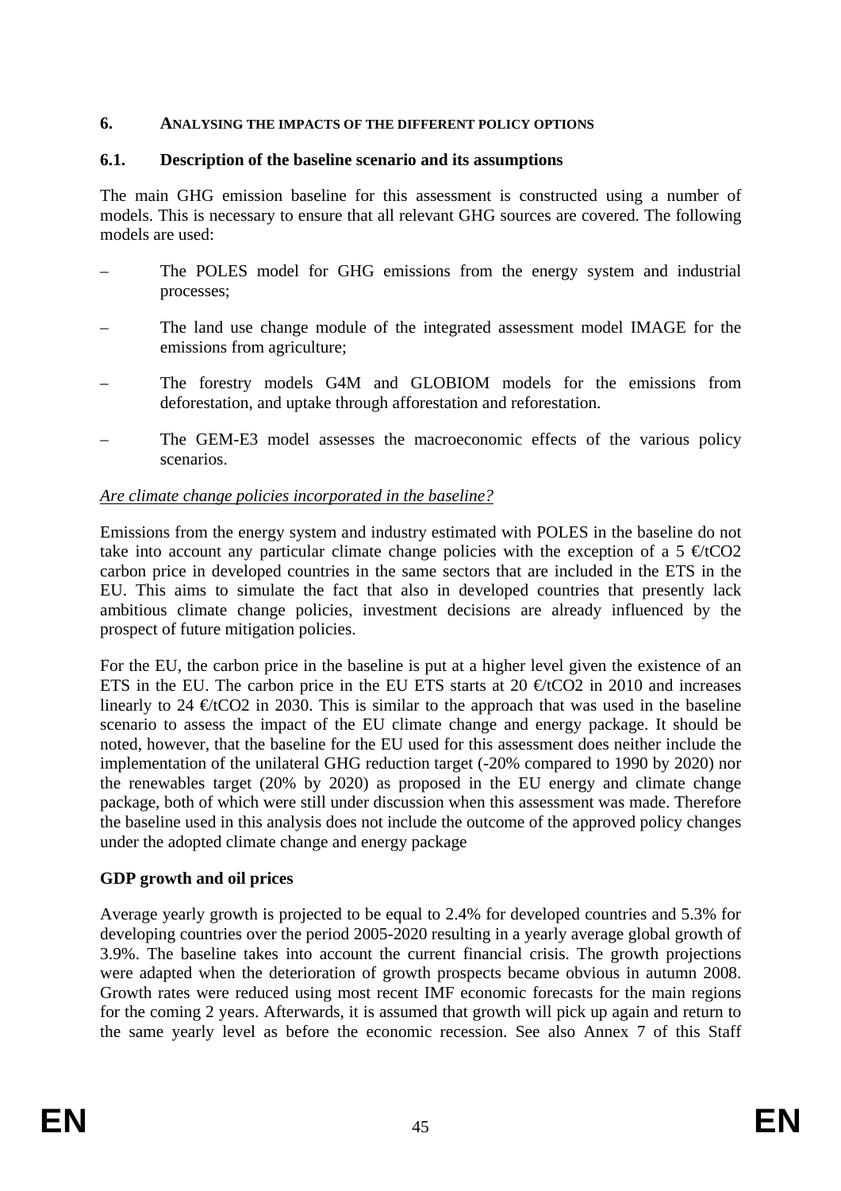## 6. ANALYSING THE IMPACTS OF THE DIFFERENT POLICY OPTIONS

### 6.1. Description of the baseline scenario and its assumptions

The main GHG emission baseline for this assessment is constructed using a number of models. This is necessary to ensure that all relevant GHG sources are covered. The following models are used:

- The POLES model for GHG emissions from the energy system and industrial processes;
- The land use change module of the integrated assessment model IMAGE for the emissions from agriculture;
- The forestry models G4M and GLOBIOM models for the emissions from deforestation, and uptake through afforestation and reforestation.
- The GEM-E3 model assesses the macroeconomic effects of the various policy scenarios.

*Are climate change policies incorporated in the baseline?*

Emissions from the energy system and industry estimated with POLES in the baseline do not take into account any particular climate change policies with the exception of a 5 €/tCO2 carbon price in developed countries in the same sectors that are included in the ETS in the EU. This aims to simulate the fact that also in developed countries that presently lack ambitious climate change policies, investment decisions are already influenced by the prospect of future mitigation policies.

For the EU, the carbon price in the baseline is put at a higher level given the existence of an ETS in the EU. The carbon price in the EU ETS starts at 20 €/tCO2 in 2010 and increases linearly to 24 €/tCO2 in 2030. This is similar to the approach that was used in the baseline scenario to assess the impact of the EU climate change and energy package. It should be noted, however, that the baseline for the EU used for this assessment does neither include the implementation of the unilateral GHG reduction target (-20% compared to 1990 by 2020) nor the renewables target (20% by 2020) as proposed in the EU energy and climate change package, both of which were still under discussion when this assessment was made. Therefore the baseline used in this analysis does not include the outcome of the approved policy changes under the adopted climate change and energy package

**GDP growth and oil prices**

Average yearly growth is projected to be equal to 2.4% for developed countries and 5.3% for developing countries over the period 2005-2020 resulting in a yearly average global growth of 3.9%. The baseline takes into account the current financial crisis. The growth projections were adapted when the deterioration of growth prospects became obvious in autumn 2008. Growth rates were reduced using most recent IMF economic forecasts for the main regions for the coming 2 years. Afterwards, it is assumed that growth will pick up again and return to the same yearly level as before the economic recession. See also Annex 7 of this Staff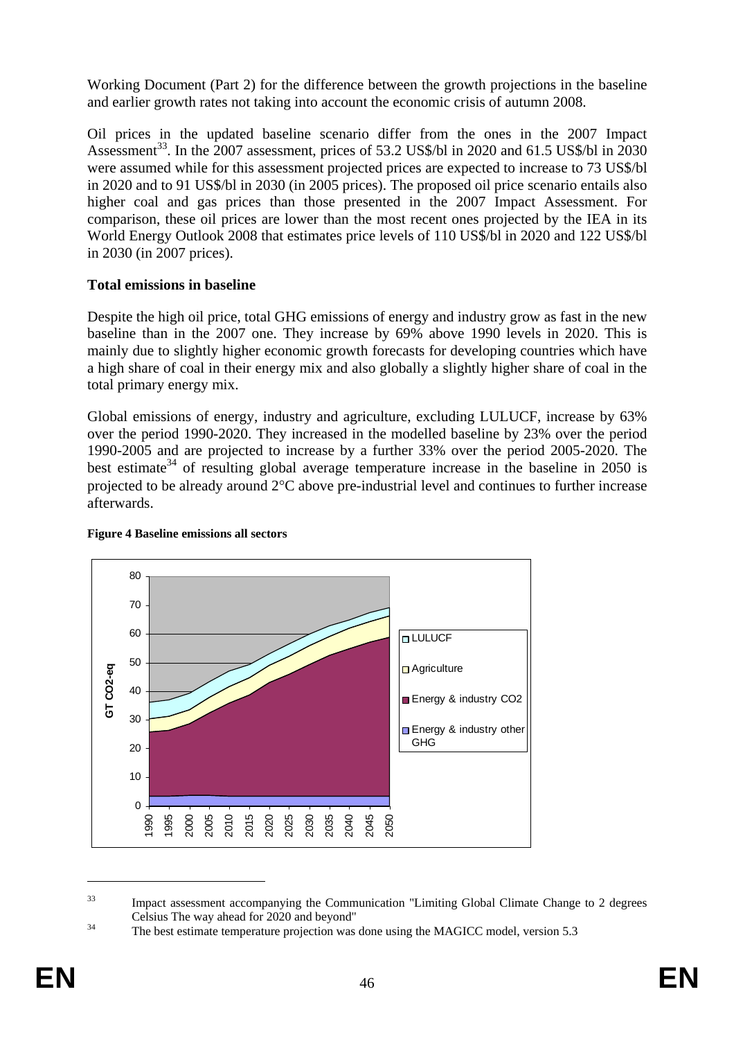Working Document (Part 2) for the difference between the growth projections in the baseline and earlier growth rates not taking into account the economic crisis of autumn 2008.

Oil prices in the updated baseline scenario differ from the ones in the 2007 Impact Assessment[33]. In the 2007 assessment, prices of 53.2 US$/bl in 2020 and 61.5 US$/bl in 2030 were assumed while for this assessment projected prices are expected to increase to 73 US$/bl in 2020 and to 91 US$/bl in 2030 (in 2005 prices). The proposed oil price scenario entails also higher coal and gas prices than those presented in the 2007 Impact Assessment. For comparison, these oil prices are lower than the most recent ones projected by the IEA in its World Energy Outlook 2008 that estimates price levels of 110 US$/bl in 2020 and 122 US$/bl in 2030 (in 2007 prices).

**Total emissions in baseline**

Despite the high oil price, total GHG emissions of energy and industry grow as fast in the new baseline than in the 2007 one. They increase by 69% above 1990 levels in 2020. This is mainly due to slightly higher economic growth forecasts for developing countries which have a high share of coal in their energy mix and also globally a slightly higher share of coal in the total primary energy mix.

Global emissions of energy, industry and agriculture, excluding LULUCF, increase by 63% over the period 1990-2020. They increased in the modelled baseline by 23% over the period 1990-2005 and are projected to increase by a further 33% over the period 2005-2020. The best estimate[34] of resulting global average temperature increase in the baseline in 2050 is projected to be already around 2°C above pre-industrial level and continues to further increase afterwards.

**Figure 4 Baseline emissions all sectors**

[33] Impact assessment accompanying the Communication "Limiting Global Climate Change to 2 degrees Celsius The way ahead for 2020 and beyond"

[34] The best estimate temperature projection was done using the MAGICC model, version 5.3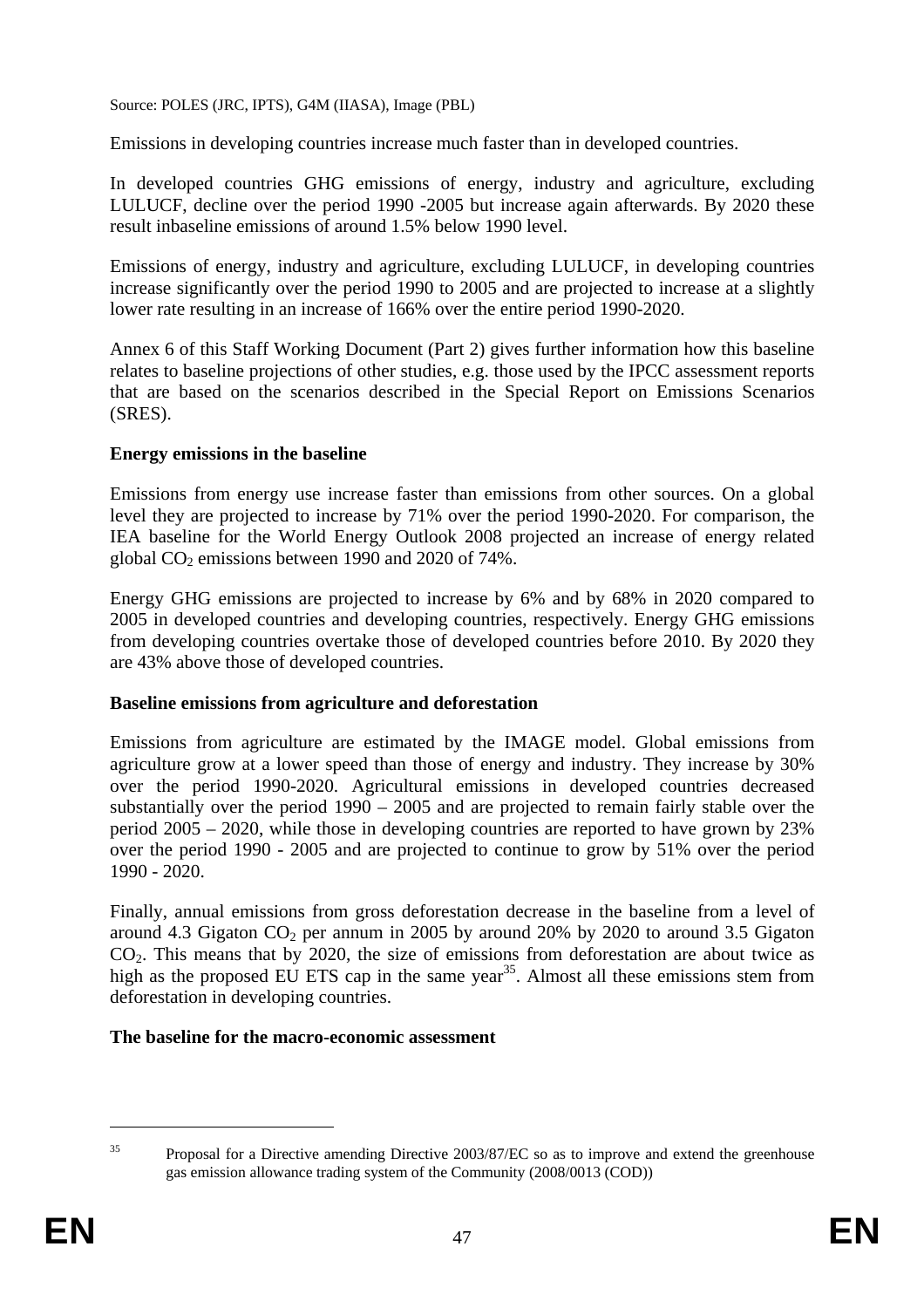Source: POLES (JRC, IPTS), G4M (IIASA), Image (PBL)

Emissions in developing countries increase much faster than in developed countries.

In developed countries GHG emissions of energy, industry and agriculture, excluding LULUCF, decline over the period 1990 -2005 but increase again afterwards. By 2020 these result inbaseline emissions of around 1.5% below 1990 level.

Emissions of energy, industry and agriculture, excluding LULUCF, in developing countries increase significantly over the period 1990 to 2005 and are projected to increase at a slightly lower rate resulting in an increase of 166% over the entire period 1990-2020.

Annex 6 of this Staff Working Document (Part 2) gives further information how this baseline relates to baseline projections of other studies, e.g. those used by the IPCC assessment reports that are based on the scenarios described in the Special Report on Emissions Scenarios (SRES).

**Energy emissions in the baseline**

Emissions from energy use increase faster than emissions from other sources. On a global level they are projected to increase by 71% over the period 1990-2020. For comparison, the IEA baseline for the World Energy Outlook 2008 projected an increase of energy related global $CO_2$ emissions between 1990 and 2020 of 74%.

Energy GHG emissions are projected to increase by 6% and by 68% in 2020 compared to 2005 in developed countries and developing countries, respectively. Energy GHG emissions from developing countries overtake those of developed countries before 2010. By 2020 they are 43% above those of developed countries.

**Baseline emissions from agriculture and deforestation**

Emissions from agriculture are estimated by the IMAGE model. Global emissions from agriculture grow at a lower speed than those of energy and industry. They increase by 30% over the period 1990-2020. Agricultural emissions in developed countries decreased substantially over the period 1990 – 2005 and are projected to remain fairly stable over the period 2005 – 2020, while those in developing countries are reported to have grown by 23% over the period 1990 - 2005 and are projected to continue to grow by 51% over the period 1990 - 2020.

Finally, annual emissions from gross deforestation decrease in the baseline from a level of around 4.3 Gigaton $CO_2$ per annum in 2005 by around 20% by 2020 to around 3.5 Gigaton $CO_2$. This means that by 2020, the size of emissions from deforestation are about twice as high as the proposed EU ETS cap in the same year[35]. Almost all these emissions stem from deforestation in developing countries.

**The baseline for the macro-economic assessment**

[35] Proposal for a Directive amending Directive 2003/87/EC so as to improve and extend the greenhouse gas emission allowance trading system of the Community (2008/0013 (COD))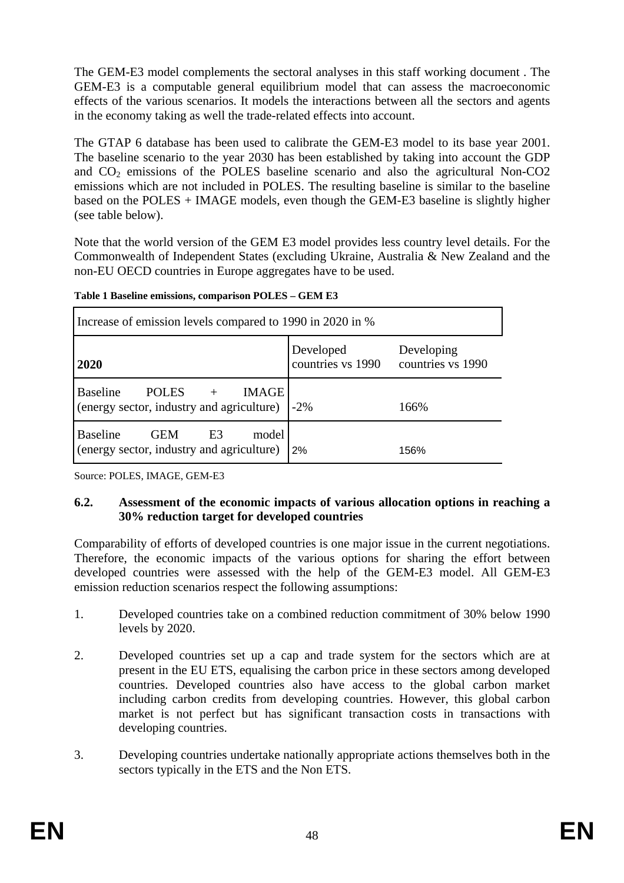The GEM-E3 model complements the sectoral analyses in this staff working document . The GEM-E3 is a computable general equilibrium model that can assess the macroeconomic effects of the various scenarios. It models the interactions between all the sectors and agents in the economy taking as well the trade-related effects into account.

The GTAP 6 database has been used to calibrate the GEM-E3 model to its base year 2001. The baseline scenario to the year 2030 has been established by taking into account the GDP and $CO_2$ emissions of the POLES baseline scenario and also the agricultural Non-CO2 emissions which are not included in POLES. The resulting baseline is similar to the baseline based on the POLES + IMAGE models, even though the GEM-E3 baseline is slightly higher (see table below).

Note that the world version of the GEM E3 model provides less country level details. For the Commonwealth of Independent States (excluding Ukraine, Australia & New Zealand and the non-EU OECD countries in Europe aggregates have to be used.

**Table 1 Baseline emissions, comparison POLES – GEM E3**

| Increase of emission levels compared to 1990 in 2020 in % | | |
|---|---|---|
| **2020** | Developed countries vs 1990 | Developing countries vs 1990 |
| Baseline POLES + IMAGE (energy sector, industry and agriculture) | -2% | 166% |
| Baseline GEM E3 model (energy sector, industry and agriculture) | 2% | 156% |

Source: POLES, IMAGE, GEM-E3

### 6.2. Assessment of the economic impacts of various allocation options in reaching a 30% reduction target for developed countries

Comparability of efforts of developed countries is one major issue in the current negotiations. Therefore, the economic impacts of the various options for sharing the effort between developed countries were assessed with the help of the GEM-E3 model. All GEM-E3 emission reduction scenarios respect the following assumptions:

1. Developed countries take on a combined reduction commitment of 30% below 1990 levels by 2020.

2. Developed countries set up a cap and trade system for the sectors which are at present in the EU ETS, equalising the carbon price in these sectors among developed countries. Developed countries also have access to the global carbon market including carbon credits from developing countries. However, this global carbon market is not perfect but has significant transaction costs in transactions with developing countries.

3. Developing countries undertake nationally appropriate actions themselves both in the sectors typically in the ETS and the Non ETS.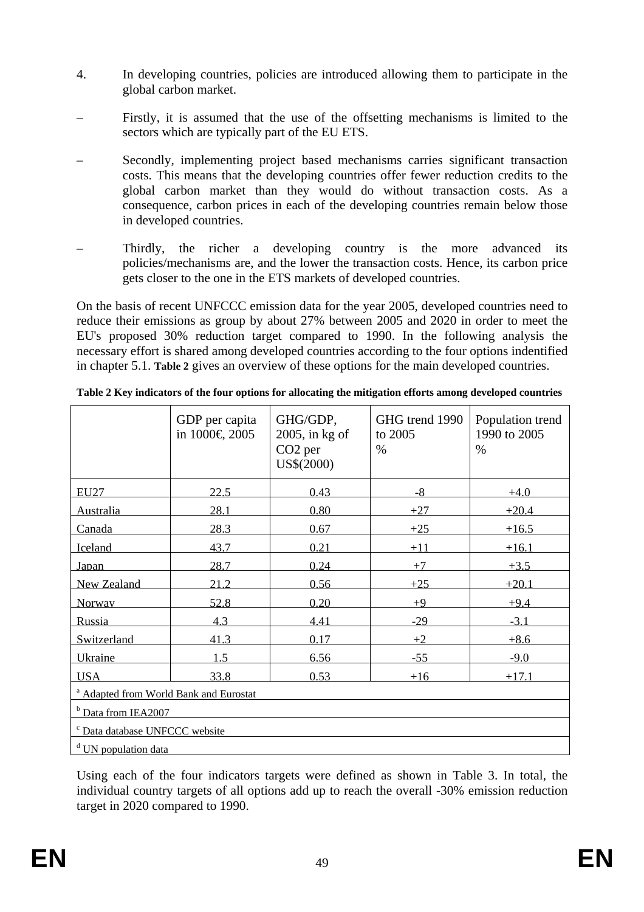4. In developing countries, policies are introduced allowing them to participate in the global carbon market.

– Firstly, it is assumed that the use of the offsetting mechanisms is limited to the sectors which are typically part of the EU ETS.

– Secondly, implementing project based mechanisms carries significant transaction costs. This means that the developing countries offer fewer reduction credits to the global carbon market than they would do without transaction costs. As a consequence, carbon prices in each of the developing countries remain below those in developed countries.

– Thirdly, the richer a developing country is the more advanced its policies/mechanisms are, and the lower the transaction costs. Hence, its carbon price gets closer to the one in the ETS markets of developed countries.

On the basis of recent UNFCCC emission data for the year 2005, developed countries need to reduce their emissions as group by about 27% between 2005 and 2020 in order to meet the EU's proposed 30% reduction target compared to 1990. In the following analysis the necessary effort is shared among developed countries according to the four options indentified in chapter 5.1. **Table 2** gives an overview of these options for the main developed countries.

**Table 2 Key indicators of the four options for allocating the mitigation efforts among developed countries**

| | GDP per capita in 1000€, 2005 | GHG/GDP, 2005, in kg of $CO_2$ per US$(2000) | GHG trend 1990 to 2005 % | Population trend 1990 to 2005 % |
|---|---|---|---|---|
| EU27 | 22.5 | 0.43 | -8 | +4.0 |
| Australia | 28.1 | 0.80 | +27 | +20.4 |
| Canada | 28.3 | 0.67 | +25 | +16.5 |
| Iceland | 43.7 | 0.21 | +11 | +16.1 |
| Japan | 28.7 | 0.24 | +7 | +3.5 |
| New Zealand | 21.2 | 0.56 | +25 | +20.1 |
| Norway | 52.8 | 0.20 | +9 | +9.4 |
| Russia | 4.3 | 4.41 | -29 | -3.1 |
| Switzerland | 41.3 | 0.17 | +2 | +8.6 |
| Ukraine | 1.5 | 6.56 | -55 | -9.0 |
| USA | 33.8 | 0.53 | +16 | +17.1 |

[a] Adapted from World Bank and Eurostat

[b] Data from IEA2007

[c] Data database UNFCCC website

[d] UN population data

Using each of the four indicators targets were defined as shown in Table 3. In total, the individual country targets of all options add up to reach the overall -30% emission reduction target in 2020 compared to 1990.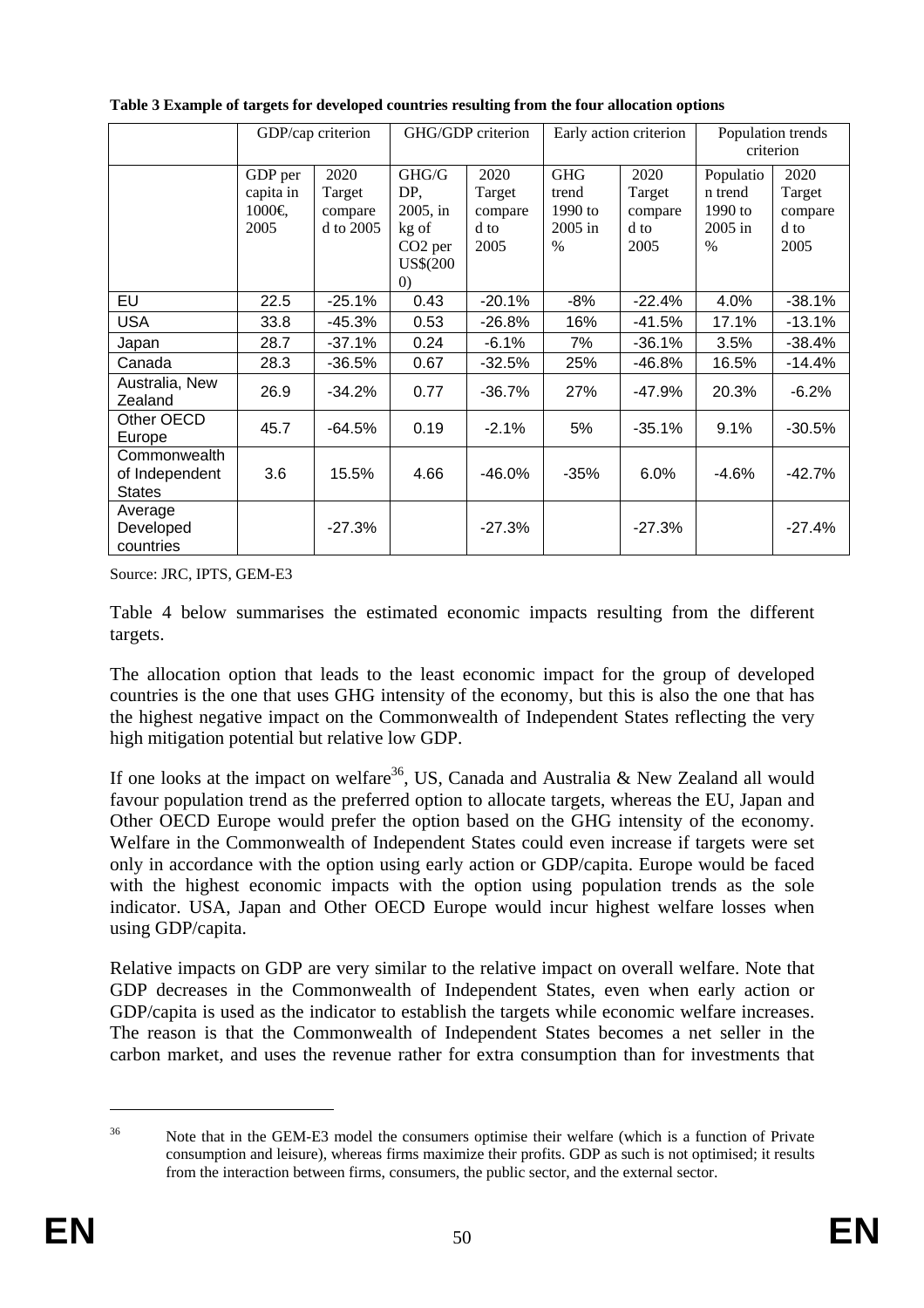**Table 3 Example of targets for developed countries resulting from the four allocation options**

| | GDP/cap criterion | | GHG/GDP criterion | | Early action criterion | | Population trends criterion | |
|---|---|---|---|---|---|---|---|---|
| | GDP per capita in 1000€, 2005 | 2020 Target compared to 2005 | GHG/GDP, 2005, in kg of $CO_2$ per US$(2000) | 2020 Target compared to 2005 | GHG trend 1990 to 2005 in % | 2020 Target compared to 2005 | Population trend 1990 to 2005 in % | 2020 Target compared to 2005 |
| EU | 22.5 | -25.1% | 0.43 | -20.1% | -8% | -22.4% | 4.0% | -38.1% |
| USA | 33.8 | -45.3% | 0.53 | -26.8% | 16% | -41.5% | 17.1% | -13.1% |
| Japan | 28.7 | -37.1% | 0.24 | -6.1% | 7% | -36.1% | 3.5% | -38.4% |
| Canada | 28.3 | -36.5% | 0.67 | -32.5% | 25% | -46.8% | 16.5% | -14.4% |
| Australia, New Zealand | 26.9 | -34.2% | 0.77 | -36.7% | 27% | -47.9% | 20.3% | -6.2% |
| Other OECD Europe | 45.7 | -64.5% | 0.19 | -2.1% | 5% | -35.1% | 9.1% | -30.5% |
| Commonwealth of Independent States | 3.6 | 15.5% | 4.66 | -46.0% | -35% | 6.0% | -4.6% | -42.7% |
| Average Developed countries | | -27.3% | | -27.3% | | -27.3% | | -27.4% |

Source: JRC, IPTS, GEM-E3

Table 4 below summarises the estimated economic impacts resulting from the different targets.

The allocation option that leads to the least economic impact for the group of developed countries is the one that uses GHG intensity of the economy, but this is also the one that has the highest negative impact on the Commonwealth of Independent States reflecting the very high mitigation potential but relative low GDP.

If one looks at the impact on welfare[36], US, Canada and Australia & New Zealand all would favour population trend as the preferred option to allocate targets, whereas the EU, Japan and Other OECD Europe would prefer the option based on the GHG intensity of the economy. Welfare in the Commonwealth of Independent States could even increase if targets were set only in accordance with the option using early action or GDP/capita. Europe would be faced with the highest economic impacts with the option using population trends as the sole indicator. USA, Japan and Other OECD Europe would incur highest welfare losses when using GDP/capita.

Relative impacts on GDP are very similar to the relative impact on overall welfare. Note that GDP decreases in the Commonwealth of Independent States, even when early action or GDP/capita is used as the indicator to establish the targets while economic welfare increases. The reason is that the Commonwealth of Independent States becomes a net seller in the carbon market, and uses the revenue rather for extra consumption than for investments that

[36] Note that in the GEM-E3 model the consumers optimise their welfare (which is a function of Private consumption and leisure), whereas firms maximize their profits. GDP as such is not optimised; it results from the interaction between firms, consumers, the public sector, and the external sector.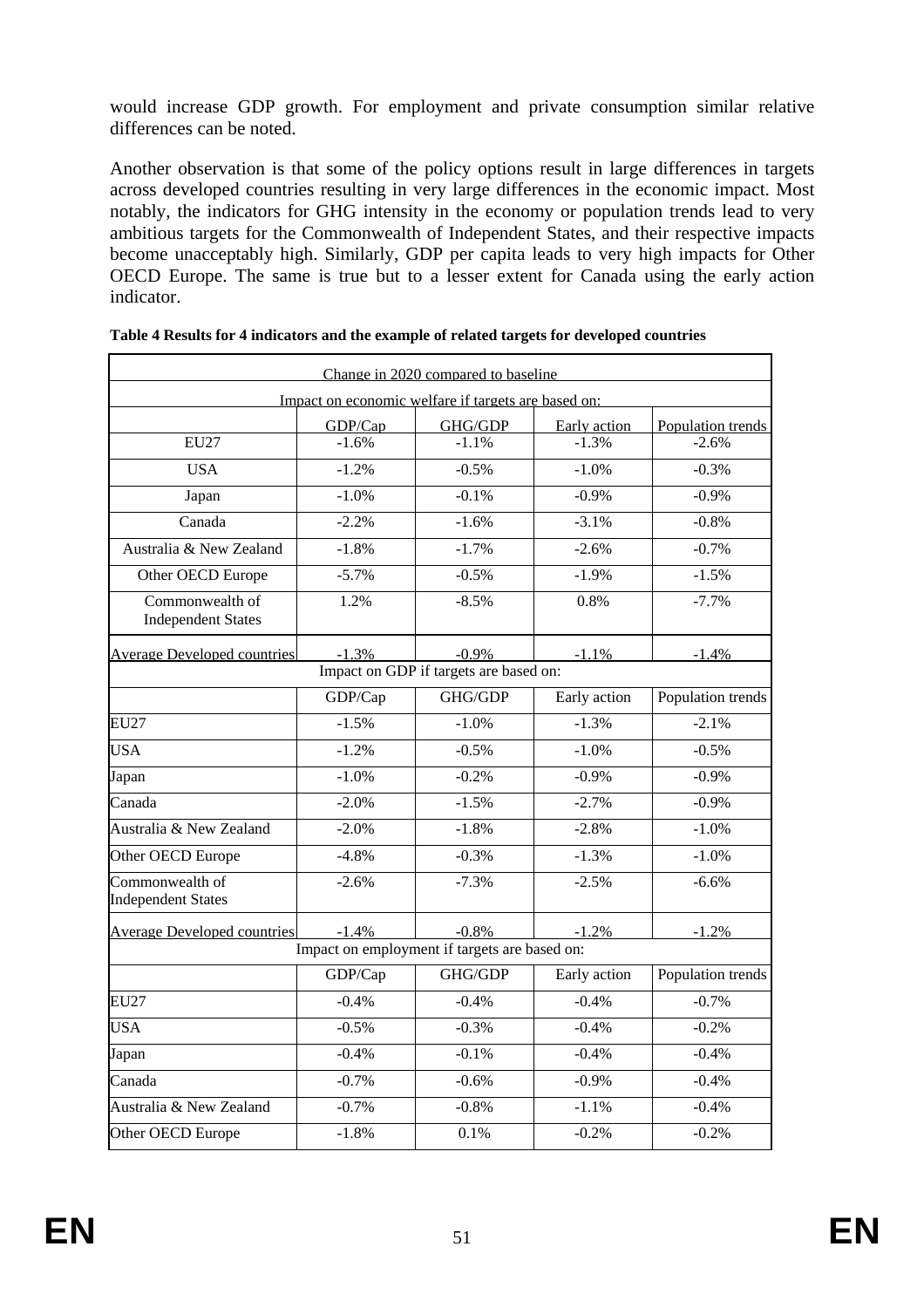would increase GDP growth. For employment and private consumption similar relative differences can be noted.

Another observation is that some of the policy options result in large differences in targets across developed countries resulting in very large differences in the economic impact. Most notably, the indicators for GHG intensity in the economy or population trends lead to very ambitious targets for the Commonwealth of Independent States, and their respective impacts become unacceptably high. Similarly, GDP per capita leads to very high impacts for Other OECD Europe. The same is true but to a lesser extent for Canada using the early action indicator.

**Table 4 Results for 4 indicators and the example of related targets for developed countries**

| Change in 2020 compared to baseline | | | | |
|---|---|---|---|---|
| Impact on economic welfare if targets are based on: | | | | |
| | GDP/Cap | GHG/GDP | Early action | Population trends |
| EU27 | -1.6% | -1.1% | -1.3% | -2.6% |
| USA | -1.2% | -0.5% | -1.0% | -0.3% |
| Japan | -1.0% | -0.1% | -0.9% | -0.9% |
| Canada | -2.2% | -1.6% | -3.1% | -0.8% |
| Australia & New Zealand | -1.8% | -1.7% | -2.6% | -0.7% |
| Other OECD Europe | -5.7% | -0.5% | -1.9% | -1.5% |
| Commonwealth of Independent States | 1.2% | -8.5% | 0.8% | -7.7% |
| Average Developed countries | -1.3% | -0.9% | -1.1% | -1.4% |
| Impact on GDP if targets are based on: | | | | |
| | GDP/Cap | GHG/GDP | Early action | Population trends |
| EU27 | -1.5% | -1.0% | -1.3% | -2.1% |
| USA | -1.2% | -0.5% | -1.0% | -0.5% |
| Japan | -1.0% | -0.2% | -0.9% | -0.9% |
| Canada | -2.0% | -1.5% | -2.7% | -0.9% |
| Australia & New Zealand | -2.0% | -1.8% | -2.8% | -1.0% |
| Other OECD Europe | -4.8% | -0.3% | -1.3% | -1.0% |
| Commonwealth of Independent States | -2.6% | -7.3% | -2.5% | -6.6% |
| Average Developed countries | -1.4% | -0.8% | -1.2% | -1.2% |
| Impact on employment if targets are based on: | | | | |
| | GDP/Cap | GHG/GDP | Early action | Population trends |
| EU27 | -0.4% | -0.4% | -0.4% | -0.7% |
| USA | -0.5% | -0.3% | -0.4% | -0.2% |
| Japan | -0.4% | -0.1% | -0.4% | -0.4% |
| Canada | -0.7% | -0.6% | -0.9% | -0.4% |
| Australia & New Zealand | -0.7% | -0.8% | -1.1% | -0.4% |
| Other OECD Europe | -1.8% | 0.1% | -0.2% | -0.2% |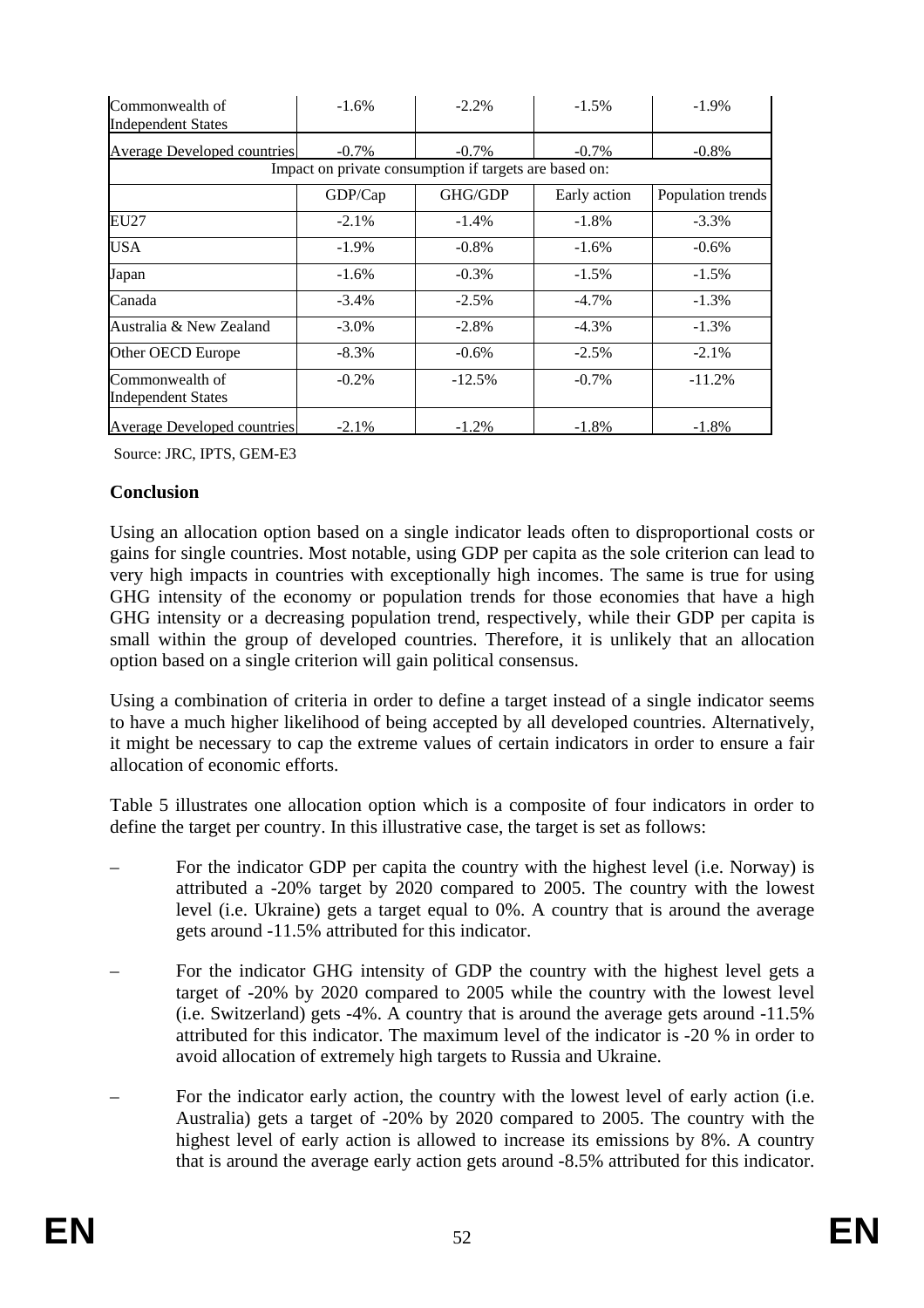| | | | | |
|---|---|---|---|---|
| Commonwealth of Independent States | -1.6% | -2.2% | -1.5% | -1.9% |
| Average Developed countries | -0.7% | -0.7% | -0.7% | -0.8% |
| Impact on private consumption if targets are based on: | | | | |
| | GDP/Cap | GHG/GDP | Early action | Population trends |
| EU27 | -2.1% | -1.4% | -1.8% | -3.3% |
| USA | -1.9% | -0.8% | -1.6% | -0.6% |
| Japan | -1.6% | -0.3% | -1.5% | -1.5% |
| Canada | -3.4% | -2.5% | -4.7% | -1.3% |
| Australia & New Zealand | -3.0% | -2.8% | -4.3% | -1.3% |
| Other OECD Europe | -8.3% | -0.6% | -2.5% | -2.1% |
| Commonwealth of Independent States | -0.2% | -12.5% | -0.7% | -11.2% |
| Average Developed countries | -2.1% | -1.2% | -1.8% | -1.8% |

Source: JRC, IPTS, GEM-E3

**Conclusion**

Using an allocation option based on a single indicator leads often to disproportional costs or gains for single countries. Most notable, using GDP per capita as the sole criterion can lead to very high impacts in countries with exceptionally high incomes. The same is true for using GHG intensity of the economy or population trends for those economies that have a high GHG intensity or a decreasing population trend, respectively, while their GDP per capita is small within the group of developed countries. Therefore, it is unlikely that an allocation option based on a single criterion will gain political consensus.

Using a combination of criteria in order to define a target instead of a single indicator seems to have a much higher likelihood of being accepted by all developed countries. Alternatively, it might be necessary to cap the extreme values of certain indicators in order to ensure a fair allocation of economic efforts.

Table 5 illustrates one allocation option which is a composite of four indicators in order to define the target per country. In this illustrative case, the target is set as follows:

– For the indicator GDP per capita the country with the highest level (i.e. Norway) is attributed a -20% target by 2020 compared to 2005. The country with the lowest level (i.e. Ukraine) gets a target equal to 0%. A country that is around the average gets around -11.5% attributed for this indicator.

– For the indicator GHG intensity of GDP the country with the highest level gets a target of -20% by 2020 compared to 2005 while the country with the lowest level (i.e. Switzerland) gets -4%. A country that is around the average gets around -11.5% attributed for this indicator. The maximum level of the indicator is -20 % in order to avoid allocation of extremely high targets to Russia and Ukraine.

– For the indicator early action, the country with the lowest level of early action (i.e. Australia) gets a target of -20% by 2020 compared to 2005. The country with the highest level of early action is allowed to increase its emissions by 8%. A country that is around the average early action gets around -8.5% attributed for this indicator.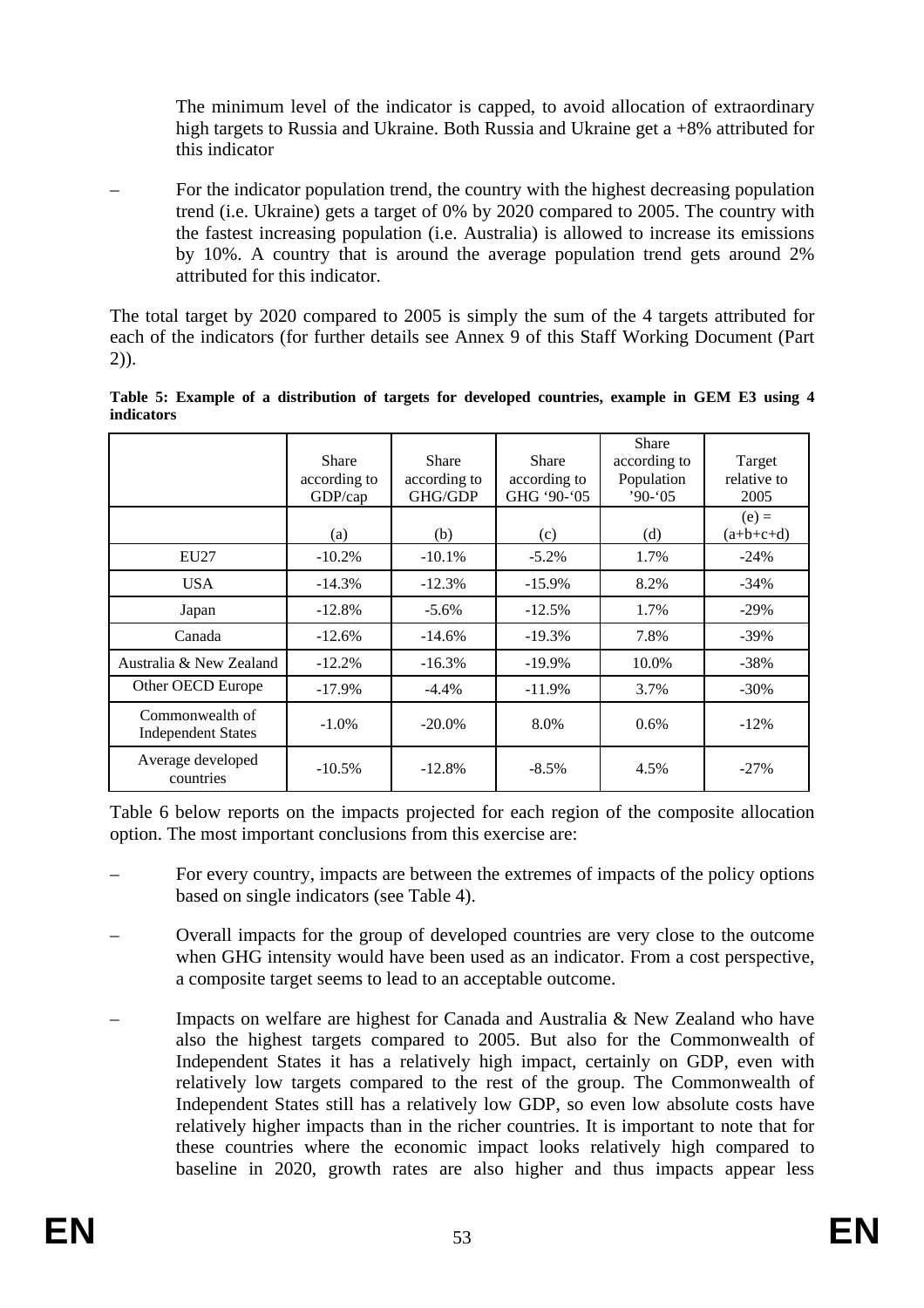The minimum level of the indicator is capped, to avoid allocation of extraordinary high targets to Russia and Ukraine. Both Russia and Ukraine get a +8% attributed for this indicator

– For the indicator population trend, the country with the highest decreasing population trend (i.e. Ukraine) gets a target of 0% by 2020 compared to 2005. The country with the fastest increasing population (i.e. Australia) is allowed to increase its emissions by 10%. A country that is around the average population trend gets around 2% attributed for this indicator.

The total target by 2020 compared to 2005 is simply the sum of the 4 targets attributed for each of the indicators (for further details see Annex 9 of this Staff Working Document (Part 2)).

**Table 5: Example of a distribution of targets for developed countries, example in GEM E3 using 4 indicators**

| | Share according to GDP/cap | Share according to GHG/GDP | Share according to GHG '90-'05 | Share according to Population '90-'05 | Target relative to 2005 |
|---|---|---|---|---|---|
| | (a) | (b) | (c) | (d) | (e) = (a+b+c+d) |
| EU27 | -10.2% | -10.1% | -5.2% | 1.7% | -24% |
| USA | -14.3% | -12.3% | -15.9% | 8.2% | -34% |
| Japan | -12.8% | -5.6% | -12.5% | 1.7% | -29% |
| Canada | -12.6% | -14.6% | -19.3% | 7.8% | -39% |
| Australia & New Zealand | -12.2% | -16.3% | -19.9% | 10.0% | -38% |
| Other OECD Europe | -17.9% | -4.4% | -11.9% | 3.7% | -30% |
| Commonwealth of Independent States | -1.0% | -20.0% | 8.0% | 0.6% | -12% |
| Average developed countries | -10.5% | -12.8% | -8.5% | 4.5% | -27% |

Table 6 below reports on the impacts projected for each region of the composite allocation option. The most important conclusions from this exercise are:

– For every country, impacts are between the extremes of impacts of the policy options based on single indicators (see Table 4).

– Overall impacts for the group of developed countries are very close to the outcome when GHG intensity would have been used as an indicator. From a cost perspective, a composite target seems to lead to an acceptable outcome.

– Impacts on welfare are highest for Canada and Australia & New Zealand who have also the highest targets compared to 2005. But also for the Commonwealth of Independent States it has a relatively high impact, certainly on GDP, even with relatively low targets compared to the rest of the group. The Commonwealth of Independent States still has a relatively low GDP, so even low absolute costs have relatively higher impacts than in the richer countries. It is important to note that for these countries where the economic impact looks relatively high compared to baseline in 2020, growth rates are also higher and thus impacts appear less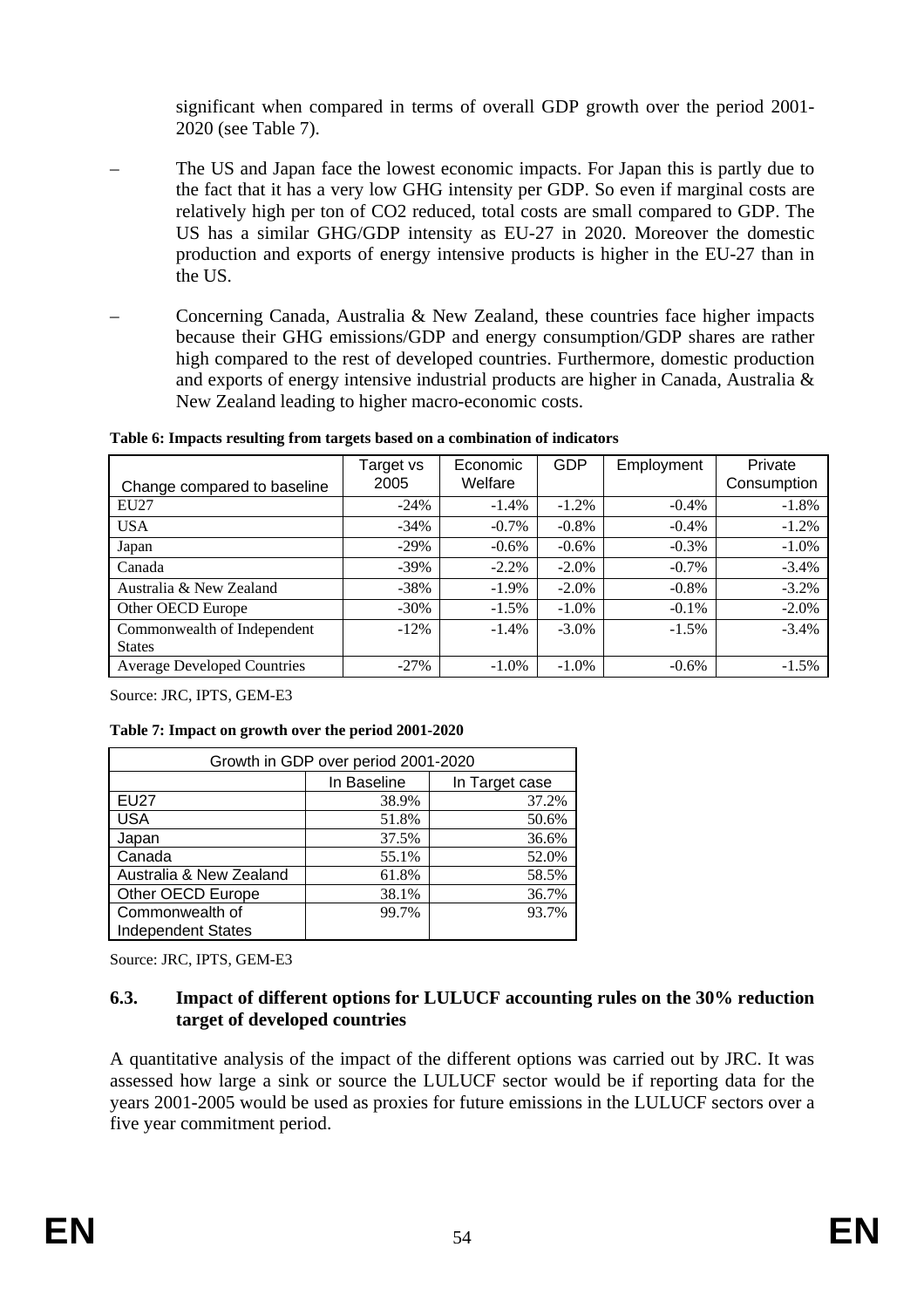significant when compared in terms of overall GDP growth over the period 2001-2020 (see Table 7).

- The US and Japan face the lowest economic impacts. For Japan this is partly due to the fact that it has a very low GHG intensity per GDP. So even if marginal costs are relatively high per ton of CO2 reduced, total costs are small compared to GDP. The US has a similar GHG/GDP intensity as EU-27 in 2020. Moreover the domestic production and exports of energy intensive products is higher in the EU-27 than in the US.

- Concerning Canada, Australia & New Zealand, these countries face higher impacts because their GHG emissions/GDP and energy consumption/GDP shares are rather high compared to the rest of developed countries. Furthermore, domestic production and exports of energy intensive industrial products are higher in Canada, Australia & New Zealand leading to higher macro-economic costs.

**Table 6: Impacts resulting from targets based on a combination of indicators**

| Change compared to baseline | Target vs 2005 | Economic Welfare | GDP | Employment | Private Consumption |
|---|---|---|---|---|---|
| EU27 | -24% | -1.4% | -1.2% | -0.4% | -1.8% |
| USA | -34% | -0.7% | -0.8% | -0.4% | -1.2% |
| Japan | -29% | -0.6% | -0.6% | -0.3% | -1.0% |
| Canada | -39% | -2.2% | -2.0% | -0.7% | -3.4% |
| Australia & New Zealand | -38% | -1.9% | -2.0% | -0.8% | -3.2% |
| Other OECD Europe | -30% | -1.5% | -1.0% | -0.1% | -2.0% |
| Commonwealth of Independent States | -12% | -1.4% | -3.0% | -1.5% | -3.4% |
| Average Developed Countries | -27% | -1.0% | -1.0% | -0.6% | -1.5% |

Source: JRC, IPTS, GEM-E3

**Table 7: Impact on growth over the period 2001-2020**

| Growth in GDP over period 2001-2020 | | |
|---|---|---|
| | In Baseline | In Target case |
| EU27 | 38.9% | 37.2% |
| USA | 51.8% | 50.6% |
| Japan | 37.5% | 36.6% |
| Canada | 55.1% | 52.0% |
| Australia & New Zealand | 61.8% | 58.5% |
| Other OECD Europe | 38.1% | 36.7% |
| Commonwealth of Independent States | 99.7% | 93.7% |

Source: JRC, IPTS, GEM-E3

### 6.3. Impact of different options for LULUCF accounting rules on the 30% reduction target of developed countries

A quantitative analysis of the impact of the different options was carried out by JRC. It was assessed how large a sink or source the LULUCF sector would be if reporting data for the years 2001-2005 would be used as proxies for future emissions in the LULUCF sectors over a five year commitment period.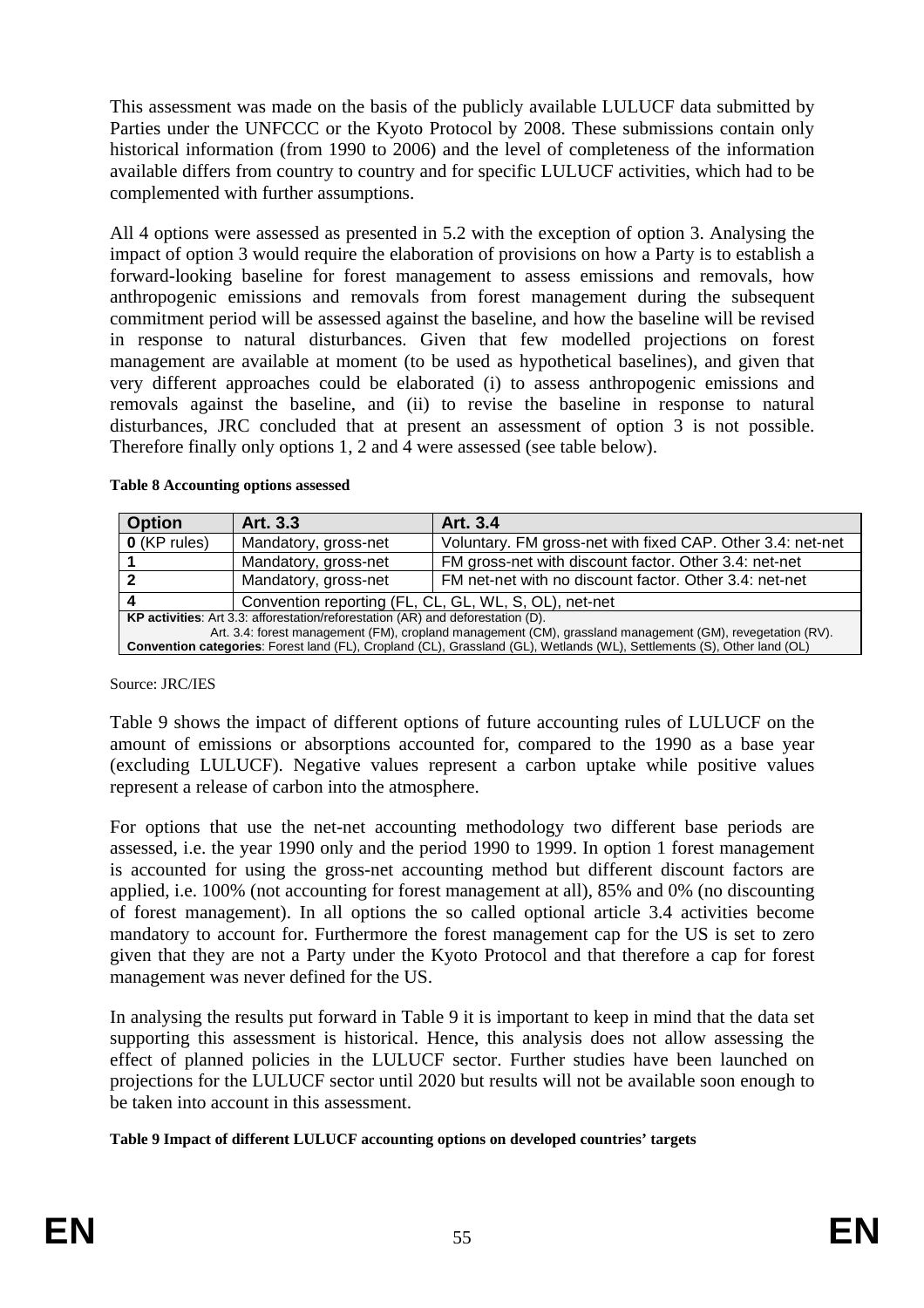This assessment was made on the basis of the publicly available LULUCF data submitted by Parties under the UNFCCC or the Kyoto Protocol by 2008. These submissions contain only historical information (from 1990 to 2006) and the level of completeness of the information available differs from country to country and for specific LULUCF activities, which had to be complemented with further assumptions.

All 4 options were assessed as presented in 5.2 with the exception of option 3. Analysing the impact of option 3 would require the elaboration of provisions on how a Party is to establish a forward-looking baseline for forest management to assess emissions and removals, how anthropogenic emissions and removals from forest management during the subsequent commitment period will be assessed against the baseline, and how the baseline will be revised in response to natural disturbances. Given that few modelled projections on forest management are available at moment (to be used as hypothetical baselines), and given that very different approaches could be elaborated (i) to assess anthropogenic emissions and removals against the baseline, and (ii) to revise the baseline in response to natural disturbances, JRC concluded that at present an assessment of option 3 is not possible. Therefore finally only options 1, 2 and 4 were assessed (see table below).

**Table 8 Accounting options assessed**

| Option | Art. 3.3 | Art. 3.4 |
|---|---|---|
| **0** (KP rules) | Mandatory, gross-net | Voluntary. FM gross-net with fixed CAP. Other 3.4: net-net |
| **1** | Mandatory, gross-net | FM gross-net with discount factor. Other 3.4: net-net |
| **2** | Mandatory, gross-net | FM net-net with no discount factor. Other 3.4: net-net |
| **4** | Convention reporting (FL, CL, GL, WL, S, OL), net-net | |

**KP activities**: Art 3.3: afforestation/reforestation (AR) and deforestation (D).
Art. 3.4: forest management (FM), cropland management (CM), grassland management (GM), revegetation (RV).
**Convention categories**: Forest land (FL), Cropland (CL), Grassland (GL), Wetlands (WL), Settlements (S), Other land (OL)

Source: JRC/IES

Table 9 shows the impact of different options of future accounting rules of LULUCF on the amount of emissions or absorptions accounted for, compared to the 1990 as a base year (excluding LULUCF). Negative values represent a carbon uptake while positive values represent a release of carbon into the atmosphere.

For options that use the net-net accounting methodology two different base periods are assessed, i.e. the year 1990 only and the period 1990 to 1999. In option 1 forest management is accounted for using the gross-net accounting method but different discount factors are applied, i.e. 100% (not accounting for forest management at all), 85% and 0% (no discounting of forest management). In all options the so called optional article 3.4 activities become mandatory to account for. Furthermore the forest management cap for the US is set to zero given that they are not a Party under the Kyoto Protocol and that therefore a cap for forest management was never defined for the US.

In analysing the results put forward in Table 9 it is important to keep in mind that the data set supporting this assessment is historical. Hence, this analysis does not allow assessing the effect of planned policies in the LULUCF sector. Further studies have been launched on projections for the LULUCF sector until 2020 but results will not be available soon enough to be taken into account in this assessment.

**Table 9 Impact of different LULUCF accounting options on developed countries' targets**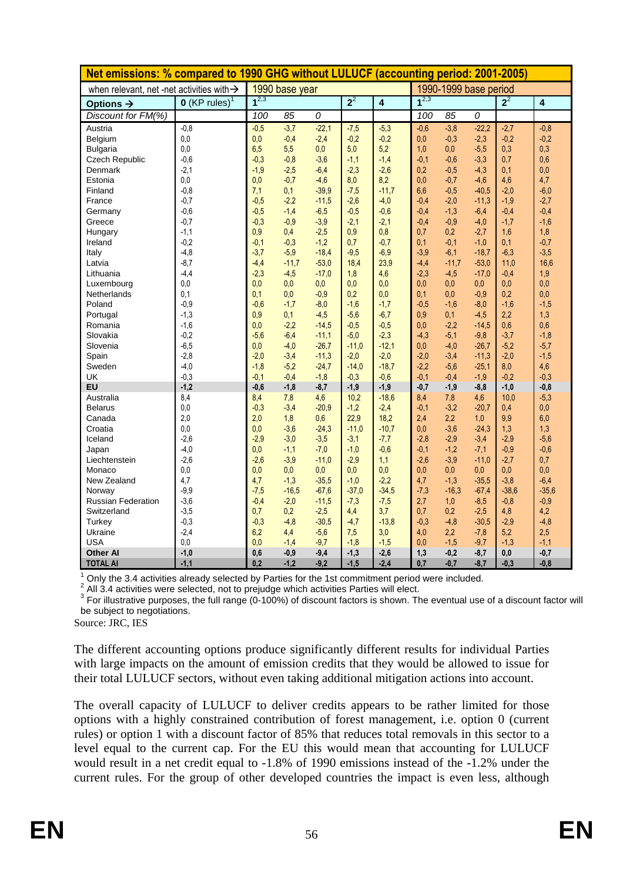| Net emissions: % compared to 1990 GHG without LULUCF (accounting period: 2001-2005) | | | | | | | | | | | |
|---|---|---|---|---|---|---|---|---|---|---|---|
| when relevant, net -net activities with→ | | 1990 base year | | | | | 1990-1999 base period | | | | |
| Options → | 0 (KP rules)[1] | 1[2,3] | | | 2[2] | 4 | 1[2,3] | | | 2[2] | 4 |
| Discount for FM(%) | | 100 | 85 | 0 | | | 100 | 85 | 0 | | |
| Austria | -0,8 | -0,5 | -3,7 | -22,1 | -7,5 | -5,3 | -0,6 | -3,8 | -22,2 | -2,7 | -0,8 |
| Belgium | 0,0 | 0,0 | -0,4 | -2,4 | -0,2 | -0,2 | 0,0 | -0,3 | -2,3 | -0,2 | -0,2 |
| Bulgaria | 0,0 | 6,5 | 5,5 | 0,0 | 5,0 | 5,2 | 1,0 | 0,0 | -5,5 | 0,3 | 0,3 |
| Czech Republic | -0,6 | -0,3 | -0,8 | -3,6 | -1,1 | -1,4 | -0,1 | -0,6 | -3,3 | 0,7 | 0,6 |
| Denmark | -2,1 | -1,9 | -2,5 | -6,4 | -2,3 | -2,6 | 0,2 | -0,5 | -4,3 | 0,1 | 0,0 |
| Estonia | 0,0 | 0,0 | -0,7 | -4,6 | 8,0 | 8,2 | 0,0 | -0,7 | -4,6 | 4,6 | 4,7 |
| Finland | -0,8 | 7,1 | 0,1 | -39,9 | -7,5 | -11,7 | 6,6 | -0,5 | -40,5 | -2,0 | -6,0 |
| France | -0,7 | -0,5 | -2,2 | -11,5 | -2,6 | -4,0 | -0,4 | -2,0 | -11,3 | -1,9 | -2,7 |
| Germany | -0,6 | -0,5 | -1,4 | -6,5 | -0,5 | -0,6 | -0,4 | -1,3 | -6,4 | -0,4 | -0,4 |
| Greece | -0,7 | -0,3 | -0,9 | -3,9 | -2,1 | -2,1 | -0,4 | -0,9 | -4,0 | -1,7 | -1,6 |
| Hungary | -1,1 | 0,9 | 0,4 | -2,5 | 0,9 | 0,8 | 0,7 | 0,2 | -2,7 | 1,6 | 1,8 |
| Ireland | -0,2 | -0,1 | -0,3 | -1,2 | 0,7 | -0,7 | 0,1 | -0,1 | -1,0 | 0,1 | -0,7 |
| Italy | -4,8 | -3,7 | -5,9 | -18,4 | -9,5 | -6,9 | -3,9 | -6,1 | -18,7 | -6,3 | -3,5 |
| Latvia | -8,7 | -4,4 | -11,7 | -53,0 | 18,4 | 23,9 | -4,4 | -11,7 | -53,0 | 11,0 | 16,6 |
| Lithuania | -4,4 | -2,3 | -4,5 | -17,0 | 1,8 | 4,6 | -2,3 | -4,5 | -17,0 | -0,4 | 1,9 |
| Luxembourg | 0,0 | 0,0 | 0,0 | 0,0 | 0,0 | 0,0 | 0,0 | 0,0 | 0,0 | 0,0 | 0,0 |
| Netherlands | 0,1 | 0,1 | 0,0 | -0,9 | 0,2 | 0,0 | 0,1 | 0,0 | -0,9 | 0,2 | 0,0 |
| Poland | -0,9 | -0,6 | -1,7 | -8,0 | -1,6 | -1,7 | -0,5 | -1,6 | -8,0 | -1,6 | -1,5 |
| Portugal | -1,3 | 0,9 | 0,1 | -4,5 | -5,6 | -6,7 | 0,9 | 0,1 | -4,5 | 2,2 | 1,3 |
| Romania | -1,6 | 0,0 | -2,2 | -14,5 | -0,5 | -0,5 | 0,0 | -2,2 | -14,5 | 0,6 | 0,6 |
| Slovakia | -0,2 | -5,6 | -6,4 | -11,1 | -5,0 | -2,3 | -4,3 | -5,1 | -9,8 | -3,7 | -1,8 |
| Slovenia | -6,5 | 0,0 | -4,0 | -26,7 | -11,0 | -12,1 | 0,0 | -4,0 | -26,7 | -5,2 | -5,7 |
| Spain | -2,8 | -2,0 | -3,4 | -11,3 | -2,0 | -2,0 | -2,0 | -3,4 | -11,3 | -2,0 | -1,5 |
| Sweden | -4,0 | -1,8 | -5,2 | -24,7 | -14,0 | -18,7 | -2,2 | -5,6 | -25,1 | 8,0 | 4,6 |
| UK | -0,3 | -0,1 | -0,4 | -1,8 | -0,3 | -0,6 | -0,1 | -0,4 | -1,9 | -0,2 | -0,3 |
| **EU** | **-1,2** | **-0,6** | **-1,8** | **-8,7** | **-1,9** | **-1,9** | **-0,7** | **-1,9** | **-8,8** | **-1,0** | **-0,8** |
| Australia | 8,4 | 8,4 | 7,8 | 4,6 | 10,2 | -18,6 | 8,4 | 7,8 | 4,6 | 10,0 | -5,3 |
| Belarus | 0,0 | -0,3 | -3,4 | -20,9 | -1,2 | -2,4 | -0,1 | -3,2 | -20,7 | 0,4 | 0,0 |
| Canada | 2,0 | 2,0 | 1,8 | 0,6 | 22,9 | 18,2 | 2,4 | 2,2 | 1,0 | 9,9 | 6,0 |
| Croatia | 0,0 | 0,0 | -3,6 | -24,3 | -11,0 | -10,7 | 0,0 | -3,6 | -24,3 | 1,3 | 1,3 |
| Iceland | -2,6 | -2,9 | -3,0 | -3,5 | -3,1 | -7,7 | -2,8 | -2,9 | -3,4 | -2,9 | -5,6 |
| Japan | -4,0 | 0,0 | -1,1 | -7,0 | -1,0 | -0,6 | -0,1 | -1,2 | -7,1 | -0,9 | -0,6 |
| Liechtenstein | -2,6 | -2,6 | -3,9 | -11,0 | -2,9 | 1,1 | -2,6 | -3,9 | -11,0 | -2,7 | 0,7 |
| Monaco | 0,0 | 0,0 | 0,0 | 0,0 | 0,0 | 0,0 | 0,0 | 0,0 | 0,0 | 0,0 | 0,0 |
| New Zealand | 4,7 | 4,7 | -1,3 | -35,5 | -1,0 | -2,2 | 4,7 | -1,3 | -35,5 | -3,8 | -6,4 |
| Norway | -9,9 | -7,5 | -16,5 | -67,6 | -37,0 | -34,5 | -7,3 | -16,3 | -67,4 | -38,6 | -35,6 |
| Russian Federation | -3,6 | -0,4 | -2,0 | -11,5 | -7,3 | -7,5 | 2,7 | 1,0 | -8,5 | -0,8 | -0,9 |
| Switzerland | -3,5 | 0,7 | 0,2 | -2,5 | 4,4 | 3,7 | 0,7 | 0,2 | -2,5 | 4,8 | 4,2 |
| Turkey | -0,3 | -0,3 | -4,8 | -30,5 | -4,7 | -13,8 | -0,3 | -4,8 | -30,5 | -2,9 | -4,8 |
| Ukraine | -2,4 | 6,2 | 4,4 | -5,6 | 7,5 | 3,0 | 4,0 | 2,2 | -7,8 | 5,2 | 2,5 |
| USA | 0,0 | 0,0 | -1,4 | -9,7 | -1,8 | -1,5 | 0,0 | -1,5 | -9,7 | -1,3 | -1,1 |
| **Other AI** | **-1,0** | **0,6** | **-0,9** | **-9,4** | **-1,3** | **-2,6** | **1,3** | **-0,2** | **-8,7** | **0,0** | **-0,7** |
| **TOTAL AI** | **-1,1** | **0,2** | **-1,2** | **-9,2** | **-1,5** | **-2,4** | **0,7** | **-0,7** | **-8,7** | **-0,3** | **-0,8** |

[1] Only the 3.4 activities already selected by Parties for the 1st commitment period were included.
[2] All 3.4 activities were selected, not to prejudge which activities Parties will elect.
[3] For illustrative purposes, the full range (0-100%) of discount factors is shown. The eventual use of a discount factor will be subject to negotiations.

Source: JRC, IES

The different accounting options produce significantly different results for individual Parties with large impacts on the amount of emission credits that they would be allowed to issue for their total LULUCF sectors, without even taking additional mitigation actions into account.

The overall capacity of LULUCF to deliver credits appears to be rather limited for those options with a highly constrained contribution of forest management, i.e. option 0 (current rules) or option 1 with a discount factor of 85% that reduces total removals in this sector to a level equal to the current cap. For the EU this would mean that accounting for LULUCF would result in a net credit equal to -1.8% of 1990 emissions instead of the -1.2% under the current rules. For the group of other developed countries the impact is even less, although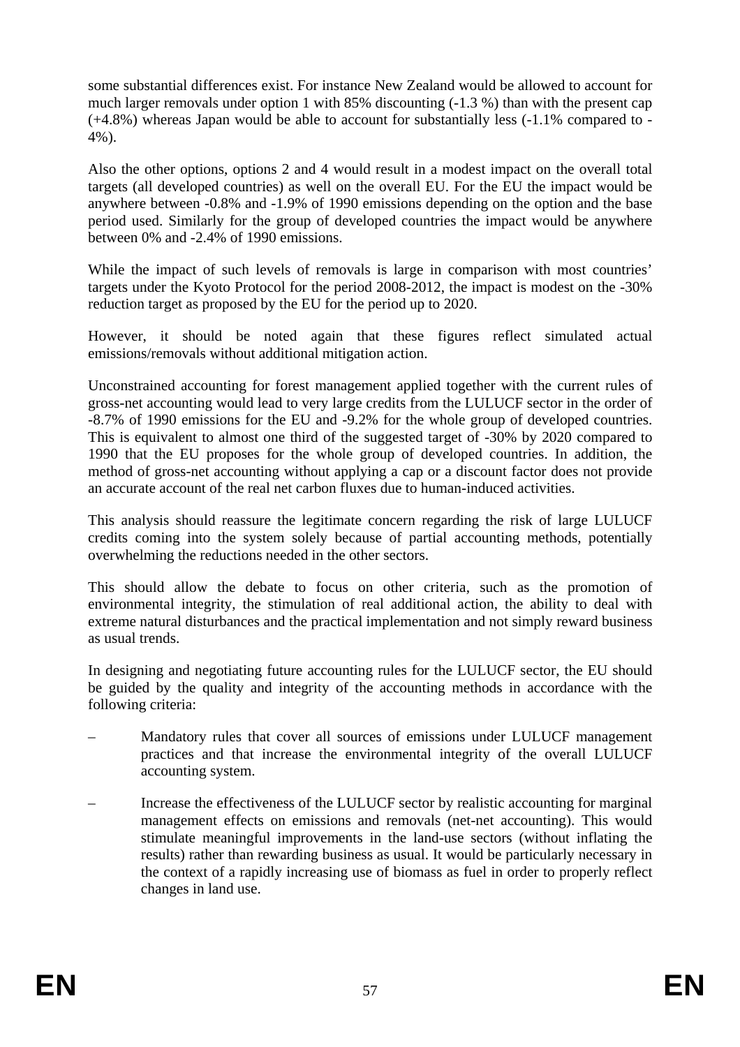some substantial differences exist. For instance New Zealand would be allowed to account for much larger removals under option 1 with 85% discounting (-1.3 %) than with the present cap (+4.8%) whereas Japan would be able to account for substantially less (-1.1% compared to -4%).

Also the other options, options 2 and 4 would result in a modest impact on the overall total targets (all developed countries) as well on the overall EU. For the EU the impact would be anywhere between -0.8% and -1.9% of 1990 emissions depending on the option and the base period used. Similarly for the group of developed countries the impact would be anywhere between 0% and -2.4% of 1990 emissions.

While the impact of such levels of removals is large in comparison with most countries' targets under the Kyoto Protocol for the period 2008-2012, the impact is modest on the -30% reduction target as proposed by the EU for the period up to 2020.

However, it should be noted again that these figures reflect simulated actual emissions/removals without additional mitigation action.

Unconstrained accounting for forest management applied together with the current rules of gross-net accounting would lead to very large credits from the LULUCF sector in the order of -8.7% of 1990 emissions for the EU and -9.2% for the whole group of developed countries. This is equivalent to almost one third of the suggested target of -30% by 2020 compared to 1990 that the EU proposes for the whole group of developed countries. In addition, the method of gross-net accounting without applying a cap or a discount factor does not provide an accurate account of the real net carbon fluxes due to human-induced activities.

This analysis should reassure the legitimate concern regarding the risk of large LULUCF credits coming into the system solely because of partial accounting methods, potentially overwhelming the reductions needed in the other sectors.

This should allow the debate to focus on other criteria, such as the promotion of environmental integrity, the stimulation of real additional action, the ability to deal with extreme natural disturbances and the practical implementation and not simply reward business as usual trends.

In designing and negotiating future accounting rules for the LULUCF sector, the EU should be guided by the quality and integrity of the accounting methods in accordance with the following criteria:

– Mandatory rules that cover all sources of emissions under LULUCF management practices and that increase the environmental integrity of the overall LULUCF accounting system.

– Increase the effectiveness of the LULUCF sector by realistic accounting for marginal management effects on emissions and removals (net-net accounting). This would stimulate meaningful improvements in the land-use sectors (without inflating the results) rather than rewarding business as usual. It would be particularly necessary in the context of a rapidly increasing use of biomass as fuel in order to properly reflect changes in land use.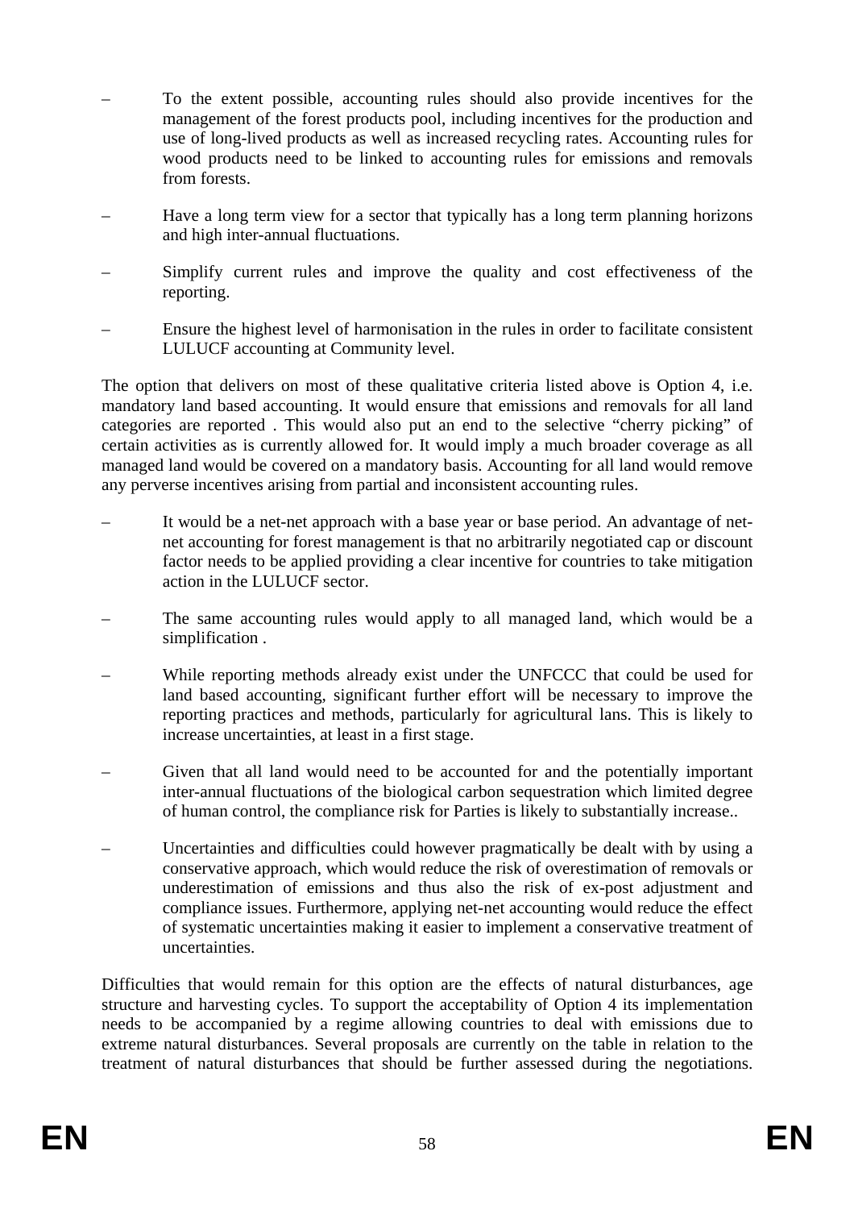- To the extent possible, accounting rules should also provide incentives for the management of the forest products pool, including incentives for the production and use of long-lived products as well as increased recycling rates. Accounting rules for wood products need to be linked to accounting rules for emissions and removals from forests.
- Have a long term view for a sector that typically has a long term planning horizons and high inter-annual fluctuations.
- Simplify current rules and improve the quality and cost effectiveness of the reporting.
- Ensure the highest level of harmonisation in the rules in order to facilitate consistent LULUCF accounting at Community level.

The option that delivers on most of these qualitative criteria listed above is Option 4, i.e. mandatory land based accounting. It would ensure that emissions and removals for all land categories are reported . This would also put an end to the selective "cherry picking" of certain activities as is currently allowed for. It would imply a much broader coverage as all managed land would be covered on a mandatory basis. Accounting for all land would remove any perverse incentives arising from partial and inconsistent accounting rules.

- It would be a net-net approach with a base year or base period. An advantage of net-net accounting for forest management is that no arbitrarily negotiated cap or discount factor needs to be applied providing a clear incentive for countries to take mitigation action in the LULUCF sector.
- The same accounting rules would apply to all managed land, which would be a simplification .
- While reporting methods already exist under the UNFCCC that could be used for land based accounting, significant further effort will be necessary to improve the reporting practices and methods, particularly for agricultural lans. This is likely to increase uncertainties, at least in a first stage.
- Given that all land would need to be accounted for and the potentially important inter-annual fluctuations of the biological carbon sequestration which limited degree of human control, the compliance risk for Parties is likely to substantially increase..
- Uncertainties and difficulties could however pragmatically be dealt with by using a conservative approach, which would reduce the risk of overestimation of removals or underestimation of emissions and thus also the risk of ex-post adjustment and compliance issues. Furthermore, applying net-net accounting would reduce the effect of systematic uncertainties making it easier to implement a conservative treatment of uncertainties.

Difficulties that would remain for this option are the effects of natural disturbances, age structure and harvesting cycles. To support the acceptability of Option 4 its implementation needs to be accompanied by a regime allowing countries to deal with emissions due to extreme natural disturbances. Several proposals are currently on the table in relation to the treatment of natural disturbances that should be further assessed during the negotiations.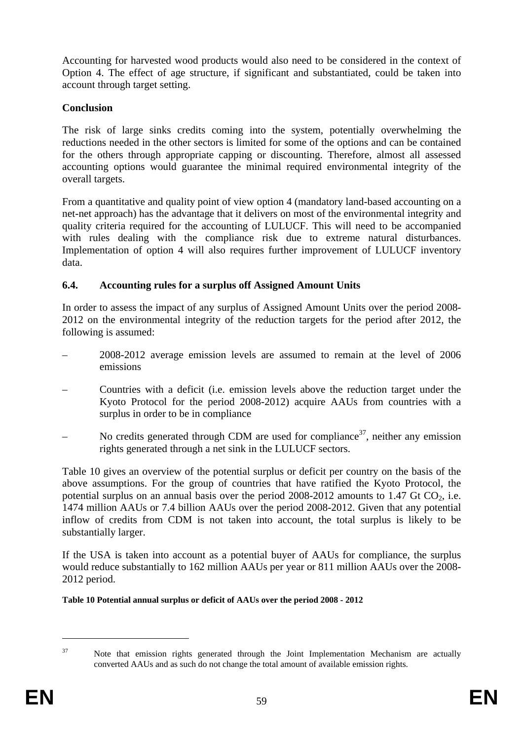Accounting for harvested wood products would also need to be considered in the context of Option 4. The effect of age structure, if significant and substantiated, could be taken into account through target setting.

**Conclusion**

The risk of large sinks credits coming into the system, potentially overwhelming the reductions needed in the other sectors is limited for some of the options and can be contained for the others through appropriate capping or discounting. Therefore, almost all assessed accounting options would guarantee the minimal required environmental integrity of the overall targets.

From a quantitative and quality point of view option 4 (mandatory land-based accounting on a net-net approach) has the advantage that it delivers on most of the environmental integrity and quality criteria required for the accounting of LULUCF. This will need to be accompanied with rules dealing with the compliance risk due to extreme natural disturbances. Implementation of option 4 will also requires further improvement of LULUCF inventory data.

### 6.4. Accounting rules for a surplus off Assigned Amount Units

In order to assess the impact of any surplus of Assigned Amount Units over the period 2008-2012 on the environmental integrity of the reduction targets for the period after 2012, the following is assumed:

- 2008-2012 average emission levels are assumed to remain at the level of 2006 emissions
- Countries with a deficit (i.e. emission levels above the reduction target under the Kyoto Protocol for the period 2008-2012) acquire AAUs from countries with a surplus in order to be in compliance
- No credits generated through CDM are used for compliance[37], neither any emission rights generated through a net sink in the LULUCF sectors.

Table 10 gives an overview of the potential surplus or deficit per country on the basis of the above assumptions. For the group of countries that have ratified the Kyoto Protocol, the potential surplus on an annual basis over the period 2008-2012 amounts to 1.47 Gt $CO_2$, i.e. 1474 million AAUs or 7.4 billion AAUs over the period 2008-2012. Given that any potential inflow of credits from CDM is not taken into account, the total surplus is likely to be substantially larger.

If the USA is taken into account as a potential buyer of AAUs for compliance, the surplus would reduce substantially to 162 million AAUs per year or 811 million AAUs over the 2008-2012 period.

**Table 10 Potential annual surplus or deficit of AAUs over the period 2008 - 2012**

[37] Note that emission rights generated through the Joint Implementation Mechanism are actually converted AAUs and as such do not change the total amount of available emission rights.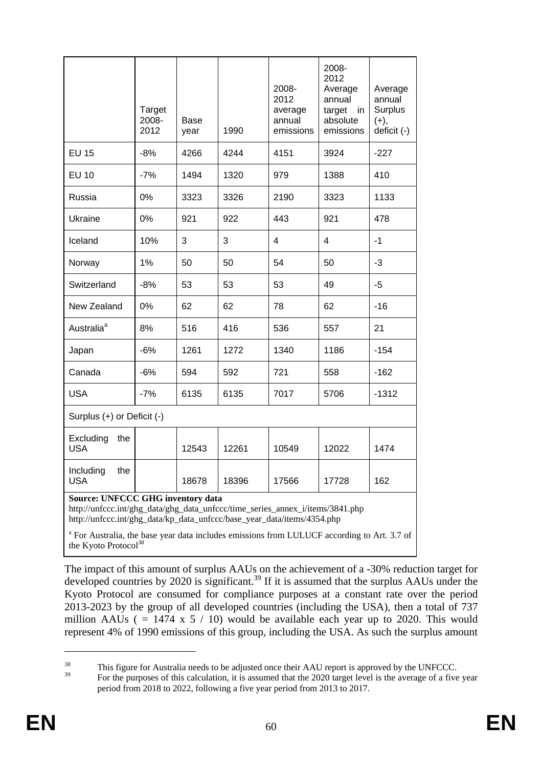| | Target 2008-2012 | Base year | 1990 | 2008-2012 average annual emissions | 2008-2012 Average annual target in absolute emissions | Average annual Surplus (+), deficit (-) |
|---|---|---|---|---|---|---|
| EU 15 | -8% | 4266 | 4244 | 4151 | 3924 | -227 |
| EU 10 | -7% | 1494 | 1320 | 979 | 1388 | 410 |
| Russia | 0% | 3323 | 3326 | 2190 | 3323 | 1133 |
| Ukraine | 0% | 921 | 922 | 443 | 921 | 478 |
| Iceland | 10% | 3 | 3 | 4 | 4 | -1 |
| Norway | 1% | 50 | 50 | 54 | 50 | -3 |
| Switzerland | -8% | 53 | 53 | 53 | 49 | -5 |
| New Zealand | 0% | 62 | 62 | 78 | 62 | -16 |
| Australia[a] | 8% | 516 | 416 | 536 | 557 | 21 |
| Japan | -6% | 1261 | 1272 | 1340 | 1186 | -154 |
| Canada | -6% | 594 | 592 | 721 | 558 | -162 |
| USA | -7% | 6135 | 6135 | 7017 | 5706 | -1312 |
| Surplus (+) or Deficit (-) | | | | | | |
| Excluding the USA | | 12543 | 12261 | 10549 | 12022 | 1474 |
| Including the USA | | 18678 | 18396 | 17566 | 17728 | 162 |

**Source: UNFCCC GHG inventory data**
http://unfccc.int/ghg_data/ghg_data_unfccc/time_series_annex_i/items/3841.php
http://unfccc.int/ghg_data/kp_data_unfccc/base_year_data/items/4354.php

[a] For Australia, the base year data includes emissions from LULUCF according to Art. 3.7 of the Kyoto Protocol[38]

The impact of this amount of surplus AAUs on the achievement of a -30% reduction target for developed countries by 2020 is significant.[39] If it is assumed that the surplus AAUs under the Kyoto Protocol are consumed for compliance purposes at a constant rate over the period 2013-2023 by the group of all developed countries (including the USA), then a total of 737 million AAUs ( = 1474 x 5 / 10) would be available each year up to 2020. This would represent 4% of 1990 emissions of this group, including the USA. As such the surplus amount

[38] This figure for Australia needs to be adjusted once their AAU report is approved by the UNFCCC.

[39] For the purposes of this calculation, it is assumed that the 2020 target level is the average of a five year period from 2018 to 2022, following a five year period from 2013 to 2017.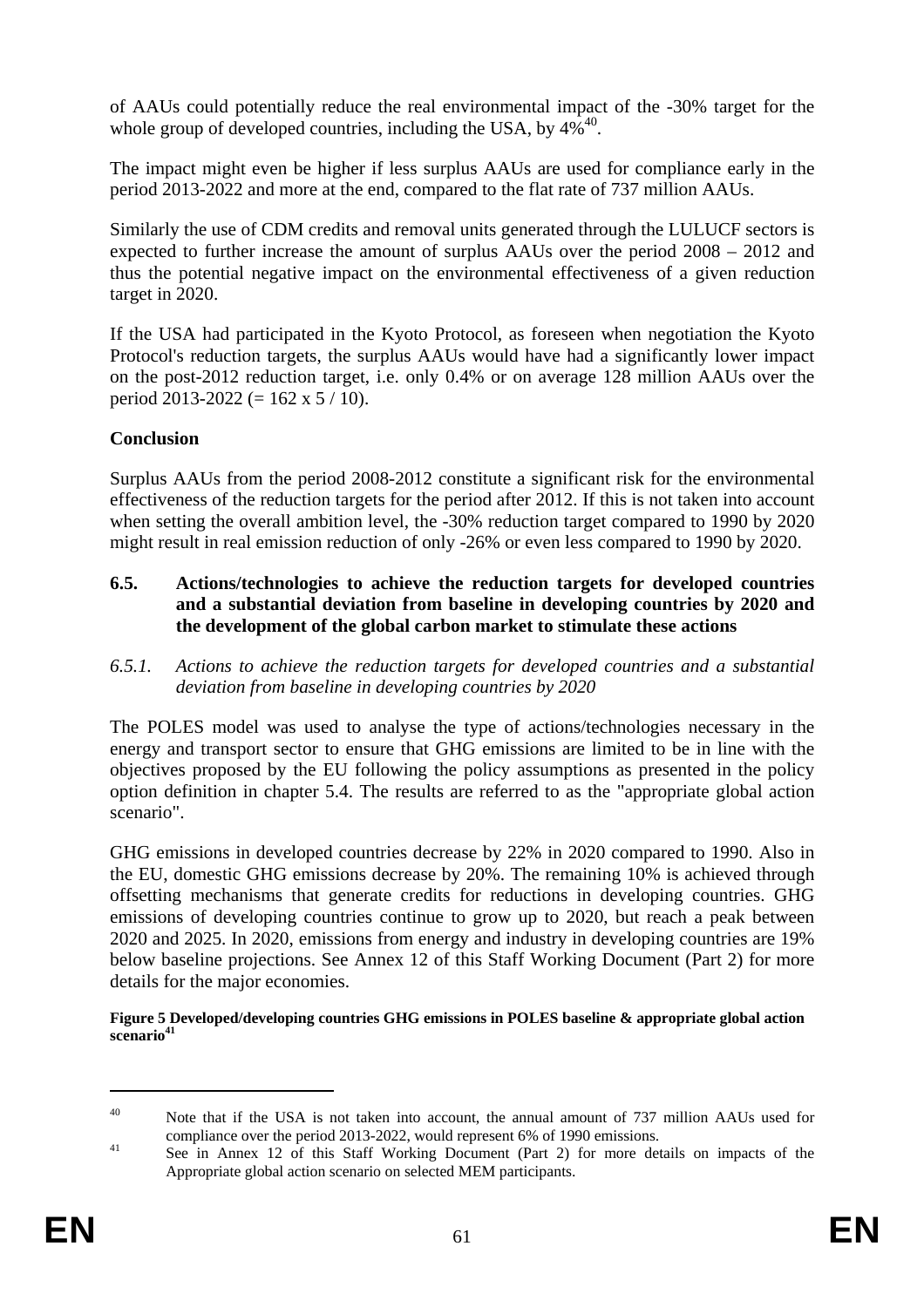of AAUs could potentially reduce the real environmental impact of the -30% target for the whole group of developed countries, including the USA, by 4%[40].

The impact might even be higher if less surplus AAUs are used for compliance early in the period 2013-2022 and more at the end, compared to the flat rate of 737 million AAUs.

Similarly the use of CDM credits and removal units generated through the LULUCF sectors is expected to further increase the amount of surplus AAUs over the period 2008 – 2012 and thus the potential negative impact on the environmental effectiveness of a given reduction target in 2020.

If the USA had participated in the Kyoto Protocol, as foreseen when negotiation the Kyoto Protocol's reduction targets, the surplus AAUs would have had a significantly lower impact on the post-2012 reduction target, i.e. only 0.4% or on average 128 million AAUs over the period 2013-2022 (= 162 x 5 / 10).

**Conclusion**

Surplus AAUs from the period 2008-2012 constitute a significant risk for the environmental effectiveness of the reduction targets for the period after 2012. If this is not taken into account when setting the overall ambition level, the -30% reduction target compared to 1990 by 2020 might result in real emission reduction of only -26% or even less compared to 1990 by 2020.

## 6.5. Actions/technologies to achieve the reduction targets for developed countries and a substantial deviation from baseline in developing countries by 2020 and the development of the global carbon market to stimulate these actions

### *6.5.1. Actions to achieve the reduction targets for developed countries and a substantial deviation from baseline in developing countries by 2020*

The POLES model was used to analyse the type of actions/technologies necessary in the energy and transport sector to ensure that GHG emissions are limited to be in line with the objectives proposed by the EU following the policy assumptions as presented in the policy option definition in chapter 5.4. The results are referred to as the "appropriate global action scenario".

GHG emissions in developed countries decrease by 22% in 2020 compared to 1990. Also in the EU, domestic GHG emissions decrease by 20%. The remaining 10% is achieved through offsetting mechanisms that generate credits for reductions in developing countries. GHG emissions of developing countries continue to grow up to 2020, but reach a peak between 2020 and 2025. In 2020, emissions from energy and industry in developing countries are 19% below baseline projections. See Annex 12 of this Staff Working Document (Part 2) for more details for the major economies.

**Figure 5 Developed/developing countries GHG emissions in POLES baseline & appropriate global action scenario[41]**

---

[40] Note that if the USA is not taken into account, the annual amount of 737 million AAUs used for compliance over the period 2013-2022, would represent 6% of 1990 emissions.

[41] See in Annex 12 of this Staff Working Document (Part 2) for more details on impacts of the Appropriate global action scenario on selected MEM participants.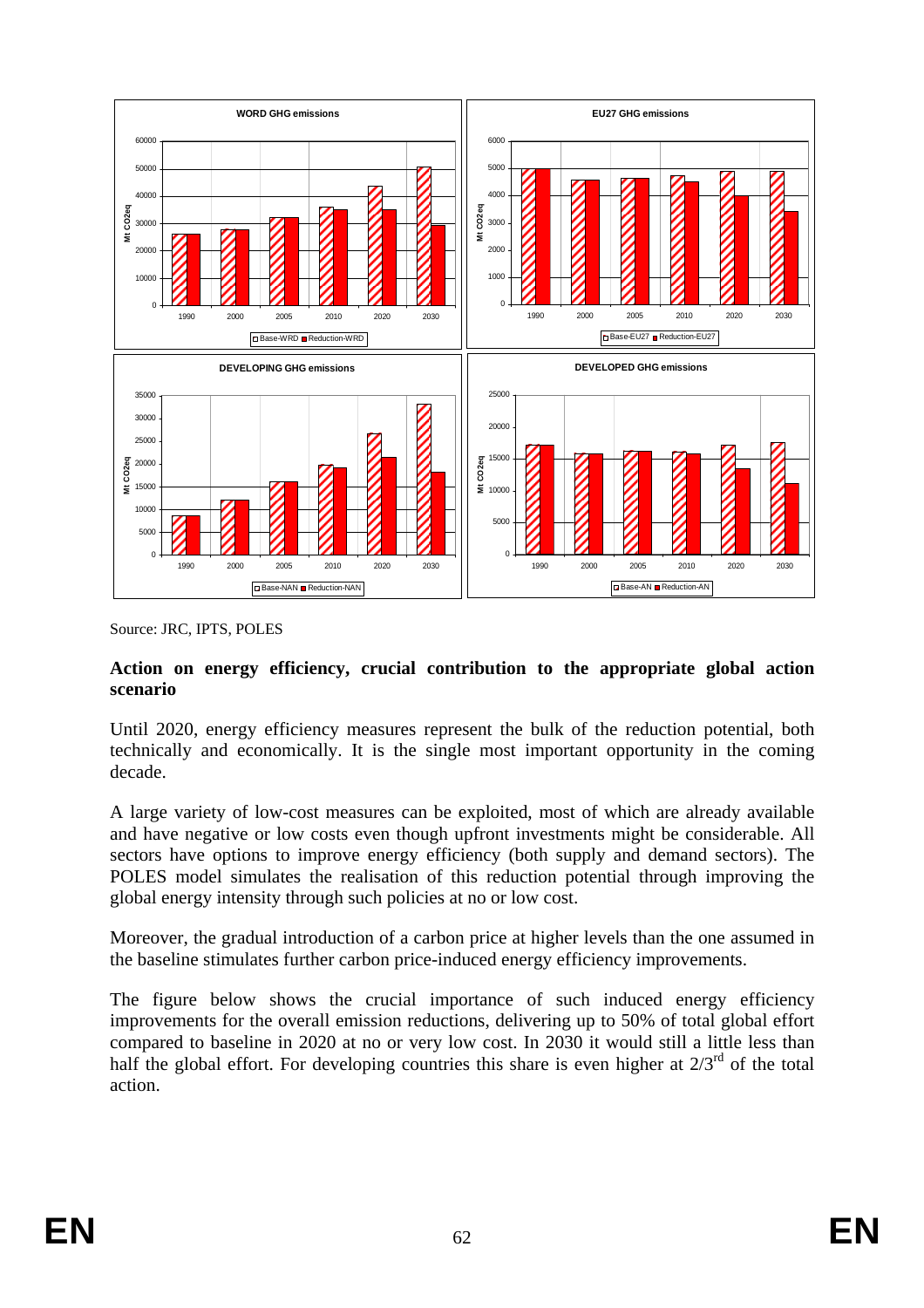Source: JRC, IPTS, POLES

**Action on energy efficiency, crucial contribution to the appropriate global action scenario**

Until 2020, energy efficiency measures represent the bulk of the reduction potential, both technically and economically. It is the single most important opportunity in the coming decade.

A large variety of low-cost measures can be exploited, most of which are already available and have negative or low costs even though upfront investments might be considerable. All sectors have options to improve energy efficiency (both supply and demand sectors). The POLES model simulates the realisation of this reduction potential through improving the global energy intensity through such policies at no or low cost.

Moreover, the gradual introduction of a carbon price at higher levels than the one assumed in the baseline stimulates further carbon price-induced energy efficiency improvements.

The figure below shows the crucial importance of such induced energy efficiency improvements for the overall emission reductions, delivering up to 50% of total global effort compared to baseline in 2020 at no or very low cost. In 2030 it would still a little less than half the global effort. For developing countries this share is even higher at 2/3[rd] of the total action.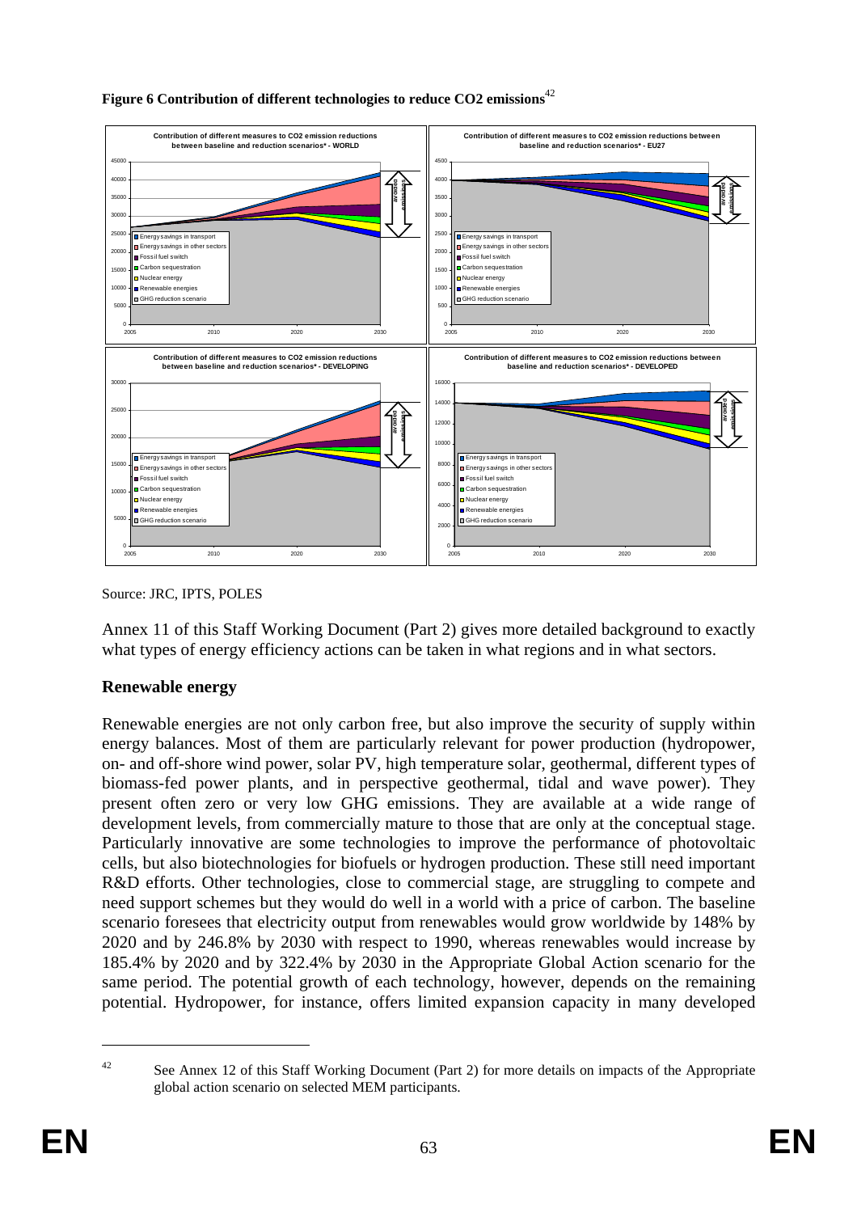**Figure 6 Contribution of different technologies to reduce CO2 emissions**[42]

Source: JRC, IPTS, POLES

Annex 11 of this Staff Working Document (Part 2) gives more detailed background to exactly what types of energy efficiency actions can be taken in what regions and in what sectors.

## Renewable energy

Renewable energies are not only carbon free, but also improve the security of supply within energy balances. Most of them are particularly relevant for power production (hydropower, on- and off-shore wind power, solar PV, high temperature solar, geothermal, different types of biomass-fed power plants, and in perspective geothermal, tidal and wave power). They present often zero or very low GHG emissions. They are available at a wide range of development levels, from commercially mature to those that are only at the conceptual stage. Particularly innovative are some technologies to improve the performance of photovoltaic cells, but also biotechnologies for biofuels or hydrogen production. These still need important R&D efforts. Other technologies, close to commercial stage, are struggling to compete and need support schemes but they would do well in a world with a price of carbon. The baseline scenario foresees that electricity output from renewables would grow worldwide by 148% by 2020 and by 246.8% by 2030 with respect to 1990, whereas renewables would increase by 185.4% by 2020 and by 322.4% by 2030 in the Appropriate Global Action scenario for the same period. The potential growth of each technology, however, depends on the remaining potential. Hydropower, for instance, offers limited expansion capacity in many developed

[42] See Annex 12 of this Staff Working Document (Part 2) for more details on impacts of the Appropriate global action scenario on selected MEM participants.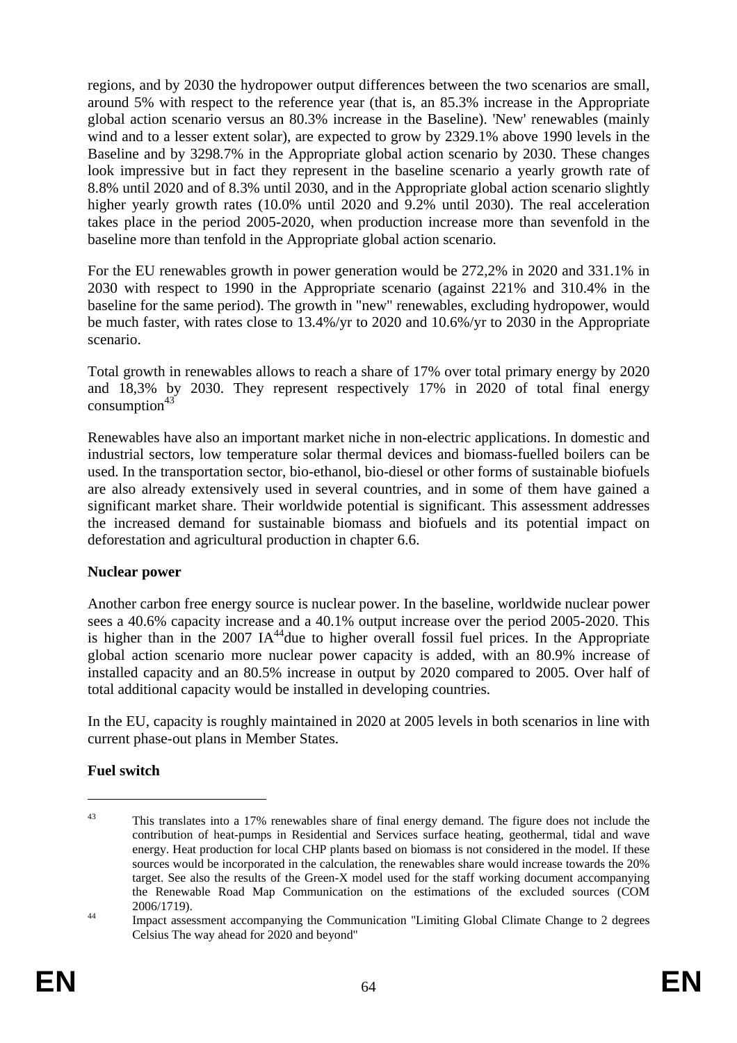regions, and by 2030 the hydropower output differences between the two scenarios are small, around 5% with respect to the reference year (that is, an 85.3% increase in the Appropriate global action scenario versus an 80.3% increase in the Baseline). 'New' renewables (mainly wind and to a lesser extent solar), are expected to grow by 2329.1% above 1990 levels in the Baseline and by 3298.7% in the Appropriate global action scenario by 2030. These changes look impressive but in fact they represent in the baseline scenario a yearly growth rate of 8.8% until 2020 and of 8.3% until 2030, and in the Appropriate global action scenario slightly higher yearly growth rates (10.0% until 2020 and 9.2% until 2030). The real acceleration takes place in the period 2005-2020, when production increase more than sevenfold in the baseline more than tenfold in the Appropriate global action scenario.

For the EU renewables growth in power generation would be 272,2% in 2020 and 331.1% in 2030 with respect to 1990 in the Appropriate scenario (against 221% and 310.4% in the baseline for the same period). The growth in "new" renewables, excluding hydropower, would be much faster, with rates close to 13.4%/yr to 2020 and 10.6%/yr to 2030 in the Appropriate scenario.

Total growth in renewables allows to reach a share of 17% over total primary energy by 2020 and 18,3% by 2030. They represent respectively 17% in 2020 of total final energy consumption[43]

Renewables have also an important market niche in non-electric applications. In domestic and industrial sectors, low temperature solar thermal devices and biomass-fuelled boilers can be used. In the transportation sector, bio-ethanol, bio-diesel or other forms of sustainable biofuels are also already extensively used in several countries, and in some of them have gained a significant market share. Their worldwide potential is significant. This assessment addresses the increased demand for sustainable biomass and biofuels and its potential impact on deforestation and agricultural production in chapter 6.6.

**Nuclear power**

Another carbon free energy source is nuclear power. In the baseline, worldwide nuclear power sees a 40.6% capacity increase and a 40.1% output increase over the period 2005-2020. This is higher than in the 2007 IA[44]due to higher overall fossil fuel prices. In the Appropriate global action scenario more nuclear power capacity is added, with an 80.9% increase of installed capacity and an 80.5% increase in output by 2020 compared to 2005. Over half of total additional capacity would be installed in developing countries.

In the EU, capacity is roughly maintained in 2020 at 2005 levels in both scenarios in line with current phase-out plans in Member States.

**Fuel switch**

---

[43] This translates into a 17% renewables share of final energy demand. The figure does not include the contribution of heat-pumps in Residential and Services surface heating, geothermal, tidal and wave energy. Heat production for local CHP plants based on biomass is not considered in the model. If these sources would be incorporated in the calculation, the renewables share would increase towards the 20% target. See also the results of the Green-X model used for the staff working document accompanying the Renewable Road Map Communication on the estimations of the excluded sources (COM 2006/1719).

[44] Impact assessment accompanying the Communication "Limiting Global Climate Change to 2 degrees Celsius The way ahead for 2020 and beyond"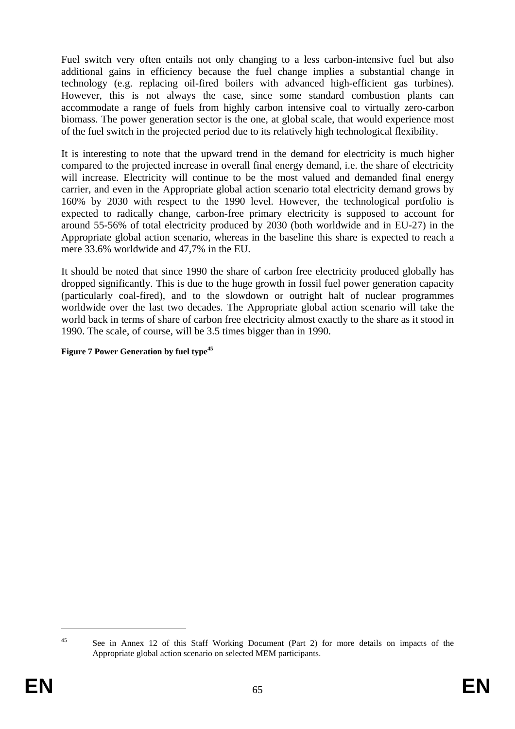Fuel switch very often entails not only changing to a less carbon-intensive fuel but also additional gains in efficiency because the fuel change implies a substantial change in technology (e.g. replacing oil-fired boilers with advanced high-efficient gas turbines). However, this is not always the case, since some standard combustion plants can accommodate a range of fuels from highly carbon intensive coal to virtually zero-carbon biomass. The power generation sector is the one, at global scale, that would experience most of the fuel switch in the projected period due to its relatively high technological flexibility.

It is interesting to note that the upward trend in the demand for electricity is much higher compared to the projected increase in overall final energy demand, i.e. the share of electricity will increase. Electricity will continue to be the most valued and demanded final energy carrier, and even in the Appropriate global action scenario total electricity demand grows by 160% by 2030 with respect to the 1990 level. However, the technological portfolio is expected to radically change, carbon-free primary electricity is supposed to account for around 55-56% of total electricity produced by 2030 (both worldwide and in EU-27) in the Appropriate global action scenario, whereas in the baseline this share is expected to reach a mere 33.6% worldwide and 47,7% in the EU.

It should be noted that since 1990 the share of carbon free electricity produced globally has dropped significantly. This is due to the huge growth in fossil fuel power generation capacity (particularly coal-fired), and to the slowdown or outright halt of nuclear programmes worldwide over the last two decades. The Appropriate global action scenario will take the world back in terms of share of carbon free electricity almost exactly to the share as it stood in 1990. The scale, of course, will be 3.5 times bigger than in 1990.

**Figure 7 Power Generation by fuel type**[45]

[45] See in Annex 12 of this Staff Working Document (Part 2) for more details on impacts of the Appropriate global action scenario on selected MEM participants.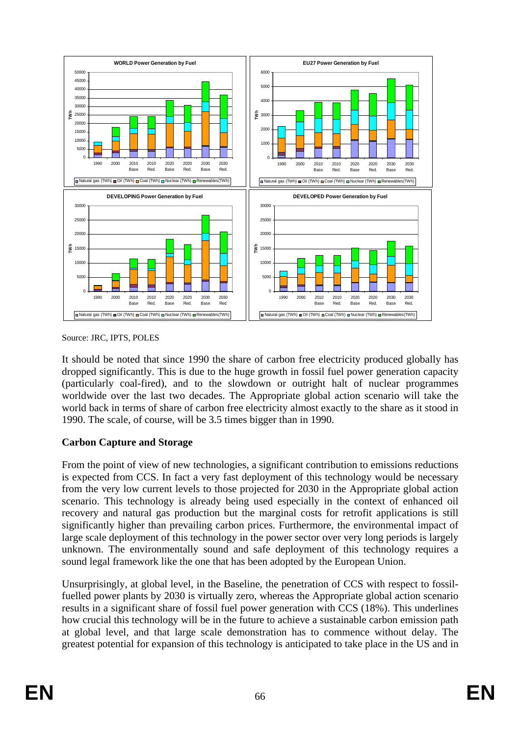Source: JRC, IPTS, POLES

It should be noted that since 1990 the share of carbon free electricity produced globally has dropped significantly. This is due to the huge growth in fossil fuel power generation capacity (particularly coal-fired), and to the slowdown or outright halt of nuclear programmes worldwide over the last two decades. The Appropriate global action scenario will take the world back in terms of share of carbon free electricity almost exactly to the share as it stood in 1990. The scale, of course, will be 3.5 times bigger than in 1990.

### Carbon Capture and Storage

From the point of view of new technologies, a significant contribution to emissions reductions is expected from CCS. In fact a very fast deployment of this technology would be necessary from the very low current levels to those projected for 2030 in the Appropriate global action scenario. This technology is already being used especially in the context of enhanced oil recovery and natural gas production but the marginal costs for retrofit applications is still significantly higher than prevailing carbon prices. Furthermore, the environmental impact of large scale deployment of this technology in the power sector over very long periods is largely unknown. The environmentally sound and safe deployment of this technology requires a sound legal framework like the one that has been adopted by the European Union.

Unsurprisingly, at global level, in the Baseline, the penetration of CCS with respect to fossil-fuelled power plants by 2030 is virtually zero, whereas the Appropriate global action scenario results in a significant share of fossil fuel power generation with CCS (18%). This underlines how crucial this technology will be in the future to achieve a sustainable carbon emission path at global level, and that large scale demonstration has to commence without delay. The greatest potential for expansion of this technology is anticipated to take place in the US and in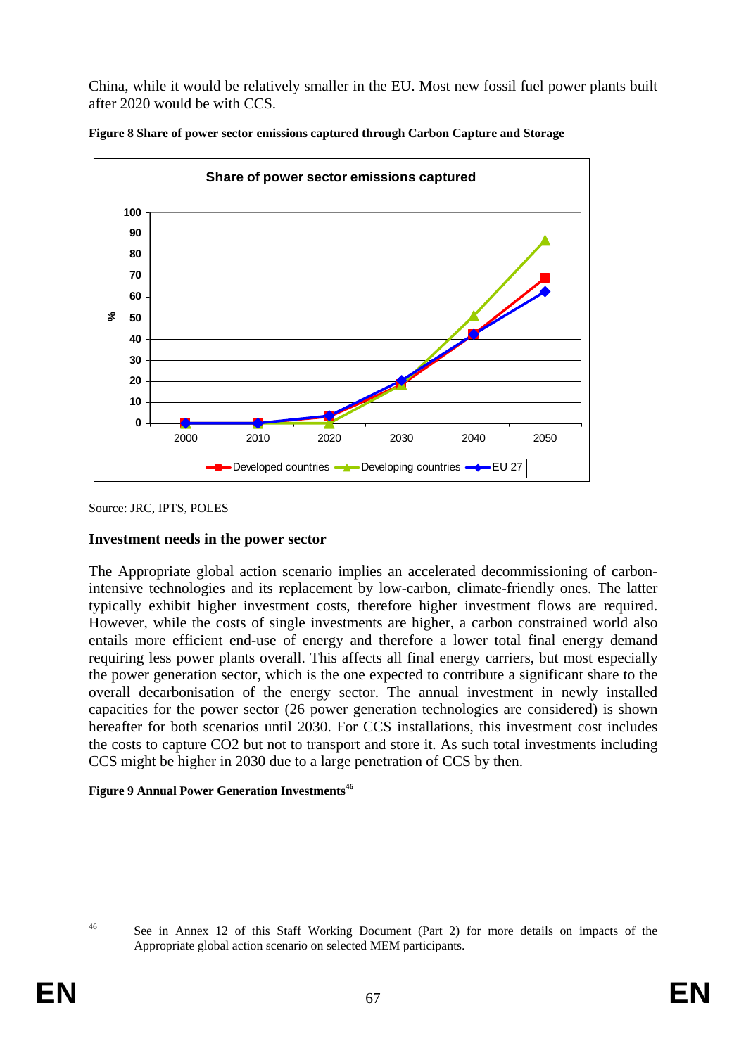China, while it would be relatively smaller in the EU. Most new fossil fuel power plants built after 2020 would be with CCS.

**Figure 8 Share of power sector emissions captured through Carbon Capture and Storage**

Source: JRC, IPTS, POLES

### Investment needs in the power sector

The Appropriate global action scenario implies an accelerated decommissioning of carbon-intensive technologies and its replacement by low-carbon, climate-friendly ones. The latter typically exhibit higher investment costs, therefore higher investment flows are required. However, while the costs of single investments are higher, a carbon constrained world also entails more efficient end-use of energy and therefore a lower total final energy demand requiring less power plants overall. This affects all final energy carriers, but most especially the power generation sector, which is the one expected to contribute a significant share to the overall decarbonisation of the energy sector. The annual investment in newly installed capacities for the power sector (26 power generation technologies are considered) is shown hereafter for both scenarios until 2030. For CCS installations, this investment cost includes the costs to capture CO2 but not to transport and store it. As such total investments including CCS might be higher in 2030 due to a large penetration of CCS by then.

**Figure 9 Annual Power Generation Investments[46]**

[46] See in Annex 12 of this Staff Working Document (Part 2) for more details on impacts of the Appropriate global action scenario on selected MEM participants.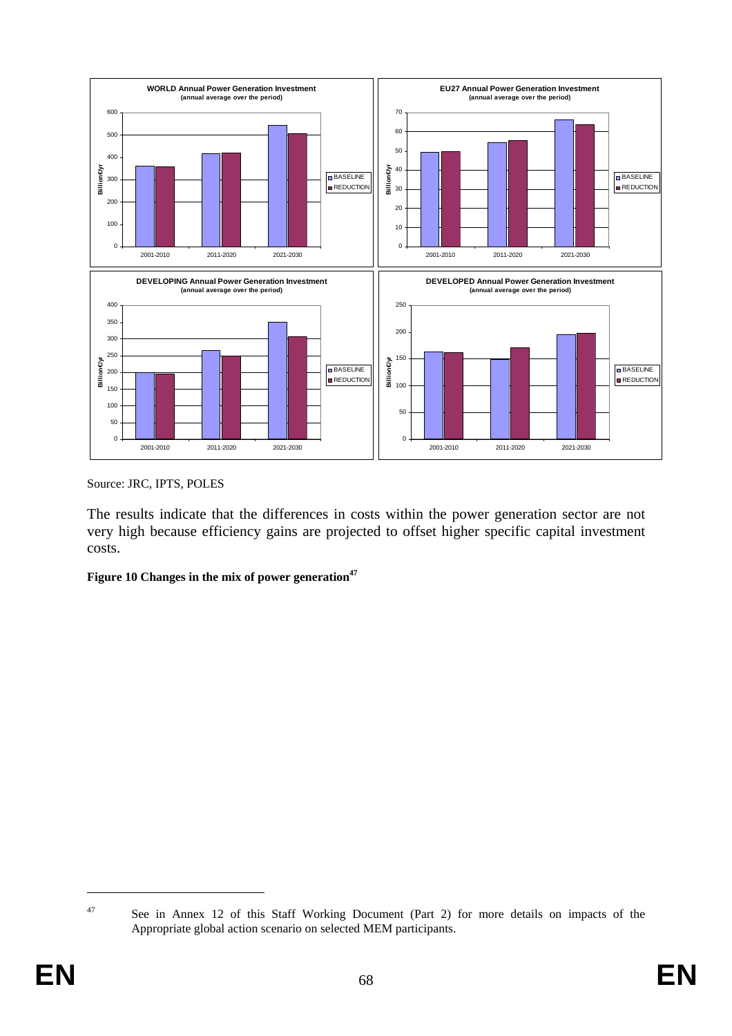Source: JRC, IPTS, POLES

The results indicate that the differences in costs within the power generation sector are not very high because efficiency gains are projected to offset higher specific capital investment costs.

**Figure 10 Changes in the mix of power generation[47]**

[47] See in Annex 12 of this Staff Working Document (Part 2) for more details on impacts of the Appropriate global action scenario on selected MEM participants.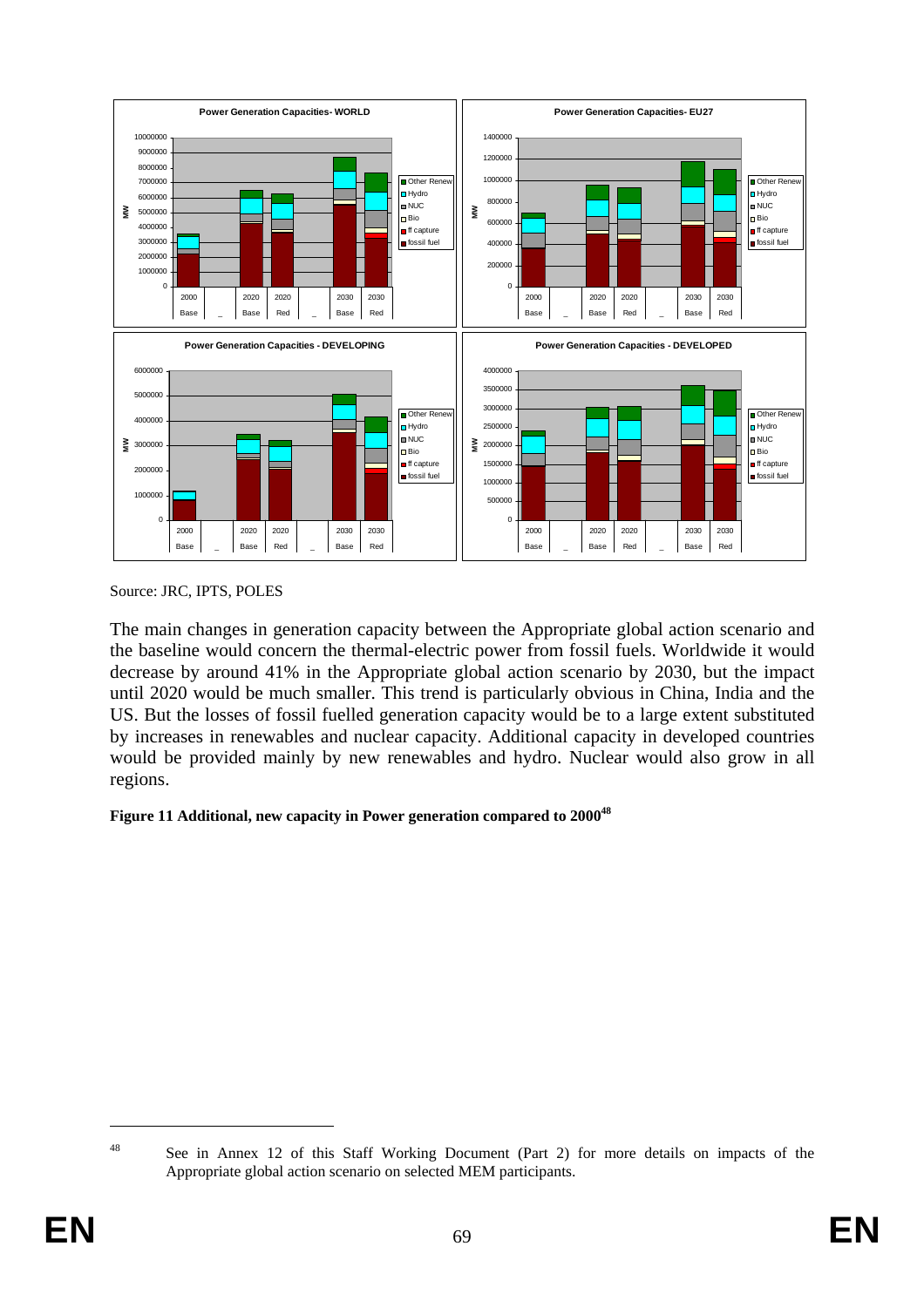Source: JRC, IPTS, POLES

The main changes in generation capacity between the Appropriate global action scenario and the baseline would concern the thermal-electric power from fossil fuels. Worldwide it would decrease by around 41% in the Appropriate global action scenario by 2030, but the impact until 2020 would be much smaller. This trend is particularly obvious in China, India and the US. But the losses of fossil fuelled generation capacity would be to a large extent substituted by increases in renewables and nuclear capacity. Additional capacity in developed countries would be provided mainly by new renewables and hydro. Nuclear would also grow in all regions.

**Figure 11 Additional, new capacity in Power generation compared to 2000[48]**

[48] See in Annex 12 of this Staff Working Document (Part 2) for more details on impacts of the Appropriate global action scenario on selected MEM participants.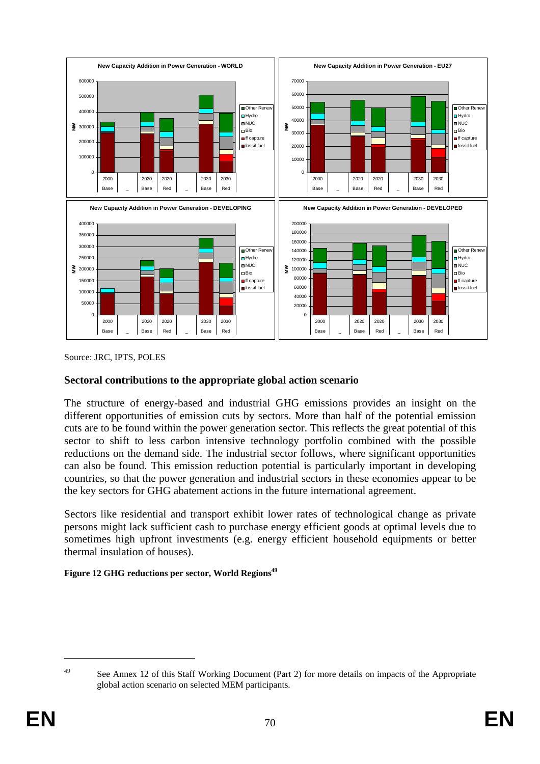Source: JRC, IPTS, POLES

## Sectoral contributions to the appropriate global action scenario

The structure of energy-based and industrial GHG emissions provides an insight on the different opportunities of emission cuts by sectors. More than half of the potential emission cuts are to be found within the power generation sector. This reflects the great potential of this sector to shift to less carbon intensive technology portfolio combined with the possible reductions on the demand side. The industrial sector follows, where significant opportunities can also be found. This emission reduction potential is particularly important in developing countries, so that the power generation and industrial sectors in these economies appear to be the key sectors for GHG abatement actions in the future international agreement.

Sectors like residential and transport exhibit lower rates of technological change as private persons might lack sufficient cash to purchase energy efficient goods at optimal levels due to sometimes high upfront investments (e.g. energy efficient household equipments or better thermal insulation of houses).

**Figure 12 GHG reductions per sector, World Regions[49]**

[49] See Annex 12 of this Staff Working Document (Part 2) for more details on impacts of the Appropriate global action scenario on selected MEM participants.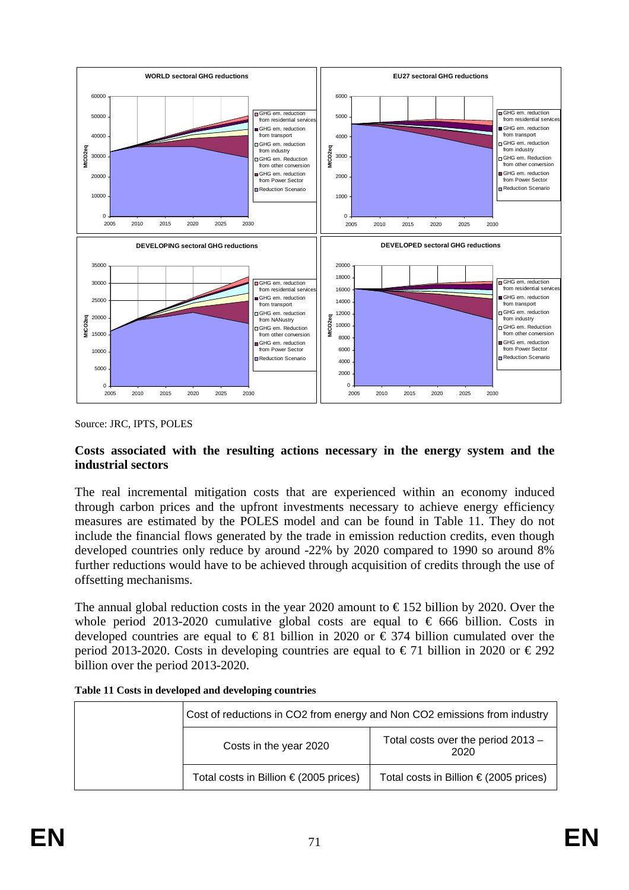Source: JRC, IPTS, POLES

**Costs associated with the resulting actions necessary in the energy system and the industrial sectors**

The real incremental mitigation costs that are experienced within an economy induced through carbon prices and the upfront investments necessary to achieve energy efficiency measures are estimated by the POLES model and can be found in Table 11. They do not include the financial flows generated by the trade in emission reduction credits, even though developed countries only reduce by around -22% by 2020 compared to 1990 so around 8% further reductions would have to be achieved through acquisition of credits through the use of offsetting mechanisms.

The annual global reduction costs in the year 2020 amount to € 152 billion by 2020. Over the whole period 2013-2020 cumulative global costs are equal to € 666 billion. Costs in developed countries are equal to € 81 billion in 2020 or € 374 billion cumulated over the period 2013-2020. Costs in developing countries are equal to € 71 billion in 2020 or € 292 billion over the period 2013-2020.

**Table 11 Costs in developed and developing countries**

| | Cost of reductions in CO2 from energy and Non CO2 emissions from industry | |
|---|---|---|
| | Costs in the year 2020 | Total costs over the period 2013 – 2020 |
| | Total costs in Billion € (2005 prices) | Total costs in Billion € (2005 prices) |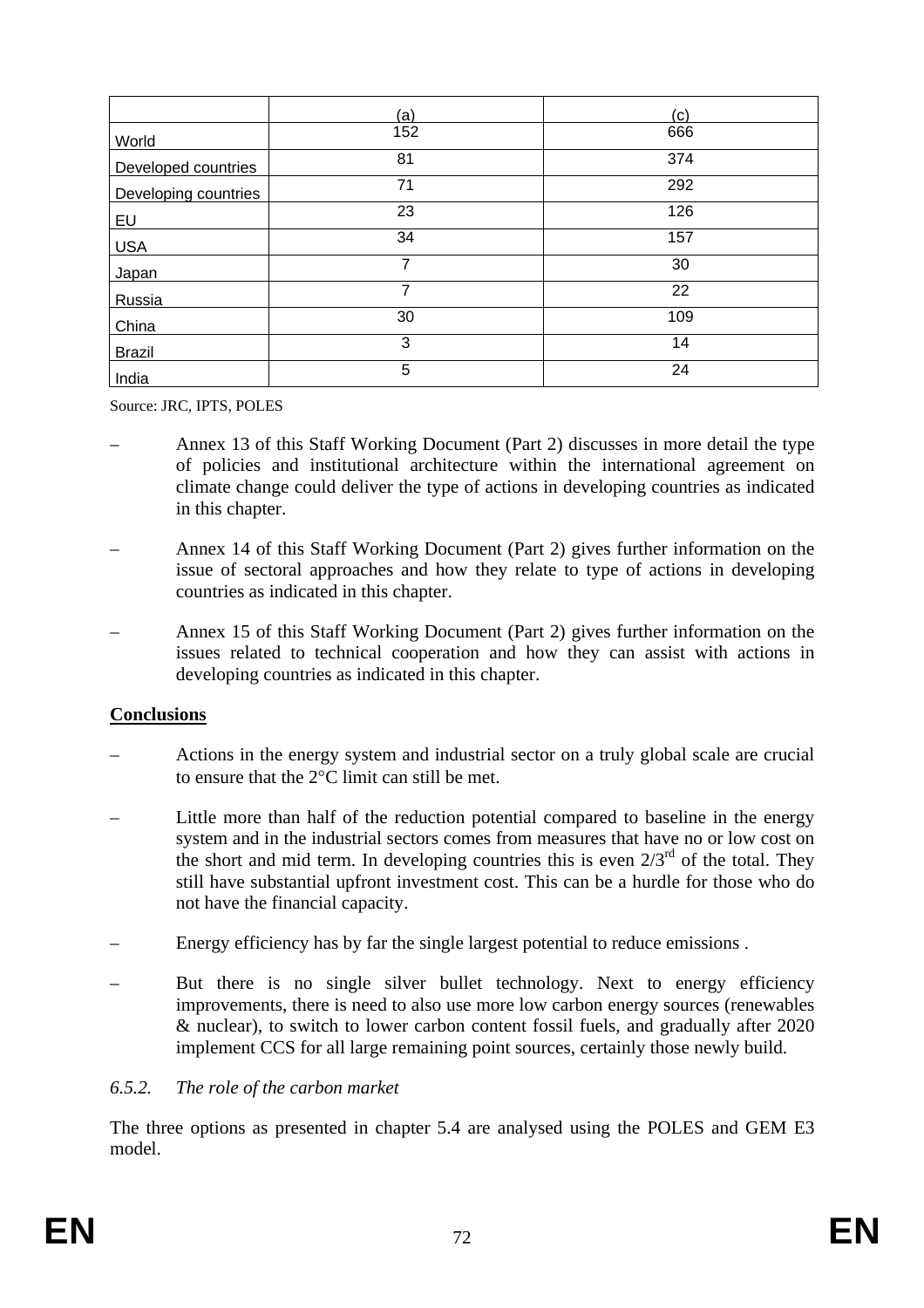| | (a) | (c) |
|---|---|---|
| World | 152 | 666 |
| Developed countries | 81 | 374 |
| Developing countries | 71 | 292 |
| EU | 23 | 126 |
| USA | 34 | 157 |
| Japan | 7 | 30 |
| Russia | 7 | 22 |
| China | 30 | 109 |
| Brazil | 3 | 14 |
| India | 5 | 24 |

Source: JRC, IPTS, POLES

– Annex 13 of this Staff Working Document (Part 2) discusses in more detail the type of policies and institutional architecture within the international agreement on climate change could deliver the type of actions in developing countries as indicated in this chapter.

– Annex 14 of this Staff Working Document (Part 2) gives further information on the issue of sectoral approaches and how they relate to type of actions in developing countries as indicated in this chapter.

– Annex 15 of this Staff Working Document (Part 2) gives further information on the issues related to technical cooperation and how they can assist with actions in developing countries as indicated in this chapter.

**Conclusions**

– Actions in the energy system and industrial sector on a truly global scale are crucial to ensure that the 2°C limit can still be met.

– Little more than half of the reduction potential compared to baseline in the energy system and in the industrial sectors comes from measures that have no or low cost on the short and mid term. In developing countries this is even 2/3[rd] of the total. They still have substantial upfront investment cost. This can be a hurdle for those who do not have the financial capacity.

– Energy efficiency has by far the single largest potential to reduce emissions .

– But there is no single silver bullet technology. Next to energy efficiency improvements, there is need to also use more low carbon energy sources (renewables & nuclear), to switch to lower carbon content fossil fuels, and gradually after 2020 implement CCS for all large remaining point sources, certainly those newly build.

### *6.5.2. The role of the carbon market*

The three options as presented in chapter 5.4 are analysed using the POLES and GEM E3 model.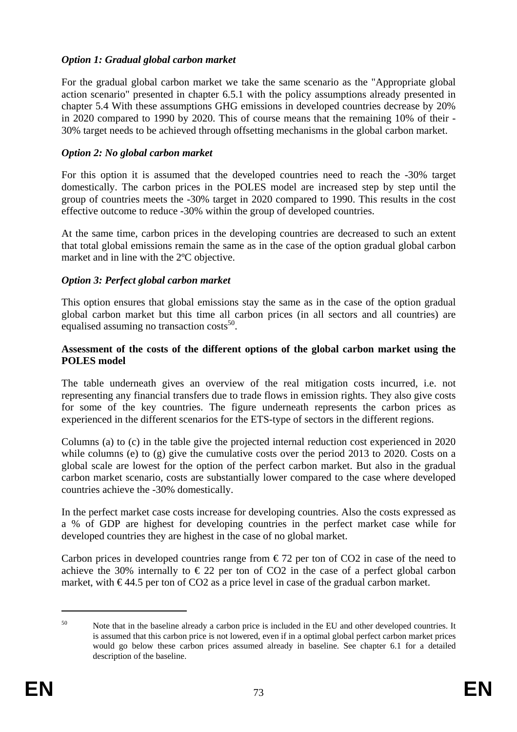*Option 1: Gradual global carbon market*

For the gradual global carbon market we take the same scenario as the "Appropriate global action scenario" presented in chapter 6.5.1 with the policy assumptions already presented in chapter 5.4 With these assumptions GHG emissions in developed countries decrease by 20% in 2020 compared to 1990 by 2020. This of course means that the remaining 10% of their -30% target needs to be achieved through offsetting mechanisms in the global carbon market.

*Option 2: No global carbon market*

For this option it is assumed that the developed countries need to reach the -30% target domestically. The carbon prices in the POLES model are increased step by step until the group of countries meets the -30% target in 2020 compared to 1990. This results in the cost effective outcome to reduce -30% within the group of developed countries.

At the same time, carbon prices in the developing countries are decreased to such an extent that total global emissions remain the same as in the case of the option gradual global carbon market and in line with the 2ºC objective.

*Option 3: Perfect global carbon market*

This option ensures that global emissions stay the same as in the case of the option gradual global carbon market but this time all carbon prices (in all sectors and all countries) are equalised assuming no transaction costs[50].

**Assessment of the costs of the different options of the global carbon market using the POLES model**

The table underneath gives an overview of the real mitigation costs incurred, i.e. not representing any financial transfers due to trade flows in emission rights. They also give costs for some of the key countries. The figure underneath represents the carbon prices as experienced in the different scenarios for the ETS-type of sectors in the different regions.

Columns (a) to (c) in the table give the projected internal reduction cost experienced in 2020 while columns (e) to (g) give the cumulative costs over the period 2013 to 2020. Costs on a global scale are lowest for the option of the perfect carbon market. But also in the gradual carbon market scenario, costs are substantially lower compared to the case where developed countries achieve the -30% domestically.

In the perfect market case costs increase for developing countries. Also the costs expressed as a % of GDP are highest for developing countries in the perfect market case while for developed countries they are highest in the case of no global market.

Carbon prices in developed countries range from € 72 per ton of $CO_2$ in case of the need to achieve the 30% internally to € 22 per ton of $CO_2$ in the case of a perfect global carbon market, with € 44.5 per ton of $CO_2$ as a price level in case of the gradual carbon market.

---

[50] Note that in the baseline already a carbon price is included in the EU and other developed countries. It is assumed that this carbon price is not lowered, even if in a optimal global perfect carbon market prices would go below these carbon prices assumed already in baseline. See chapter 6.1 for a detailed description of the baseline.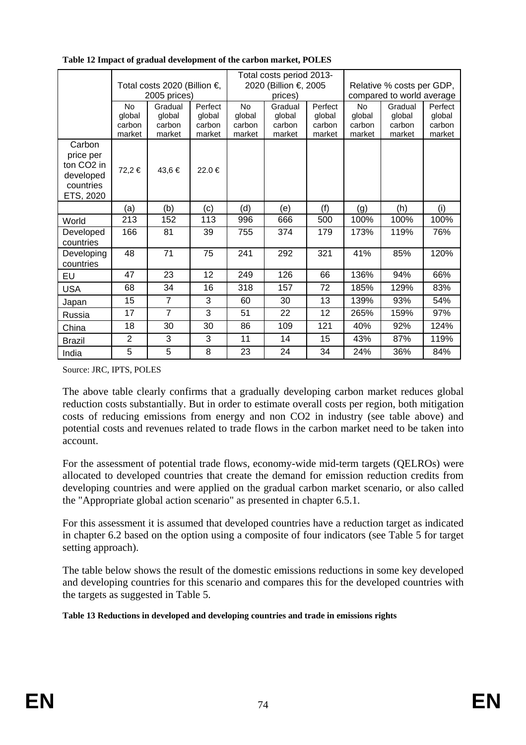**Table 12 Impact of gradual development of the carbon market, POLES**

| | Total costs 2020 (Billion €, 2005 prices) | | | Total costs period 2013-2020 (Billion €, 2005 prices) | | | Relative % costs per GDP, compared to world average | | |
|---|---|---|---|---|---|---|---|---|---|
| | No global carbon market | Gradual global carbon market | Perfect global carbon market | No global carbon market | Gradual global carbon market | Perfect global carbon market | No global carbon market | Gradual global carbon market | Perfect global carbon market |
| Carbon price per ton $CO_2$ in developed countries ETS, 2020 | 72,2 € | 43,6 € | 22.0 € | | | | | | |
| | (a) | (b) | (c) | (d) | (e) | (f) | (g) | (h) | (i) |
| World | 213 | 152 | 113 | 996 | 666 | 500 | 100% | 100% | 100% |
| Developed countries | 166 | 81 | 39 | 755 | 374 | 179 | 173% | 119% | 76% |
| Developing countries | 48 | 71 | 75 | 241 | 292 | 321 | 41% | 85% | 120% |
| EU | 47 | 23 | 12 | 249 | 126 | 66 | 136% | 94% | 66% |
| USA | 68 | 34 | 16 | 318 | 157 | 72 | 185% | 129% | 83% |
| Japan | 15 | 7 | 3 | 60 | 30 | 13 | 139% | 93% | 54% |
| Russia | 17 | 7 | 3 | 51 | 22 | 12 | 265% | 159% | 97% |
| China | 18 | 30 | 30 | 86 | 109 | 121 | 40% | 92% | 124% |
| Brazil | 2 | 3 | 3 | 11 | 14 | 15 | 43% | 87% | 119% |
| India | 5 | 5 | 8 | 23 | 24 | 34 | 24% | 36% | 84% |

Source: JRC, IPTS, POLES

The above table clearly confirms that a gradually developing carbon market reduces global reduction costs substantially. But in order to estimate overall costs per region, both mitigation costs of reducing emissions from energy and non CO2 in industry (see table above) and potential costs and revenues related to trade flows in the carbon market need to be taken into account.

For the assessment of potential trade flows, economy-wide mid-term targets (QELROs) were allocated to developed countries that create the demand for emission reduction credits from developing countries and were applied on the gradual carbon market scenario, or also called the "Appropriate global action scenario" as presented in chapter 6.5.1.

For this assessment it is assumed that developed countries have a reduction target as indicated in chapter 6.2 based on the option using a composite of four indicators (see Table 5 for target setting approach).

The table below shows the result of the domestic emissions reductions in some key developed and developing countries for this scenario and compares this for the developed countries with the targets as suggested in Table 5.

**Table 13 Reductions in developed and developing countries and trade in emissions rights**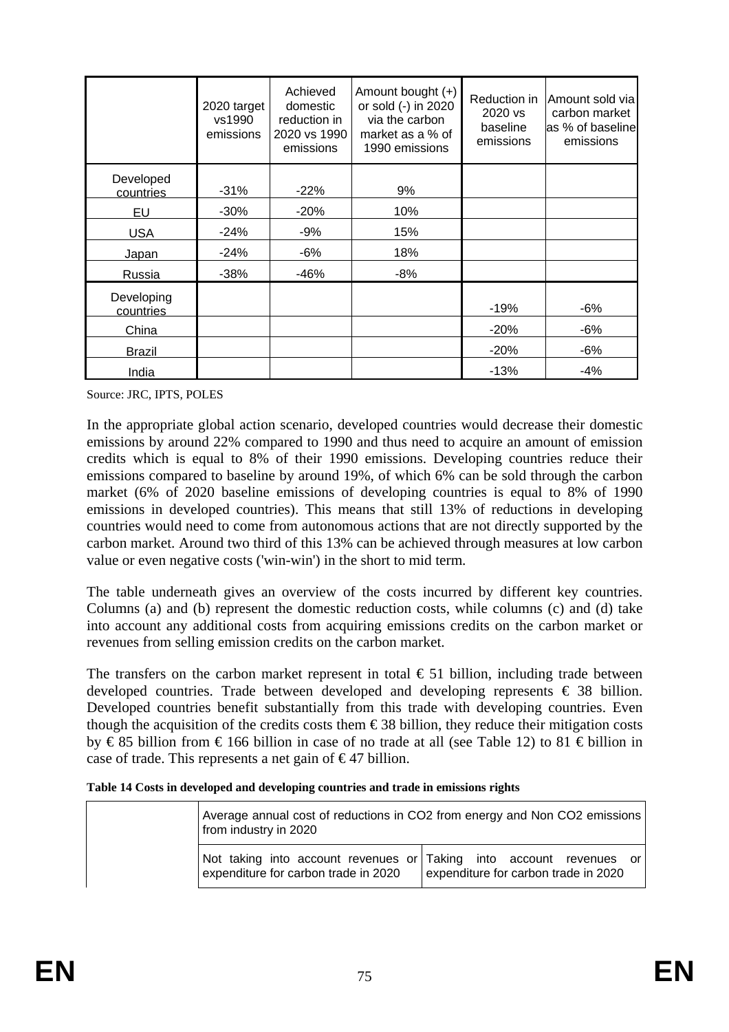| | 2020 target vs1990 emissions | Achieved domestic reduction in 2020 vs 1990 emissions | Amount bought (+) or sold (-) in 2020 via the carbon market as a % of 1990 emissions | Reduction in 2020 vs baseline emissions | Amount sold via carbon market as % of baseline emissions |
|---|---|---|---|---|---|
| Developed countries | -31% | -22% | 9% | | |
| EU | -30% | -20% | 10% | | |
| USA | -24% | -9% | 15% | | |
| Japan | -24% | -6% | 18% | | |
| Russia | -38% | -46% | -8% | | |
| Developing countries | | | | -19% | -6% |
| China | | | | -20% | -6% |
| Brazil | | | | -20% | -6% |
| India | | | | -13% | -4% |

Source: JRC, IPTS, POLES

In the appropriate global action scenario, developed countries would decrease their domestic emissions by around 22% compared to 1990 and thus need to acquire an amount of emission credits which is equal to 8% of their 1990 emissions. Developing countries reduce their emissions compared to baseline by around 19%, of which 6% can be sold through the carbon market (6% of 2020 baseline emissions of developing countries is equal to 8% of 1990 emissions in developed countries). This means that still 13% of reductions in developing countries would need to come from autonomous actions that are not directly supported by the carbon market. Around two third of this 13% can be achieved through measures at low carbon value or even negative costs ('win-win') in the short to mid term.

The table underneath gives an overview of the costs incurred by different key countries. Columns (a) and (b) represent the domestic reduction costs, while columns (c) and (d) take into account any additional costs from acquiring emissions credits on the carbon market or revenues from selling emission credits on the carbon market.

The transfers on the carbon market represent in total € 51 billion, including trade between developed countries. Trade between developed and developing represents € 38 billion. Developed countries benefit substantially from this trade with developing countries. Even though the acquisition of the credits costs them € 38 billion, they reduce their mitigation costs by € 85 billion from € 166 billion in case of no trade at all (see Table 12) to 81 € billion in case of trade. This represents a net gain of € 47 billion.

**Table 14 Costs in developed and developing countries and trade in emissions rights**

| | Average annual cost of reductions in CO2 from energy and Non CO2 emissions from industry in 2020 | |
|---|---|---|
| | Not taking into account revenues or expenditure for carbon trade in 2020 | Taking into account revenues or expenditure for carbon trade in 2020 |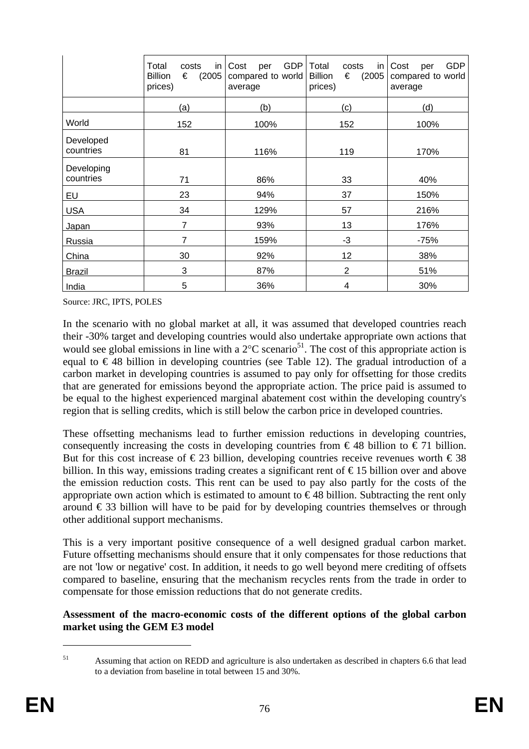| | Total costs in Billion € (2005 prices) | Cost per GDP compared to world average | Total costs in Billion € (2005 prices) | Cost per GDP compared to world average |
|---|---|---|---|---|
| | (a) | (b) | (c) | (d) |
| World | 152 | 100% | 152 | 100% |
| Developed countries | 81 | 116% | 119 | 170% |
| Developing countries | 71 | 86% | 33 | 40% |
| EU | 23 | 94% | 37 | 150% |
| USA | 34 | 129% | 57 | 216% |
| Japan | 7 | 93% | 13 | 176% |
| Russia | 7 | 159% | -3 | -75% |
| China | 30 | 92% | 12 | 38% |
| Brazil | 3 | 87% | 2 | 51% |
| India | 5 | 36% | 4 | 30% |

Source: JRC, IPTS, POLES

In the scenario with no global market at all, it was assumed that developed countries reach their -30% target and developing countries would also undertake appropriate own actions that would see global emissions in line with a 2°C scenario[51]. The cost of this appropriate action is equal to € 48 billion in developing countries (see Table 12). The gradual introduction of a carbon market in developing countries is assumed to pay only for offsetting for those credits that are generated for emissions beyond the appropriate action. The price paid is assumed to be equal to the highest experienced marginal abatement cost within the developing country's region that is selling credits, which is still below the carbon price in developed countries.

These offsetting mechanisms lead to further emission reductions in developing countries, consequently increasing the costs in developing countries from € 48 billion to € 71 billion. But for this cost increase of € 23 billion, developing countries receive revenues worth € 38 billion. In this way, emissions trading creates a significant rent of € 15 billion over and above the emission reduction costs. This rent can be used to pay also partly for the costs of the appropriate own action which is estimated to amount to € 48 billion. Subtracting the rent only around € 33 billion will have to be paid for by developing countries themselves or through other additional support mechanisms.

This is a very important positive consequence of a well designed gradual carbon market. Future offsetting mechanisms should ensure that it only compensates for those reductions that are not 'low or negative' cost. In addition, it needs to go well beyond mere crediting of offsets compared to baseline, ensuring that the mechanism recycles rents from the trade in order to compensate for those emission reductions that do not generate credits.

**Assessment of the macro-economic costs of the different options of the global carbon market using the GEM E3 model**

[51] Assuming that action on REDD and agriculture is also undertaken as described in chapters 6.6 that lead to a deviation from baseline in total between 15 and 30%.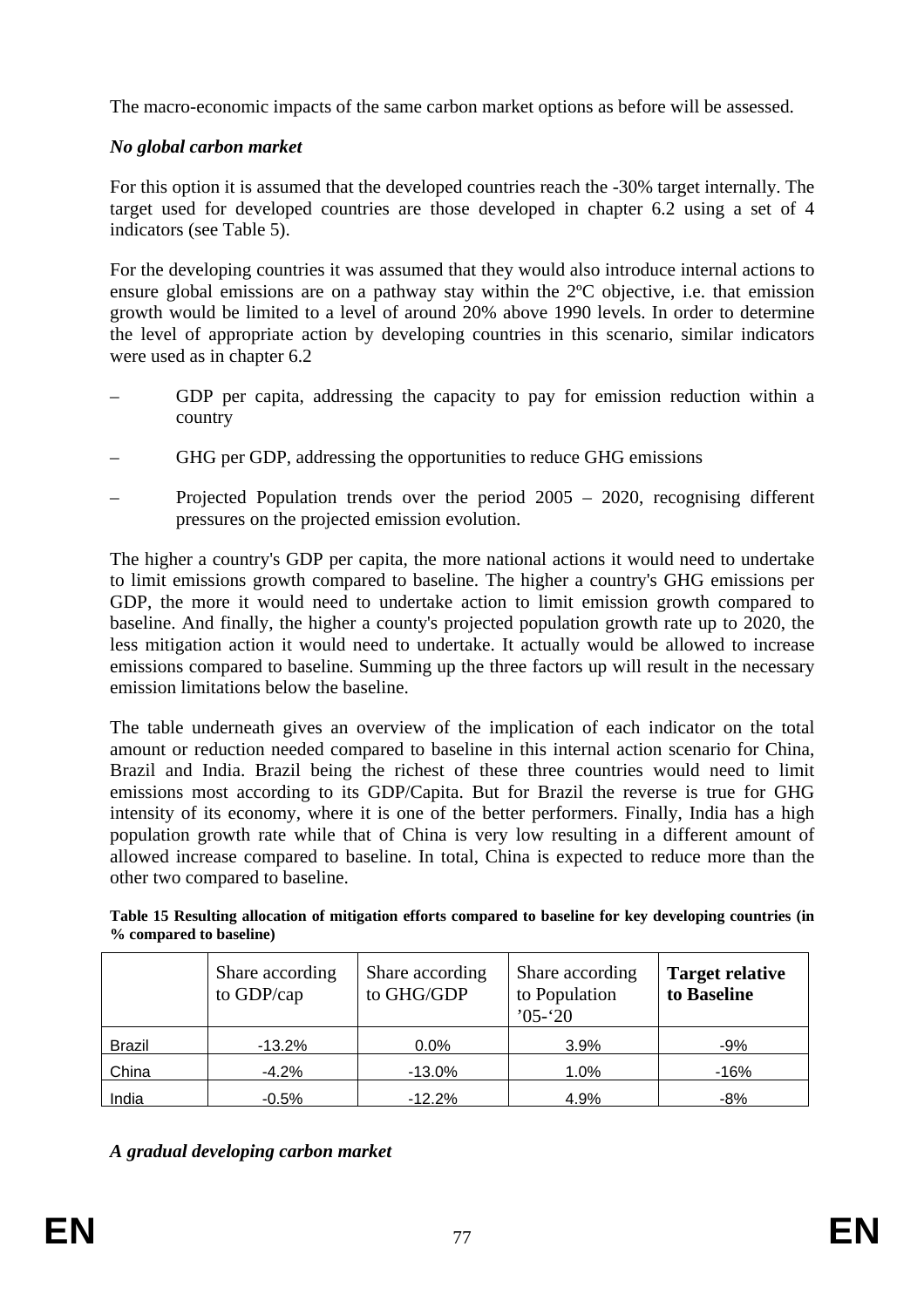The macro-economic impacts of the same carbon market options as before will be assessed.

*No global carbon market*

For this option it is assumed that the developed countries reach the -30% target internally. The target used for developed countries are those developed in chapter 6.2 using a set of 4 indicators (see Table 5).

For the developing countries it was assumed that they would also introduce internal actions to ensure global emissions are on a pathway stay within the 2ºC objective, i.e. that emission growth would be limited to a level of around 20% above 1990 levels. In order to determine the level of appropriate action by developing countries in this scenario, similar indicators were used as in chapter 6.2

– GDP per capita, addressing the capacity to pay for emission reduction within a country

– GHG per GDP, addressing the opportunities to reduce GHG emissions

– Projected Population trends over the period 2005 – 2020, recognising different pressures on the projected emission evolution.

The higher a country's GDP per capita, the more national actions it would need to undertake to limit emissions growth compared to baseline. The higher a country's GHG emissions per GDP, the more it would need to undertake action to limit emission growth compared to baseline. And finally, the higher a county's projected population growth rate up to 2020, the less mitigation action it would need to undertake. It actually would be allowed to increase emissions compared to baseline. Summing up the three factors up will result in the necessary emission limitations below the baseline.

The table underneath gives an overview of the implication of each indicator on the total amount or reduction needed compared to baseline in this internal action scenario for China, Brazil and India. Brazil being the richest of these three countries would need to limit emissions most according to its GDP/Capita. But for Brazil the reverse is true for GHG intensity of its economy, where it is one of the better performers. Finally, India has a high population growth rate while that of China is very low resulting in a different amount of allowed increase compared to baseline. In total, China is expected to reduce more than the other two compared to baseline.

**Table 15 Resulting allocation of mitigation efforts compared to baseline for key developing countries (in % compared to baseline)**

| | Share according to GDP/cap | Share according to GHG/GDP | Share according to Population '05-'20 | **Target relative to Baseline** |
|---|---|---|---|---|
| Brazil | -13.2% | 0.0% | 3.9% | -9% |
| China | -4.2% | -13.0% | 1.0% | -16% |
| India | -0.5% | -12.2% | 4.9% | -8% |

*A gradual developing carbon market*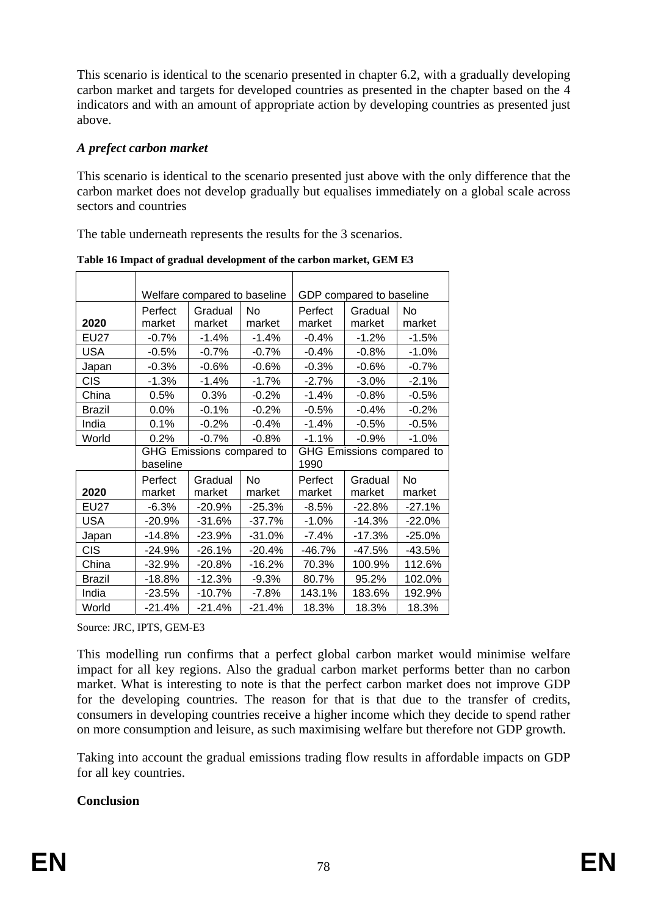This scenario is identical to the scenario presented in chapter 6.2, with a gradually developing carbon market and targets for developed countries as presented in the chapter based on the 4 indicators and with an amount of appropriate action by developing countries as presented just above.

### *A prefect carbon market*

This scenario is identical to the scenario presented just above with the only difference that the carbon market does not develop gradually but equalises immediately on a global scale across sectors and countries

The table underneath represents the results for the 3 scenarios.

**Table 16 Impact of gradual development of the carbon market, GEM E3**

| | Welfare compared to baseline | | | GDP compared to baseline | | |
|---|---|---|---|---|---|---|
| **2020** | Perfect market | Gradual market | No market | Perfect market | Gradual market | No market |
| EU27 | -0.7% | -1.4% | -1.4% | -0.4% | -1.2% | -1.5% |
| USA | -0.5% | -0.7% | -0.7% | -0.4% | -0.8% | -1.0% |
| Japan | -0.3% | -0.6% | -0.6% | -0.3% | -0.6% | -0.7% |
| CIS | -1.3% | -1.4% | -1.7% | -2.7% | -3.0% | -2.1% |
| China | 0.5% | 0.3% | -0.2% | -1.4% | -0.8% | -0.5% |
| Brazil | 0.0% | -0.1% | -0.2% | -0.5% | -0.4% | -0.2% |
| India | 0.1% | -0.2% | -0.4% | -1.4% | -0.5% | -0.5% |
| World | 0.2% | -0.7% | -0.8% | -1.1% | -0.9% | -1.0% |
| | GHG Emissions compared to baseline | | | GHG Emissions compared to 1990 | | |
| **2020** | Perfect market | Gradual market | No market | Perfect market | Gradual market | No market |
| EU27 | -6.3% | -20.9% | -25.3% | -8.5% | -22.8% | -27.1% |
| USA | -20.9% | -31.6% | -37.7% | -1.0% | -14.3% | -22.0% |
| Japan | -14.8% | -23.9% | -31.0% | -7.4% | -17.3% | -25.0% |
| CIS | -24.9% | -26.1% | -20.4% | -46.7% | -47.5% | -43.5% |
| China | -32.9% | -20.8% | -16.2% | 70.3% | 100.9% | 112.6% |
| Brazil | -18.8% | -12.3% | -9.3% | 80.7% | 95.2% | 102.0% |
| India | -23.5% | -10.7% | -7.8% | 143.1% | 183.6% | 192.9% |
| World | -21.4% | -21.4% | -21.4% | 18.3% | 18.3% | 18.3% |

Source: JRC, IPTS, GEM-E3

This modelling run confirms that a perfect global carbon market would minimise welfare impact for all key regions. Also the gradual carbon market performs better than no carbon market. What is interesting to note is that the perfect carbon market does not improve GDP for the developing countries. The reason for that is that due to the transfer of credits, consumers in developing countries receive a higher income which they decide to spend rather on more consumption and leisure, as such maximising welfare but therefore not GDP growth.

Taking into account the gradual emissions trading flow results in affordable impacts on GDP for all key countries.

**Conclusion**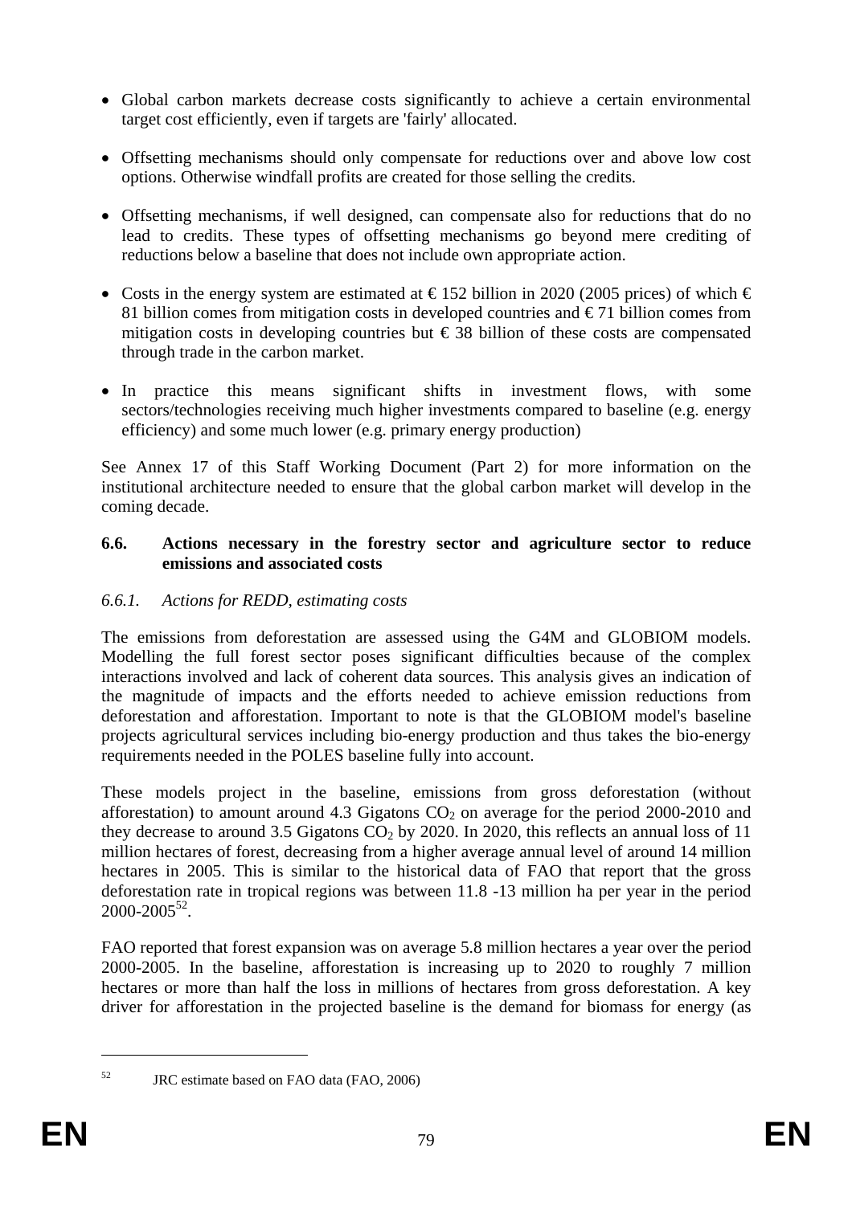- Global carbon markets decrease costs significantly to achieve a certain environmental target cost efficiently, even if targets are 'fairly' allocated.

- Offsetting mechanisms should only compensate for reductions over and above low cost options. Otherwise windfall profits are created for those selling the credits.

- Offsetting mechanisms, if well designed, can compensate also for reductions that do no lead to credits. These types of offsetting mechanisms go beyond mere crediting of reductions below a baseline that does not include own appropriate action.

- Costs in the energy system are estimated at € 152 billion in 2020 (2005 prices) of which € 81 billion comes from mitigation costs in developed countries and € 71 billion comes from mitigation costs in developing countries but € 38 billion of these costs are compensated through trade in the carbon market.

- In practice this means significant shifts in investment flows, with some sectors/technologies receiving much higher investments compared to baseline (e.g. energy efficiency) and some much lower (e.g. primary energy production)

See Annex 17 of this Staff Working Document (Part 2) for more information on the institutional architecture needed to ensure that the global carbon market will develop in the coming decade.

### 6.6. Actions necessary in the forestry sector and agriculture sector to reduce emissions and associated costs

#### *6.6.1. Actions for REDD, estimating costs*

The emissions from deforestation are assessed using the G4M and GLOBIOM models. Modelling the full forest sector poses significant difficulties because of the complex interactions involved and lack of coherent data sources. This analysis gives an indication of the magnitude of impacts and the efforts needed to achieve emission reductions from deforestation and afforestation. Important to note is that the GLOBIOM model's baseline projects agricultural services including bio-energy production and thus takes the bio-energy requirements needed in the POLES baseline fully into account.

These models project in the baseline, emissions from gross deforestation (without afforestation) to amount around 4.3 Gigatons $CO_2$ on average for the period 2000-2010 and they decrease to around 3.5 Gigatons $CO_2$ by 2020. In 2020, this reflects an annual loss of 11 million hectares of forest, decreasing from a higher average annual level of around 14 million hectares in 2005. This is similar to the historical data of FAO that report that the gross deforestation rate in tropical regions was between 11.8 -13 million ha per year in the period 2000-2005[52].

FAO reported that forest expansion was on average 5.8 million hectares a year over the period 2000-2005. In the baseline, afforestation is increasing up to 2020 to roughly 7 million hectares or more than half the loss in millions of hectares from gross deforestation. A key driver for afforestation in the projected baseline is the demand for biomass for energy (as

[52] JRC estimate based on FAO data (FAO, 2006)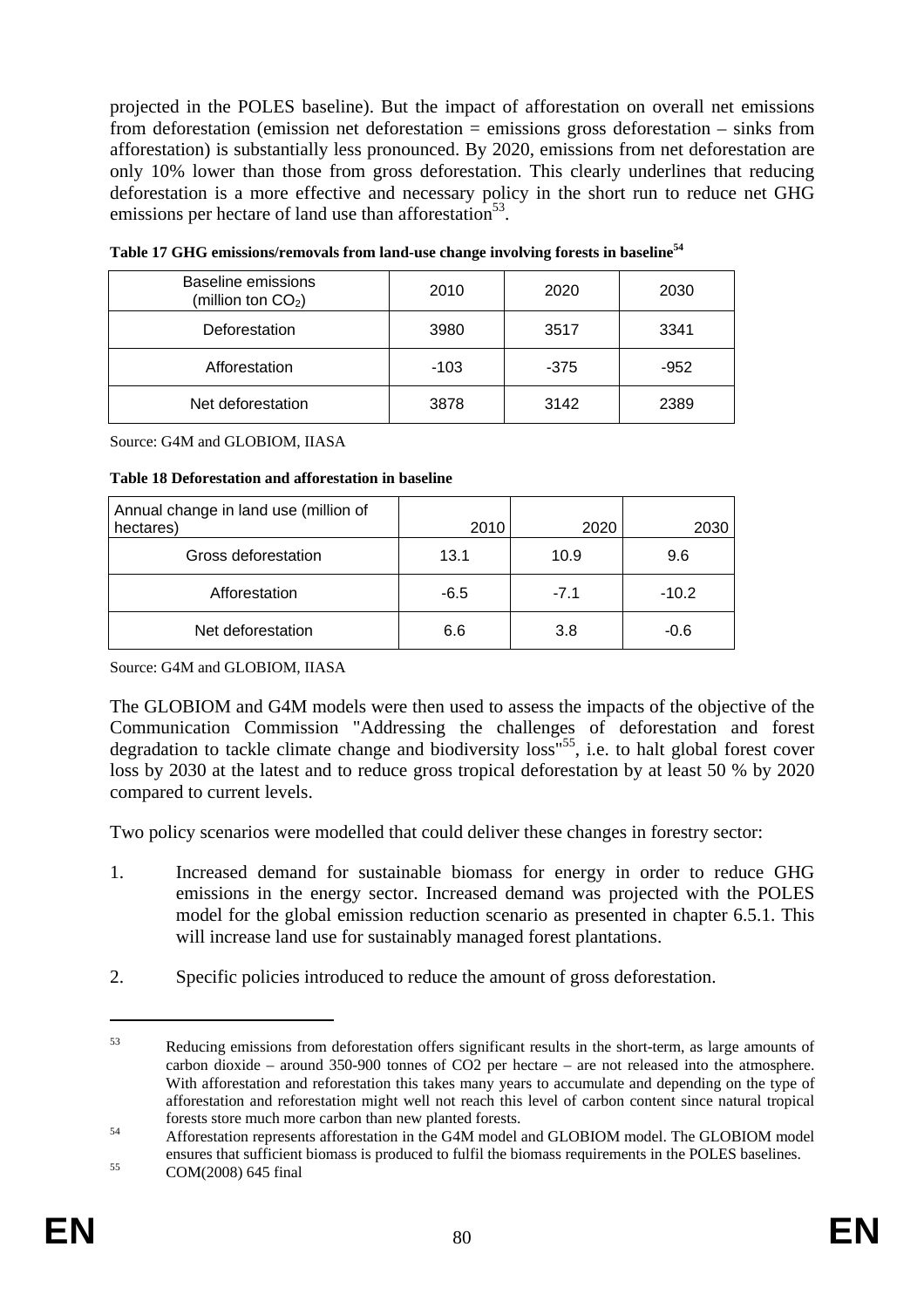projected in the POLES baseline). But the impact of afforestation on overall net emissions from deforestation (emission net deforestation = emissions gross deforestation – sinks from afforestation) is substantially less pronounced. By 2020, emissions from net deforestation are only 10% lower than those from gross deforestation. This clearly underlines that reducing deforestation is a more effective and necessary policy in the short run to reduce net GHG emissions per hectare of land use than afforestation[53].

**Table 17 GHG emissions/removals from land-use change involving forests in baseline[54]**

| Baseline emissions (million ton $CO_2$) | 2010 | 2020 | 2030 |
|---|---|---|---|
| Deforestation | 3980 | 3517 | 3341 |
| Afforestation | -103 | -375 | -952 |
| Net deforestation | 3878 | 3142 | 2389 |

Source: G4M and GLOBIOM, IIASA

**Table 18 Deforestation and afforestation in baseline**

| Annual change in land use (million of hectares) | 2010 | 2020 | 2030 |
|---|---|---|---|
| Gross deforestation | 13.1 | 10.9 | 9.6 |
| Afforestation | -6.5 | -7.1 | -10.2 |
| Net deforestation | 6.6 | 3.8 | -0.6 |

Source: G4M and GLOBIOM, IIASA

The GLOBIOM and G4M models were then used to assess the impacts of the objective of the Communication Commission "Addressing the challenges of deforestation and forest degradation to tackle climate change and biodiversity loss"[55], i.e. to halt global forest cover loss by 2030 at the latest and to reduce gross tropical deforestation by at least 50 % by 2020 compared to current levels.

Two policy scenarios were modelled that could deliver these changes in forestry sector:

1. Increased demand for sustainable biomass for energy in order to reduce GHG emissions in the energy sector. Increased demand was projected with the POLES model for the global emission reduction scenario as presented in chapter 6.5.1. This will increase land use for sustainably managed forest plantations.

2. Specific policies introduced to reduce the amount of gross deforestation.

---

[53] Reducing emissions from deforestation offers significant results in the short-term, as large amounts of carbon dioxide – around 350-900 tonnes of CO2 per hectare – are not released into the atmosphere. With afforestation and reforestation this takes many years to accumulate and depending on the type of afforestation and reforestation might well not reach this level of carbon content since natural tropical forests store much more carbon than new planted forests.

[54] Afforestation represents afforestation in the G4M model and GLOBIOM model. The GLOBIOM model ensures that sufficient biomass is produced to fulfil the biomass requirements in the POLES baselines.

[55] COM(2008) 645 final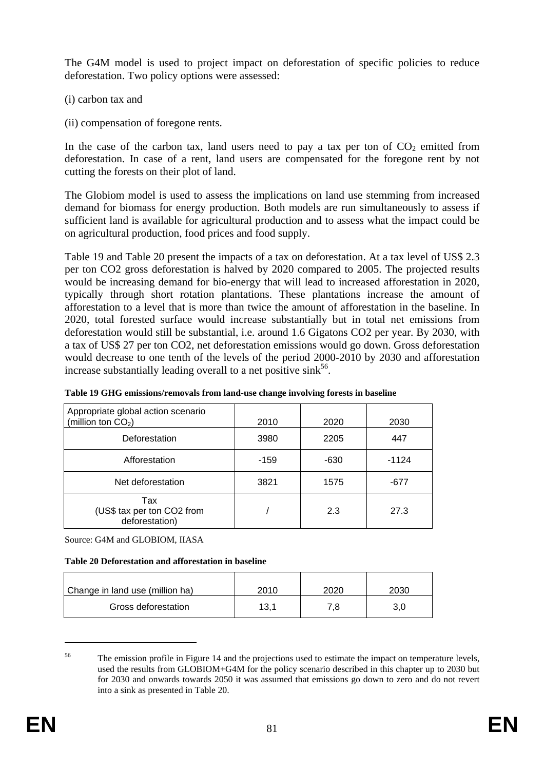The G4M model is used to project impact on deforestation of specific policies to reduce deforestation. Two policy options were assessed:

(i) carbon tax and

(ii) compensation of foregone rents.

In the case of the carbon tax, land users need to pay a tax per ton of $CO_2$ emitted from deforestation. In case of a rent, land users are compensated for the foregone rent by not cutting the forests on their plot of land.

The Globiom model is used to assess the implications on land use stemming from increased demand for biomass for energy production. Both models are run simultaneously to assess if sufficient land is available for agricultural production and to assess what the impact could be on agricultural production, food prices and food supply.

Table 19 and Table 20 present the impacts of a tax on deforestation. At a tax level of US$ 2.3 per ton CO2 gross deforestation is halved by 2020 compared to 2005. The projected results would be increasing demand for bio-energy that will lead to increased afforestation in 2020, typically through short rotation plantations. These plantations increase the amount of afforestation to a level that is more than twice the amount of afforestation in the baseline. In 2020, total forested surface would increase substantially but in total net emissions from deforestation would still be substantial, i.e. around 1.6 Gigatons CO2 per year. By 2030, with a tax of US$ 27 per ton CO2, net deforestation emissions would go down. Gross deforestation would decrease to one tenth of the levels of the period 2000-2010 by 2030 and afforestation increase substantially leading overall to a net positive sink[56].

**Table 19 GHG emissions/removals from land-use change involving forests in baseline**

| Appropriate global action scenario (million ton $CO_2$) | 2010 | 2020 | 2030 |
|---|---|---|---|
| Deforestation | 3980 | 2205 | 447 |
| Afforestation | -159 | -630 | -1124 |
| Net deforestation | 3821 | 1575 | -677 |
| Tax (US$ tax per ton CO2 from deforestation) | / | 2.3 | 27.3 |

Source: G4M and GLOBIOM, IIASA

**Table 20 Deforestation and afforestation in baseline**

| Change in land use (million ha) | 2010 | 2020 | 2030 |
|---|---|---|---|
| Gross deforestation | 13,1 | 7,8 | 3,0 |

[56] The emission profile in Figure 14 and the projections used to estimate the impact on temperature levels, used the results from GLOBIOM+G4M for the policy scenario described in this chapter up to 2030 but for 2030 and onwards towards 2050 it was assumed that emissions go down to zero and do not revert into a sink as presented in Table 20.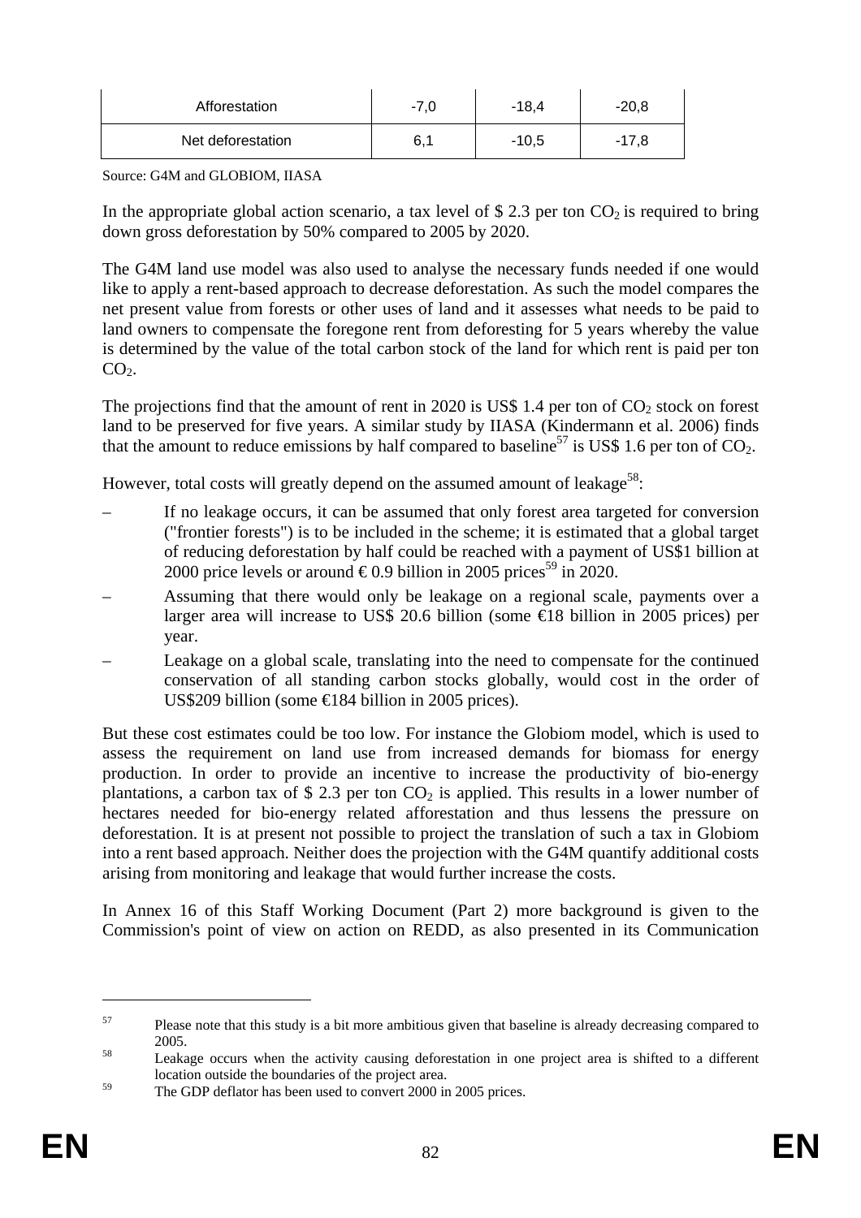| Afforestation | -7,0 | -18,4 | -20,8 |
|---|---|---|---|
| Net deforestation | 6,1 | -10,5 | -17,8 |

Source: G4M and GLOBIOM, IIASA

In the appropriate global action scenario, a tax level of $ 2.3 per ton $CO_2$ is required to bring down gross deforestation by 50% compared to 2005 by 2020.

The G4M land use model was also used to analyse the necessary funds needed if one would like to apply a rent-based approach to decrease deforestation. As such the model compares the net present value from forests or other uses of land and it assesses what needs to be paid to land owners to compensate the foregone rent from deforesting for 5 years whereby the value is determined by the value of the total carbon stock of the land for which rent is paid per ton $CO_2$.

The projections find that the amount of rent in 2020 is US$ 1.4 per ton of $CO_2$ stock on forest land to be preserved for five years. A similar study by IIASA (Kindermann et al. 2006) finds that the amount to reduce emissions by half compared to baseline[57] is US$ 1.6 per ton of $CO_2$.

However, total costs will greatly depend on the assumed amount of leakage[58]:

– If no leakage occurs, it can be assumed that only forest area targeted for conversion ("frontier forests") is to be included in the scheme; it is estimated that a global target of reducing deforestation by half could be reached with a payment of US$1 billion at 2000 price levels or around € 0.9 billion in 2005 prices[59] in 2020.

– Assuming that there would only be leakage on a regional scale, payments over a larger area will increase to US$ 20.6 billion (some €18 billion in 2005 prices) per year.

– Leakage on a global scale, translating into the need to compensate for the continued conservation of all standing carbon stocks globally, would cost in the order of US$209 billion (some €184 billion in 2005 prices).

But these cost estimates could be too low. For instance the Globiom model, which is used to assess the requirement on land use from increased demands for biomass for energy production. In order to provide an incentive to increase the productivity of bio-energy plantations, a carbon tax of $ 2.3 per ton $CO_2$ is applied. This results in a lower number of hectares needed for bio-energy related afforestation and thus lessens the pressure on deforestation. It is at present not possible to project the translation of such a tax in Globiom into a rent based approach. Neither does the projection with the G4M quantify additional costs arising from monitoring and leakage that would further increase the costs.

In Annex 16 of this Staff Working Document (Part 2) more background is given to the Commission's point of view on action on REDD, as also presented in its Communication

---

[57] Please note that this study is a bit more ambitious given that baseline is already decreasing compared to 2005.

[58] Leakage occurs when the activity causing deforestation in one project area is shifted to a different location outside the boundaries of the project area.

[59] The GDP deflator has been used to convert 2000 in 2005 prices.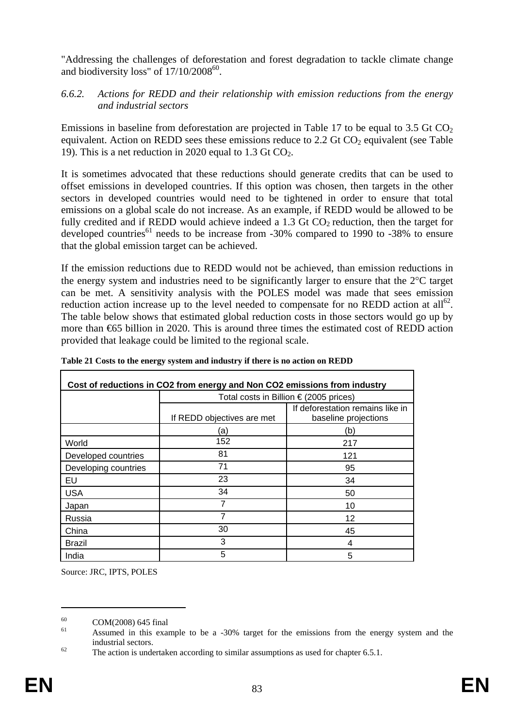"Addressing the challenges of deforestation and forest degradation to tackle climate change and biodiversity loss" of 17/10/2008[60].

### 6.6.2. *Actions for REDD and their relationship with emission reductions from the energy and industrial sectors*

Emissions in baseline from deforestation are projected in Table 17 to be equal to 3.5 Gt $CO_2$ equivalent. Action on REDD sees these emissions reduce to 2.2 Gt $CO_2$ equivalent (see Table 19). This is a net reduction in 2020 equal to 1.3 Gt $CO_2$.

It is sometimes advocated that these reductions should generate credits that can be used to offset emissions in developed countries. If this option was chosen, then targets in the other sectors in developed countries would need to be tightened in order to ensure that total emissions on a global scale do not increase. As an example, if REDD would be allowed to be fully credited and if REDD would achieve indeed a 1.3 Gt $CO_2$ reduction, then the target for developed countries[61] needs to be increase from -30% compared to 1990 to -38% to ensure that the global emission target can be achieved.

If the emission reductions due to REDD would not be achieved, than emission reductions in the energy system and industries need to be significantly larger to ensure that the 2°C target can be met. A sensitivity analysis with the POLES model was made that sees emission reduction action increase up to the level needed to compensate for no REDD action at all[62]. The table below shows that estimated global reduction costs in those sectors would go up by more than €65 billion in 2020. This is around three times the estimated cost of REDD action provided that leakage could be limited to the regional scale.

**Table 21 Costs to the energy system and industry if there is no action on REDD**

| Cost of reductions in CO2 from energy and Non CO2 emissions from industry | | |
|---|---|---|
| | Total costs in Billion € (2005 prices) | |
| | If REDD objectives are met | If deforestation remains like in baseline projections |
| | (a) | (b) |
| World | 152 | 217 |
| Developed countries | 81 | 121 |
| Developing countries | 71 | 95 |
| EU | 23 | 34 |
| USA | 34 | 50 |
| Japan | 7 | 10 |
| Russia | 7 | 12 |
| China | 30 | 45 |
| Brazil | 3 | 4 |
| India | 5 | 5 |

Source: JRC, IPTS, POLES

---

[60] COM(2008) 645 final

[61] Assumed in this example to be a -30% target for the emissions from the energy system and the industrial sectors.

[62] The action is undertaken according to similar assumptions as used for chapter 6.5.1.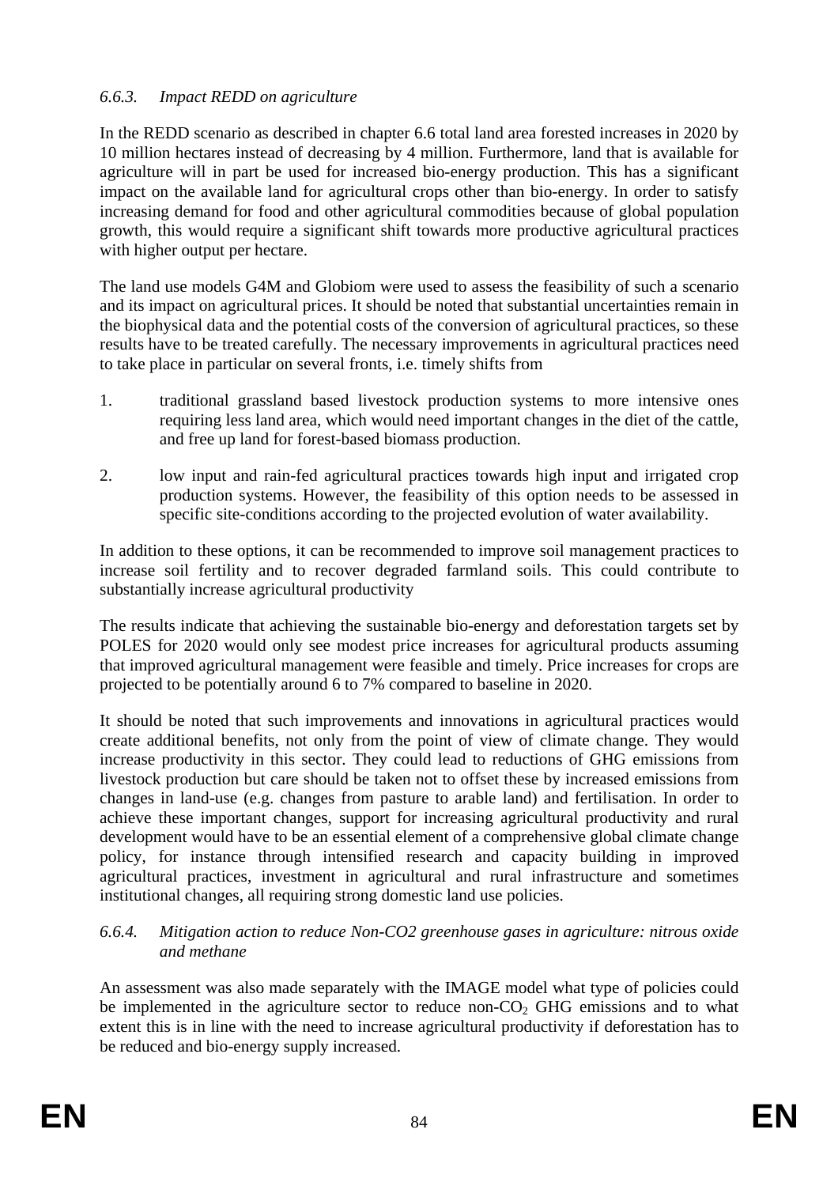### *6.6.3. Impact REDD on agriculture*

In the REDD scenario as described in chapter 6.6 total land area forested increases in 2020 by 10 million hectares instead of decreasing by 4 million. Furthermore, land that is available for agriculture will in part be used for increased bio-energy production. This has a significant impact on the available land for agricultural crops other than bio-energy. In order to satisfy increasing demand for food and other agricultural commodities because of global population growth, this would require a significant shift towards more productive agricultural practices with higher output per hectare.

The land use models G4M and Globiom were used to assess the feasibility of such a scenario and its impact on agricultural prices. It should be noted that substantial uncertainties remain in the biophysical data and the potential costs of the conversion of agricultural practices, so these results have to be treated carefully. The necessary improvements in agricultural practices need to take place in particular on several fronts, i.e. timely shifts from

1. traditional grassland based livestock production systems to more intensive ones requiring less land area, which would need important changes in the diet of the cattle, and free up land for forest-based biomass production.

2. low input and rain-fed agricultural practices towards high input and irrigated crop production systems. However, the feasibility of this option needs to be assessed in specific site-conditions according to the projected evolution of water availability.

In addition to these options, it can be recommended to improve soil management practices to increase soil fertility and to recover degraded farmland soils. This could contribute to substantially increase agricultural productivity

The results indicate that achieving the sustainable bio-energy and deforestation targets set by POLES for 2020 would only see modest price increases for agricultural products assuming that improved agricultural management were feasible and timely. Price increases for crops are projected to be potentially around 6 to 7% compared to baseline in 2020.

It should be noted that such improvements and innovations in agricultural practices would create additional benefits, not only from the point of view of climate change. They would increase productivity in this sector. They could lead to reductions of GHG emissions from livestock production but care should be taken not to offset these by increased emissions from changes in land-use (e.g. changes from pasture to arable land) and fertilisation. In order to achieve these important changes, support for increasing agricultural productivity and rural development would have to be an essential element of a comprehensive global climate change policy, for instance through intensified research and capacity building in improved agricultural practices, investment in agricultural and rural infrastructure and sometimes institutional changes, all requiring strong domestic land use policies.

### *6.6.4. Mitigation action to reduce Non-CO2 greenhouse gases in agriculture: nitrous oxide and methane*

An assessment was also made separately with the IMAGE model what type of policies could be implemented in the agriculture sector to reduce non-$CO_2$ GHG emissions and to what extent this is in line with the need to increase agricultural productivity if deforestation has to be reduced and bio-energy supply increased.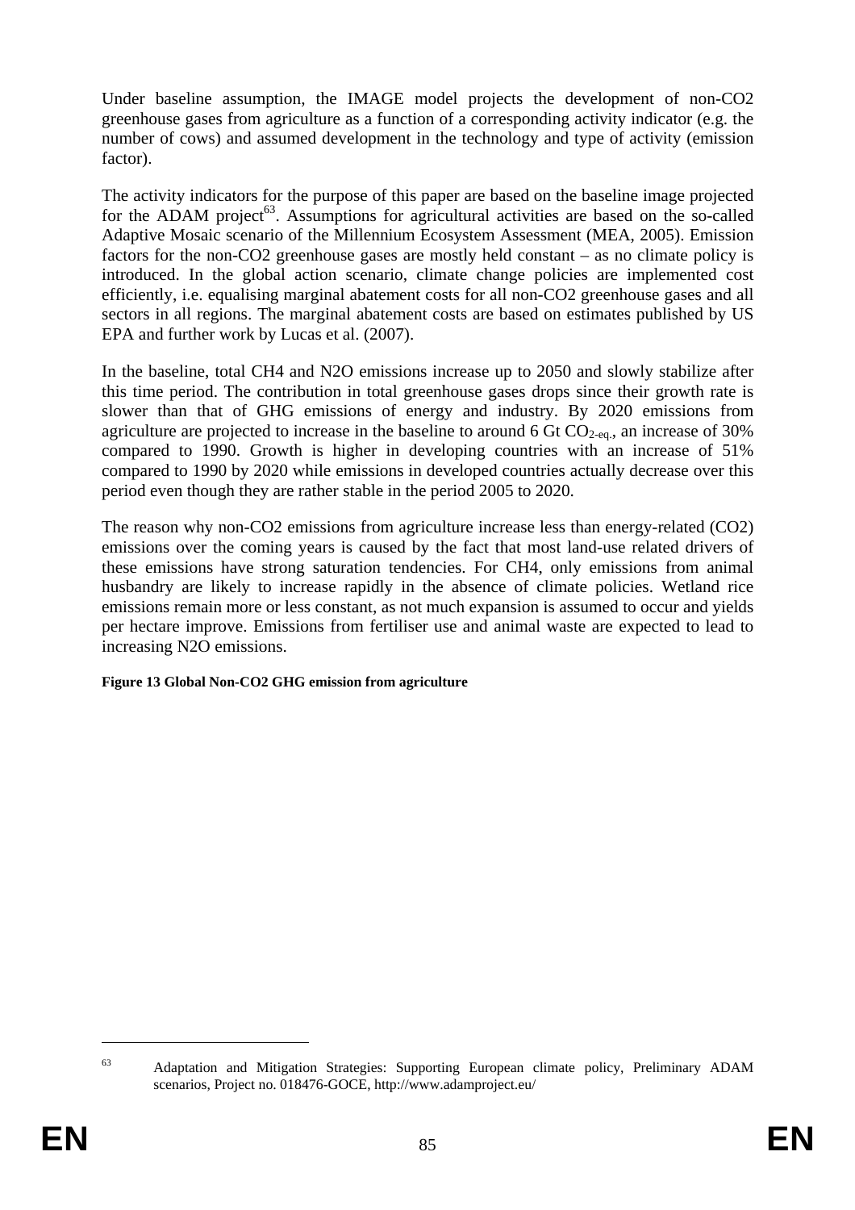Under baseline assumption, the IMAGE model projects the development of non-CO2 greenhouse gases from agriculture as a function of a corresponding activity indicator (e.g. the number of cows) and assumed development in the technology and type of activity (emission factor).

The activity indicators for the purpose of this paper are based on the baseline image projected for the ADAM project[63]. Assumptions for agricultural activities are based on the so-called Adaptive Mosaic scenario of the Millennium Ecosystem Assessment (MEA, 2005). Emission factors for the non-CO2 greenhouse gases are mostly held constant – as no climate policy is introduced. In the global action scenario, climate change policies are implemented cost efficiently, i.e. equalising marginal abatement costs for all non-CO2 greenhouse gases and all sectors in all regions. The marginal abatement costs are based on estimates published by US EPA and further work by Lucas et al. (2007).

In the baseline, total CH4 and N2O emissions increase up to 2050 and slowly stabilize after this time period. The contribution in total greenhouse gases drops since their growth rate is slower than that of GHG emissions of energy and industry. By 2020 emissions from agriculture are projected to increase in the baseline to around 6 Gt $CO_{2\text{-eq.}}$, an increase of 30% compared to 1990. Growth is higher in developing countries with an increase of 51% compared to 1990 by 2020 while emissions in developed countries actually decrease over this period even though they are rather stable in the period 2005 to 2020.

The reason why non-CO2 emissions from agriculture increase less than energy-related (CO2) emissions over the coming years is caused by the fact that most land-use related drivers of these emissions have strong saturation tendencies. For CH4, only emissions from animal husbandry are likely to increase rapidly in the absence of climate policies. Wetland rice emissions remain more or less constant, as not much expansion is assumed to occur and yields per hectare improve. Emissions from fertiliser use and animal waste are expected to lead to increasing N2O emissions.

**Figure 13 Global Non-CO2 GHG emission from agriculture**

[63] Adaptation and Mitigation Strategies: Supporting European climate policy, Preliminary ADAM scenarios, Project no. 018476-GOCE, http://www.adamproject.eu/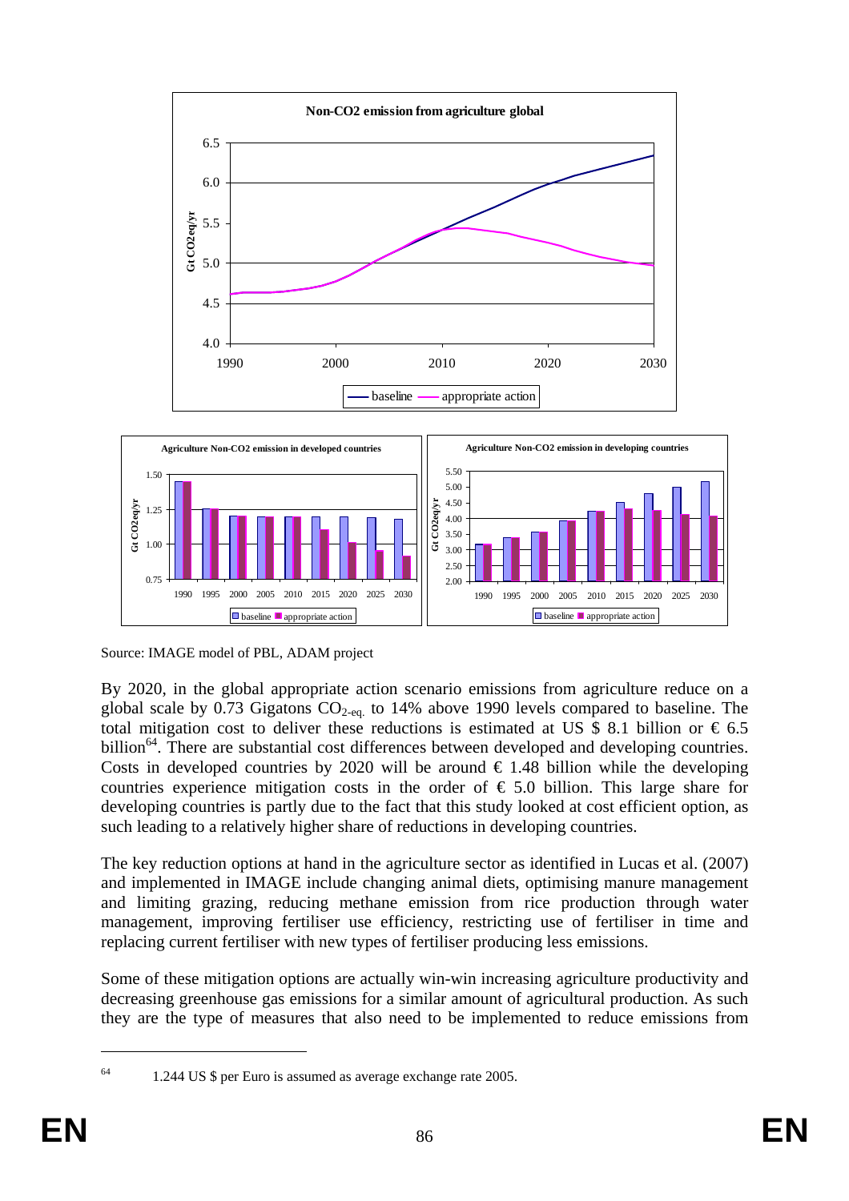Source: IMAGE model of PBL, ADAM project

By 2020, in the global appropriate action scenario emissions from agriculture reduce on a global scale by 0.73 Gigatons $CO_{2\text{-eq.}}$ to 14% above 1990 levels compared to baseline. The total mitigation cost to deliver these reductions is estimated at US \$ 8.1 billion or € 6.5 billion[64]. There are substantial cost differences between developed and developing countries. Costs in developed countries by 2020 will be around € 1.48 billion while the developing countries experience mitigation costs in the order of € 5.0 billion. This large share for developing countries is partly due to the fact that this study looked at cost efficient option, as such leading to a relatively higher share of reductions in developing countries.

The key reduction options at hand in the agriculture sector as identified in Lucas et al. (2007) and implemented in IMAGE include changing animal diets, optimising manure management and limiting grazing, reducing methane emission from rice production through water management, improving fertiliser use efficiency, restricting use of fertiliser in time and replacing current fertiliser with new types of fertiliser producing less emissions.

Some of these mitigation options are actually win-win increasing agriculture productivity and decreasing greenhouse gas emissions for a similar amount of agricultural production. As such they are the type of measures that also need to be implemented to reduce emissions from

[64] 1.244 US $ per Euro is assumed as average exchange rate 2005.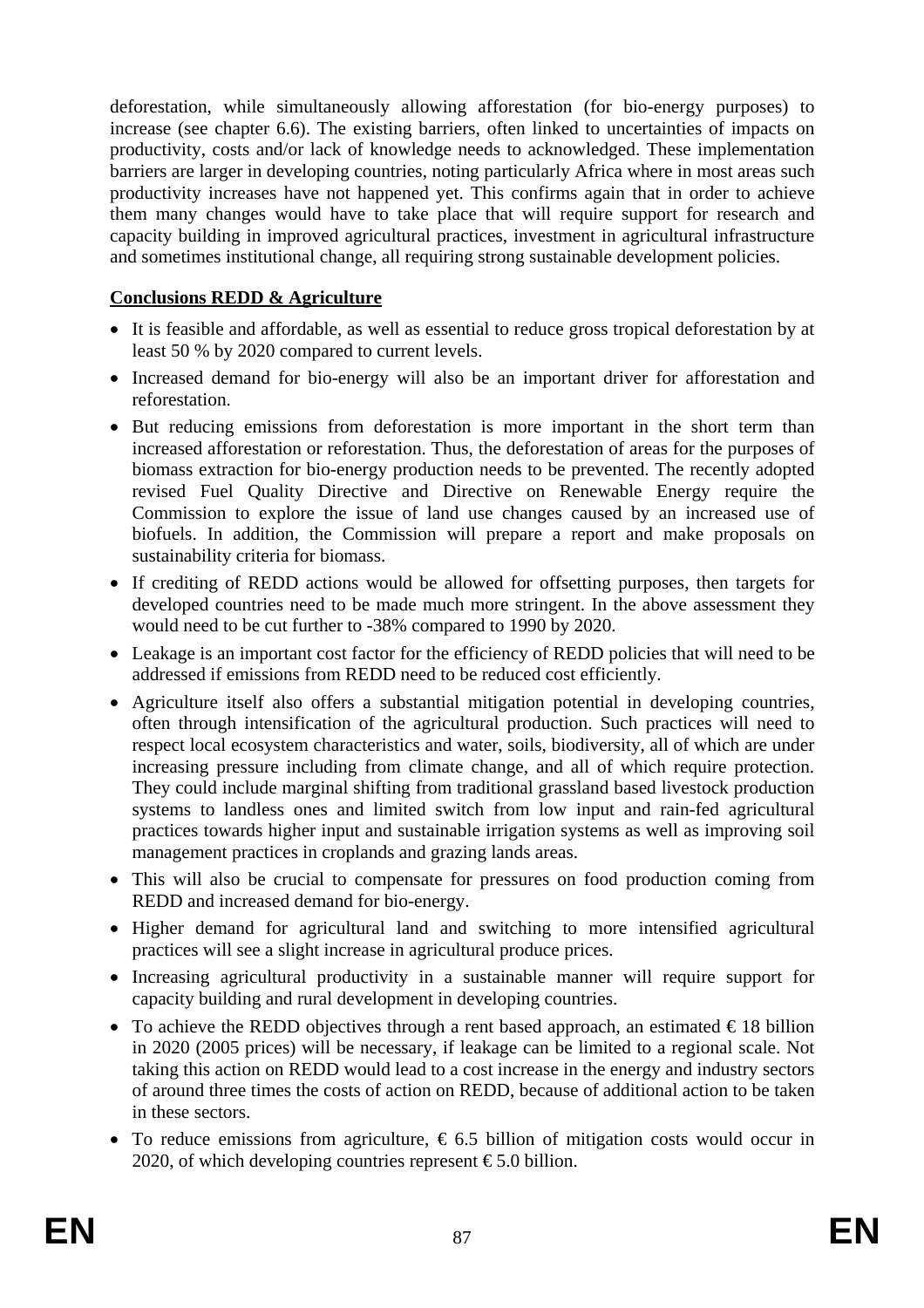deforestation, while simultaneously allowing afforestation (for bio-energy purposes) to increase (see chapter 6.6). The existing barriers, often linked to uncertainties of impacts on productivity, costs and/or lack of knowledge needs to acknowledged. These implementation barriers are larger in developing countries, noting particularly Africa where in most areas such productivity increases have not happened yet. This confirms again that in order to achieve them many changes would have to take place that will require support for research and capacity building in improved agricultural practices, investment in agricultural infrastructure and sometimes institutional change, all requiring strong sustainable development policies.

**Conclusions REDD & Agriculture**

- It is feasible and affordable, as well as essential to reduce gross tropical deforestation by at least 50 % by 2020 compared to current levels.
- Increased demand for bio-energy will also be an important driver for afforestation and reforestation.
- But reducing emissions from deforestation is more important in the short term than increased afforestation or reforestation. Thus, the deforestation of areas for the purposes of biomass extraction for bio-energy production needs to be prevented. The recently adopted revised Fuel Quality Directive and Directive on Renewable Energy require the Commission to explore the issue of land use changes caused by an increased use of biofuels. In addition, the Commission will prepare a report and make proposals on sustainability criteria for biomass.
- If crediting of REDD actions would be allowed for offsetting purposes, then targets for developed countries need to be made much more stringent. In the above assessment they would need to be cut further to -38% compared to 1990 by 2020.
- Leakage is an important cost factor for the efficiency of REDD policies that will need to be addressed if emissions from REDD need to be reduced cost efficiently.
- Agriculture itself also offers a substantial mitigation potential in developing countries, often through intensification of the agricultural production. Such practices will need to respect local ecosystem characteristics and water, soils, biodiversity, all of which are under increasing pressure including from climate change, and all of which require protection. They could include marginal shifting from traditional grassland based livestock production systems to landless ones and limited switch from low input and rain-fed agricultural practices towards higher input and sustainable irrigation systems as well as improving soil management practices in croplands and grazing lands areas.
- This will also be crucial to compensate for pressures on food production coming from REDD and increased demand for bio-energy.
- Higher demand for agricultural land and switching to more intensified agricultural practices will see a slight increase in agricultural produce prices.
- Increasing agricultural productivity in a sustainable manner will require support for capacity building and rural development in developing countries.
- To achieve the REDD objectives through a rent based approach, an estimated € 18 billion in 2020 (2005 prices) will be necessary, if leakage can be limited to a regional scale. Not taking this action on REDD would lead to a cost increase in the energy and industry sectors of around three times the costs of action on REDD, because of additional action to be taken in these sectors.
- To reduce emissions from agriculture, € 6.5 billion of mitigation costs would occur in 2020, of which developing countries represent € 5.0 billion.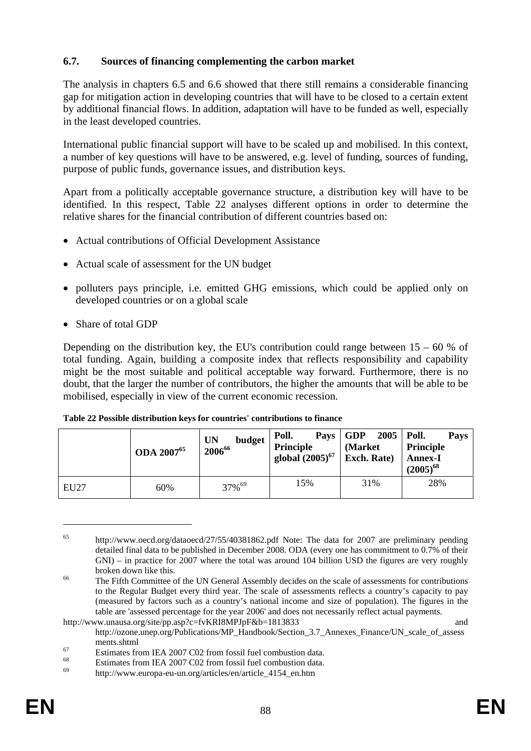### 6.7. Sources of financing complementing the carbon market

The analysis in chapters 6.5 and 6.6 showed that there still remains a considerable financing gap for mitigation action in developing countries that will have to be closed to a certain extent by additional financial flows. In addition, adaptation will have to be funded as well, especially in the least developed countries.

International public financial support will have to be scaled up and mobilised. In this context, a number of key questions will have to be answered, e.g. level of funding, sources of funding, purpose of public funds, governance issues, and distribution keys.

Apart from a politically acceptable governance structure, a distribution key will have to be identified. In this respect, Table 22 analyses different options in order to determine the relative shares for the financial contribution of different countries based on:

- Actual contributions of Official Development Assistance
- Actual scale of assessment for the UN budget
- polluters pays principle, i.e. emitted GHG emissions, which could be applied only on developed countries or on a global scale
- Share of total GDP

Depending on the distribution key, the EU's contribution could range between 15 – 60 % of total funding. Again, building a composite index that reflects responsibility and capability might be the most suitable and political acceptable way forward. Furthermore, there is no doubt, that the larger the number of contributors, the higher the amounts that will be able to be mobilised, especially in view of the current economic recession.

**Table 22 Possible distribution keys for countries' contributions to finance**

| | ODA 2007[65] | UN budget 2006[66] | Poll. Pays Principle global (2005)[67] | GDP 2005 (Market Exch. Rate) | Poll. Pays Principle Annex-I (2005)[68] |
|---|---|---|---|---|---|
| EU27 | 60% | 37%[69] | 15% | 31% | 28% |

[65] http://www.oecd.org/dataoecd/27/55/40381862.pdf Note: The data for 2007 are preliminary pending detailed final data to be published in December 2008. ODA (every one has commitment to 0.7% of their GNI) – in practice for 2007 where the total was around 104 billion USD the figures are very roughly broken down like this.

[66] The Fifth Committee of the UN General Assembly decides on the scale of assessments for contributions to the Regular Budget every third year. The scale of assessments reflects a country's capacity to pay (measured by factors such as a country's national income and size of population). The figures in the table are 'assessed percentage for the year 2006' and does not necessarily reflect actual payments. http://www.unausa.org/site/pp.asp?c=fvKRI8MPJpF&b=1813833 and http://ozone.unep.org/Publications/MP_Handbook/Section_3.7_Annexes_Finance/UN_scale_of_assessments.shtml

[67] Estimates from IEA 2007 C02 from fossil fuel combustion data.

[68] Estimates from IEA 2007 C02 from fossil fuel combustion data.

[69] http://www.europa-eu-un.org/articles/en/article_4154_en.htm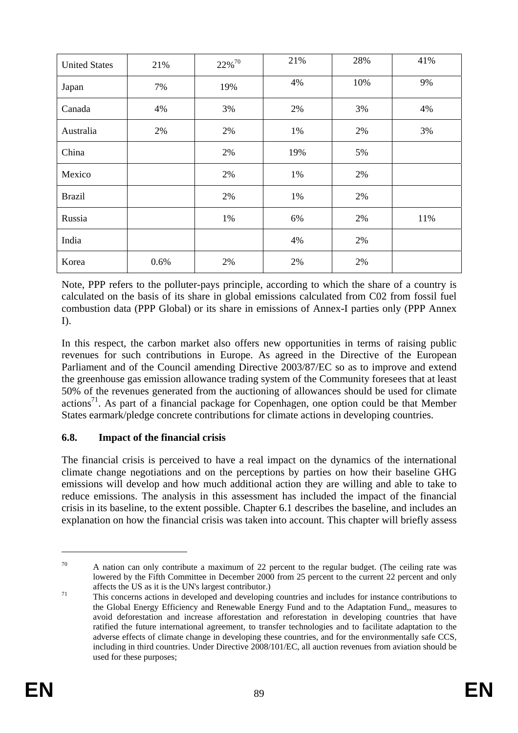| United States | 21% | 22%[70] | 21% | 28% | 41% |
|---|---|---|---|---|---|
| Japan | 7% | 19% | 4% | 10% | 9% |
| Canada | 4% | 3% | 2% | 3% | 4% |
| Australia | 2% | 2% | 1% | 2% | 3% |
| China | | 2% | 19% | 5% | |
| Mexico | | 2% | 1% | 2% | |
| Brazil | | 2% | 1% | 2% | |
| Russia | | 1% | 6% | 2% | 11% |
| India | | | 4% | 2% | |
| Korea | 0.6% | 2% | 2% | 2% | |

Note, PPP refers to the polluter-pays principle, according to which the share of a country is calculated on the basis of its share in global emissions calculated from C02 from fossil fuel combustion data (PPP Global) or its share in emissions of Annex-I parties only (PPP Annex I).

In this respect, the carbon market also offers new opportunities in terms of raising public revenues for such contributions in Europe. As agreed in the Directive of the European Parliament and of the Council amending Directive 2003/87/EC so as to improve and extend the greenhouse gas emission allowance trading system of the Community foresees that at least 50% of the revenues generated from the auctioning of allowances should be used for climate actions[71]. As part of a financial package for Copenhagen, one option could be that Member States earmark/pledge concrete contributions for climate actions in developing countries.

### 6.8. Impact of the financial crisis

The financial crisis is perceived to have a real impact on the dynamics of the international climate change negotiations and on the perceptions by parties on how their baseline GHG emissions will develop and how much additional action they are willing and able to take to reduce emissions. The analysis in this assessment has included the impact of the financial crisis in its baseline, to the extent possible. Chapter 6.1 describes the baseline, and includes an explanation on how the financial crisis was taken into account. This chapter will briefly assess

---

[70] A nation can only contribute a maximum of 22 percent to the regular budget. (The ceiling rate was lowered by the Fifth Committee in December 2000 from 25 percent to the current 22 percent and only affects the US as it is the UN's largest contributor.)

[71] This concerns actions in developed and developing countries and includes for instance contributions to the Global Energy Efficiency and Renewable Energy Fund and to the Adaptation Fund,, measures to avoid deforestation and increase afforestation and reforestation in developing countries that have ratified the future international agreement, to transfer technologies and to facilitate adaptation to the adverse effects of climate change in developing these countries, and for the environmentally safe CCS, including in third countries. Under Directive 2008/101/EC, all auction revenues from aviation should be used for these purposes;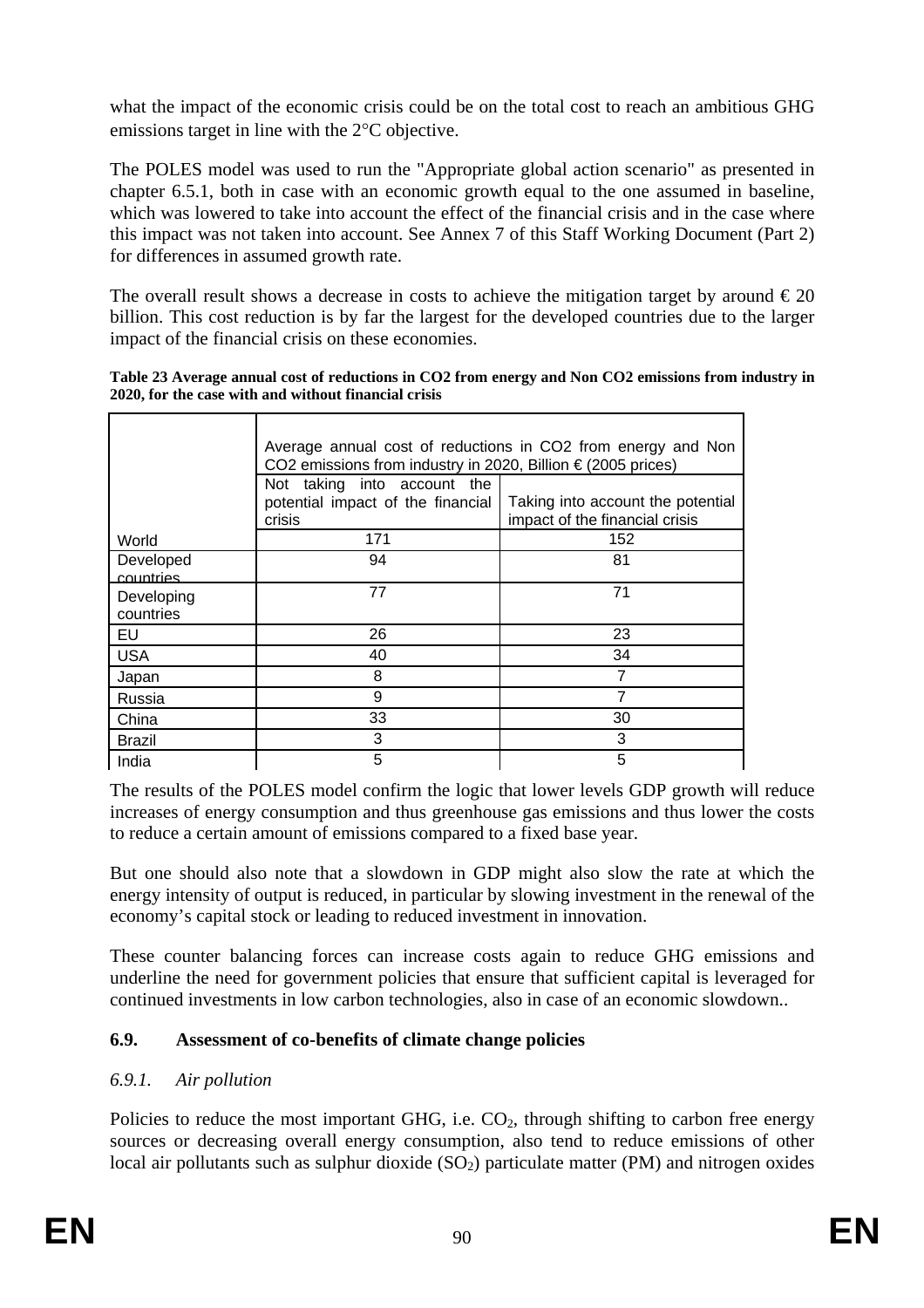what the impact of the economic crisis could be on the total cost to reach an ambitious GHG emissions target in line with the 2°C objective.

The POLES model was used to run the "Appropriate global action scenario" as presented in chapter 6.5.1, both in case with an economic growth equal to the one assumed in baseline, which was lowered to take into account the effect of the financial crisis and in the case where this impact was not taken into account. See Annex 7 of this Staff Working Document (Part 2) for differences in assumed growth rate.

The overall result shows a decrease in costs to achieve the mitigation target by around € 20 billion. This cost reduction is by far the largest for the developed countries due to the larger impact of the financial crisis on these economies.

**Table 23 Average annual cost of reductions in CO2 from energy and Non CO2 emissions from industry in 2020, for the case with and without financial crisis**

| | Average annual cost of reductions in CO2 from energy and Non CO2 emissions from industry in 2020, Billion € (2005 prices) | |
|---|---|---|
| | Not taking into account the potential impact of the financial crisis | Taking into account the potential impact of the financial crisis |
| World | 171 | 152 |
| Developed countries | 94 | 81 |
| Developing countries | 77 | 71 |
| EU | 26 | 23 |
| USA | 40 | 34 |
| Japan | 8 | 7 |
| Russia | 9 | 7 |
| China | 33 | 30 |
| Brazil | 3 | 3 |
| India | 5 | 5 |

The results of the POLES model confirm the logic that lower levels GDP growth will reduce increases of energy consumption and thus greenhouse gas emissions and thus lower the costs to reduce a certain amount of emissions compared to a fixed base year.

But one should also note that a slowdown in GDP might also slow the rate at which the energy intensity of output is reduced, in particular by slowing investment in the renewal of the economy's capital stock or leading to reduced investment in innovation.

These counter balancing forces can increase costs again to reduce GHG emissions and underline the need for government policies that ensure that sufficient capital is leveraged for continued investments in low carbon technologies, also in case of an economic slowdown..

## 6.9. Assessment of co-benefits of climate change policies

### *6.9.1. Air pollution*

Policies to reduce the most important GHG, i.e. $CO_2$, through shifting to carbon free energy sources or decreasing overall energy consumption, also tend to reduce emissions of other local air pollutants such as sulphur dioxide ($SO_2$) particulate matter (PM) and nitrogen oxides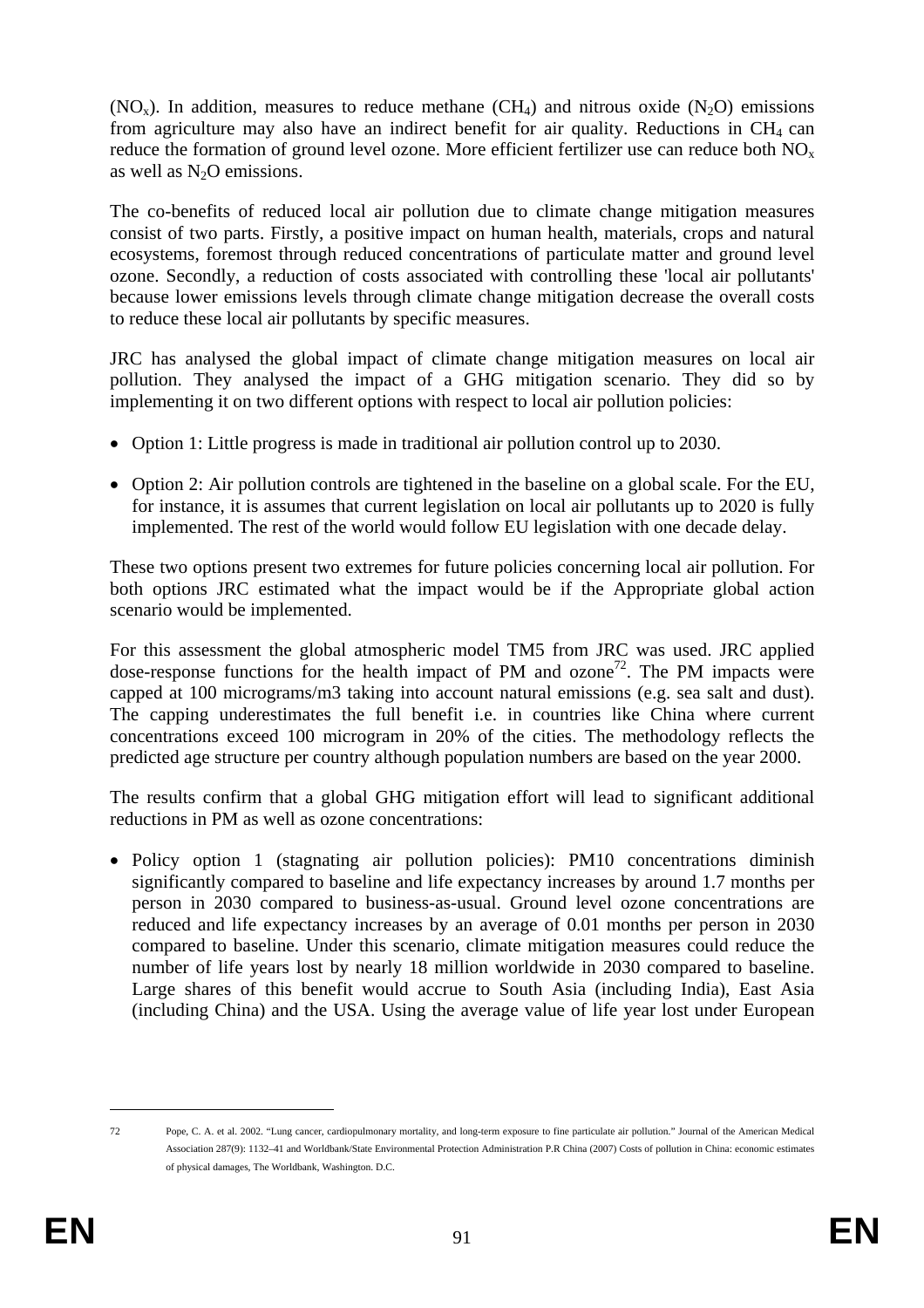($NO_x$). In addition, measures to reduce methane ($CH_4$) and nitrous oxide ($N_2O$) emissions from agriculture may also have an indirect benefit for air quality. Reductions in $CH_4$ can reduce the formation of ground level ozone. More efficient fertilizer use can reduce both $NO_x$ as well as $N_2O$ emissions.

The co-benefits of reduced local air pollution due to climate change mitigation measures consist of two parts. Firstly, a positive impact on human health, materials, crops and natural ecosystems, foremost through reduced concentrations of particulate matter and ground level ozone. Secondly, a reduction of costs associated with controlling these 'local air pollutants' because lower emissions levels through climate change mitigation decrease the overall costs to reduce these local air pollutants by specific measures.

JRC has analysed the global impact of climate change mitigation measures on local air pollution. They analysed the impact of a GHG mitigation scenario. They did so by implementing it on two different options with respect to local air pollution policies:

- Option 1: Little progress is made in traditional air pollution control up to 2030.
- Option 2: Air pollution controls are tightened in the baseline on a global scale. For the EU, for instance, it is assumes that current legislation on local air pollutants up to 2020 is fully implemented. The rest of the world would follow EU legislation with one decade delay.

These two options present two extremes for future policies concerning local air pollution. For both options JRC estimated what the impact would be if the Appropriate global action scenario would be implemented.

For this assessment the global atmospheric model TM5 from JRC was used. JRC applied dose-response functions for the health impact of PM and ozone[72]. The PM impacts were capped at 100 micrograms/m3 taking into account natural emissions (e.g. sea salt and dust). The capping underestimates the full benefit i.e. in countries like China where current concentrations exceed 100 microgram in 20% of the cities. The methodology reflects the predicted age structure per country although population numbers are based on the year 2000.

The results confirm that a global GHG mitigation effort will lead to significant additional reductions in PM as well as ozone concentrations:

- Policy option 1 (stagnating air pollution policies): PM10 concentrations diminish significantly compared to baseline and life expectancy increases by around 1.7 months per person in 2030 compared to business-as-usual. Ground level ozone concentrations are reduced and life expectancy increases by an average of 0.01 months per person in 2030 compared to baseline. Under this scenario, climate mitigation measures could reduce the number of life years lost by nearly 18 million worldwide in 2030 compared to baseline. Large shares of this benefit would accrue to South Asia (including India), East Asia (including China) and the USA. Using the average value of life year lost under European

---

72 Pope, C. A. et al. 2002. "Lung cancer, cardiopulmonary mortality, and long-term exposure to fine particulate air pollution." Journal of the American Medical Association 287(9): 1132–41 and Worldbank/State Environmental Protection Administration P.R China (2007) Costs of pollution in China: economic estimates of physical damages, The Worldbank, Washington. D.C.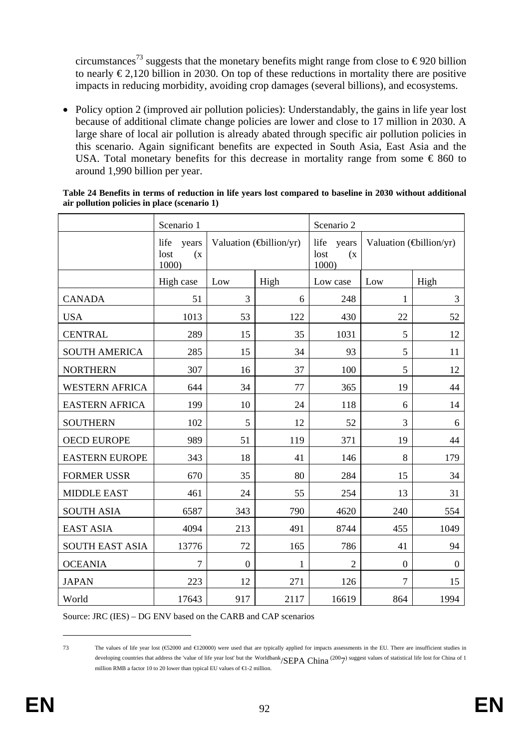circumstances[73] suggests that the monetary benefits might range from close to € 920 billion to nearly € 2,120 billion in 2030. On top of these reductions in mortality there are positive impacts in reducing morbidity, avoiding crop damages (several billions), and ecosystems.

- Policy option 2 (improved air pollution policies): Understandably, the gains in life year lost because of additional climate change policies are lower and close to 17 million in 2030. A large share of local air pollution is already abated through specific air pollution policies in this scenario. Again significant benefits are expected in South Asia, East Asia and the USA. Total monetary benefits for this decrease in mortality range from some € 860 to around 1,990 billion per year.

**Table 24 Benefits in terms of reduction in life years lost compared to baseline in 2030 without additional air pollution policies in place (scenario 1)**

| | Scenario 1 | | | Scenario 2 | | |
|---|---|---|---|---|---|---|
| | life years lost (x 1000) | Valuation (€billion/yr) | | life years lost (x 1000) | Valuation (€billion/yr) | |
| | High case | Low | High | Low case | Low | High |
| CANADA | 51 | 3 | 6 | 248 | 1 | 3 |
| USA | 1013 | 53 | 122 | 430 | 22 | 52 |
| CENTRAL | 289 | 15 | 35 | 1031 | 5 | 12 |
| SOUTH AMERICA | 285 | 15 | 34 | 93 | 5 | 11 |
| NORTHERN | 307 | 16 | 37 | 100 | 5 | 12 |
| WESTERN AFRICA | 644 | 34 | 77 | 365 | 19 | 44 |
| EASTERN AFRICA | 199 | 10 | 24 | 118 | 6 | 14 |
| SOUTHERN | 102 | 5 | 12 | 52 | 3 | 6 |
| OECD EUROPE | 989 | 51 | 119 | 371 | 19 | 44 |
| EASTERN EUROPE | 343 | 18 | 41 | 146 | 8 | 179 |
| FORMER USSR | 670 | 35 | 80 | 284 | 15 | 34 |
| MIDDLE EAST | 461 | 24 | 55 | 254 | 13 | 31 |
| SOUTH ASIA | 6587 | 343 | 790 | 4620 | 240 | 554 |
| EAST ASIA | 4094 | 213 | 491 | 8744 | 455 | 1049 |
| SOUTH EAST ASIA | 13776 | 72 | 165 | 786 | 41 | 94 |
| OCEANIA | 7 | 0 | 1 | 2 | 0 | 0 |
| JAPAN | 223 | 12 | 271 | 126 | 7 | 15 |
| World | 17643 | 917 | 2117 | 16619 | 864 | 1994 |

Source: JRC (IES) – DG ENV based on the CARB and CAP scenarios

---

73 The values of life year lost (€52000 and €120000) were used that are typically applied for impacts assessments in the EU. There are insufficient studies in developing countries that address the 'value of life year lost' but the Worldbank/SEPA China (2007) suggest values of statistical life lost for China of 1 million RMB a factor 10 to 20 lower than typical EU values of €1-2 million.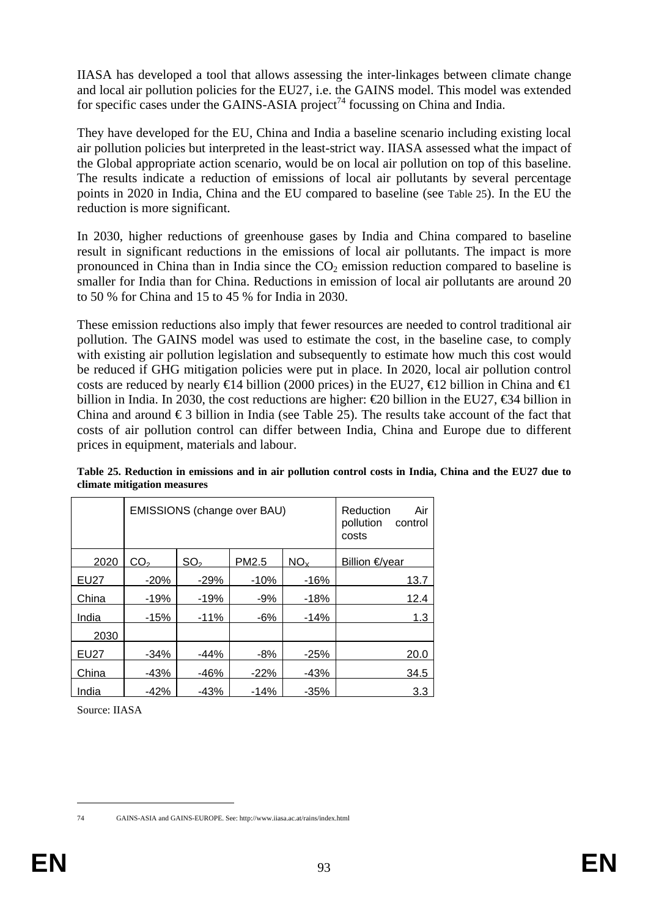IIASA has developed a tool that allows assessing the inter-linkages between climate change and local air pollution policies for the EU27, i.e. the GAINS model. This model was extended for specific cases under the GAINS-ASIA project[74] focussing on China and India.

They have developed for the EU, China and India a baseline scenario including existing local air pollution policies but interpreted in the least-strict way. IIASA assessed what the impact of the Global appropriate action scenario, would be on local air pollution on top of this baseline. The results indicate a reduction of emissions of local air pollutants by several percentage points in 2020 in India, China and the EU compared to baseline (see Table 25). In the EU the reduction is more significant.

In 2030, higher reductions of greenhouse gases by India and China compared to baseline result in significant reductions in the emissions of local air pollutants. The impact is more pronounced in China than in India since the $CO_2$ emission reduction compared to baseline is smaller for India than for China. Reductions in emission of local air pollutants are around 20 to 50 % for China and 15 to 45 % for India in 2030.

These emission reductions also imply that fewer resources are needed to control traditional air pollution. The GAINS model was used to estimate the cost, in the baseline case, to comply with existing air pollution legislation and subsequently to estimate how much this cost would be reduced if GHG mitigation policies were put in place. In 2020, local air pollution control costs are reduced by nearly €14 billion (2000 prices) in the EU27, €12 billion in China and €1 billion in India. In 2030, the cost reductions are higher: €20 billion in the EU27, €34 billion in China and around € 3 billion in India (see Table 25). The results take account of the fact that costs of air pollution control can differ between India, China and Europe due to different prices in equipment, materials and labour.

**Table 25. Reduction in emissions and in air pollution control costs in India, China and the EU27 due to climate mitigation measures**

| | EMISSIONS (change over BAU) | | | | Reduction Air pollution control costs |
|---|---|---|---|---|---|
| 2020 | $CO_2$ | $SO_2$ | PM2.5 | $NO_x$ | Billion €/year |
| EU27 | -20% | -29% | -10% | -16% | 13.7 |
| China | -19% | -19% | -9% | -18% | 12.4 |
| India | -15% | -11% | -6% | -14% | 1.3 |
| 2030 | | | | | |
| EU27 | -34% | -44% | -8% | -25% | 20.0 |
| China | -43% | -46% | -22% | -43% | 34.5 |
| India | -42% | -43% | -14% | -35% | 3.3 |

Source: IIASA

---

74 GAINS-ASIA and GAINS-EUROPE. See: http://www.iiasa.ac.at/rains/index.html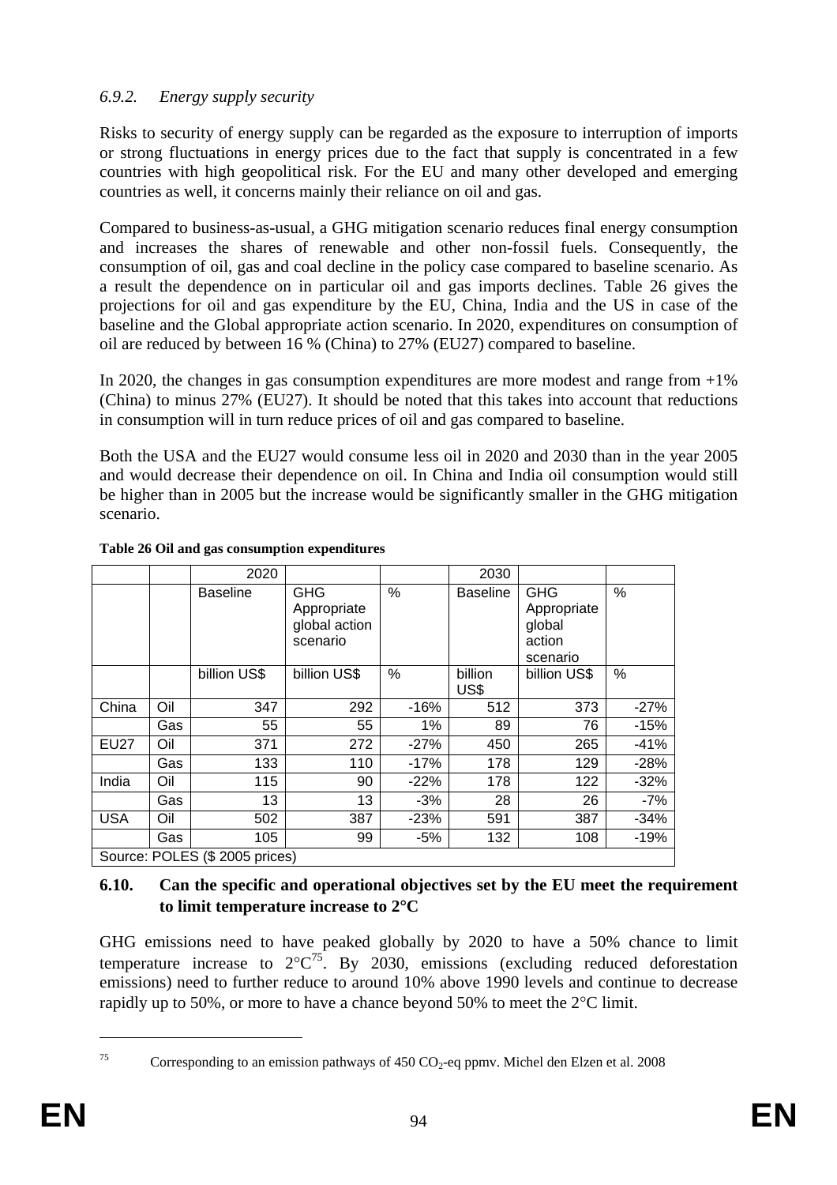### *6.9.2. Energy supply security*

Risks to security of energy supply can be regarded as the exposure to interruption of imports or strong fluctuations in energy prices due to the fact that supply is concentrated in a few countries with high geopolitical risk. For the EU and many other developed and emerging countries as well, it concerns mainly their reliance on oil and gas.

Compared to business-as-usual, a GHG mitigation scenario reduces final energy consumption and increases the shares of renewable and other non-fossil fuels. Consequently, the consumption of oil, gas and coal decline in the policy case compared to baseline scenario. As a result the dependence on in particular oil and gas imports declines. Table 26 gives the projections for oil and gas expenditure by the EU, China, India and the US in case of the baseline and the Global appropriate action scenario. In 2020, expenditures on consumption of oil are reduced by between 16 % (China) to 27% (EU27) compared to baseline.

In 2020, the changes in gas consumption expenditures are more modest and range from +1% (China) to minus 27% (EU27). It should be noted that this takes into account that reductions in consumption will in turn reduce prices of oil and gas compared to baseline.

Both the USA and the EU27 would consume less oil in 2020 and 2030 than in the year 2005 and would decrease their dependence on oil. In China and India oil consumption would still be higher than in 2005 but the increase would be significantly smaller in the GHG mitigation scenario.

**Table 26 Oil and gas consumption expenditures**

| | | 2020 | | | 2030 | | |
|---|---|---|---|---|---|---|---|
| | | Baseline | GHG Appropriate global action scenario | % | Baseline | GHG Appropriate global action scenario | % |
| | | billion US$ | billion US$ | % | billion US$ | billion US$ | % |
| China | Oil | 347 | 292 | -16% | 512 | 373 | -27% |
| | Gas | 55 | 55 | 1% | 89 | 76 | -15% |
| EU27 | Oil | 371 | 272 | -27% | 450 | 265 | -41% |
| | Gas | 133 | 110 | -17% | 178 | 129 | -28% |
| India | Oil | 115 | 90 | -22% | 178 | 122 | -32% |
| | Gas | 13 | 13 | -3% | 28 | 26 | -7% |
| USA | Oil | 502 | 387 | -23% | 591 | 387 | -34% |
| | Gas | 105 | 99 | -5% | 132 | 108 | -19% |

Source: POLES ($ 2005 prices)

## 6.10. Can the specific and operational objectives set by the EU meet the requirement to limit temperature increase to 2°C

GHG emissions need to have peaked globally by 2020 to have a 50% chance to limit temperature increase to 2°C[75]. By 2030, emissions (excluding reduced deforestation emissions) need to further reduce to around 10% above 1990 levels and continue to decrease rapidly up to 50%, or more to have a chance beyond 50% to meet the 2°C limit.

[75] Corresponding to an emission pathways of 450 $CO_2$-eq ppmv. Michel den Elzen et al. 2008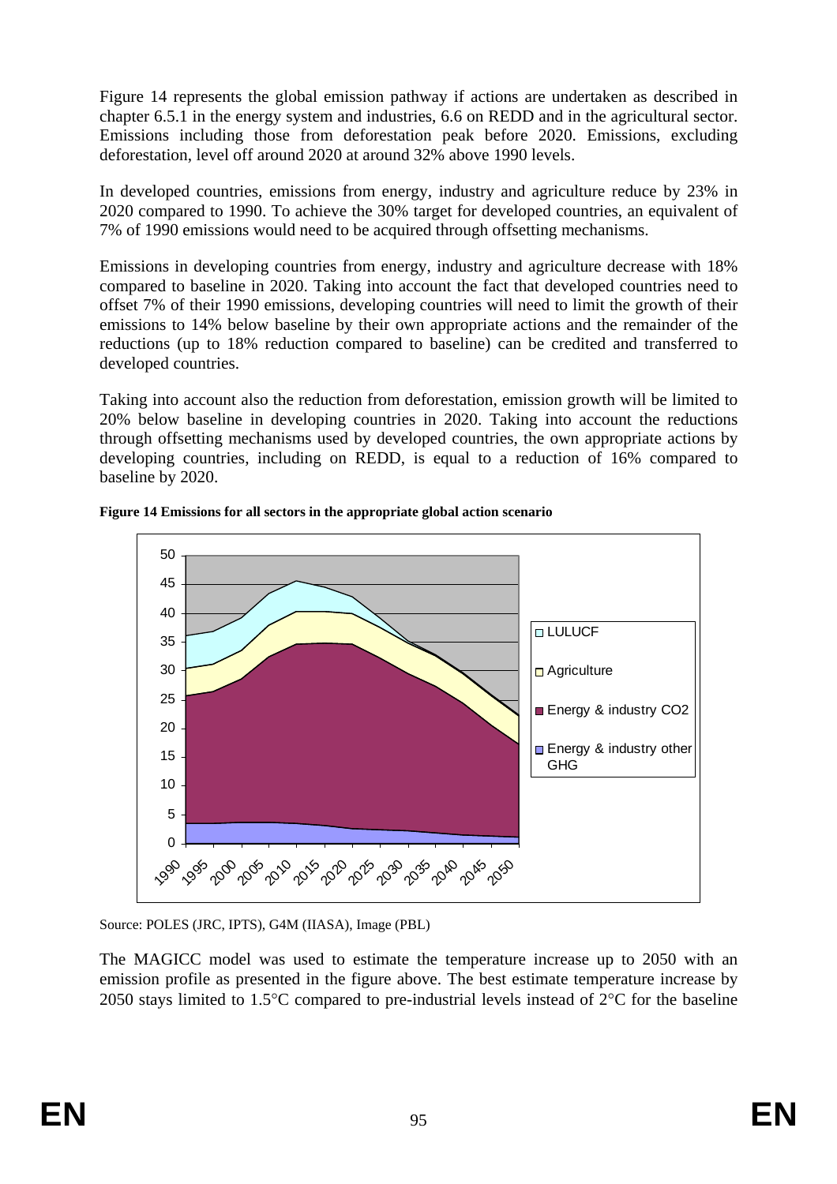Figure 14 represents the global emission pathway if actions are undertaken as described in chapter 6.5.1 in the energy system and industries, 6.6 on REDD and in the agricultural sector. Emissions including those from deforestation peak before 2020. Emissions, excluding deforestation, level off around 2020 at around 32% above 1990 levels.

In developed countries, emissions from energy, industry and agriculture reduce by 23% in 2020 compared to 1990. To achieve the 30% target for developed countries, an equivalent of 7% of 1990 emissions would need to be acquired through offsetting mechanisms.

Emissions in developing countries from energy, industry and agriculture decrease with 18% compared to baseline in 2020. Taking into account the fact that developed countries need to offset 7% of their 1990 emissions, developing countries will need to limit the growth of their emissions to 14% below baseline by their own appropriate actions and the remainder of the reductions (up to 18% reduction compared to baseline) can be credited and transferred to developed countries.

Taking into account also the reduction from deforestation, emission growth will be limited to 20% below baseline in developing countries in 2020. Taking into account the reductions through offsetting mechanisms used by developed countries, the own appropriate actions by developing countries, including on REDD, is equal to a reduction of 16% compared to baseline by 2020.

**Figure 14 Emissions for all sectors in the appropriate global action scenario**

Source: POLES (JRC, IPTS), G4M (IIASA), Image (PBL)

The MAGICC model was used to estimate the temperature increase up to 2050 with an emission profile as presented in the figure above. The best estimate temperature increase by 2050 stays limited to 1.5°C compared to pre-industrial levels instead of 2°C for the baseline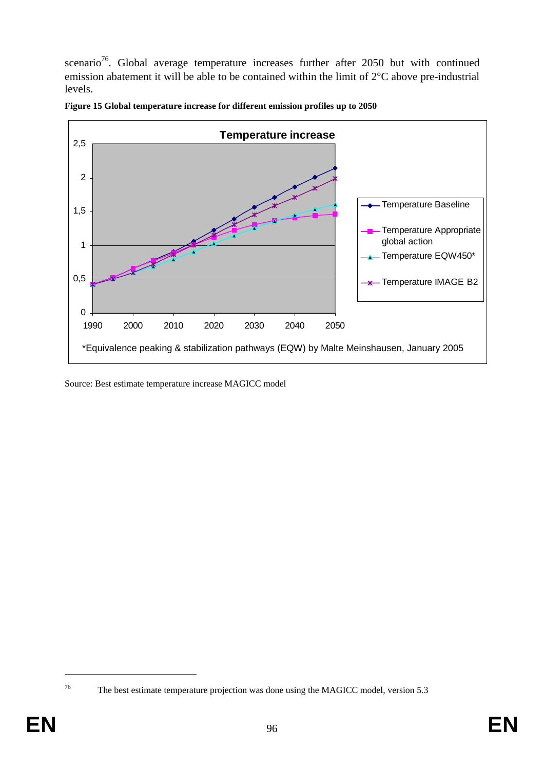scenario[76]. Global average temperature increases further after 2050 but with continued emission abatement it will be able to be contained within the limit of 2°C above pre-industrial levels.

**Figure 15 Global temperature increase for different emission profiles up to 2050**

Temperature increase

*Equivalence peaking & stabilization pathways (EQW) by Malte Meinshausen, January 2005

Source: Best estimate temperature increase MAGICC model

---

[76] The best estimate temperature projection was done using the MAGICC model, version 5.3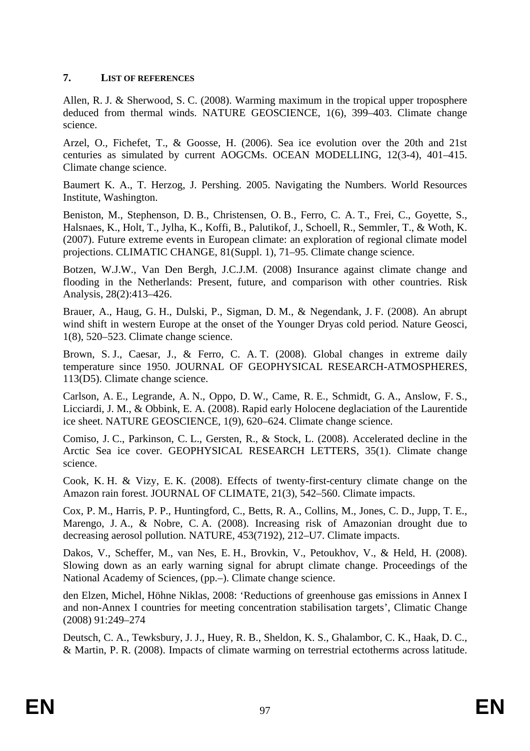## 7. LIST OF REFERENCES

Allen, R. J. & Sherwood, S. C. (2008). Warming maximum in the tropical upper troposphere deduced from thermal winds. NATURE GEOSCIENCE, 1(6), 399–403. Climate change science.

Arzel, O., Fichefet, T., & Goosse, H. (2006). Sea ice evolution over the 20th and 21st centuries as simulated by current AOGCMs. OCEAN MODELLING, 12(3-4), 401–415. Climate change science.

Baumert K. A., T. Herzog, J. Pershing. 2005. Navigating the Numbers. World Resources Institute, Washington.

Beniston, M., Stephenson, D. B., Christensen, O. B., Ferro, C. A. T., Frei, C., Goyette, S., Halsnaes, K., Holt, T., Jylha, K., Koffi, B., Palutikof, J., Schoell, R., Semmler, T., & Woth, K. (2007). Future extreme events in European climate: an exploration of regional climate model projections. CLIMATIC CHANGE, 81(Suppl. 1), 71–95. Climate change science.

Botzen, W.J.W., Van Den Bergh, J.C.J.M. (2008) Insurance against climate change and flooding in the Netherlands: Present, future, and comparison with other countries. Risk Analysis, 28(2):413–426.

Brauer, A., Haug, G. H., Dulski, P., Sigman, D. M., & Negendank, J. F. (2008). An abrupt wind shift in western Europe at the onset of the Younger Dryas cold period. Nature Geosci, 1(8), 520–523. Climate change science.

Brown, S. J., Caesar, J., & Ferro, C. A. T. (2008). Global changes in extreme daily temperature since 1950. JOURNAL OF GEOPHYSICAL RESEARCH-ATMOSPHERES, 113(D5). Climate change science.

Carlson, A. E., Legrande, A. N., Oppo, D. W., Came, R. E., Schmidt, G. A., Anslow, F. S., Licciardi, J. M., & Obbink, E. A. (2008). Rapid early Holocene deglaciation of the Laurentide ice sheet. NATURE GEOSCIENCE, 1(9), 620–624. Climate change science.

Comiso, J. C., Parkinson, C. L., Gersten, R., & Stock, L. (2008). Accelerated decline in the Arctic Sea ice cover. GEOPHYSICAL RESEARCH LETTERS, 35(1). Climate change science.

Cook, K. H. & Vizy, E. K. (2008). Effects of twenty-first-century climate change on the Amazon rain forest. JOURNAL OF CLIMATE, 21(3), 542–560. Climate impacts.

Cox, P. M., Harris, P. P., Huntingford, C., Betts, R. A., Collins, M., Jones, C. D., Jupp, T. E., Marengo, J. A., & Nobre, C. A. (2008). Increasing risk of Amazonian drought due to decreasing aerosol pollution. NATURE, 453(7192), 212–U7. Climate impacts.

Dakos, V., Scheffer, M., van Nes, E. H., Brovkin, V., Petoukhov, V., & Held, H. (2008). Slowing down as an early warning signal for abrupt climate change. Proceedings of the National Academy of Sciences, (pp.–). Climate change science.

den Elzen, Michel, Höhne Niklas, 2008: 'Reductions of greenhouse gas emissions in Annex I and non-Annex I countries for meeting concentration stabilisation targets', Climatic Change (2008) 91:249–274

Deutsch, C. A., Tewksbury, J. J., Huey, R. B., Sheldon, K. S., Ghalambor, C. K., Haak, D. C., & Martin, P. R. (2008). Impacts of climate warming on terrestrial ectotherms across latitude.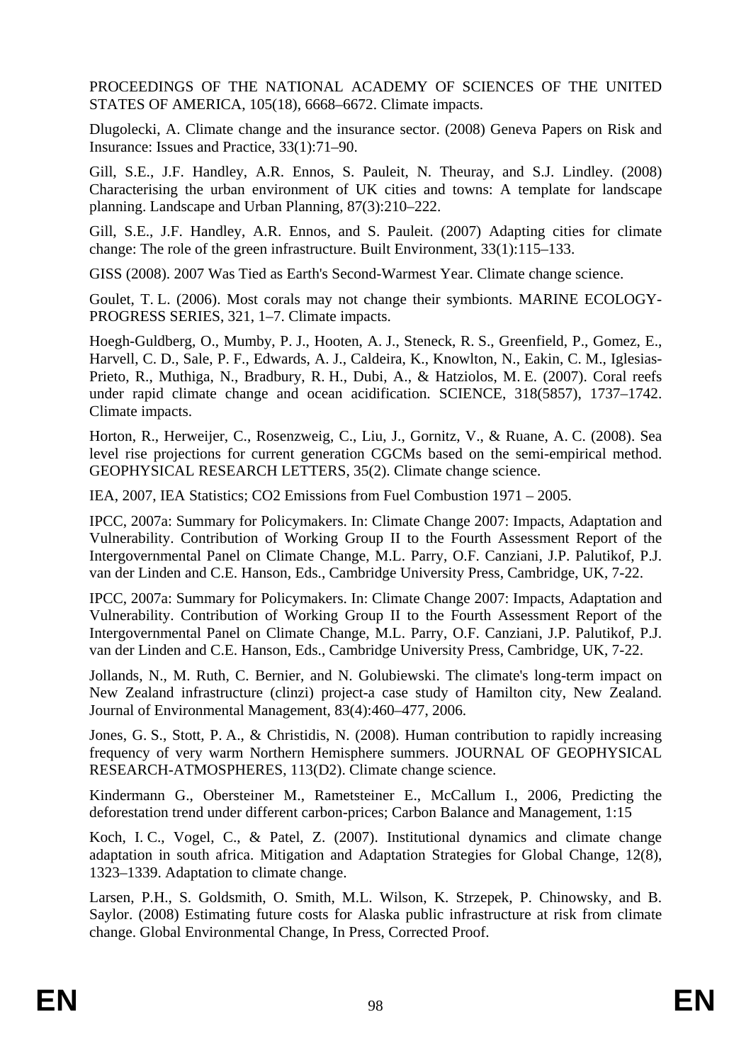PROCEEDINGS OF THE NATIONAL ACADEMY OF SCIENCES OF THE UNITED STATES OF AMERICA, 105(18), 6668–6672. Climate impacts.

Dlugolecki, A. Climate change and the insurance sector. (2008) Geneva Papers on Risk and Insurance: Issues and Practice, 33(1):71–90.

Gill, S.E., J.F. Handley, A.R. Ennos, S. Pauleit, N. Theuray, and S.J. Lindley. (2008) Characterising the urban environment of UK cities and towns: A template for landscape planning. Landscape and Urban Planning, 87(3):210–222.

Gill, S.E., J.F. Handley, A.R. Ennos, and S. Pauleit. (2007) Adapting cities for climate change: The role of the green infrastructure. Built Environment, 33(1):115–133.

GISS (2008). 2007 Was Tied as Earth's Second-Warmest Year. Climate change science.

Goulet, T. L. (2006). Most corals may not change their symbionts. MARINE ECOLOGY-PROGRESS SERIES, 321, 1–7. Climate impacts.

Hoegh-Guldberg, O., Mumby, P. J., Hooten, A. J., Steneck, R. S., Greenfield, P., Gomez, E., Harvell, C. D., Sale, P. F., Edwards, A. J., Caldeira, K., Knowlton, N., Eakin, C. M., Iglesias-Prieto, R., Muthiga, N., Bradbury, R. H., Dubi, A., & Hatziolos, M. E. (2007). Coral reefs under rapid climate change and ocean acidification. SCIENCE, 318(5857), 1737–1742. Climate impacts.

Horton, R., Herweijer, C., Rosenzweig, C., Liu, J., Gornitz, V., & Ruane, A. C. (2008). Sea level rise projections for current generation CGCMs based on the semi-empirical method. GEOPHYSICAL RESEARCH LETTERS, 35(2). Climate change science.

IEA, 2007, IEA Statistics; CO2 Emissions from Fuel Combustion 1971 – 2005.

IPCC, 2007a: Summary for Policymakers. In: Climate Change 2007: Impacts, Adaptation and Vulnerability. Contribution of Working Group II to the Fourth Assessment Report of the Intergovernmental Panel on Climate Change, M.L. Parry, O.F. Canziani, J.P. Palutikof, P.J. van der Linden and C.E. Hanson, Eds., Cambridge University Press, Cambridge, UK, 7-22.

IPCC, 2007a: Summary for Policymakers. In: Climate Change 2007: Impacts, Adaptation and Vulnerability. Contribution of Working Group II to the Fourth Assessment Report of the Intergovernmental Panel on Climate Change, M.L. Parry, O.F. Canziani, J.P. Palutikof, P.J. van der Linden and C.E. Hanson, Eds., Cambridge University Press, Cambridge, UK, 7-22.

Jollands, N., M. Ruth, C. Bernier, and N. Golubiewski. The climate's long-term impact on New Zealand infrastructure (clinzi) project-a case study of Hamilton city, New Zealand. Journal of Environmental Management, 83(4):460–477, 2006.

Jones, G. S., Stott, P. A., & Christidis, N. (2008). Human contribution to rapidly increasing frequency of very warm Northern Hemisphere summers. JOURNAL OF GEOPHYSICAL RESEARCH-ATMOSPHERES, 113(D2). Climate change science.

Kindermann G., Obersteiner M., Rametsteiner E., McCallum I., 2006, Predicting the deforestation trend under different carbon-prices; Carbon Balance and Management, 1:15

Koch, I. C., Vogel, C., & Patel, Z. (2007). Institutional dynamics and climate change adaptation in south africa. Mitigation and Adaptation Strategies for Global Change, 12(8), 1323–1339. Adaptation to climate change.

Larsen, P.H., S. Goldsmith, O. Smith, M.L. Wilson, K. Strzepek, P. Chinowsky, and B. Saylor. (2008) Estimating future costs for Alaska public infrastructure at risk from climate change. Global Environmental Change, In Press, Corrected Proof.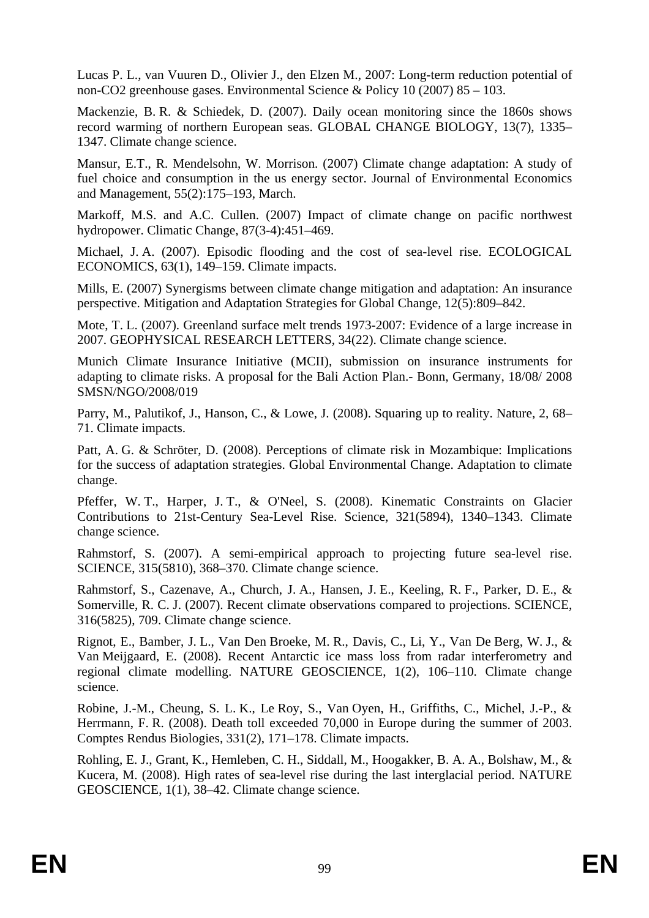Lucas P. L., van Vuuren D., Olivier J., den Elzen M., 2007: Long-term reduction potential of non-CO2 greenhouse gases. Environmental Science & Policy 10 (2007) 85 – 103.

Mackenzie, B. R. & Schiedek, D. (2007). Daily ocean monitoring since the 1860s shows record warming of northern European seas. GLOBAL CHANGE BIOLOGY, 13(7), 1335–1347. Climate change science.

Mansur, E.T., R. Mendelsohn, W. Morrison. (2007) Climate change adaptation: A study of fuel choice and consumption in the us energy sector. Journal of Environmental Economics and Management, 55(2):175–193, March.

Markoff, M.S. and A.C. Cullen. (2007) Impact of climate change on pacific northwest hydropower. Climatic Change, 87(3-4):451–469.

Michael, J. A. (2007). Episodic flooding and the cost of sea-level rise. ECOLOGICAL ECONOMICS, 63(1), 149–159. Climate impacts.

Mills, E. (2007) Synergisms between climate change mitigation and adaptation: An insurance perspective. Mitigation and Adaptation Strategies for Global Change, 12(5):809–842.

Mote, T. L. (2007). Greenland surface melt trends 1973-2007: Evidence of a large increase in 2007. GEOPHYSICAL RESEARCH LETTERS, 34(22). Climate change science.

Munich Climate Insurance Initiative (MCII), submission on insurance instruments for adapting to climate risks. A proposal for the Bali Action Plan.- Bonn, Germany, 18/08/ 2008 SMSN/NGO/2008/019

Parry, M., Palutikof, J., Hanson, C., & Lowe, J. (2008). Squaring up to reality. Nature, 2, 68–71. Climate impacts.

Patt, A. G. & Schröter, D. (2008). Perceptions of climate risk in Mozambique: Implications for the success of adaptation strategies. Global Environmental Change. Adaptation to climate change.

Pfeffer, W. T., Harper, J. T., & O'Neel, S. (2008). Kinematic Constraints on Glacier Contributions to 21st-Century Sea-Level Rise. Science, 321(5894), 1340–1343. Climate change science.

Rahmstorf, S. (2007). A semi-empirical approach to projecting future sea-level rise. SCIENCE, 315(5810), 368–370. Climate change science.

Rahmstorf, S., Cazenave, A., Church, J. A., Hansen, J. E., Keeling, R. F., Parker, D. E., & Somerville, R. C. J. (2007). Recent climate observations compared to projections. SCIENCE, 316(5825), 709. Climate change science.

Rignot, E., Bamber, J. L., Van Den Broeke, M. R., Davis, C., Li, Y., Van De Berg, W. J., & Van Meijgaard, E. (2008). Recent Antarctic ice mass loss from radar interferometry and regional climate modelling. NATURE GEOSCIENCE, 1(2), 106–110. Climate change science.

Robine, J.-M., Cheung, S. L. K., Le Roy, S., Van Oyen, H., Griffiths, C., Michel, J.-P., & Herrmann, F. R. (2008). Death toll exceeded 70,000 in Europe during the summer of 2003. Comptes Rendus Biologies, 331(2), 171–178. Climate impacts.

Rohling, E. J., Grant, K., Hemleben, C. H., Siddall, M., Hoogakker, B. A. A., Bolshaw, M., & Kucera, M. (2008). High rates of sea-level rise during the last interglacial period. NATURE GEOSCIENCE, 1(1), 38–42. Climate change science.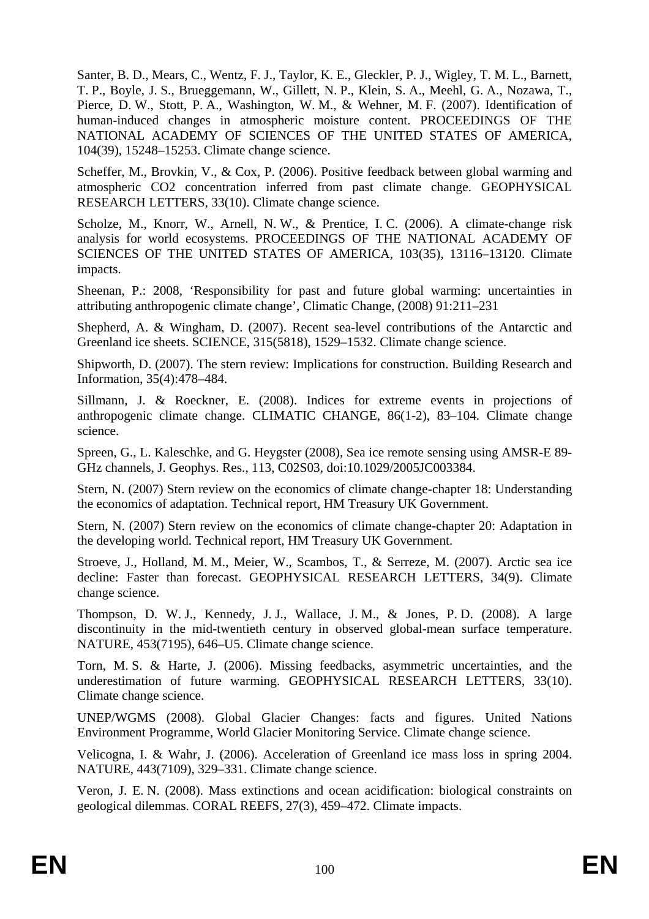Santer, B. D., Mears, C., Wentz, F. J., Taylor, K. E., Gleckler, P. J., Wigley, T. M. L., Barnett, T. P., Boyle, J. S., Brueggemann, W., Gillett, N. P., Klein, S. A., Meehl, G. A., Nozawa, T., Pierce, D. W., Stott, P. A., Washington, W. M., & Wehner, M. F. (2007). Identification of human-induced changes in atmospheric moisture content. PROCEEDINGS OF THE NATIONAL ACADEMY OF SCIENCES OF THE UNITED STATES OF AMERICA, 104(39), 15248–15253. Climate change science.

Scheffer, M., Brovkin, V., & Cox, P. (2006). Positive feedback between global warming and atmospheric CO2 concentration inferred from past climate change. GEOPHYSICAL RESEARCH LETTERS, 33(10). Climate change science.

Scholze, M., Knorr, W., Arnell, N. W., & Prentice, I. C. (2006). A climate-change risk analysis for world ecosystems. PROCEEDINGS OF THE NATIONAL ACADEMY OF SCIENCES OF THE UNITED STATES OF AMERICA, 103(35), 13116–13120. Climate impacts.

Sheenan, P.: 2008, 'Responsibility for past and future global warming: uncertainties in attributing anthropogenic climate change', Climatic Change, (2008) 91:211–231

Shepherd, A. & Wingham, D. (2007). Recent sea-level contributions of the Antarctic and Greenland ice sheets. SCIENCE, 315(5818), 1529–1532. Climate change science.

Shipworth, D. (2007). The stern review: Implications for construction. Building Research and Information, 35(4):478–484.

Sillmann, J. & Roeckner, E. (2008). Indices for extreme events in projections of anthropogenic climate change. CLIMATIC CHANGE, 86(1-2), 83–104. Climate change science.

Spreen, G., L. Kaleschke, and G. Heygster (2008), Sea ice remote sensing using AMSR-E 89-GHz channels, J. Geophys. Res., 113, C02S03, doi:10.1029/2005JC003384.

Stern, N. (2007) Stern review on the economics of climate change-chapter 18: Understanding the economics of adaptation. Technical report, HM Treasury UK Government.

Stern, N. (2007) Stern review on the economics of climate change-chapter 20: Adaptation in the developing world. Technical report, HM Treasury UK Government.

Stroeve, J., Holland, M. M., Meier, W., Scambos, T., & Serreze, M. (2007). Arctic sea ice decline: Faster than forecast. GEOPHYSICAL RESEARCH LETTERS, 34(9). Climate change science.

Thompson, D. W. J., Kennedy, J. J., Wallace, J. M., & Jones, P. D. (2008). A large discontinuity in the mid-twentieth century in observed global-mean surface temperature. NATURE, 453(7195), 646–U5. Climate change science.

Torn, M. S. & Harte, J. (2006). Missing feedbacks, asymmetric uncertainties, and the underestimation of future warming. GEOPHYSICAL RESEARCH LETTERS, 33(10). Climate change science.

UNEP/WGMS (2008). Global Glacier Changes: facts and figures. United Nations Environment Programme, World Glacier Monitoring Service. Climate change science.

Velicogna, I. & Wahr, J. (2006). Acceleration of Greenland ice mass loss in spring 2004. NATURE, 443(7109), 329–331. Climate change science.

Veron, J. E. N. (2008). Mass extinctions and ocean acidification: biological constraints on geological dilemmas. CORAL REEFS, 27(3), 459–472. Climate impacts.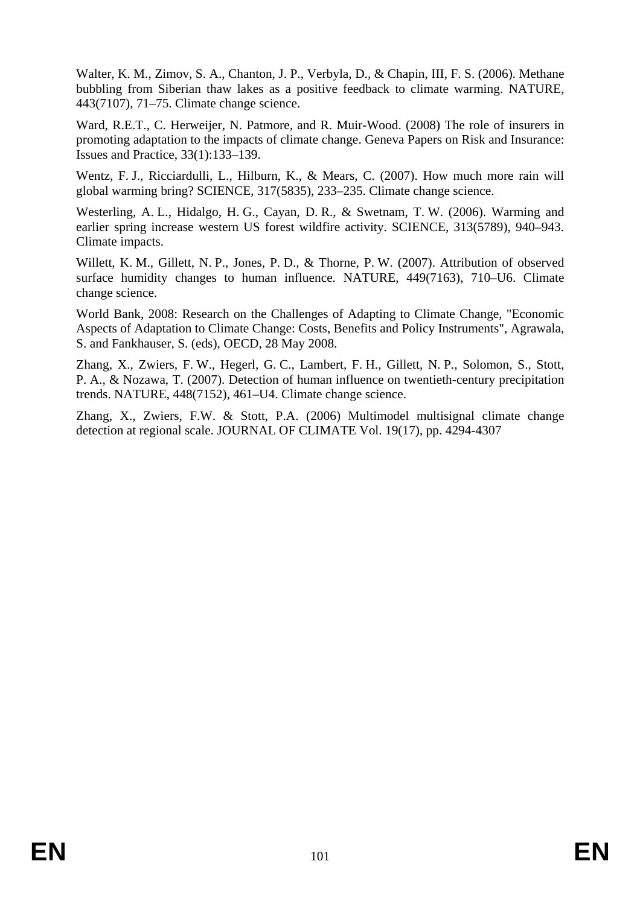Walter, K. M., Zimov, S. A., Chanton, J. P., Verbyla, D., & Chapin, III, F. S. (2006). Methane bubbling from Siberian thaw lakes as a positive feedback to climate warming. NATURE, 443(7107), 71–75. Climate change science.

Ward, R.E.T., C. Herweijer, N. Patmore, and R. Muir-Wood. (2008) The role of insurers in promoting adaptation to the impacts of climate change. Geneva Papers on Risk and Insurance: Issues and Practice, 33(1):133–139.

Wentz, F. J., Ricciardulli, L., Hilburn, K., & Mears, C. (2007). How much more rain will global warming bring? SCIENCE, 317(5835), 233–235. Climate change science.

Westerling, A. L., Hidalgo, H. G., Cayan, D. R., & Swetnam, T. W. (2006). Warming and earlier spring increase western US forest wildfire activity. SCIENCE, 313(5789), 940–943. Climate impacts.

Willett, K. M., Gillett, N. P., Jones, P. D., & Thorne, P. W. (2007). Attribution of observed surface humidity changes to human influence. NATURE, 449(7163), 710–U6. Climate change science.

World Bank, 2008: Research on the Challenges of Adapting to Climate Change, "Economic Aspects of Adaptation to Climate Change: Costs, Benefits and Policy Instruments", Agrawala, S. and Fankhauser, S. (eds), OECD, 28 May 2008.

Zhang, X., Zwiers, F. W., Hegerl, G. C., Lambert, F. H., Gillett, N. P., Solomon, S., Stott, P. A., & Nozawa, T. (2007). Detection of human influence on twentieth-century precipitation trends. NATURE, 448(7152), 461–U4. Climate change science.

Zhang, X., Zwiers, F.W. & Stott, P.A. (2006) Multimodel multisignal climate change detection at regional scale. JOURNAL OF CLIMATE Vol. 19(17), pp. 4294-4307